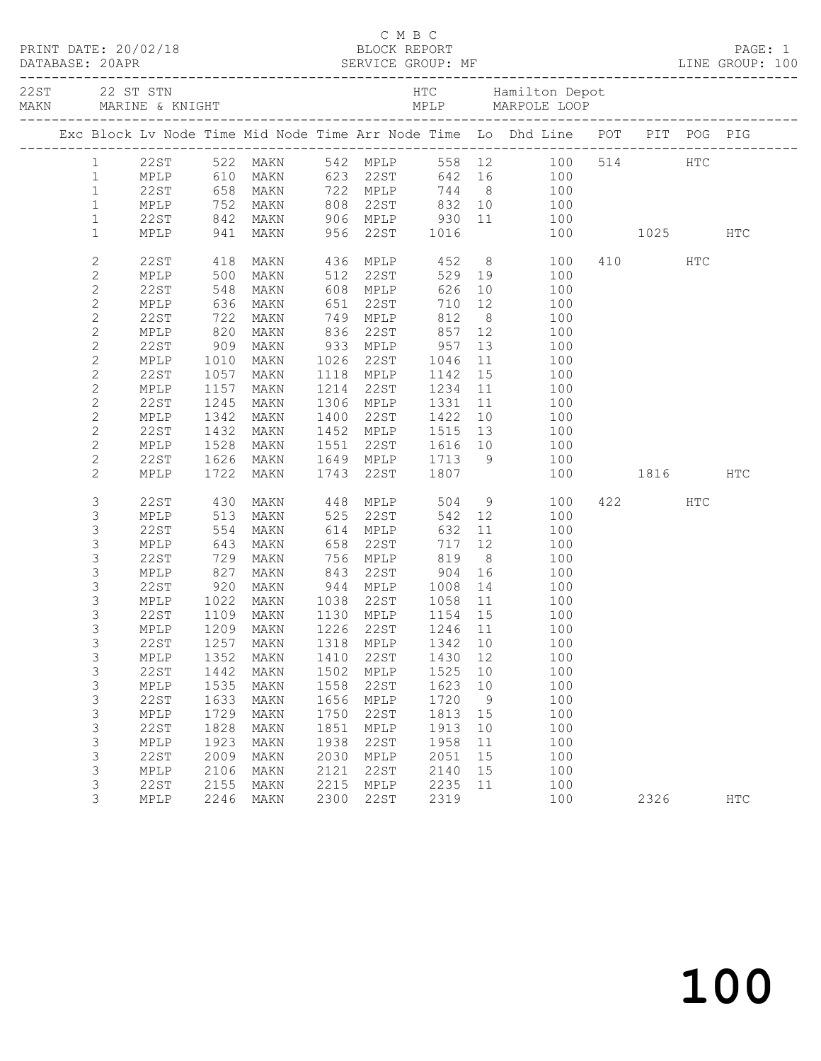C M B C

PRINT DATE: 20/02/18 BLOCK REPORT

DATABASE: 20APR SERVICE GROUP: MF LINE GROUP: 100

| 22ST | 22 ST STN | HTC | Hamilton Depot |
|---|---|---|---|
| MAKN | MARINE & KNIGHT | MPLP | MARPOLE LOOP |

| Exc | Block | Lv Node | Time | Mid Node | Time | Arr Node | Time | Lo | Dhd Line | POT | PIT | POG | PIG |
|---|---|---|---|---|---|---|---|---|---|---|---|---|---|
| | 1 | 22ST | 522 | MAKN | 542 | MPLP | 558 | 12 | 100 | 514 | | HTC | |
| | 1 | MPLP | 610 | MAKN | 623 | 22ST | 642 | 16 | 100 | | | | |
| | 1 | 22ST | 658 | MAKN | 722 | MPLP | 744 | 8 | 100 | | | | |
| | 1 | MPLP | 752 | MAKN | 808 | 22ST | 832 | 10 | 100 | | | | |
| | 1 | 22ST | 842 | MAKN | 906 | MPLP | 930 | 11 | 100 | | | | |
| | 1 | MPLP | 941 | MAKN | 956 | 22ST | 1016 | | 100 | | 1025 | | HTC |
| | 2 | 22ST | 418 | MAKN | 436 | MPLP | 452 | 8 | 100 | 410 | | HTC | |
| | 2 | MPLP | 500 | MAKN | 512 | 22ST | 529 | 19 | 100 | | | | |
| | 2 | 22ST | 548 | MAKN | 608 | MPLP | 626 | 10 | 100 | | | | |
| | 2 | MPLP | 636 | MAKN | 651 | 22ST | 710 | 12 | 100 | | | | |
| | 2 | 22ST | 722 | MAKN | 749 | MPLP | 812 | 8 | 100 | | | | |
| | 2 | MPLP | 820 | MAKN | 836 | 22ST | 857 | 12 | 100 | | | | |
| | 2 | 22ST | 909 | MAKN | 933 | MPLP | 957 | 13 | 100 | | | | |
| | 2 | MPLP | 1010 | MAKN | 1026 | 22ST | 1046 | 11 | 100 | | | | |
| | 2 | 22ST | 1057 | MAKN | 1118 | MPLP | 1142 | 15 | 100 | | | | |
| | 2 | MPLP | 1157 | MAKN | 1214 | 22ST | 1234 | 11 | 100 | | | | |
| | 2 | 22ST | 1245 | MAKN | 1306 | MPLP | 1331 | 11 | 100 | | | | |
| | 2 | MPLP | 1342 | MAKN | 1400 | 22ST | 1422 | 10 | 100 | | | | |
| | 2 | 22ST | 1432 | MAKN | 1452 | MPLP | 1515 | 13 | 100 | | | | |
| | 2 | MPLP | 1528 | MAKN | 1551 | 22ST | 1616 | 10 | 100 | | | | |
| | 2 | 22ST | 1626 | MAKN | 1649 | MPLP | 1713 | 9 | 100 | | | | |
| | 2 | MPLP | 1722 | MAKN | 1743 | 22ST | 1807 | | 100 | | 1816 | | HTC |
| | 3 | 22ST | 430 | MAKN | 448 | MPLP | 504 | 9 | 100 | 422 | | HTC | |
| | 3 | MPLP | 513 | MAKN | 525 | 22ST | 542 | 12 | 100 | | | | |
| | 3 | 22ST | 554 | MAKN | 614 | MPLP | 632 | 11 | 100 | | | | |
| | 3 | MPLP | 643 | MAKN | 658 | 22ST | 717 | 12 | 100 | | | | |
| | 3 | 22ST | 729 | MAKN | 756 | MPLP | 819 | 8 | 100 | | | | |
| | 3 | MPLP | 827 | MAKN | 843 | 22ST | 904 | 16 | 100 | | | | |
| | 3 | 22ST | 920 | MAKN | 944 | MPLP | 1008 | 14 | 100 | | | | |
| | 3 | MPLP | 1022 | MAKN | 1038 | 22ST | 1058 | 11 | 100 | | | | |
| | 3 | 22ST | 1109 | MAKN | 1130 | MPLP | 1154 | 15 | 100 | | | | |
| | 3 | MPLP | 1209 | MAKN | 1226 | 22ST | 1246 | 11 | 100 | | | | |
| | 3 | 22ST | 1257 | MAKN | 1318 | MPLP | 1342 | 10 | 100 | | | | |
| | 3 | MPLP | 1352 | MAKN | 1410 | 22ST | 1430 | 12 | 100 | | | | |
| | 3 | 22ST | 1442 | MAKN | 1502 | MPLP | 1525 | 10 | 100 | | | | |
| | 3 | MPLP | 1535 | MAKN | 1558 | 22ST | 1623 | 10 | 100 | | | | |
| | 3 | 22ST | 1633 | MAKN | 1656 | MPLP | 1720 | 9 | 100 | | | | |
| | 3 | MPLP | 1729 | MAKN | 1750 | 22ST | 1813 | 15 | 100 | | | | |
| | 3 | 22ST | 1828 | MAKN | 1851 | MPLP | 1913 | 10 | 100 | | | | |
| | 3 | MPLP | 1923 | MAKN | 1938 | 22ST | 1958 | 11 | 100 | | | | |
| | 3 | 22ST | 2009 | MAKN | 2030 | MPLP | 2051 | 15 | 100 | | | | |
| | 3 | MPLP | 2106 | MAKN | 2121 | 22ST | 2140 | 15 | 100 | | | | |
| | 3 | 22ST | 2155 | MAKN | 2215 | MPLP | 2235 | 11 | 100 | | | | |
| | 3 | MPLP | 2246 | MAKN | 2300 | 22ST | 2319 | | 100 | | 2326 | | HTC |

# 100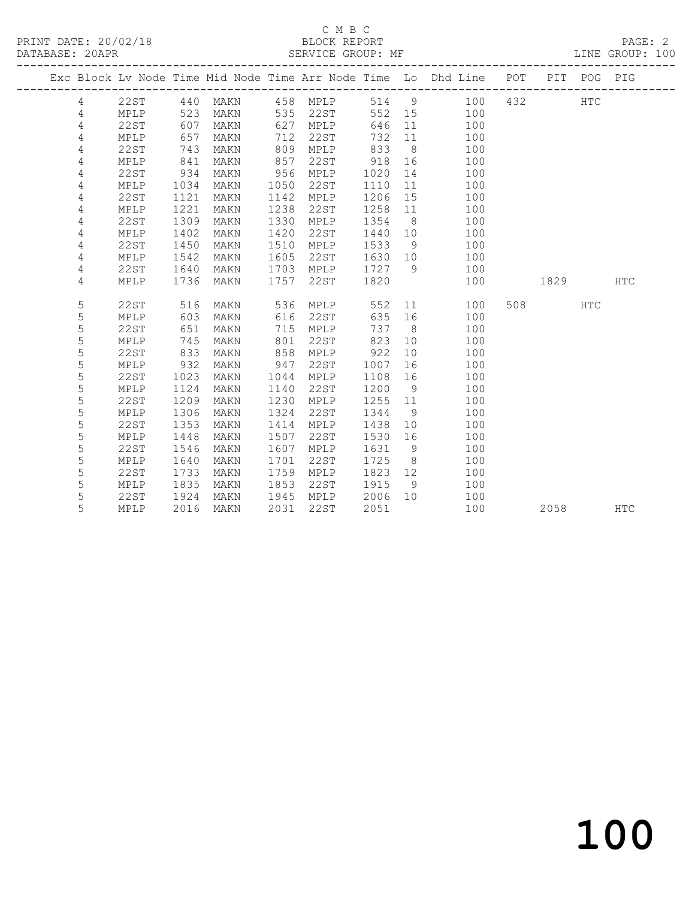C M B C

PRINT DATE: 20/02/18 BLOCK REPORT

DATABASE: 20APR SERVICE GROUP: MF LINE GROUP: 100

| Exc | Block | Lv | Node | Time | Mid Node | Time | Arr Node | Time | Lo | Dhd Line | POT | PIT | POG | PIG |
|---|---|---|---|---|---|---|---|---|---|---|---|---|---|---|
| | 4 | | 22ST | 440 | MAKN | 458 | MPLP | 514 | 9 | 100 | 432 | | HTC | |
| | 4 | | MPLP | 523 | MAKN | 535 | 22ST | 552 | 15 | 100 | | | | |
| | 4 | | 22ST | 607 | MAKN | 627 | MPLP | 646 | 11 | 100 | | | | |
| | 4 | | MPLP | 657 | MAKN | 712 | 22ST | 732 | 11 | 100 | | | | |
| | 4 | | 22ST | 743 | MAKN | 809 | MPLP | 833 | 8 | 100 | | | | |
| | 4 | | MPLP | 841 | MAKN | 857 | 22ST | 918 | 16 | 100 | | | | |
| | 4 | | 22ST | 934 | MAKN | 956 | MPLP | 1020 | 14 | 100 | | | | |
| | 4 | | MPLP | 1034 | MAKN | 1050 | 22ST | 1110 | 11 | 100 | | | | |
| | 4 | | 22ST | 1121 | MAKN | 1142 | MPLP | 1206 | 15 | 100 | | | | |
| | 4 | | MPLP | 1221 | MAKN | 1238 | 22ST | 1258 | 11 | 100 | | | | |
| | 4 | | 22ST | 1309 | MAKN | 1330 | MPLP | 1354 | 8 | 100 | | | | |
| | 4 | | MPLP | 1402 | MAKN | 1420 | 22ST | 1440 | 10 | 100 | | | | |
| | 4 | | 22ST | 1450 | MAKN | 1510 | MPLP | 1533 | 9 | 100 | | | | |
| | 4 | | MPLP | 1542 | MAKN | 1605 | 22ST | 1630 | 10 | 100 | | | | |
| | 4 | | 22ST | 1640 | MAKN | 1703 | MPLP | 1727 | 9 | 100 | | | | |
| | 4 | | MPLP | 1736 | MAKN | 1757 | 22ST | 1820 | | 100 | | 1829 | | HTC |
| | 5 | | 22ST | 516 | MAKN | 536 | MPLP | 552 | 11 | 100 | 508 | | HTC | |
| | 5 | | MPLP | 603 | MAKN | 616 | 22ST | 635 | 16 | 100 | | | | |
| | 5 | | 22ST | 651 | MAKN | 715 | MPLP | 737 | 8 | 100 | | | | |
| | 5 | | MPLP | 745 | MAKN | 801 | 22ST | 823 | 10 | 100 | | | | |
| | 5 | | 22ST | 833 | MAKN | 858 | MPLP | 922 | 10 | 100 | | | | |
| | 5 | | MPLP | 932 | MAKN | 947 | 22ST | 1007 | 16 | 100 | | | | |
| | 5 | | 22ST | 1023 | MAKN | 1044 | MPLP | 1108 | 16 | 100 | | | | |
| | 5 | | MPLP | 1124 | MAKN | 1140 | 22ST | 1200 | 9 | 100 | | | | |
| | 5 | | 22ST | 1209 | MAKN | 1230 | MPLP | 1255 | 11 | 100 | | | | |
| | 5 | | MPLP | 1306 | MAKN | 1324 | 22ST | 1344 | 9 | 100 | | | | |
| | 5 | | 22ST | 1353 | MAKN | 1414 | MPLP | 1438 | 10 | 100 | | | | |
| | 5 | | MPLP | 1448 | MAKN | 1507 | 22ST | 1530 | 16 | 100 | | | | |
| | 5 | | 22ST | 1546 | MAKN | 1607 | MPLP | 1631 | 9 | 100 | | | | |
| | 5 | | MPLP | 1640 | MAKN | 1701 | 22ST | 1725 | 8 | 100 | | | | |
| | 5 | | 22ST | 1733 | MAKN | 1759 | MPLP | 1823 | 12 | 100 | | | | |
| | 5 | | MPLP | 1835 | MAKN | 1853 | 22ST | 1915 | 9 | 100 | | | | |
| | 5 | | 22ST | 1924 | MAKN | 1945 | MPLP | 2006 | 10 | 100 | | | | |
| | 5 | | MPLP | 2016 | MAKN | 2031 | 22ST | 2051 | | 100 | | 2058 | | HTC |

100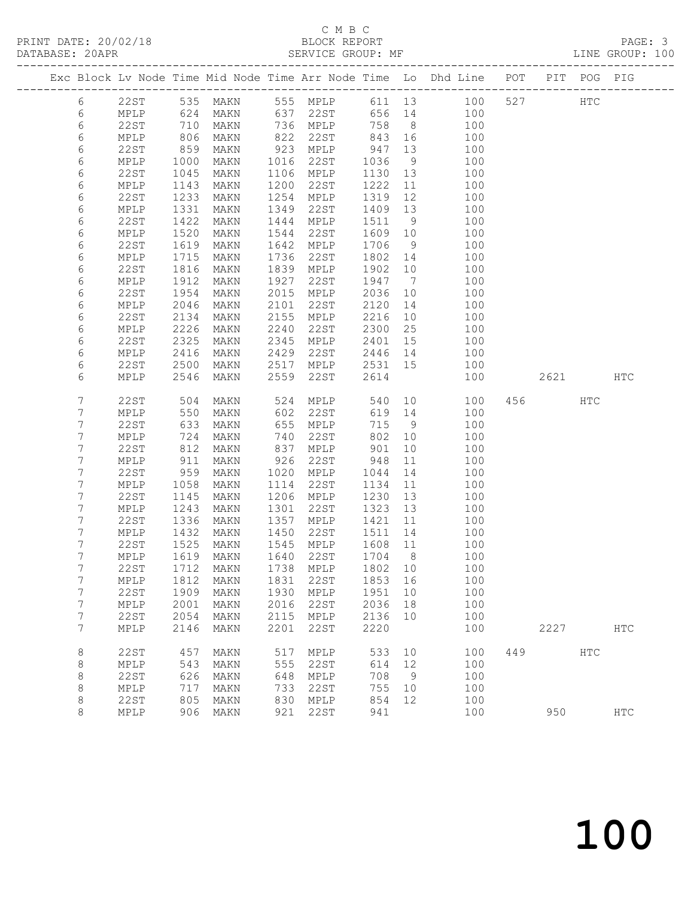C M B C
BLOCK REPORT
SERVICE GROUP: MF

PRINT DATE: 20/02/18
DATABASE: 20APR
LINE GROUP: 100

| Exc | Block | Lv | Node | Time | Mid Node | Time | Arr Node | Time | Lo | Dhd Line | POT | PIT | POG | PIG |
|---|---|---|---|---|---|---|---|---|---|---|---|---|---|---|
| | 6 | | 22ST | 535 | MAKN | 555 | MPLP | 611 | 13 | 100 | 527 | | HTC | |
| | 6 | | MPLP | 624 | MAKN | 637 | 22ST | 656 | 14 | 100 | | | | |
| | 6 | | 22ST | 710 | MAKN | 736 | MPLP | 758 | 8 | 100 | | | | |
| | 6 | | MPLP | 806 | MAKN | 822 | 22ST | 843 | 16 | 100 | | | | |
| | 6 | | 22ST | 859 | MAKN | 923 | MPLP | 947 | 13 | 100 | | | | |
| | 6 | | MPLP | 1000 | MAKN | 1016 | 22ST | 1036 | 9 | 100 | | | | |
| | 6 | | 22ST | 1045 | MAKN | 1106 | MPLP | 1130 | 13 | 100 | | | | |
| | 6 | | MPLP | 1143 | MAKN | 1200 | 22ST | 1222 | 11 | 100 | | | | |
| | 6 | | 22ST | 1233 | MAKN | 1254 | MPLP | 1319 | 12 | 100 | | | | |
| | 6 | | MPLP | 1331 | MAKN | 1349 | 22ST | 1409 | 13 | 100 | | | | |
| | 6 | | 22ST | 1422 | MAKN | 1444 | MPLP | 1511 | 9 | 100 | | | | |
| | 6 | | MPLP | 1520 | MAKN | 1544 | 22ST | 1609 | 10 | 100 | | | | |
| | 6 | | 22ST | 1619 | MAKN | 1642 | MPLP | 1706 | 9 | 100 | | | | |
| | 6 | | MPLP | 1715 | MAKN | 1736 | 22ST | 1802 | 14 | 100 | | | | |
| | 6 | | 22ST | 1816 | MAKN | 1839 | MPLP | 1902 | 10 | 100 | | | | |
| | 6 | | MPLP | 1912 | MAKN | 1927 | 22ST | 1947 | 7 | 100 | | | | |
| | 6 | | 22ST | 1954 | MAKN | 2015 | MPLP | 2036 | 10 | 100 | | | | |
| | 6 | | MPLP | 2046 | MAKN | 2101 | 22ST | 2120 | 14 | 100 | | | | |
| | 6 | | 22ST | 2134 | MAKN | 2155 | MPLP | 2216 | 10 | 100 | | | | |
| | 6 | | MPLP | 2226 | MAKN | 2240 | 22ST | 2300 | 25 | 100 | | | | |
| | 6 | | 22ST | 2325 | MAKN | 2345 | MPLP | 2401 | 15 | 100 | | | | |
| | 6 | | MPLP | 2416 | MAKN | 2429 | 22ST | 2446 | 14 | 100 | | | | |
| | 6 | | 22ST | 2500 | MAKN | 2517 | MPLP | 2531 | 15 | 100 | | | | |
| | 6 | | MPLP | 2546 | MAKN | 2559 | 22ST | 2614 | | 100 | | 2621 | | HTC |
| | 7 | | 22ST | 504 | MAKN | 524 | MPLP | 540 | 10 | 100 | 456 | | HTC | |
| | 7 | | MPLP | 550 | MAKN | 602 | 22ST | 619 | 14 | 100 | | | | |
| | 7 | | 22ST | 633 | MAKN | 655 | MPLP | 715 | 9 | 100 | | | | |
| | 7 | | MPLP | 724 | MAKN | 740 | 22ST | 802 | 10 | 100 | | | | |
| | 7 | | 22ST | 812 | MAKN | 837 | MPLP | 901 | 10 | 100 | | | | |
| | 7 | | MPLP | 911 | MAKN | 926 | 22ST | 948 | 11 | 100 | | | | |
| | 7 | | 22ST | 959 | MAKN | 1020 | MPLP | 1044 | 14 | 100 | | | | |
| | 7 | | MPLP | 1058 | MAKN | 1114 | 22ST | 1134 | 11 | 100 | | | | |
| | 7 | | 22ST | 1145 | MAKN | 1206 | MPLP | 1230 | 13 | 100 | | | | |
| | 7 | | MPLP | 1243 | MAKN | 1301 | 22ST | 1323 | 13 | 100 | | | | |
| | 7 | | 22ST | 1336 | MAKN | 1357 | MPLP | 1421 | 11 | 100 | | | | |
| | 7 | | MPLP | 1432 | MAKN | 1450 | 22ST | 1511 | 14 | 100 | | | | |
| | 7 | | 22ST | 1525 | MAKN | 1545 | MPLP | 1608 | 11 | 100 | | | | |
| | 7 | | MPLP | 1619 | MAKN | 1640 | 22ST | 1704 | 8 | 100 | | | | |
| | 7 | | 22ST | 1712 | MAKN | 1738 | MPLP | 1802 | 10 | 100 | | | | |
| | 7 | | MPLP | 1812 | MAKN | 1831 | 22ST | 1853 | 16 | 100 | | | | |
| | 7 | | 22ST | 1909 | MAKN | 1930 | MPLP | 1951 | 10 | 100 | | | | |
| | 7 | | MPLP | 2001 | MAKN | 2016 | 22ST | 2036 | 18 | 100 | | | | |
| | 7 | | 22ST | 2054 | MAKN | 2115 | MPLP | 2136 | 10 | 100 | | | | |
| | 7 | | MPLP | 2146 | MAKN | 2201 | 22ST | 2220 | | 100 | | 2227 | | HTC |
| | 8 | | 22ST | 457 | MAKN | 517 | MPLP | 533 | 10 | 100 | 449 | | HTC | |
| | 8 | | MPLP | 543 | MAKN | 555 | 22ST | 614 | 12 | 100 | | | | |
| | 8 | | 22ST | 626 | MAKN | 648 | MPLP | 708 | 9 | 100 | | | | |
| | 8 | | MPLP | 717 | MAKN | 733 | 22ST | 755 | 10 | 100 | | | | |
| | 8 | | 22ST | 805 | MAKN | 830 | MPLP | 854 | 12 | 100 | | | | |
| | 8 | | MPLP | 906 | MAKN | 921 | 22ST | 941 | | 100 | | 950 | | HTC |

# 100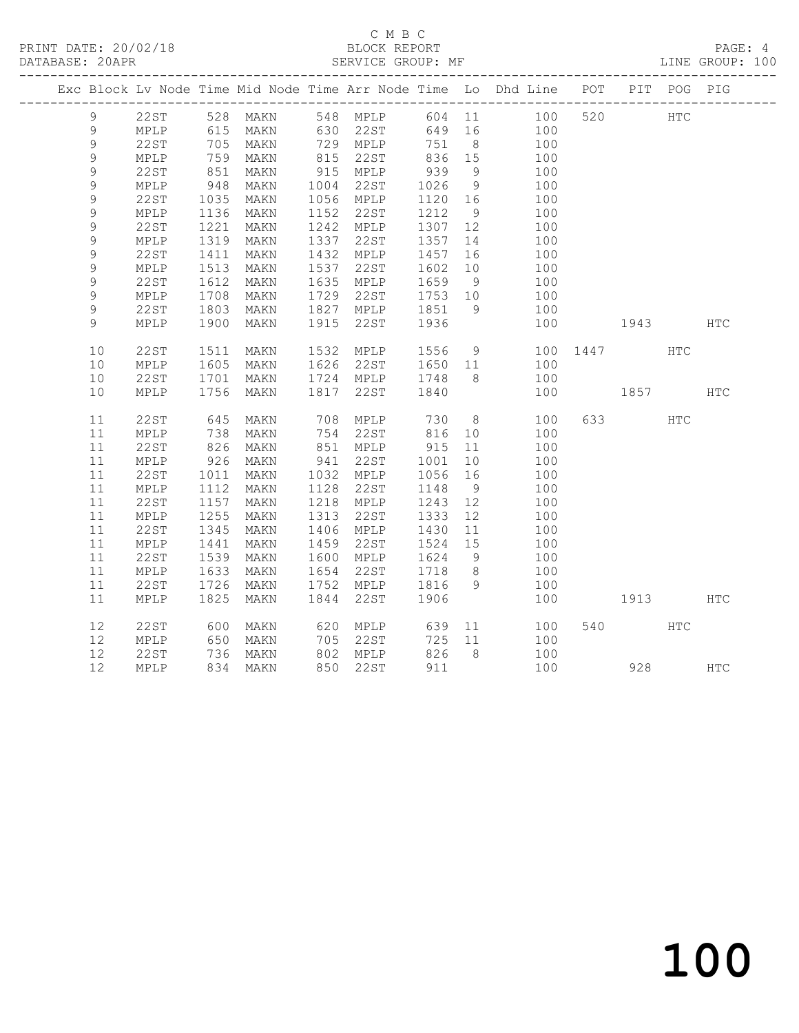C M B C
BLOCK REPORT
SERVICE GROUP: MF

PRINT DATE: 20/02/18
DATABASE: 20APR

LINE GROUP: 100

| Exc | Block | Lv | Node | Time | Mid Node | Time | Arr Node | Time | Lo | Dhd Line | POT | PIT | POG | PIG |
|---|---|---|---|---|---|---|---|---|---|---|---|---|---|---|
| | 9 | | 22ST | 528 | MAKN | 548 | MPLP | 604 | 11 | 100 | 520 | | HTC | |
| | 9 | | MPLP | 615 | MAKN | 630 | 22ST | 649 | 16 | 100 | | | | |
| | 9 | | 22ST | 705 | MAKN | 729 | MPLP | 751 | 8 | 100 | | | | |
| | 9 | | MPLP | 759 | MAKN | 815 | 22ST | 836 | 15 | 100 | | | | |
| | 9 | | 22ST | 851 | MAKN | 915 | MPLP | 939 | 9 | 100 | | | | |
| | 9 | | MPLP | 948 | MAKN | 1004 | 22ST | 1026 | 9 | 100 | | | | |
| | 9 | | 22ST | 1035 | MAKN | 1056 | MPLP | 1120 | 16 | 100 | | | | |
| | 9 | | MPLP | 1136 | MAKN | 1152 | 22ST | 1212 | 9 | 100 | | | | |
| | 9 | | 22ST | 1221 | MAKN | 1242 | MPLP | 1307 | 12 | 100 | | | | |
| | 9 | | MPLP | 1319 | MAKN | 1337 | 22ST | 1357 | 14 | 100 | | | | |
| | 9 | | 22ST | 1411 | MAKN | 1432 | MPLP | 1457 | 16 | 100 | | | | |
| | 9 | | MPLP | 1513 | MAKN | 1537 | 22ST | 1602 | 10 | 100 | | | | |
| | 9 | | 22ST | 1612 | MAKN | 1635 | MPLP | 1659 | 9 | 100 | | | | |
| | 9 | | MPLP | 1708 | MAKN | 1729 | 22ST | 1753 | 10 | 100 | | | | |
| | 9 | | 22ST | 1803 | MAKN | 1827 | MPLP | 1851 | 9 | 100 | | | | |
| | 9 | | MPLP | 1900 | MAKN | 1915 | 22ST | 1936 | | 100 | | 1943 | | HTC |
| | 10 | | 22ST | 1511 | MAKN | 1532 | MPLP | 1556 | 9 | 100 | 1447 | | HTC | |
| | 10 | | MPLP | 1605 | MAKN | 1626 | 22ST | 1650 | 11 | 100 | | | | |
| | 10 | | 22ST | 1701 | MAKN | 1724 | MPLP | 1748 | 8 | 100 | | | | |
| | 10 | | MPLP | 1756 | MAKN | 1817 | 22ST | 1840 | | 100 | | 1857 | | HTC |
| | 11 | | 22ST | 645 | MAKN | 708 | MPLP | 730 | 8 | 100 | 633 | | HTC | |
| | 11 | | MPLP | 738 | MAKN | 754 | 22ST | 816 | 10 | 100 | | | | |
| | 11 | | 22ST | 826 | MAKN | 851 | MPLP | 915 | 11 | 100 | | | | |
| | 11 | | MPLP | 926 | MAKN | 941 | 22ST | 1001 | 10 | 100 | | | | |
| | 11 | | 22ST | 1011 | MAKN | 1032 | MPLP | 1056 | 16 | 100 | | | | |
| | 11 | | MPLP | 1112 | MAKN | 1128 | 22ST | 1148 | 9 | 100 | | | | |
| | 11 | | 22ST | 1157 | MAKN | 1218 | MPLP | 1243 | 12 | 100 | | | | |
| | 11 | | MPLP | 1255 | MAKN | 1313 | 22ST | 1333 | 12 | 100 | | | | |
| | 11 | | 22ST | 1345 | MAKN | 1406 | MPLP | 1430 | 11 | 100 | | | | |
| | 11 | | MPLP | 1441 | MAKN | 1459 | 22ST | 1524 | 15 | 100 | | | | |
| | 11 | | 22ST | 1539 | MAKN | 1600 | MPLP | 1624 | 9 | 100 | | | | |
| | 11 | | MPLP | 1633 | MAKN | 1654 | 22ST | 1718 | 8 | 100 | | | | |
| | 11 | | 22ST | 1726 | MAKN | 1752 | MPLP | 1816 | 9 | 100 | | | | |
| | 11 | | MPLP | 1825 | MAKN | 1844 | 22ST | 1906 | | 100 | | 1913 | | HTC |
| | 12 | | 22ST | 600 | MAKN | 620 | MPLP | 639 | 11 | 100 | 540 | | HTC | |
| | 12 | | MPLP | 650 | MAKN | 705 | 22ST | 725 | 11 | 100 | | | | |
| | 12 | | 22ST | 736 | MAKN | 802 | MPLP | 826 | 8 | 100 | | | | |
| | 12 | | MPLP | 834 | MAKN | 850 | 22ST | 911 | | 100 | | 928 | | HTC |

# 100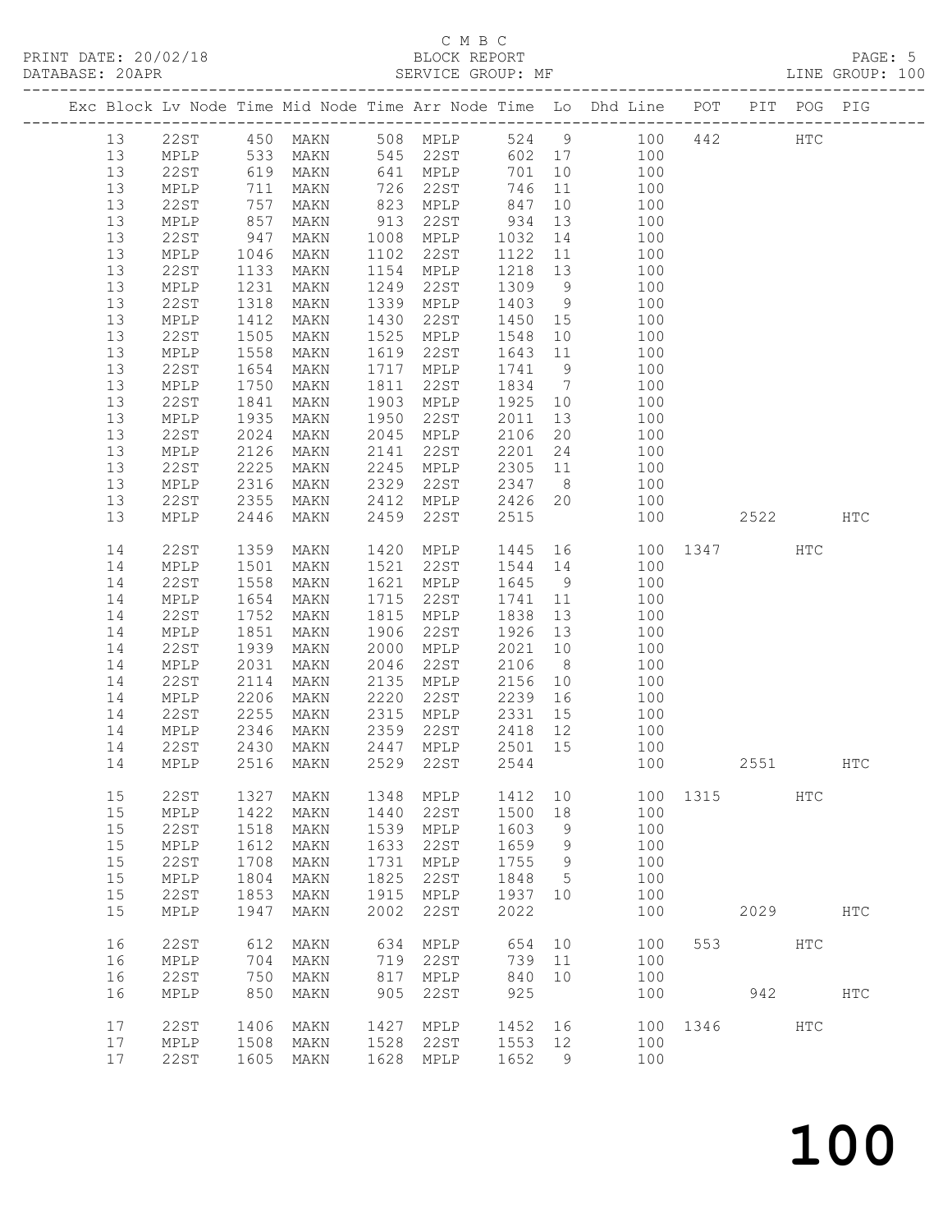C M B C
PRINT DATE: 20/02/18 BLOCK REPORT
DATABASE: 20APR SERVICE GROUP: MF LINE GROUP: 100

| Exc | Block | Lv | Node | Time | Mid Node | Time | Arr Node | Time | Lo | Dhd Line | POT | PIT | POG | PIG |
|---|---|---|---|---|---|---|---|---|---|---|---|---|---|---|
| | 13 | | 22ST | 450 | MAKN | 508 | MPLP | 524 | 9 | 100 | 442 | | HTC | |
| | 13 | | MPLP | 533 | MAKN | 545 | 22ST | 602 | 17 | 100 | | | | |
| | 13 | | 22ST | 619 | MAKN | 641 | MPLP | 701 | 10 | 100 | | | | |
| | 13 | | MPLP | 711 | MAKN | 726 | 22ST | 746 | 11 | 100 | | | | |
| | 13 | | 22ST | 757 | MAKN | 823 | MPLP | 847 | 10 | 100 | | | | |
| | 13 | | MPLP | 857 | MAKN | 913 | 22ST | 934 | 13 | 100 | | | | |
| | 13 | | 22ST | 947 | MAKN | 1008 | MPLP | 1032 | 14 | 100 | | | | |
| | 13 | | MPLP | 1046 | MAKN | 1102 | 22ST | 1122 | 11 | 100 | | | | |
| | 13 | | 22ST | 1133 | MAKN | 1154 | MPLP | 1218 | 13 | 100 | | | | |
| | 13 | | MPLP | 1231 | MAKN | 1249 | 22ST | 1309 | 9 | 100 | | | | |
| | 13 | | 22ST | 1318 | MAKN | 1339 | MPLP | 1403 | 9 | 100 | | | | |
| | 13 | | MPLP | 1412 | MAKN | 1430 | 22ST | 1450 | 15 | 100 | | | | |
| | 13 | | 22ST | 1505 | MAKN | 1525 | MPLP | 1548 | 10 | 100 | | | | |
| | 13 | | MPLP | 1558 | MAKN | 1619 | 22ST | 1643 | 11 | 100 | | | | |
| | 13 | | 22ST | 1654 | MAKN | 1717 | MPLP | 1741 | 9 | 100 | | | | |
| | 13 | | MPLP | 1750 | MAKN | 1811 | 22ST | 1834 | 7 | 100 | | | | |
| | 13 | | 22ST | 1841 | MAKN | 1903 | MPLP | 1925 | 10 | 100 | | | | |
| | 13 | | MPLP | 1935 | MAKN | 1950 | 22ST | 2011 | 13 | 100 | | | | |
| | 13 | | 22ST | 2024 | MAKN | 2045 | MPLP | 2106 | 20 | 100 | | | | |
| | 13 | | MPLP | 2126 | MAKN | 2141 | 22ST | 2201 | 24 | 100 | | | | |
| | 13 | | 22ST | 2225 | MAKN | 2245 | MPLP | 2305 | 11 | 100 | | | | |
| | 13 | | MPLP | 2316 | MAKN | 2329 | 22ST | 2347 | 8 | 100 | | | | |
| | 13 | | 22ST | 2355 | MAKN | 2412 | MPLP | 2426 | 20 | 100 | | | | |
| | 13 | | MPLP | 2446 | MAKN | 2459 | 22ST | 2515 | | 100 | | 2522 | | HTC |
| | 14 | | 22ST | 1359 | MAKN | 1420 | MPLP | 1445 | 16 | 100 | 1347 | | HTC | |
| | 14 | | MPLP | 1501 | MAKN | 1521 | 22ST | 1544 | 14 | 100 | | | | |
| | 14 | | 22ST | 1558 | MAKN | 1621 | MPLP | 1645 | 9 | 100 | | | | |
| | 14 | | MPLP | 1654 | MAKN | 1715 | 22ST | 1741 | 11 | 100 | | | | |
| | 14 | | 22ST | 1752 | MAKN | 1815 | MPLP | 1838 | 13 | 100 | | | | |
| | 14 | | MPLP | 1851 | MAKN | 1906 | 22ST | 1926 | 13 | 100 | | | | |
| | 14 | | 22ST | 1939 | MAKN | 2000 | MPLP | 2021 | 10 | 100 | | | | |
| | 14 | | MPLP | 2031 | MAKN | 2046 | 22ST | 2106 | 8 | 100 | | | | |
| | 14 | | 22ST | 2114 | MAKN | 2135 | MPLP | 2156 | 10 | 100 | | | | |
| | 14 | | MPLP | 2206 | MAKN | 2220 | 22ST | 2239 | 16 | 100 | | | | |
| | 14 | | 22ST | 2255 | MAKN | 2315 | MPLP | 2331 | 15 | 100 | | | | |
| | 14 | | MPLP | 2346 | MAKN | 2359 | 22ST | 2418 | 12 | 100 | | | | |
| | 14 | | 22ST | 2430 | MAKN | 2447 | MPLP | 2501 | 15 | 100 | | | | |
| | 14 | | MPLP | 2516 | MAKN | 2529 | 22ST | 2544 | | 100 | | 2551 | | HTC |
| | 15 | | 22ST | 1327 | MAKN | 1348 | MPLP | 1412 | 10 | 100 | 1315 | | HTC | |
| | 15 | | MPLP | 1422 | MAKN | 1440 | 22ST | 1500 | 18 | 100 | | | | |
| | 15 | | 22ST | 1518 | MAKN | 1539 | MPLP | 1603 | 9 | 100 | | | | |
| | 15 | | MPLP | 1612 | MAKN | 1633 | 22ST | 1659 | 9 | 100 | | | | |
| | 15 | | 22ST | 1708 | MAKN | 1731 | MPLP | 1755 | 9 | 100 | | | | |
| | 15 | | MPLP | 1804 | MAKN | 1825 | 22ST | 1848 | 5 | 100 | | | | |
| | 15 | | 22ST | 1853 | MAKN | 1915 | MPLP | 1937 | 10 | 100 | | | | |
| | 15 | | MPLP | 1947 | MAKN | 2002 | 22ST | 2022 | | 100 | | 2029 | | HTC |
| | 16 | | 22ST | 612 | MAKN | 634 | MPLP | 654 | 10 | 100 | 553 | | HTC | |
| | 16 | | MPLP | 704 | MAKN | 719 | 22ST | 739 | 11 | 100 | | | | |
| | 16 | | 22ST | 750 | MAKN | 817 | MPLP | 840 | 10 | 100 | | | | |
| | 16 | | MPLP | 850 | MAKN | 905 | 22ST | 925 | | 100 | | 942 | | HTC |
| | 17 | | 22ST | 1406 | MAKN | 1427 | MPLP | 1452 | 16 | 100 | 1346 | | HTC | |
| | 17 | | MPLP | 1508 | MAKN | 1528 | 22ST | 1553 | 12 | 100 | | | | |
| | 17 | | 22ST | 1605 | MAKN | 1628 | MPLP | 1652 | 9 | 100 | | | | |

100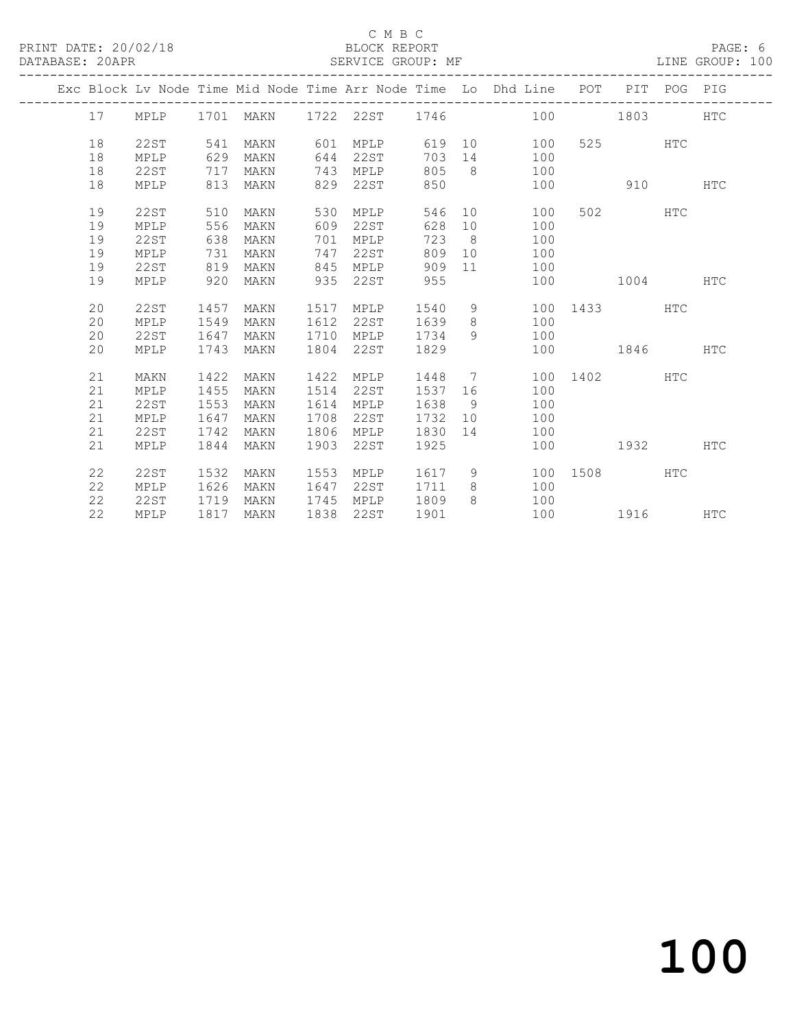C M B C

PRINT DATE: 20/02/18 BLOCK REPORT

DATABASE: 20APR SERVICE GROUP: MF LINE GROUP: 100

| Exc | Block | Lv | Node | Time | Mid Node | Time | Arr Node | Time | Lo | Dhd Line | POT | PIT | POG | PIG |
|---|---|---|---|---|---|---|---|---|---|---|---|---|---|---|
| | 17 | | MPLP | 1701 | MAKN | 1722 | 22ST | 1746 | | 100 | | 1803 | | HTC |
| | 18 | | 22ST | 541 | MAKN | 601 | MPLP | 619 | 10 | 100 | 525 | | HTC | |
| | 18 | | MPLP | 629 | MAKN | 644 | 22ST | 703 | 14 | 100 | | | | |
| | 18 | | 22ST | 717 | MAKN | 743 | MPLP | 805 | 8 | 100 | | | | |
| | 18 | | MPLP | 813 | MAKN | 829 | 22ST | 850 | | 100 | | 910 | | HTC |
| | 19 | | 22ST | 510 | MAKN | 530 | MPLP | 546 | 10 | 100 | 502 | | HTC | |
| | 19 | | MPLP | 556 | MAKN | 609 | 22ST | 628 | 10 | 100 | | | | |
| | 19 | | 22ST | 638 | MAKN | 701 | MPLP | 723 | 8 | 100 | | | | |
| | 19 | | MPLP | 731 | MAKN | 747 | 22ST | 809 | 10 | 100 | | | | |
| | 19 | | 22ST | 819 | MAKN | 845 | MPLP | 909 | 11 | 100 | | | | |
| | 19 | | MPLP | 920 | MAKN | 935 | 22ST | 955 | | 100 | | 1004 | | HTC |
| | 20 | | 22ST | 1457 | MAKN | 1517 | MPLP | 1540 | 9 | 100 | 1433 | | HTC | |
| | 20 | | MPLP | 1549 | MAKN | 1612 | 22ST | 1639 | 8 | 100 | | | | |
| | 20 | | 22ST | 1647 | MAKN | 1710 | MPLP | 1734 | 9 | 100 | | | | |
| | 20 | | MPLP | 1743 | MAKN | 1804 | 22ST | 1829 | | 100 | | 1846 | | HTC |
| | 21 | | MAKN | 1422 | MAKN | 1422 | MPLP | 1448 | 7 | 100 | 1402 | | HTC | |
| | 21 | | MPLP | 1455 | MAKN | 1514 | 22ST | 1537 | 16 | 100 | | | | |
| | 21 | | 22ST | 1553 | MAKN | 1614 | MPLP | 1638 | 9 | 100 | | | | |
| | 21 | | MPLP | 1647 | MAKN | 1708 | 22ST | 1732 | 10 | 100 | | | | |
| | 21 | | 22ST | 1742 | MAKN | 1806 | MPLP | 1830 | 14 | 100 | | | | |
| | 21 | | MPLP | 1844 | MAKN | 1903 | 22ST | 1925 | | 100 | | 1932 | | HTC |
| | 22 | | 22ST | 1532 | MAKN | 1553 | MPLP | 1617 | 9 | 100 | 1508 | | HTC | |
| | 22 | | MPLP | 1626 | MAKN | 1647 | 22ST | 1711 | 8 | 100 | | | | |
| | 22 | | 22ST | 1719 | MAKN | 1745 | MPLP | 1809 | 8 | 100 | | | | |
| | 22 | | MPLP | 1817 | MAKN | 1838 | 22ST | 1901 | | 100 | | 1916 | | HTC |

100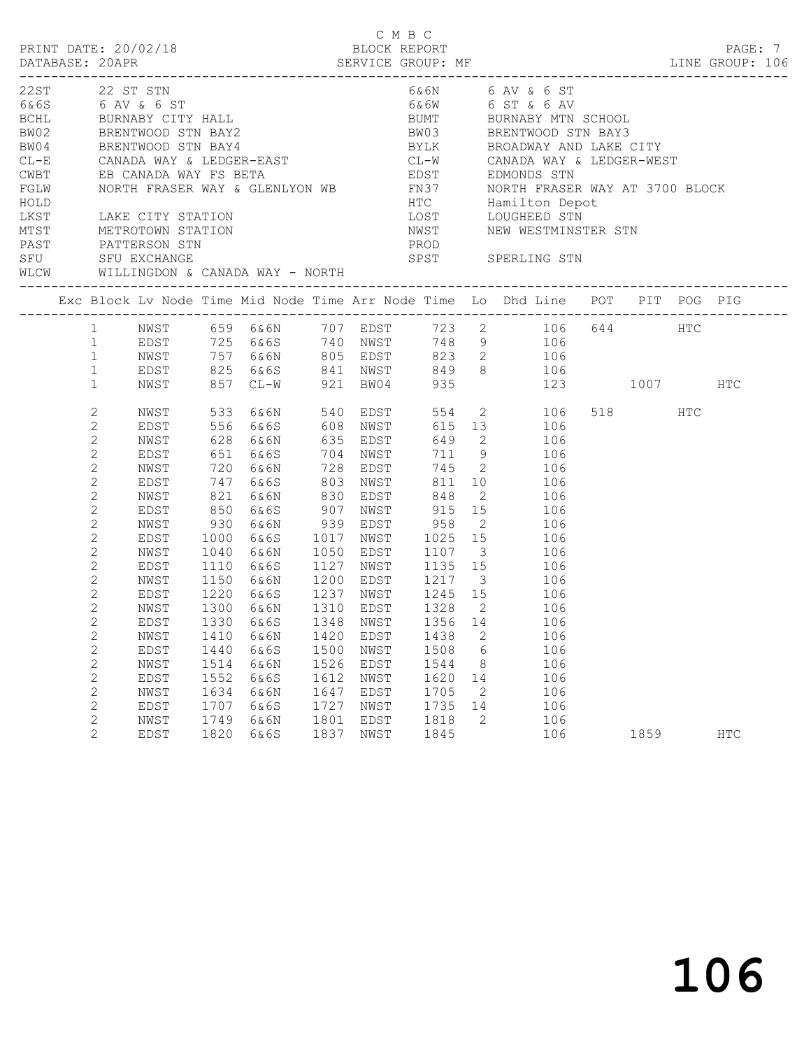C M B C
BLOCK REPORT
SERVICE GROUP: MF

PRINT DATE: 20/02/18
DATABASE: 20APR
LINE GROUP: 106

| Code | Description | Code | Description |
|---|---|---|---|
| 22ST | 22 ST STN | 6&6N | 6 AV & 6 ST |
| 6&6S | 6 AV & 6 ST | 6&6W | 6 ST & 6 AV |
| BCHL | BURNABY CITY HALL | BUMT | BURNABY MTN SCHOOL |
| BW02 | BRENTWOOD STN BAY2 | BW03 | BRENTWOOD STN BAY3 |
| BW04 | BRENTWOOD STN BAY4 | BYLK | BROADWAY AND LAKE CITY |
| CL-E | CANADA WAY & LEDGER-EAST | CL-W | CANADA WAY & LEDGER-WEST |
| CWBT | EB CANADA WAY FS BETA | EDST | EDMONDS STN |
| FGLW | NORTH FRASER WAY & GLENLYON WB | FN37 | NORTH FRASER WAY AT 3700 BLOCK |
| HOLD | | HTC | Hamilton Depot |
| LKST | LAKE CITY STATION | LOST | LOUGHEED STN |
| MTST | METROTOWN STATION | NWST | NEW WESTMINSTER STN |
| PAST | PATTERSON STN | PROD | |
| SFU | SFU EXCHANGE | SPST | SPERLING STN |
| WLCW | WILLINGDON & CANADA WAY - NORTH | | |

| Exc | Block | Lv Node | Time | Mid Node | Time | Arr Node | Time | Lo | Dhd Line | POT | PIT | POG | PIG |
|---|---|---|---|---|---|---|---|---|---|---|---|---|---|
| | 1 | NWST | 659 | 6&6N | 707 | EDST | 723 | 2 | 106 | 644 | | HTC | |
| | 1 | EDST | 725 | 6&6S | 740 | NWST | 748 | 9 | 106 | | | | |
| | 1 | NWST | 757 | 6&6N | 805 | EDST | 823 | 2 | 106 | | | | |
| | 1 | EDST | 825 | 6&6S | 841 | NWST | 849 | 8 | 106 | | | | |
| | 1 | NWST | 857 | CL-W | 921 | BW04 | 935 | | 123 | | 1007 | | HTC |
| | 2 | NWST | 533 | 6&6N | 540 | EDST | 554 | 2 | 106 | 518 | | HTC | |
| | 2 | EDST | 556 | 6&6S | 608 | NWST | 615 | 13 | 106 | | | | |
| | 2 | NWST | 628 | 6&6N | 635 | EDST | 649 | 2 | 106 | | | | |
| | 2 | EDST | 651 | 6&6S | 704 | NWST | 711 | 9 | 106 | | | | |
| | 2 | NWST | 720 | 6&6N | 728 | EDST | 745 | 2 | 106 | | | | |
| | 2 | EDST | 747 | 6&6S | 803 | NWST | 811 | 10 | 106 | | | | |
| | 2 | NWST | 821 | 6&6N | 830 | EDST | 848 | 2 | 106 | | | | |
| | 2 | EDST | 850 | 6&6S | 907 | NWST | 915 | 15 | 106 | | | | |
| | 2 | NWST | 930 | 6&6N | 939 | EDST | 958 | 2 | 106 | | | | |
| | 2 | EDST | 1000 | 6&6S | 1017 | NWST | 1025 | 15 | 106 | | | | |
| | 2 | NWST | 1040 | 6&6N | 1050 | EDST | 1107 | 3 | 106 | | | | |
| | 2 | EDST | 1110 | 6&6S | 1127 | NWST | 1135 | 15 | 106 | | | | |
| | 2 | NWST | 1150 | 6&6N | 1200 | EDST | 1217 | 3 | 106 | | | | |
| | 2 | EDST | 1220 | 6&6S | 1237 | NWST | 1245 | 15 | 106 | | | | |
| | 2 | NWST | 1300 | 6&6N | 1310 | EDST | 1328 | 2 | 106 | | | | |
| | 2 | EDST | 1330 | 6&6S | 1348 | NWST | 1356 | 14 | 106 | | | | |
| | 2 | NWST | 1410 | 6&6N | 1420 | EDST | 1438 | 2 | 106 | | | | |
| | 2 | EDST | 1440 | 6&6S | 1500 | NWST | 1508 | 6 | 106 | | | | |
| | 2 | NWST | 1514 | 6&6N | 1526 | EDST | 1544 | 8 | 106 | | | | |
| | 2 | EDST | 1552 | 6&6S | 1612 | NWST | 1620 | 14 | 106 | | | | |
| | 2 | NWST | 1634 | 6&6N | 1647 | EDST | 1705 | 2 | 106 | | | | |
| | 2 | EDST | 1707 | 6&6S | 1727 | NWST | 1735 | 14 | 106 | | | | |
| | 2 | NWST | 1749 | 6&6N | 1801 | EDST | 1818 | 2 | 106 | | | | |
| | 2 | EDST | 1820 | 6&6S | 1837 | NWST | 1845 | | 106 | | 1859 | | HTC |

# 106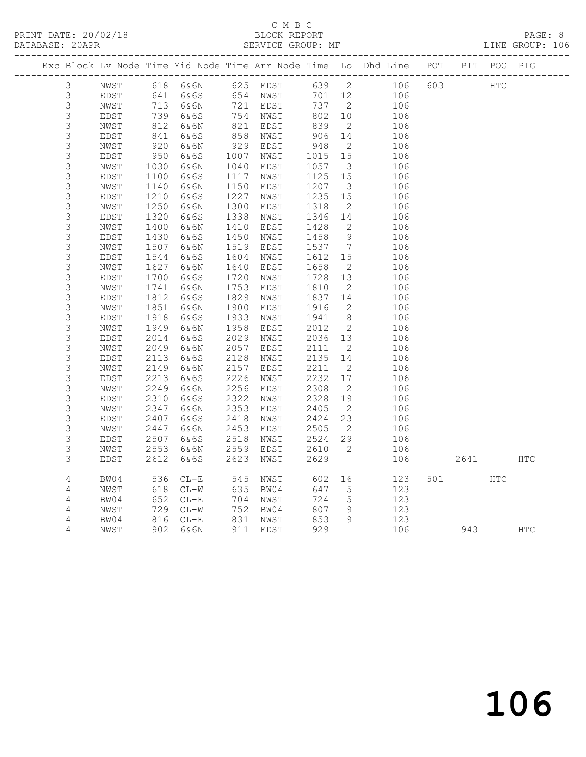C M B C
PRINT DATE: 20/02/18 BLOCK REPORT PAGE: 8
DATABASE: 20APR SERVICE GROUP: MF LINE GROUP: 106

| Exc | Block | Lv | Node | Time | Mid Node | Time | Arr Node | Time | Lo | Dhd Line | POT | PIT | POG | PIG |
|---|---|---|---|---|---|---|---|---|---|---|---|---|---|---|
| | 3 | | NWST | 618 | 6&6N | 625 | EDST | 639 | 2 | 106 | 603 | | HTC | |
| | 3 | | EDST | 641 | 6&6S | 654 | NWST | 701 | 12 | 106 | | | | |
| | 3 | | NWST | 713 | 6&6N | 721 | EDST | 737 | 2 | 106 | | | | |
| | 3 | | EDST | 739 | 6&6S | 754 | NWST | 802 | 10 | 106 | | | | |
| | 3 | | NWST | 812 | 6&6N | 821 | EDST | 839 | 2 | 106 | | | | |
| | 3 | | EDST | 841 | 6&6S | 858 | NWST | 906 | 14 | 106 | | | | |
| | 3 | | NWST | 920 | 6&6N | 929 | EDST | 948 | 2 | 106 | | | | |
| | 3 | | EDST | 950 | 6&6S | 1007 | NWST | 1015 | 15 | 106 | | | | |
| | 3 | | NWST | 1030 | 6&6N | 1040 | EDST | 1057 | 3 | 106 | | | | |
| | 3 | | EDST | 1100 | 6&6S | 1117 | NWST | 1125 | 15 | 106 | | | | |
| | 3 | | NWST | 1140 | 6&6N | 1150 | EDST | 1207 | 3 | 106 | | | | |
| | 3 | | EDST | 1210 | 6&6S | 1227 | NWST | 1235 | 15 | 106 | | | | |
| | 3 | | NWST | 1250 | 6&6N | 1300 | EDST | 1318 | 2 | 106 | | | | |
| | 3 | | EDST | 1320 | 6&6S | 1338 | NWST | 1346 | 14 | 106 | | | | |
| | 3 | | NWST | 1400 | 6&6N | 1410 | EDST | 1428 | 2 | 106 | | | | |
| | 3 | | EDST | 1430 | 6&6S | 1450 | NWST | 1458 | 9 | 106 | | | | |
| | 3 | | NWST | 1507 | 6&6N | 1519 | EDST | 1537 | 7 | 106 | | | | |
| | 3 | | EDST | 1544 | 6&6S | 1604 | NWST | 1612 | 15 | 106 | | | | |
| | 3 | | NWST | 1627 | 6&6N | 1640 | EDST | 1658 | 2 | 106 | | | | |
| | 3 | | EDST | 1700 | 6&6S | 1720 | NWST | 1728 | 13 | 106 | | | | |
| | 3 | | NWST | 1741 | 6&6N | 1753 | EDST | 1810 | 2 | 106 | | | | |
| | 3 | | EDST | 1812 | 6&6S | 1829 | NWST | 1837 | 14 | 106 | | | | |
| | 3 | | NWST | 1851 | 6&6N | 1900 | EDST | 1916 | 2 | 106 | | | | |
| | 3 | | EDST | 1918 | 6&6S | 1933 | NWST | 1941 | 8 | 106 | | | | |
| | 3 | | NWST | 1949 | 6&6N | 1958 | EDST | 2012 | 2 | 106 | | | | |
| | 3 | | EDST | 2014 | 6&6S | 2029 | NWST | 2036 | 13 | 106 | | | | |
| | 3 | | NWST | 2049 | 6&6N | 2057 | EDST | 2111 | 2 | 106 | | | | |
| | 3 | | EDST | 2113 | 6&6S | 2128 | NWST | 2135 | 14 | 106 | | | | |
| | 3 | | NWST | 2149 | 6&6N | 2157 | EDST | 2211 | 2 | 106 | | | | |
| | 3 | | EDST | 2213 | 6&6S | 2226 | NWST | 2232 | 17 | 106 | | | | |
| | 3 | | NWST | 2249 | 6&6N | 2256 | EDST | 2308 | 2 | 106 | | | | |
| | 3 | | EDST | 2310 | 6&6S | 2322 | NWST | 2328 | 19 | 106 | | | | |
| | 3 | | NWST | 2347 | 6&6N | 2353 | EDST | 2405 | 2 | 106 | | | | |
| | 3 | | EDST | 2407 | 6&6S | 2418 | NWST | 2424 | 23 | 106 | | | | |
| | 3 | | NWST | 2447 | 6&6N | 2453 | EDST | 2505 | 2 | 106 | | | | |
| | 3 | | EDST | 2507 | 6&6S | 2518 | NWST | 2524 | 29 | 106 | | | | |
| | 3 | | NWST | 2553 | 6&6N | 2559 | EDST | 2610 | 2 | 106 | | | | |
| | 3 | | EDST | 2612 | 6&6S | 2623 | NWST | 2629 | | 106 | | 2641 | | HTC |
| | 4 | | BW04 | 536 | CL-E | 545 | NWST | 602 | 16 | 123 | 501 | | HTC | |
| | 4 | | NWST | 618 | CL-W | 635 | BW04 | 647 | 5 | 123 | | | | |
| | 4 | | BW04 | 652 | CL-E | 704 | NWST | 724 | 5 | 123 | | | | |
| | 4 | | NWST | 729 | CL-W | 752 | BW04 | 807 | 9 | 123 | | | | |
| | 4 | | BW04 | 816 | CL-E | 831 | NWST | 853 | 9 | 123 | | | | |
| | 4 | | NWST | 902 | 6&6N | 911 | EDST | 929 | | 106 | | 943 | | HTC |

106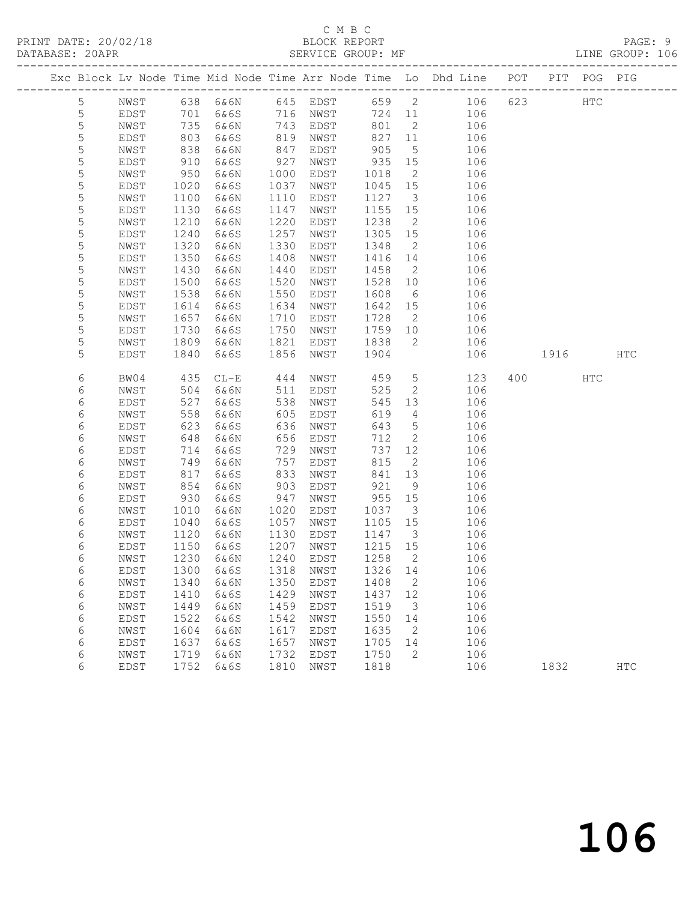C M B C

PRINT DATE: 20/02/18 BLOCK REPORT

DATABASE: 20APR SERVICE GROUP: MF LINE GROUP: 106

| Exc | Block | Lv Node | Time | Mid Node | Time | Arr Node | Time | Lo | Dhd Line | POT | PIT | POG | PIG |
|---|---|---|---|---|---|---|---|---|---|---|---|---|---|
| | 5 | NWST | 638 | 6&6N | 645 | EDST | 659 | 2 | 106 | 623 | | HTC | |
| | 5 | EDST | 701 | 6&6S | 716 | NWST | 724 | 11 | 106 | | | | |
| | 5 | NWST | 735 | 6&6N | 743 | EDST | 801 | 2 | 106 | | | | |
| | 5 | EDST | 803 | 6&6S | 819 | NWST | 827 | 11 | 106 | | | | |
| | 5 | NWST | 838 | 6&6N | 847 | EDST | 905 | 5 | 106 | | | | |
| | 5 | EDST | 910 | 6&6S | 927 | NWST | 935 | 15 | 106 | | | | |
| | 5 | NWST | 950 | 6&6N | 1000 | EDST | 1018 | 2 | 106 | | | | |
| | 5 | EDST | 1020 | 6&6S | 1037 | NWST | 1045 | 15 | 106 | | | | |
| | 5 | NWST | 1100 | 6&6N | 1110 | EDST | 1127 | 3 | 106 | | | | |
| | 5 | EDST | 1130 | 6&6S | 1147 | NWST | 1155 | 15 | 106 | | | | |
| | 5 | NWST | 1210 | 6&6N | 1220 | EDST | 1238 | 2 | 106 | | | | |
| | 5 | EDST | 1240 | 6&6S | 1257 | NWST | 1305 | 15 | 106 | | | | |
| | 5 | NWST | 1320 | 6&6N | 1330 | EDST | 1348 | 2 | 106 | | | | |
| | 5 | EDST | 1350 | 6&6S | 1408 | NWST | 1416 | 14 | 106 | | | | |
| | 5 | NWST | 1430 | 6&6N | 1440 | EDST | 1458 | 2 | 106 | | | | |
| | 5 | EDST | 1500 | 6&6S | 1520 | NWST | 1528 | 10 | 106 | | | | |
| | 5 | NWST | 1538 | 6&6N | 1550 | EDST | 1608 | 6 | 106 | | | | |
| | 5 | EDST | 1614 | 6&6S | 1634 | NWST | 1642 | 15 | 106 | | | | |
| | 5 | NWST | 1657 | 6&6N | 1710 | EDST | 1728 | 2 | 106 | | | | |
| | 5 | EDST | 1730 | 6&6S | 1750 | NWST | 1759 | 10 | 106 | | | | |
| | 5 | NWST | 1809 | 6&6N | 1821 | EDST | 1838 | 2 | 106 | | | | |
| | 5 | EDST | 1840 | 6&6S | 1856 | NWST | 1904 | | 106 | | 1916 | | HTC |
| | 6 | BW04 | 435 | CL-E | 444 | NWST | 459 | 5 | 123 | 400 | | HTC | |
| | 6 | NWST | 504 | 6&6N | 511 | EDST | 525 | 2 | 106 | | | | |
| | 6 | EDST | 527 | 6&6S | 538 | NWST | 545 | 13 | 106 | | | | |
| | 6 | NWST | 558 | 6&6N | 605 | EDST | 619 | 4 | 106 | | | | |
| | 6 | EDST | 623 | 6&6S | 636 | NWST | 643 | 5 | 106 | | | | |
| | 6 | NWST | 648 | 6&6N | 656 | EDST | 712 | 2 | 106 | | | | |
| | 6 | EDST | 714 | 6&6S | 729 | NWST | 737 | 12 | 106 | | | | |
| | 6 | NWST | 749 | 6&6N | 757 | EDST | 815 | 2 | 106 | | | | |
| | 6 | EDST | 817 | 6&6S | 833 | NWST | 841 | 13 | 106 | | | | |
| | 6 | NWST | 854 | 6&6N | 903 | EDST | 921 | 9 | 106 | | | | |
| | 6 | EDST | 930 | 6&6S | 947 | NWST | 955 | 15 | 106 | | | | |
| | 6 | NWST | 1010 | 6&6N | 1020 | EDST | 1037 | 3 | 106 | | | | |
| | 6 | EDST | 1040 | 6&6S | 1057 | NWST | 1105 | 15 | 106 | | | | |
| | 6 | NWST | 1120 | 6&6N | 1130 | EDST | 1147 | 3 | 106 | | | | |
| | 6 | EDST | 1150 | 6&6S | 1207 | NWST | 1215 | 15 | 106 | | | | |
| | 6 | NWST | 1230 | 6&6N | 1240 | EDST | 1258 | 2 | 106 | | | | |
| | 6 | EDST | 1300 | 6&6S | 1318 | NWST | 1326 | 14 | 106 | | | | |
| | 6 | NWST | 1340 | 6&6N | 1350 | EDST | 1408 | 2 | 106 | | | | |
| | 6 | EDST | 1410 | 6&6S | 1429 | NWST | 1437 | 12 | 106 | | | | |
| | 6 | NWST | 1449 | 6&6N | 1459 | EDST | 1519 | 3 | 106 | | | | |
| | 6 | EDST | 1522 | 6&6S | 1542 | NWST | 1550 | 14 | 106 | | | | |
| | 6 | NWST | 1604 | 6&6N | 1617 | EDST | 1635 | 2 | 106 | | | | |
| | 6 | EDST | 1637 | 6&6S | 1657 | NWST | 1705 | 14 | 106 | | | | |
| | 6 | NWST | 1719 | 6&6N | 1732 | EDST | 1750 | 2 | 106 | | | | |
| | 6 | EDST | 1752 | 6&6S | 1810 | NWST | 1818 | | 106 | | 1832 | | HTC |

106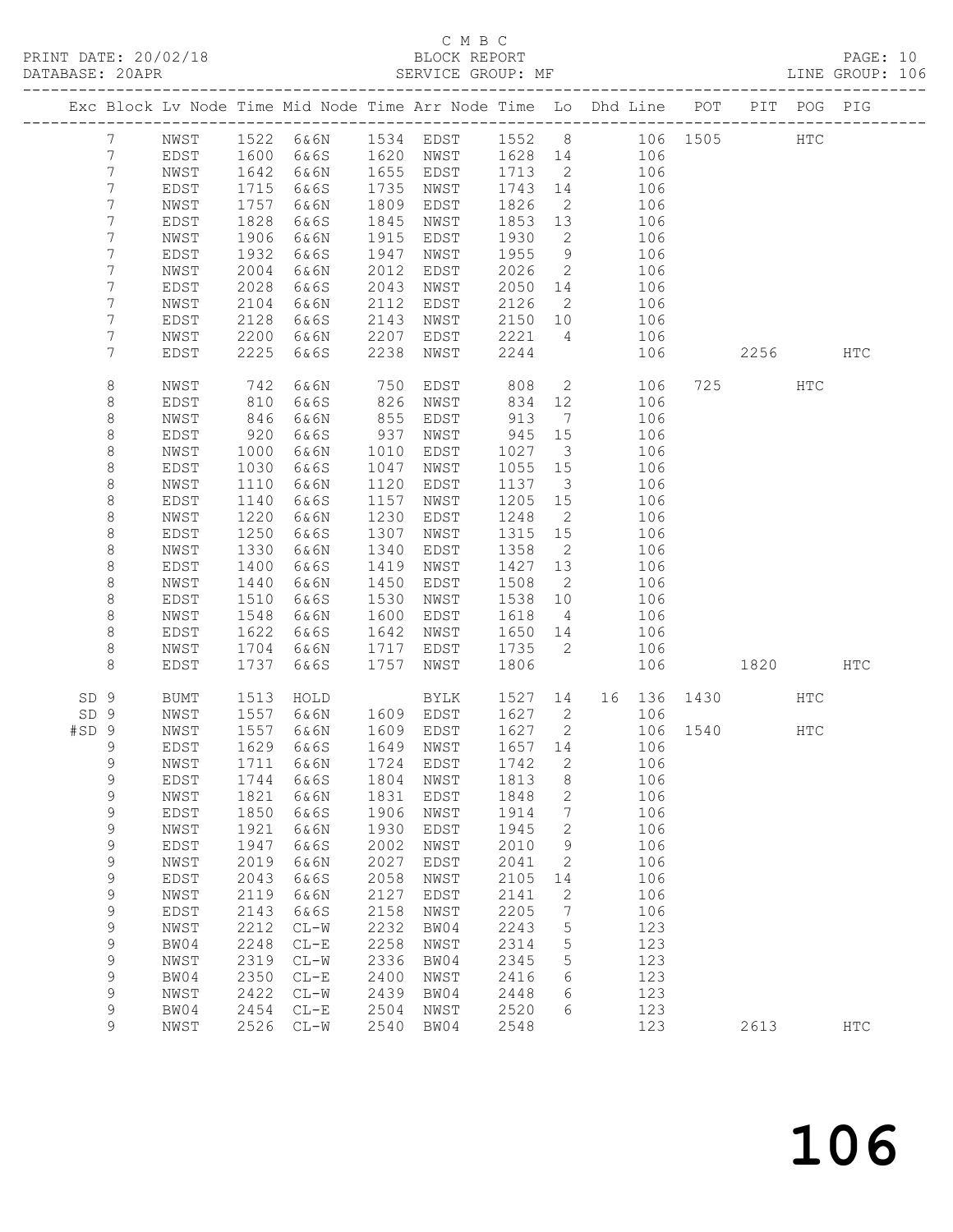C M B C

BLOCK REPORT

PRINT DATE: 20/02/18 DATABASE: 20APR SERVICE GROUP: MF LINE GROUP: 106

| Exc | Block | Lv | Node | Time | Mid Node | Time | Arr Node | Time | Lo | Dhd Line | POT | PIT | POG | PIG |
|---|---|---|---|---|---|---|---|---|---|---|---|---|---|---|
| | 7 | | NWST | 1522 | 6&6N | 1534 | EDST | 1552 | 8 | 106 | 1505 | | HTC | |
| | 7 | | EDST | 1600 | 6&6S | 1620 | NWST | 1628 | 14 | 106 | | | | |
| | 7 | | NWST | 1642 | 6&6N | 1655 | EDST | 1713 | 2 | 106 | | | | |
| | 7 | | EDST | 1715 | 6&6S | 1735 | NWST | 1743 | 14 | 106 | | | | |
| | 7 | | NWST | 1757 | 6&6N | 1809 | EDST | 1826 | 2 | 106 | | | | |
| | 7 | | EDST | 1828 | 6&6S | 1845 | NWST | 1853 | 13 | 106 | | | | |
| | 7 | | NWST | 1906 | 6&6N | 1915 | EDST | 1930 | 2 | 106 | | | | |
| | 7 | | EDST | 1932 | 6&6S | 1947 | NWST | 1955 | 9 | 106 | | | | |
| | 7 | | NWST | 2004 | 6&6N | 2012 | EDST | 2026 | 2 | 106 | | | | |
| | 7 | | EDST | 2028 | 6&6S | 2043 | NWST | 2050 | 14 | 106 | | | | |
| | 7 | | NWST | 2104 | 6&6N | 2112 | EDST | 2126 | 2 | 106 | | | | |
| | 7 | | EDST | 2128 | 6&6S | 2143 | NWST | 2150 | 10 | 106 | | | | |
| | 7 | | NWST | 2200 | 6&6N | 2207 | EDST | 2221 | 4 | 106 | | | | |
| | 7 | | EDST | 2225 | 6&6S | 2238 | NWST | 2244 | | 106 | | 2256 | | HTC |
| | 8 | | NWST | 742 | 6&6N | 750 | EDST | 808 | 2 | 106 | 725 | | HTC | |
| | 8 | | EDST | 810 | 6&6S | 826 | NWST | 834 | 12 | 106 | | | | |
| | 8 | | NWST | 846 | 6&6N | 855 | EDST | 913 | 7 | 106 | | | | |
| | 8 | | EDST | 920 | 6&6S | 937 | NWST | 945 | 15 | 106 | | | | |
| | 8 | | NWST | 1000 | 6&6N | 1010 | EDST | 1027 | 3 | 106 | | | | |
| | 8 | | EDST | 1030 | 6&6S | 1047 | NWST | 1055 | 15 | 106 | | | | |
| | 8 | | NWST | 1110 | 6&6N | 1120 | EDST | 1137 | 3 | 106 | | | | |
| | 8 | | EDST | 1140 | 6&6S | 1157 | NWST | 1205 | 15 | 106 | | | | |
| | 8 | | NWST | 1220 | 6&6N | 1230 | EDST | 1248 | 2 | 106 | | | | |
| | 8 | | EDST | 1250 | 6&6S | 1307 | NWST | 1315 | 15 | 106 | | | | |
| | 8 | | NWST | 1330 | 6&6N | 1340 | EDST | 1358 | 2 | 106 | | | | |
| | 8 | | EDST | 1400 | 6&6S | 1419 | NWST | 1427 | 13 | 106 | | | | |
| | 8 | | NWST | 1440 | 6&6N | 1450 | EDST | 1508 | 2 | 106 | | | | |
| | 8 | | EDST | 1510 | 6&6S | 1530 | NWST | 1538 | 10 | 106 | | | | |
| | 8 | | NWST | 1548 | 6&6N | 1600 | EDST | 1618 | 4 | 106 | | | | |
| | 8 | | EDST | 1622 | 6&6S | 1642 | NWST | 1650 | 14 | 106 | | | | |
| | 8 | | NWST | 1704 | 6&6N | 1717 | EDST | 1735 | 2 | 106 | | | | |
| | 8 | | EDST | 1737 | 6&6S | 1757 | NWST | 1806 | | 106 | | 1820 | | HTC |
| SD | 9 | | BUMT | 1513 | HOLD | | BYLK | 1527 | 14 | 16 136 | 1430 | | HTC | |
| SD | 9 | | NWST | 1557 | 6&6N | 1609 | EDST | 1627 | 2 | 106 | | | | |
| #SD | 9 | | NWST | 1557 | 6&6N | 1609 | EDST | 1627 | 2 | 106 | 1540 | | HTC | |
| | 9 | | EDST | 1629 | 6&6S | 1649 | NWST | 1657 | 14 | 106 | | | | |
| | 9 | | NWST | 1711 | 6&6N | 1724 | EDST | 1742 | 2 | 106 | | | | |
| | 9 | | EDST | 1744 | 6&6S | 1804 | NWST | 1813 | 8 | 106 | | | | |
| | 9 | | NWST | 1821 | 6&6N | 1831 | EDST | 1848 | 2 | 106 | | | | |
| | 9 | | EDST | 1850 | 6&6S | 1906 | NWST | 1914 | 7 | 106 | | | | |
| | 9 | | NWST | 1921 | 6&6N | 1930 | EDST | 1945 | 2 | 106 | | | | |
| | 9 | | EDST | 1947 | 6&6S | 2002 | NWST | 2010 | 9 | 106 | | | | |
| | 9 | | NWST | 2019 | 6&6N | 2027 | EDST | 2041 | 2 | 106 | | | | |
| | 9 | | EDST | 2043 | 6&6S | 2058 | NWST | 2105 | 14 | 106 | | | | |
| | 9 | | NWST | 2119 | 6&6N | 2127 | EDST | 2141 | 2 | 106 | | | | |
| | 9 | | EDST | 2143 | 6&6S | 2158 | NWST | 2205 | 7 | 106 | | | | |
| | 9 | | NWST | 2212 | CL-W | 2232 | BW04 | 2243 | 5 | 123 | | | | |
| | 9 | | BW04 | 2248 | CL-E | 2258 | NWST | 2314 | 5 | 123 | | | | |
| | 9 | | NWST | 2319 | CL-W | 2336 | BW04 | 2345 | 5 | 123 | | | | |
| | 9 | | BW04 | 2350 | CL-E | 2400 | NWST | 2416 | 6 | 123 | | | | |
| | 9 | | NWST | 2422 | CL-W | 2439 | BW04 | 2448 | 6 | 123 | | | | |
| | 9 | | BW04 | 2454 | CL-E | 2504 | NWST | 2520 | 6 | 123 | | | | |
| | 9 | | NWST | 2526 | CL-W | 2540 | BW04 | 2548 | | 123 | | 2613 | | HTC |

106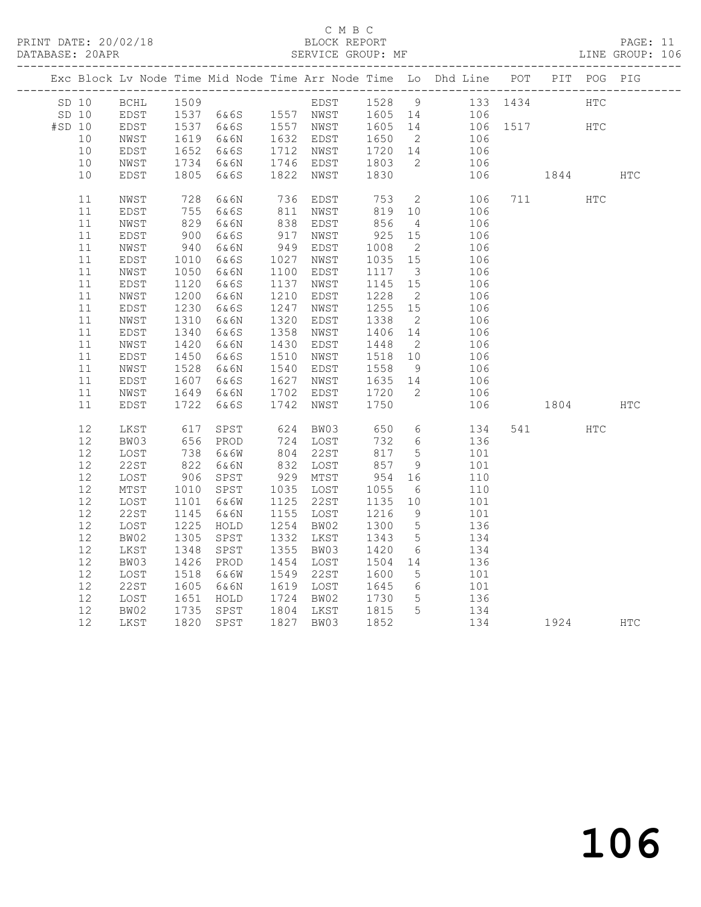C M B C
BLOCK REPORT
SERVICE GROUP: MF

PRINT DATE: 20/02/18
DATABASE: 20APR
LINE GROUP: 106

| Exc | Block | Lv | Node | Time | Mid Node | Time | Arr Node | Time | Lo | Dhd Line | POT | PIT | POG | PIG |
|---|---|---|---|---|---|---|---|---|---|---|---|---|---|---|
| SD | 10 | | BCHL | 1509 | | | EDST | 1528 | 9 | 133 | 1434 | | HTC | |
| SD | 10 | | EDST | 1537 | 6&6S | 1557 | NWST | 1605 | 14 | 106 | | | | |
| #SD | 10 | | EDST | 1537 | 6&6S | 1557 | NWST | 1605 | 14 | 106 | 1517 | | HTC | |
| | 10 | | NWST | 1619 | 6&6N | 1632 | EDST | 1650 | 2 | 106 | | | | |
| | 10 | | EDST | 1652 | 6&6S | 1712 | NWST | 1720 | 14 | 106 | | | | |
| | 10 | | NWST | 1734 | 6&6N | 1746 | EDST | 1803 | 2 | 106 | | | | |
| | 10 | | EDST | 1805 | 6&6S | 1822 | NWST | 1830 | | 106 | | 1844 | | HTC |
| | 11 | | NWST | 728 | 6&6N | 736 | EDST | 753 | 2 | 106 | 711 | | HTC | |
| | 11 | | EDST | 755 | 6&6S | 811 | NWST | 819 | 10 | 106 | | | | |
| | 11 | | NWST | 829 | 6&6N | 838 | EDST | 856 | 4 | 106 | | | | |
| | 11 | | EDST | 900 | 6&6S | 917 | NWST | 925 | 15 | 106 | | | | |
| | 11 | | NWST | 940 | 6&6N | 949 | EDST | 1008 | 2 | 106 | | | | |
| | 11 | | EDST | 1010 | 6&6S | 1027 | NWST | 1035 | 15 | 106 | | | | |
| | 11 | | NWST | 1050 | 6&6N | 1100 | EDST | 1117 | 3 | 106 | | | | |
| | 11 | | EDST | 1120 | 6&6S | 1137 | NWST | 1145 | 15 | 106 | | | | |
| | 11 | | NWST | 1200 | 6&6N | 1210 | EDST | 1228 | 2 | 106 | | | | |
| | 11 | | EDST | 1230 | 6&6S | 1247 | NWST | 1255 | 15 | 106 | | | | |
| | 11 | | NWST | 1310 | 6&6N | 1320 | EDST | 1338 | 2 | 106 | | | | |
| | 11 | | EDST | 1340 | 6&6S | 1358 | NWST | 1406 | 14 | 106 | | | | |
| | 11 | | NWST | 1420 | 6&6N | 1430 | EDST | 1448 | 2 | 106 | | | | |
| | 11 | | EDST | 1450 | 6&6S | 1510 | NWST | 1518 | 10 | 106 | | | | |
| | 11 | | NWST | 1528 | 6&6N | 1540 | EDST | 1558 | 9 | 106 | | | | |
| | 11 | | EDST | 1607 | 6&6S | 1627 | NWST | 1635 | 14 | 106 | | | | |
| | 11 | | NWST | 1649 | 6&6N | 1702 | EDST | 1720 | 2 | 106 | | | | |
| | 11 | | EDST | 1722 | 6&6S | 1742 | NWST | 1750 | | 106 | | 1804 | | HTC |
| | 12 | | LKST | 617 | SPST | 624 | BW03 | 650 | 6 | 134 | 541 | | HTC | |
| | 12 | | BW03 | 656 | PROD | 724 | LOST | 732 | 6 | 136 | | | | |
| | 12 | | LOST | 738 | 6&6W | 804 | 22ST | 817 | 5 | 101 | | | | |
| | 12 | | 22ST | 822 | 6&6N | 832 | LOST | 857 | 9 | 101 | | | | |
| | 12 | | LOST | 906 | SPST | 929 | MTST | 954 | 16 | 110 | | | | |
| | 12 | | MTST | 1010 | SPST | 1035 | LOST | 1055 | 6 | 110 | | | | |
| | 12 | | LOST | 1101 | 6&6W | 1125 | 22ST | 1135 | 10 | 101 | | | | |
| | 12 | | 22ST | 1145 | 6&6N | 1155 | LOST | 1216 | 9 | 101 | | | | |
| | 12 | | LOST | 1225 | HOLD | 1254 | BW02 | 1300 | 5 | 136 | | | | |
| | 12 | | BW02 | 1305 | SPST | 1332 | LKST | 1343 | 5 | 134 | | | | |
| | 12 | | LKST | 1348 | SPST | 1355 | BW03 | 1420 | 6 | 134 | | | | |
| | 12 | | BW03 | 1426 | PROD | 1454 | LOST | 1504 | 14 | 136 | | | | |
| | 12 | | LOST | 1518 | 6&6W | 1549 | 22ST | 1600 | 5 | 101 | | | | |
| | 12 | | 22ST | 1605 | 6&6N | 1619 | LOST | 1645 | 6 | 101 | | | | |
| | 12 | | LOST | 1651 | HOLD | 1724 | BW02 | 1730 | 5 | 136 | | | | |
| | 12 | | BW02 | 1735 | SPST | 1804 | LKST | 1815 | 5 | 134 | | | | |
| | 12 | | LKST | 1820 | SPST | 1827 | BW03 | 1852 | | 134 | | 1924 | | HTC |

106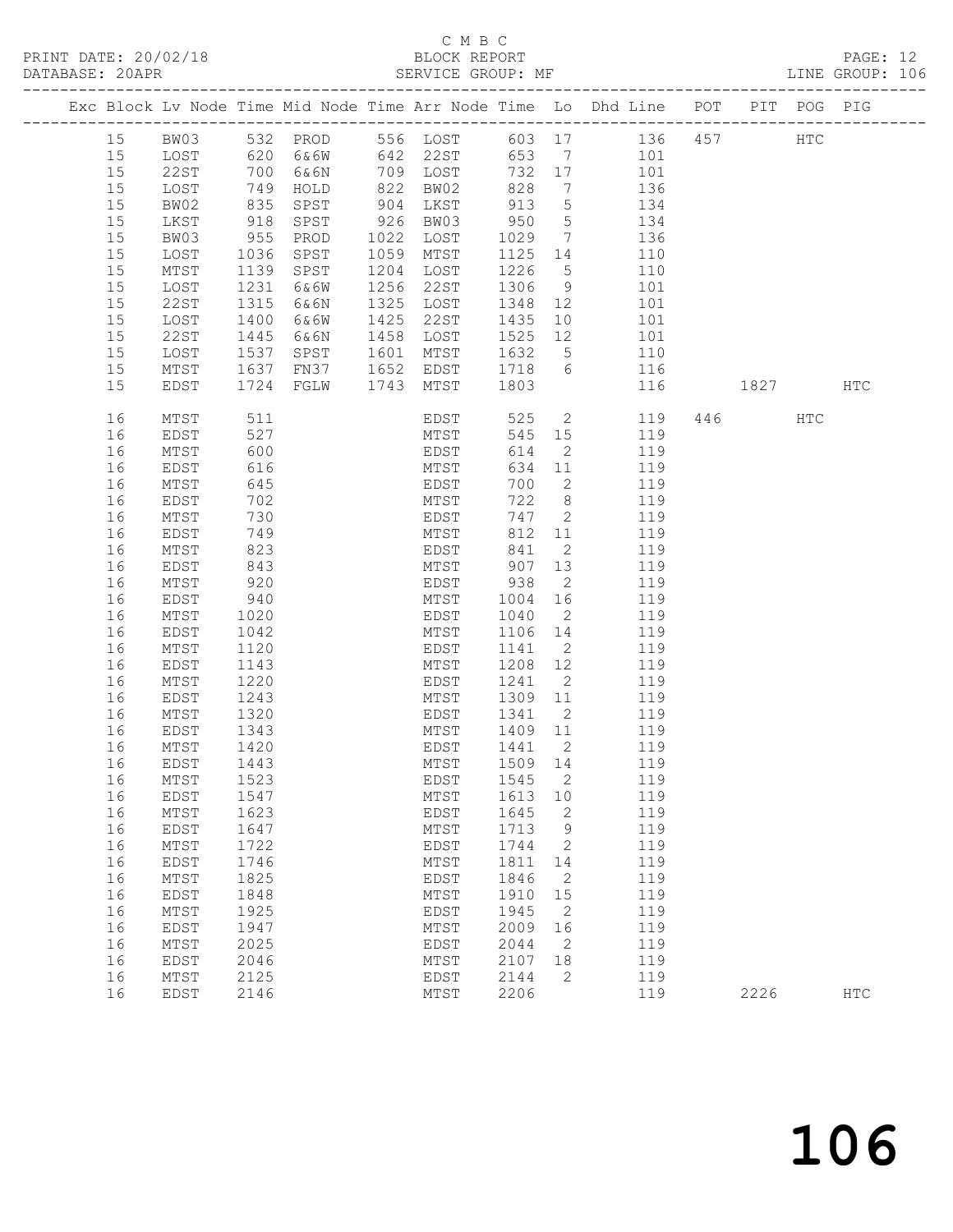C M B C

BLOCK REPORT

SERVICE GROUP: MF

LINE GROUP: 106

PRINT DATE: 20/02/18

DATABASE: 20APR

| Exc | Block | Lv | Node | Time | Mid Node | Time | Arr Node | Time | Lo | Dhd Line | POT | PIT | POG | PIG |
|---|---|---|---|---|---|---|---|---|---|---|---|---|---|---|
| | 15 | | BW03 | 532 | PROD | 556 | LOST | 603 | 17 | 136 | 457 | | HTC | |
| | 15 | | LOST | 620 | 6&6W | 642 | 22ST | 653 | 7 | 101 | | | | |
| | 15 | | 22ST | 700 | 6&6N | 709 | LOST | 732 | 17 | 101 | | | | |
| | 15 | | LOST | 749 | HOLD | 822 | BW02 | 828 | 7 | 136 | | | | |
| | 15 | | BW02 | 835 | SPST | 904 | LKST | 913 | 5 | 134 | | | | |
| | 15 | | LKST | 918 | SPST | 926 | BW03 | 950 | 5 | 134 | | | | |
| | 15 | | BW03 | 955 | PROD | 1022 | LOST | 1029 | 7 | 136 | | | | |
| | 15 | | LOST | 1036 | SPST | 1059 | MTST | 1125 | 14 | 110 | | | | |
| | 15 | | MTST | 1139 | SPST | 1204 | LOST | 1226 | 5 | 110 | | | | |
| | 15 | | LOST | 1231 | 6&6W | 1256 | 22ST | 1306 | 9 | 101 | | | | |
| | 15 | | 22ST | 1315 | 6&6N | 1325 | LOST | 1348 | 12 | 101 | | | | |
| | 15 | | LOST | 1400 | 6&6W | 1425 | 22ST | 1435 | 10 | 101 | | | | |
| | 15 | | 22ST | 1445 | 6&6N | 1458 | LOST | 1525 | 12 | 101 | | | | |
| | 15 | | LOST | 1537 | SPST | 1601 | MTST | 1632 | 5 | 110 | | | | |
| | 15 | | MTST | 1637 | FN37 | 1652 | EDST | 1718 | 6 | 116 | | | | |
| | 15 | | EDST | 1724 | FGLW | 1743 | MTST | 1803 | | 116 | | 1827 | | HTC |
| | 16 | | MTST | 511 | | | EDST | 525 | 2 | 119 | 446 | | HTC | |
| | 16 | | EDST | 527 | | | MTST | 545 | 15 | 119 | | | | |
| | 16 | | MTST | 600 | | | EDST | 614 | 2 | 119 | | | | |
| | 16 | | EDST | 616 | | | MTST | 634 | 11 | 119 | | | | |
| | 16 | | MTST | 645 | | | EDST | 700 | 2 | 119 | | | | |
| | 16 | | EDST | 702 | | | MTST | 722 | 8 | 119 | | | | |
| | 16 | | MTST | 730 | | | EDST | 747 | 2 | 119 | | | | |
| | 16 | | EDST | 749 | | | MTST | 812 | 11 | 119 | | | | |
| | 16 | | MTST | 823 | | | EDST | 841 | 2 | 119 | | | | |
| | 16 | | EDST | 843 | | | MTST | 907 | 13 | 119 | | | | |
| | 16 | | MTST | 920 | | | EDST | 938 | 2 | 119 | | | | |
| | 16 | | EDST | 940 | | | MTST | 1004 | 16 | 119 | | | | |
| | 16 | | MTST | 1020 | | | EDST | 1040 | 2 | 119 | | | | |
| | 16 | | EDST | 1042 | | | MTST | 1106 | 14 | 119 | | | | |
| | 16 | | MTST | 1120 | | | EDST | 1141 | 2 | 119 | | | | |
| | 16 | | EDST | 1143 | | | MTST | 1208 | 12 | 119 | | | | |
| | 16 | | MTST | 1220 | | | EDST | 1241 | 2 | 119 | | | | |
| | 16 | | EDST | 1243 | | | MTST | 1309 | 11 | 119 | | | | |
| | 16 | | MTST | 1320 | | | EDST | 1341 | 2 | 119 | | | | |
| | 16 | | EDST | 1343 | | | MTST | 1409 | 11 | 119 | | | | |
| | 16 | | MTST | 1420 | | | EDST | 1441 | 2 | 119 | | | | |
| | 16 | | EDST | 1443 | | | MTST | 1509 | 14 | 119 | | | | |
| | 16 | | MTST | 1523 | | | EDST | 1545 | 2 | 119 | | | | |
| | 16 | | EDST | 1547 | | | MTST | 1613 | 10 | 119 | | | | |
| | 16 | | MTST | 1623 | | | EDST | 1645 | 2 | 119 | | | | |
| | 16 | | EDST | 1647 | | | MTST | 1713 | 9 | 119 | | | | |
| | 16 | | MTST | 1722 | | | EDST | 1744 | 2 | 119 | | | | |
| | 16 | | EDST | 1746 | | | MTST | 1811 | 14 | 119 | | | | |
| | 16 | | MTST | 1825 | | | EDST | 1846 | 2 | 119 | | | | |
| | 16 | | EDST | 1848 | | | MTST | 1910 | 15 | 119 | | | | |
| | 16 | | MTST | 1925 | | | EDST | 1945 | 2 | 119 | | | | |
| | 16 | | EDST | 1947 | | | MTST | 2009 | 16 | 119 | | | | |
| | 16 | | MTST | 2025 | | | EDST | 2044 | 2 | 119 | | | | |
| | 16 | | EDST | 2046 | | | MTST | 2107 | 18 | 119 | | | | |
| | 16 | | MTST | 2125 | | | EDST | 2144 | 2 | 119 | | | | |
| | 16 | | EDST | 2146 | | | MTST | 2206 | | 119 | | 2226 | | HTC |

# 106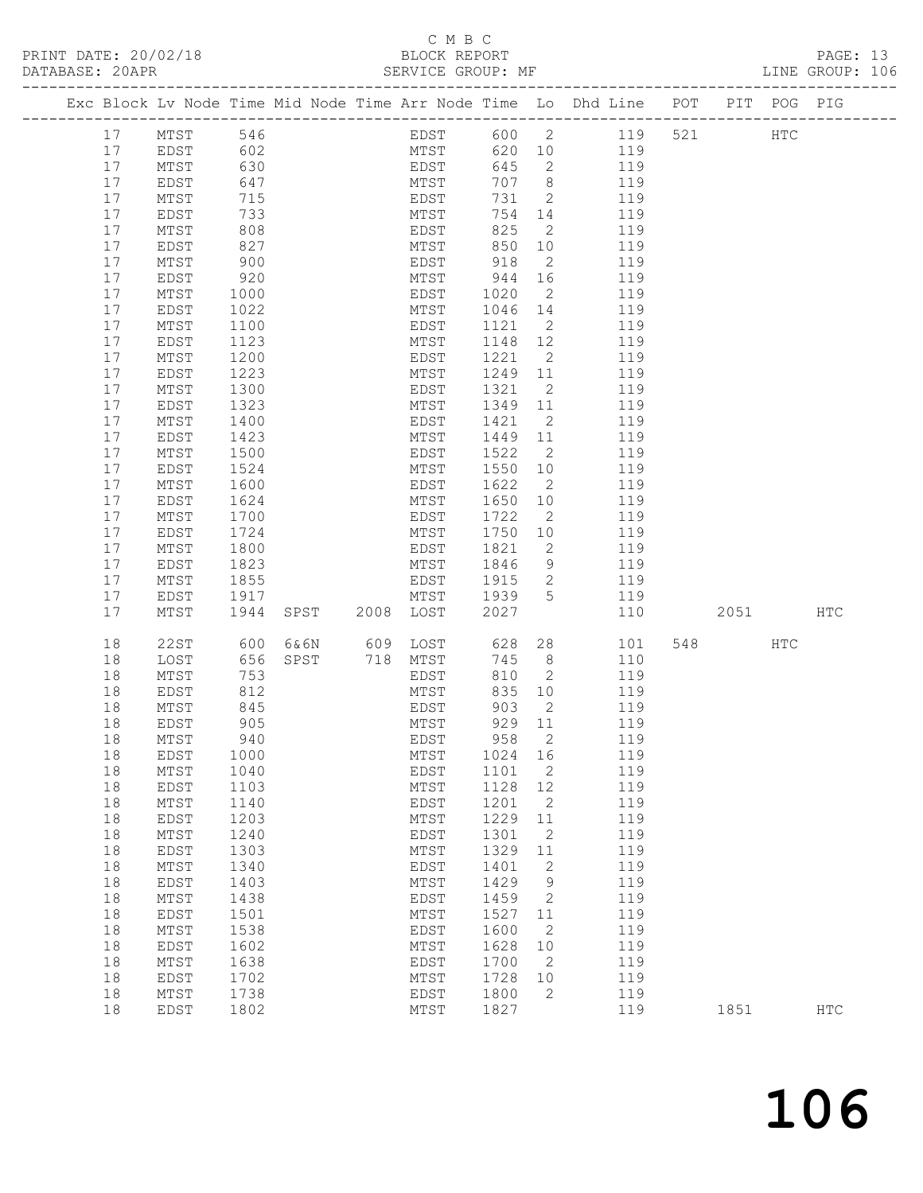C M B C

PRINT DATE: 20/02/18 BLOCK REPORT

DATABASE: 20APR SERVICE GROUP: MF LINE GROUP: 106

| Exc | Block | Lv Node | Time | Mid Node | Time | Arr Node | Time | Lo | Dhd Line | POT | PIT | POG | PIG |
|---|---|---|---|---|---|---|---|---|---|---|---|---|---|
| | 17 | MTST | 546 | | | EDST | 600 | 2 | 119 | 521 | | HTC | |
| | 17 | EDST | 602 | | | MTST | 620 | 10 | 119 | | | | |
| | 17 | MTST | 630 | | | EDST | 645 | 2 | 119 | | | | |
| | 17 | EDST | 647 | | | MTST | 707 | 8 | 119 | | | | |
| | 17 | MTST | 715 | | | EDST | 731 | 2 | 119 | | | | |
| | 17 | EDST | 733 | | | MTST | 754 | 14 | 119 | | | | |
| | 17 | MTST | 808 | | | EDST | 825 | 2 | 119 | | | | |
| | 17 | EDST | 827 | | | MTST | 850 | 10 | 119 | | | | |
| | 17 | MTST | 900 | | | EDST | 918 | 2 | 119 | | | | |
| | 17 | EDST | 920 | | | MTST | 944 | 16 | 119 | | | | |
| | 17 | MTST | 1000 | | | EDST | 1020 | 2 | 119 | | | | |
| | 17 | EDST | 1022 | | | MTST | 1046 | 14 | 119 | | | | |
| | 17 | MTST | 1100 | | | EDST | 1121 | 2 | 119 | | | | |
| | 17 | EDST | 1123 | | | MTST | 1148 | 12 | 119 | | | | |
| | 17 | MTST | 1200 | | | EDST | 1221 | 2 | 119 | | | | |
| | 17 | EDST | 1223 | | | MTST | 1249 | 11 | 119 | | | | |
| | 17 | MTST | 1300 | | | EDST | 1321 | 2 | 119 | | | | |
| | 17 | EDST | 1323 | | | MTST | 1349 | 11 | 119 | | | | |
| | 17 | MTST | 1400 | | | EDST | 1421 | 2 | 119 | | | | |
| | 17 | EDST | 1423 | | | MTST | 1449 | 11 | 119 | | | | |
| | 17 | MTST | 1500 | | | EDST | 1522 | 2 | 119 | | | | |
| | 17 | EDST | 1524 | | | MTST | 1550 | 10 | 119 | | | | |
| | 17 | MTST | 1600 | | | EDST | 1622 | 2 | 119 | | | | |
| | 17 | EDST | 1624 | | | MTST | 1650 | 10 | 119 | | | | |
| | 17 | MTST | 1700 | | | EDST | 1722 | 2 | 119 | | | | |
| | 17 | EDST | 1724 | | | MTST | 1750 | 10 | 119 | | | | |
| | 17 | MTST | 1800 | | | EDST | 1821 | 2 | 119 | | | | |
| | 17 | EDST | 1823 | | | MTST | 1846 | 9 | 119 | | | | |
| | 17 | MTST | 1855 | | | EDST | 1915 | 2 | 119 | | | | |
| | 17 | EDST | 1917 | | | MTST | 1939 | 5 | 119 | | | | |
| | 17 | MTST | 1944 | SPST | 2008 | LOST | 2027 | | 110 | | 2051 | | HTC |
| | 18 | 22ST | 600 | 6&6N | 609 | LOST | 628 | 28 | 101 | 548 | | HTC | |
| | 18 | LOST | 656 | SPST | 718 | MTST | 745 | 8 | 110 | | | | |
| | 18 | MTST | 753 | | | EDST | 810 | 2 | 119 | | | | |
| | 18 | EDST | 812 | | | MTST | 835 | 10 | 119 | | | | |
| | 18 | MTST | 845 | | | EDST | 903 | 2 | 119 | | | | |
| | 18 | EDST | 905 | | | MTST | 929 | 11 | 119 | | | | |
| | 18 | MTST | 940 | | | EDST | 958 | 2 | 119 | | | | |
| | 18 | EDST | 1000 | | | MTST | 1024 | 16 | 119 | | | | |
| | 18 | MTST | 1040 | | | EDST | 1101 | 2 | 119 | | | | |
| | 18 | EDST | 1103 | | | MTST | 1128 | 12 | 119 | | | | |
| | 18 | MTST | 1140 | | | EDST | 1201 | 2 | 119 | | | | |
| | 18 | EDST | 1203 | | | MTST | 1229 | 11 | 119 | | | | |
| | 18 | MTST | 1240 | | | EDST | 1301 | 2 | 119 | | | | |
| | 18 | EDST | 1303 | | | MTST | 1329 | 11 | 119 | | | | |
| | 18 | MTST | 1340 | | | EDST | 1401 | 2 | 119 | | | | |
| | 18 | EDST | 1403 | | | MTST | 1429 | 9 | 119 | | | | |
| | 18 | MTST | 1438 | | | EDST | 1459 | 2 | 119 | | | | |
| | 18 | EDST | 1501 | | | MTST | 1527 | 11 | 119 | | | | |
| | 18 | MTST | 1538 | | | EDST | 1600 | 2 | 119 | | | | |
| | 18 | EDST | 1602 | | | MTST | 1628 | 10 | 119 | | | | |
| | 18 | MTST | 1638 | | | EDST | 1700 | 2 | 119 | | | | |
| | 18 | EDST | 1702 | | | MTST | 1728 | 10 | 119 | | | | |
| | 18 | MTST | 1738 | | | EDST | 1800 | 2 | 119 | | | | |
| | 18 | EDST | 1802 | | | MTST | 1827 | | 119 | | 1851 | | HTC |

106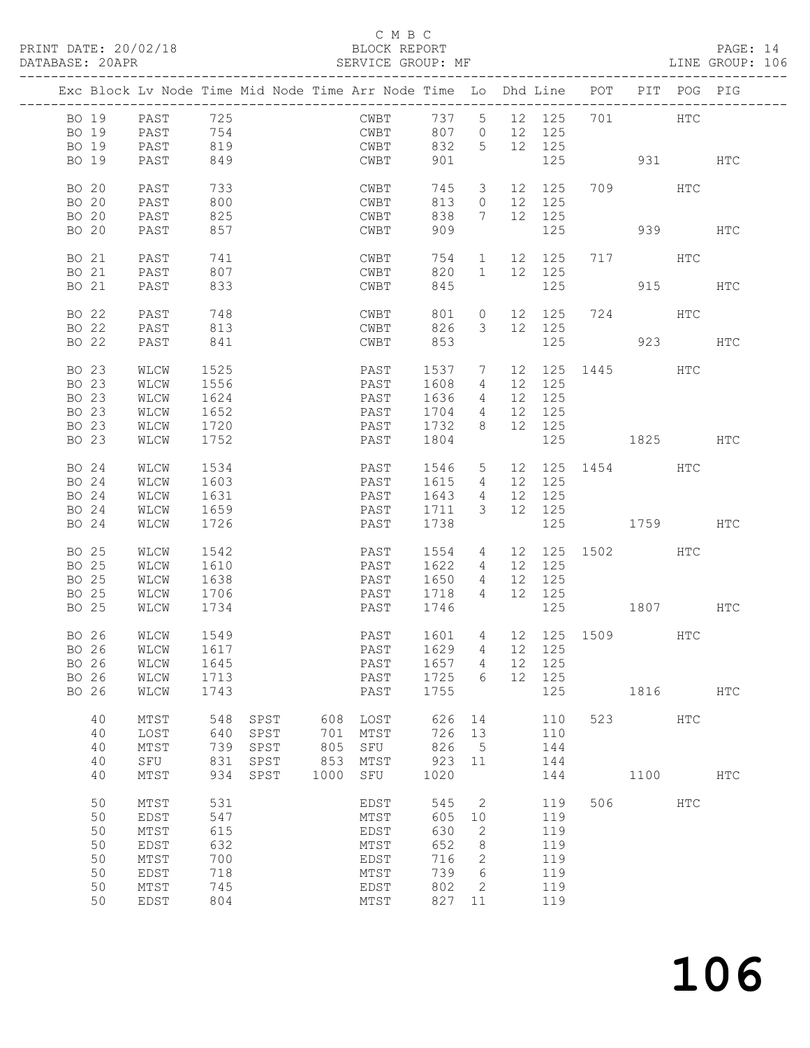C M B C

PRINT DATE: 20/02/18 BLOCK REPORT PAGE: 14
DATABASE: 20APR SERVICE GROUP: MF LINE GROUP: 106

| Exc | Block | Lv | Node | Time | Mid Node | Time | Arr Node | Time | Lo | Dhd | Line | POT | PIT | POG | PIG |
|---|---|---|---|---|---|---|---|---|---|---|---|---|---|---|---|
| | BO 19 | | PAST | 725 | | | CWBT | 737 | 5 | 12 | 125 | 701 | | HTC | |
| | BO 19 | | PAST | 754 | | | CWBT | 807 | 0 | 12 | 125 | | | | |
| | BO 19 | | PAST | 819 | | | CWBT | 832 | 5 | 12 | 125 | | | | |
| | BO 19 | | PAST | 849 | | | CWBT | 901 | | | 125 | | 931 | | HTC |
| | BO 20 | | PAST | 733 | | | CWBT | 745 | 3 | 12 | 125 | 709 | | HTC | |
| | BO 20 | | PAST | 800 | | | CWBT | 813 | 0 | 12 | 125 | | | | |
| | BO 20 | | PAST | 825 | | | CWBT | 838 | 7 | 12 | 125 | | | | |
| | BO 20 | | PAST | 857 | | | CWBT | 909 | | | 125 | | 939 | | HTC |
| | BO 21 | | PAST | 741 | | | CWBT | 754 | 1 | 12 | 125 | 717 | | HTC | |
| | BO 21 | | PAST | 807 | | | CWBT | 820 | 1 | 12 | 125 | | | | |
| | BO 21 | | PAST | 833 | | | CWBT | 845 | | | 125 | | 915 | | HTC |
| | BO 22 | | PAST | 748 | | | CWBT | 801 | 0 | 12 | 125 | 724 | | HTC | |
| | BO 22 | | PAST | 813 | | | CWBT | 826 | 3 | 12 | 125 | | | | |
| | BO 22 | | PAST | 841 | | | CWBT | 853 | | | 125 | | 923 | | HTC |
| | BO 23 | | WLCW | 1525 | | | PAST | 1537 | 7 | 12 | 125 | 1445 | | HTC | |
| | BO 23 | | WLCW | 1556 | | | PAST | 1608 | 4 | 12 | 125 | | | | |
| | BO 23 | | WLCW | 1624 | | | PAST | 1636 | 4 | 12 | 125 | | | | |
| | BO 23 | | WLCW | 1652 | | | PAST | 1704 | 4 | 12 | 125 | | | | |
| | BO 23 | | WLCW | 1720 | | | PAST | 1732 | 8 | 12 | 125 | | | | |
| | BO 23 | | WLCW | 1752 | | | PAST | 1804 | | | 125 | | 1825 | | HTC |
| | BO 24 | | WLCW | 1534 | | | PAST | 1546 | 5 | 12 | 125 | 1454 | | HTC | |
| | BO 24 | | WLCW | 1603 | | | PAST | 1615 | 4 | 12 | 125 | | | | |
| | BO 24 | | WLCW | 1631 | | | PAST | 1643 | 4 | 12 | 125 | | | | |
| | BO 24 | | WLCW | 1659 | | | PAST | 1711 | 3 | 12 | 125 | | | | |
| | BO 24 | | WLCW | 1726 | | | PAST | 1738 | | | 125 | | 1759 | | HTC |
| | BO 25 | | WLCW | 1542 | | | PAST | 1554 | 4 | 12 | 125 | 1502 | | HTC | |
| | BO 25 | | WLCW | 1610 | | | PAST | 1622 | 4 | 12 | 125 | | | | |
| | BO 25 | | WLCW | 1638 | | | PAST | 1650 | 4 | 12 | 125 | | | | |
| | BO 25 | | WLCW | 1706 | | | PAST | 1718 | 4 | 12 | 125 | | | | |
| | BO 25 | | WLCW | 1734 | | | PAST | 1746 | | | 125 | | 1807 | | HTC |
| | BO 26 | | WLCW | 1549 | | | PAST | 1601 | 4 | 12 | 125 | 1509 | | HTC | |
| | BO 26 | | WLCW | 1617 | | | PAST | 1629 | 4 | 12 | 125 | | | | |
| | BO 26 | | WLCW | 1645 | | | PAST | 1657 | 4 | 12 | 125 | | | | |
| | BO 26 | | WLCW | 1713 | | | PAST | 1725 | 6 | 12 | 125 | | | | |
| | BO 26 | | WLCW | 1743 | | | PAST | 1755 | | | 125 | | 1816 | | HTC |
| | 40 | | MTST | 548 | SPST | 608 | LOST | 626 | 14 | | 110 | 523 | | HTC | |
| | 40 | | LOST | 640 | SPST | 701 | MTST | 726 | 13 | | 110 | | | | |
| | 40 | | MTST | 739 | SPST | 805 | SFU | 826 | 5 | | 144 | | | | |
| | 40 | | SFU | 831 | SPST | 853 | MTST | 923 | 11 | | 144 | | | | |
| | 40 | | MTST | 934 | SPST | 1000 | SFU | 1020 | | | 144 | | 1100 | | HTC |
| | 50 | | MTST | 531 | | | EDST | 545 | 2 | | 119 | 506 | | HTC | |
| | 50 | | EDST | 547 | | | MTST | 605 | 10 | | 119 | | | | |
| | 50 | | MTST | 615 | | | EDST | 630 | 2 | | 119 | | | | |
| | 50 | | EDST | 632 | | | MTST | 652 | 8 | | 119 | | | | |
| | 50 | | MTST | 700 | | | EDST | 716 | 2 | | 119 | | | | |
| | 50 | | EDST | 718 | | | MTST | 739 | 6 | | 119 | | | | |
| | 50 | | MTST | 745 | | | EDST | 802 | 2 | | 119 | | | | |
| | 50 | | EDST | 804 | | | MTST | 827 | 11 | | 119 | | | | |

# 106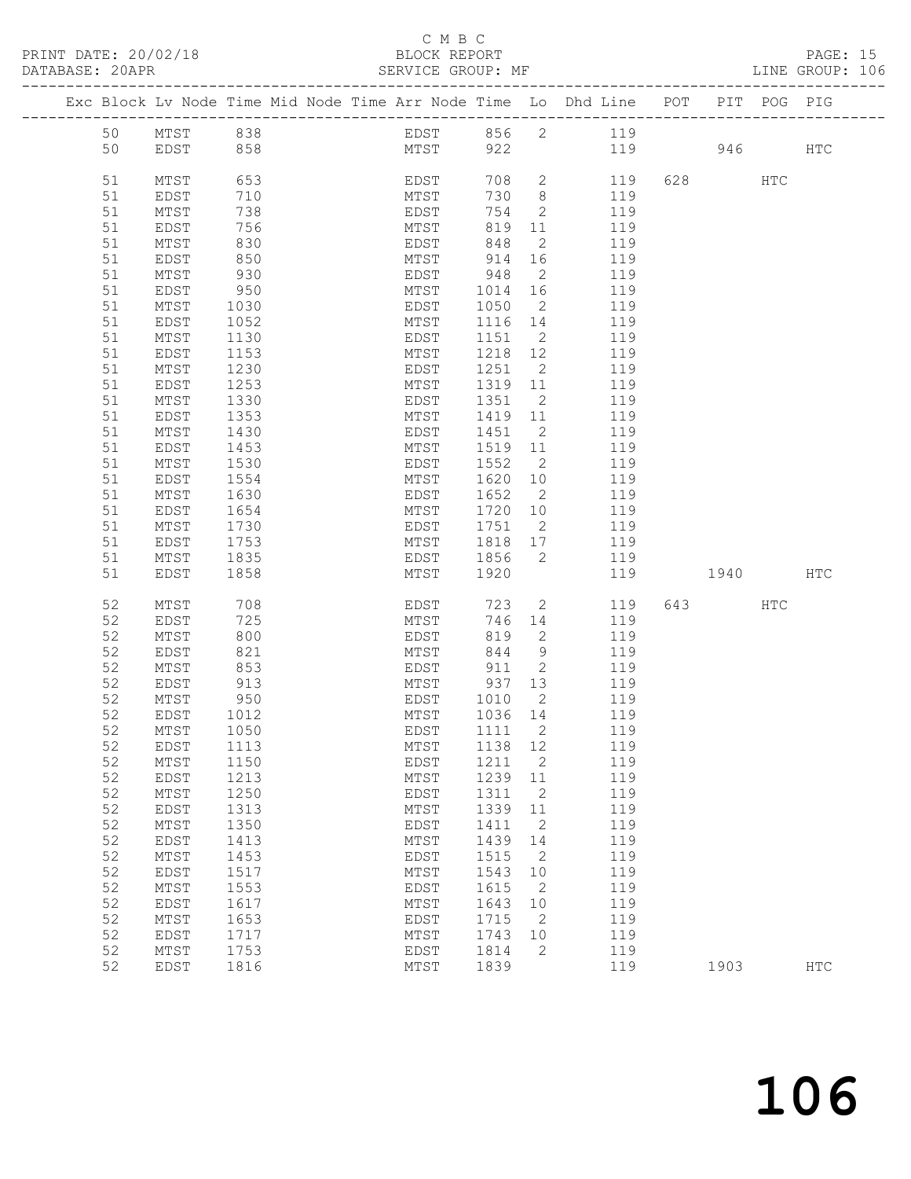C M B C

PRINT DATE: 20/02/18 BLOCK REPORT PAGE: 15
DATABASE: 20APR SERVICE GROUP: MF LINE GROUP: 106

| Exc | Block | Lv | Node | Time | Mid | Node | Time | Arr | Node | Time | Lo | Dhd | Line | POT | PIT | POG | PIG |
|---|---|---|---|---|---|---|---|---|---|---|---|---|---|---|---|---|---|
| | 50 | | MTST | 838 | | | | | EDST | 856 | 2 | | 119 | | | | |
| | 50 | | EDST | 858 | | | | | MTST | 922 | | | 119 | | 946 | | HTC |
| | 51 | | MTST | 653 | | | | | EDST | 708 | 2 | | 119 | 628 | | HTC | |
| | 51 | | EDST | 710 | | | | | MTST | 730 | 8 | | 119 | | | | |
| | 51 | | MTST | 738 | | | | | EDST | 754 | 2 | | 119 | | | | |
| | 51 | | EDST | 756 | | | | | MTST | 819 | 11 | | 119 | | | | |
| | 51 | | MTST | 830 | | | | | EDST | 848 | 2 | | 119 | | | | |
| | 51 | | EDST | 850 | | | | | MTST | 914 | 16 | | 119 | | | | |
| | 51 | | MTST | 930 | | | | | EDST | 948 | 2 | | 119 | | | | |
| | 51 | | EDST | 950 | | | | | MTST | 1014 | 16 | | 119 | | | | |
| | 51 | | MTST | 1030 | | | | | EDST | 1050 | 2 | | 119 | | | | |
| | 51 | | EDST | 1052 | | | | | MTST | 1116 | 14 | | 119 | | | | |
| | 51 | | MTST | 1130 | | | | | EDST | 1151 | 2 | | 119 | | | | |
| | 51 | | EDST | 1153 | | | | | MTST | 1218 | 12 | | 119 | | | | |
| | 51 | | MTST | 1230 | | | | | EDST | 1251 | 2 | | 119 | | | | |
| | 51 | | EDST | 1253 | | | | | MTST | 1319 | 11 | | 119 | | | | |
| | 51 | | MTST | 1330 | | | | | EDST | 1351 | 2 | | 119 | | | | |
| | 51 | | EDST | 1353 | | | | | MTST | 1419 | 11 | | 119 | | | | |
| | 51 | | MTST | 1430 | | | | | EDST | 1451 | 2 | | 119 | | | | |
| | 51 | | EDST | 1453 | | | | | MTST | 1519 | 11 | | 119 | | | | |
| | 51 | | MTST | 1530 | | | | | EDST | 1552 | 2 | | 119 | | | | |
| | 51 | | EDST | 1554 | | | | | MTST | 1620 | 10 | | 119 | | | | |
| | 51 | | MTST | 1630 | | | | | EDST | 1652 | 2 | | 119 | | | | |
| | 51 | | EDST | 1654 | | | | | MTST | 1720 | 10 | | 119 | | | | |
| | 51 | | MTST | 1730 | | | | | EDST | 1751 | 2 | | 119 | | | | |
| | 51 | | EDST | 1753 | | | | | MTST | 1818 | 17 | | 119 | | | | |
| | 51 | | MTST | 1835 | | | | | EDST | 1856 | 2 | | 119 | | | | |
| | 51 | | EDST | 1858 | | | | | MTST | 1920 | | | 119 | | 1940 | | HTC |
| | 52 | | MTST | 708 | | | | | EDST | 723 | 2 | | 119 | 643 | | HTC | |
| | 52 | | EDST | 725 | | | | | MTST | 746 | 14 | | 119 | | | | |
| | 52 | | MTST | 800 | | | | | EDST | 819 | 2 | | 119 | | | | |
| | 52 | | EDST | 821 | | | | | MTST | 844 | 9 | | 119 | | | | |
| | 52 | | MTST | 853 | | | | | EDST | 911 | 2 | | 119 | | | | |
| | 52 | | EDST | 913 | | | | | MTST | 937 | 13 | | 119 | | | | |
| | 52 | | MTST | 950 | | | | | EDST | 1010 | 2 | | 119 | | | | |
| | 52 | | EDST | 1012 | | | | | MTST | 1036 | 14 | | 119 | | | | |
| | 52 | | MTST | 1050 | | | | | EDST | 1111 | 2 | | 119 | | | | |
| | 52 | | EDST | 1113 | | | | | MTST | 1138 | 12 | | 119 | | | | |
| | 52 | | MTST | 1150 | | | | | EDST | 1211 | 2 | | 119 | | | | |
| | 52 | | EDST | 1213 | | | | | MTST | 1239 | 11 | | 119 | | | | |
| | 52 | | MTST | 1250 | | | | | EDST | 1311 | 2 | | 119 | | | | |
| | 52 | | EDST | 1313 | | | | | MTST | 1339 | 11 | | 119 | | | | |
| | 52 | | MTST | 1350 | | | | | EDST | 1411 | 2 | | 119 | | | | |
| | 52 | | EDST | 1413 | | | | | MTST | 1439 | 14 | | 119 | | | | |
| | 52 | | MTST | 1453 | | | | | EDST | 1515 | 2 | | 119 | | | | |
| | 52 | | EDST | 1517 | | | | | MTST | 1543 | 10 | | 119 | | | | |
| | 52 | | MTST | 1553 | | | | | EDST | 1615 | 2 | | 119 | | | | |
| | 52 | | EDST | 1617 | | | | | MTST | 1643 | 10 | | 119 | | | | |
| | 52 | | MTST | 1653 | | | | | EDST | 1715 | 2 | | 119 | | | | |
| | 52 | | EDST | 1717 | | | | | MTST | 1743 | 10 | | 119 | | | | |
| | 52 | | MTST | 1753 | | | | | EDST | 1814 | 2 | | 119 | | | | |
| | 52 | | EDST | 1816 | | | | | MTST | 1839 | | | 119 | | 1903 | | HTC |

106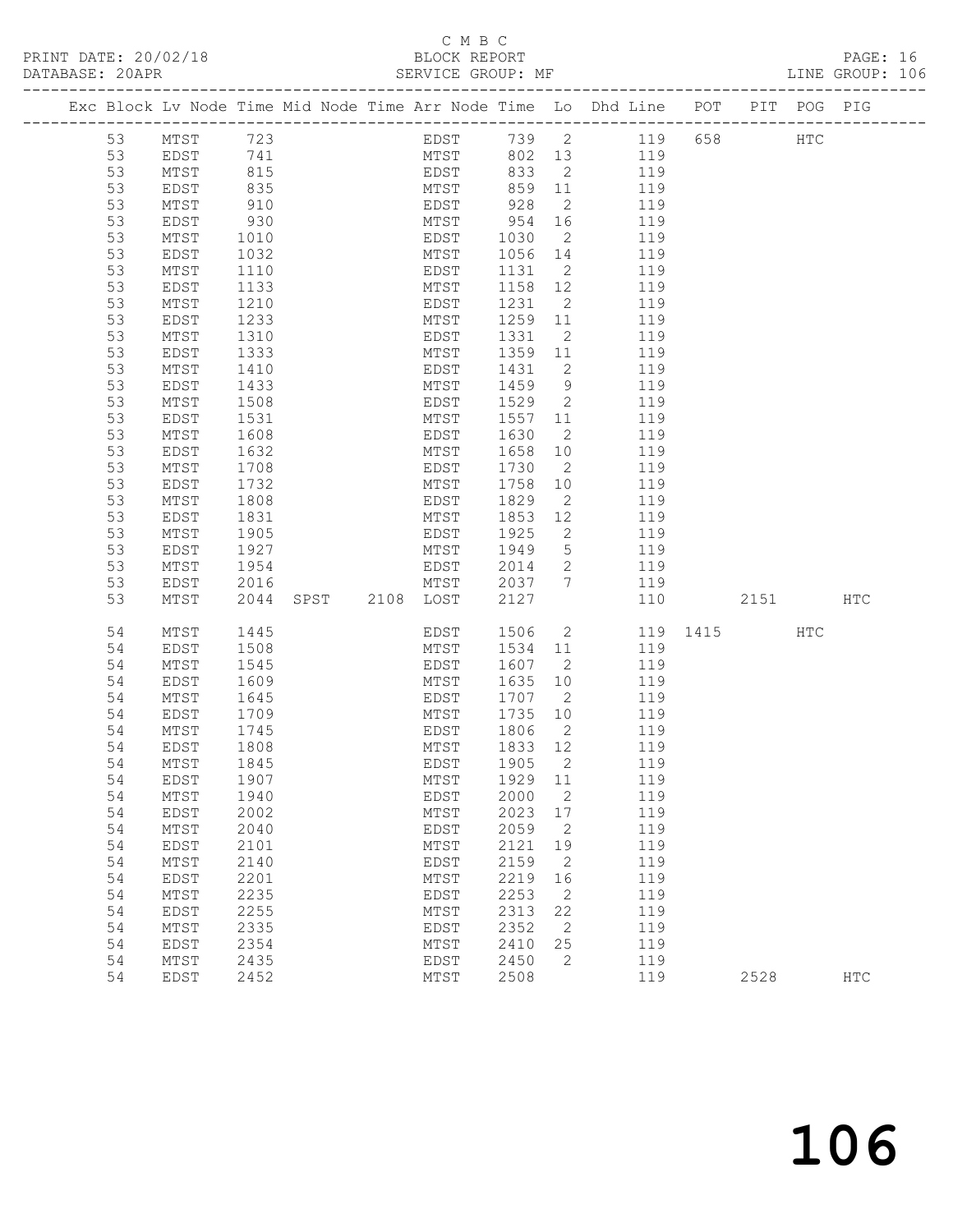C M B C
PRINT DATE: 20/02/18 BLOCK REPORT
DATABASE: 20APR SERVICE GROUP: MF LINE GROUP: 106

| Exc | Block | Lv | Node | Time | Mid Node | Time | Arr Node | Time | Lo | Dhd Line | POT | PIT | POG | PIG |
|---|---|---|---|---|---|---|---|---|---|---|---|---|---|---|
| | 53 | | MTST | 723 | | | EDST | 739 | 2 | 119 | 658 | | HTC | |
| | 53 | | EDST | 741 | | | MTST | 802 | 13 | 119 | | | | |
| | 53 | | MTST | 815 | | | EDST | 833 | 2 | 119 | | | | |
| | 53 | | EDST | 835 | | | MTST | 859 | 11 | 119 | | | | |
| | 53 | | MTST | 910 | | | EDST | 928 | 2 | 119 | | | | |
| | 53 | | EDST | 930 | | | MTST | 954 | 16 | 119 | | | | |
| | 53 | | MTST | 1010 | | | EDST | 1030 | 2 | 119 | | | | |
| | 53 | | EDST | 1032 | | | MTST | 1056 | 14 | 119 | | | | |
| | 53 | | MTST | 1110 | | | EDST | 1131 | 2 | 119 | | | | |
| | 53 | | EDST | 1133 | | | MTST | 1158 | 12 | 119 | | | | |
| | 53 | | MTST | 1210 | | | EDST | 1231 | 2 | 119 | | | | |
| | 53 | | EDST | 1233 | | | MTST | 1259 | 11 | 119 | | | | |
| | 53 | | MTST | 1310 | | | EDST | 1331 | 2 | 119 | | | | |
| | 53 | | EDST | 1333 | | | MTST | 1359 | 11 | 119 | | | | |
| | 53 | | MTST | 1410 | | | EDST | 1431 | 2 | 119 | | | | |
| | 53 | | EDST | 1433 | | | MTST | 1459 | 9 | 119 | | | | |
| | 53 | | MTST | 1508 | | | EDST | 1529 | 2 | 119 | | | | |
| | 53 | | EDST | 1531 | | | MTST | 1557 | 11 | 119 | | | | |
| | 53 | | MTST | 1608 | | | EDST | 1630 | 2 | 119 | | | | |
| | 53 | | EDST | 1632 | | | MTST | 1658 | 10 | 119 | | | | |
| | 53 | | MTST | 1708 | | | EDST | 1730 | 2 | 119 | | | | |
| | 53 | | EDST | 1732 | | | MTST | 1758 | 10 | 119 | | | | |
| | 53 | | MTST | 1808 | | | EDST | 1829 | 2 | 119 | | | | |
| | 53 | | EDST | 1831 | | | MTST | 1853 | 12 | 119 | | | | |
| | 53 | | MTST | 1905 | | | EDST | 1925 | 2 | 119 | | | | |
| | 53 | | EDST | 1927 | | | MTST | 1949 | 5 | 119 | | | | |
| | 53 | | MTST | 1954 | | | EDST | 2014 | 2 | 119 | | | | |
| | 53 | | EDST | 2016 | | | MTST | 2037 | 7 | 119 | | | | |
| | 53 | | MTST | 2044 | SPST | 2108 | LOST | 2127 | | 110 | | 2151 | | HTC |
| | 54 | | MTST | 1445 | | | EDST | 1506 | 2 | 119 | 1415 | | HTC | |
| | 54 | | EDST | 1508 | | | MTST | 1534 | 11 | 119 | | | | |
| | 54 | | MTST | 1545 | | | EDST | 1607 | 2 | 119 | | | | |
| | 54 | | EDST | 1609 | | | MTST | 1635 | 10 | 119 | | | | |
| | 54 | | MTST | 1645 | | | EDST | 1707 | 2 | 119 | | | | |
| | 54 | | EDST | 1709 | | | MTST | 1735 | 10 | 119 | | | | |
| | 54 | | MTST | 1745 | | | EDST | 1806 | 2 | 119 | | | | |
| | 54 | | EDST | 1808 | | | MTST | 1833 | 12 | 119 | | | | |
| | 54 | | MTST | 1845 | | | EDST | 1905 | 2 | 119 | | | | |
| | 54 | | EDST | 1907 | | | MTST | 1929 | 11 | 119 | | | | |
| | 54 | | MTST | 1940 | | | EDST | 2000 | 2 | 119 | | | | |
| | 54 | | EDST | 2002 | | | MTST | 2023 | 17 | 119 | | | | |
| | 54 | | MTST | 2040 | | | EDST | 2059 | 2 | 119 | | | | |
| | 54 | | EDST | 2101 | | | MTST | 2121 | 19 | 119 | | | | |
| | 54 | | MTST | 2140 | | | EDST | 2159 | 2 | 119 | | | | |
| | 54 | | EDST | 2201 | | | MTST | 2219 | 16 | 119 | | | | |
| | 54 | | MTST | 2235 | | | EDST | 2253 | 2 | 119 | | | | |
| | 54 | | EDST | 2255 | | | MTST | 2313 | 22 | 119 | | | | |
| | 54 | | MTST | 2335 | | | EDST | 2352 | 2 | 119 | | | | |
| | 54 | | EDST | 2354 | | | MTST | 2410 | 25 | 119 | | | | |
| | 54 | | MTST | 2435 | | | EDST | 2450 | 2 | 119 | | | | |
| | 54 | | EDST | 2452 | | | MTST | 2508 | | 119 | | 2528 | | HTC |

106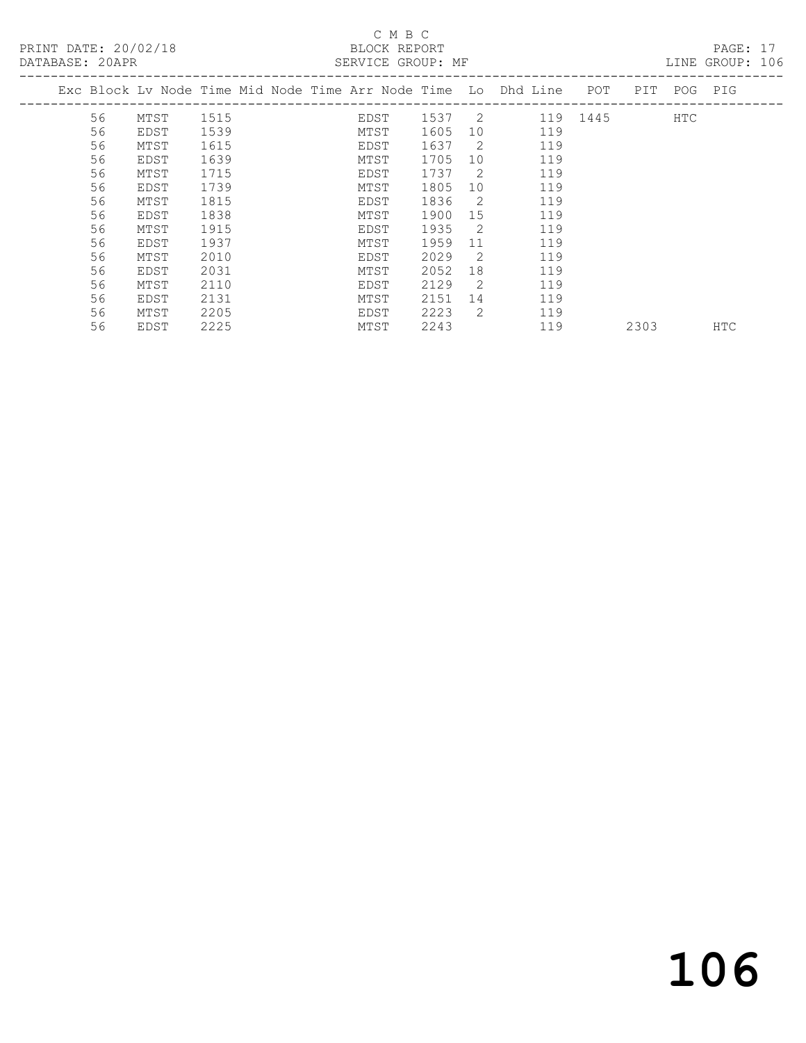C M B C

PRINT DATE: 20/02/18 BLOCK REPORT

DATABASE: 20APR SERVICE GROUP: MF LINE GROUP: 106

| Exc | Block | Lv | Node | Time | Mid | Node | Time | Arr | Node | Time | Lo | Dhd | Line | POT | PIT | POG | PIG |
|---|---|---|---|---|---|---|---|---|---|---|---|---|---|---|---|---|---|
| | 56 | | MTST | 1515 | | | | | EDST | 1537 | 2 | | 119 | 1445 | | HTC | |
| | 56 | | EDST | 1539 | | | | | MTST | 1605 | 10 | | 119 | | | | |
| | 56 | | MTST | 1615 | | | | | EDST | 1637 | 2 | | 119 | | | | |
| | 56 | | EDST | 1639 | | | | | MTST | 1705 | 10 | | 119 | | | | |
| | 56 | | MTST | 1715 | | | | | EDST | 1737 | 2 | | 119 | | | | |
| | 56 | | EDST | 1739 | | | | | MTST | 1805 | 10 | | 119 | | | | |
| | 56 | | MTST | 1815 | | | | | EDST | 1836 | 2 | | 119 | | | | |
| | 56 | | EDST | 1838 | | | | | MTST | 1900 | 15 | | 119 | | | | |
| | 56 | | MTST | 1915 | | | | | EDST | 1935 | 2 | | 119 | | | | |
| | 56 | | EDST | 1937 | | | | | MTST | 1959 | 11 | | 119 | | | | |
| | 56 | | MTST | 2010 | | | | | EDST | 2029 | 2 | | 119 | | | | |
| | 56 | | EDST | 2031 | | | | | MTST | 2052 | 18 | | 119 | | | | |
| | 56 | | MTST | 2110 | | | | | EDST | 2129 | 2 | | 119 | | | | |
| | 56 | | EDST | 2131 | | | | | MTST | 2151 | 14 | | 119 | | | | |
| | 56 | | MTST | 2205 | | | | | EDST | 2223 | 2 | | 119 | | | | |
| | 56 | | EDST | 2225 | | | | | MTST | 2243 | | | 119 | | 2303 | | HTC |

106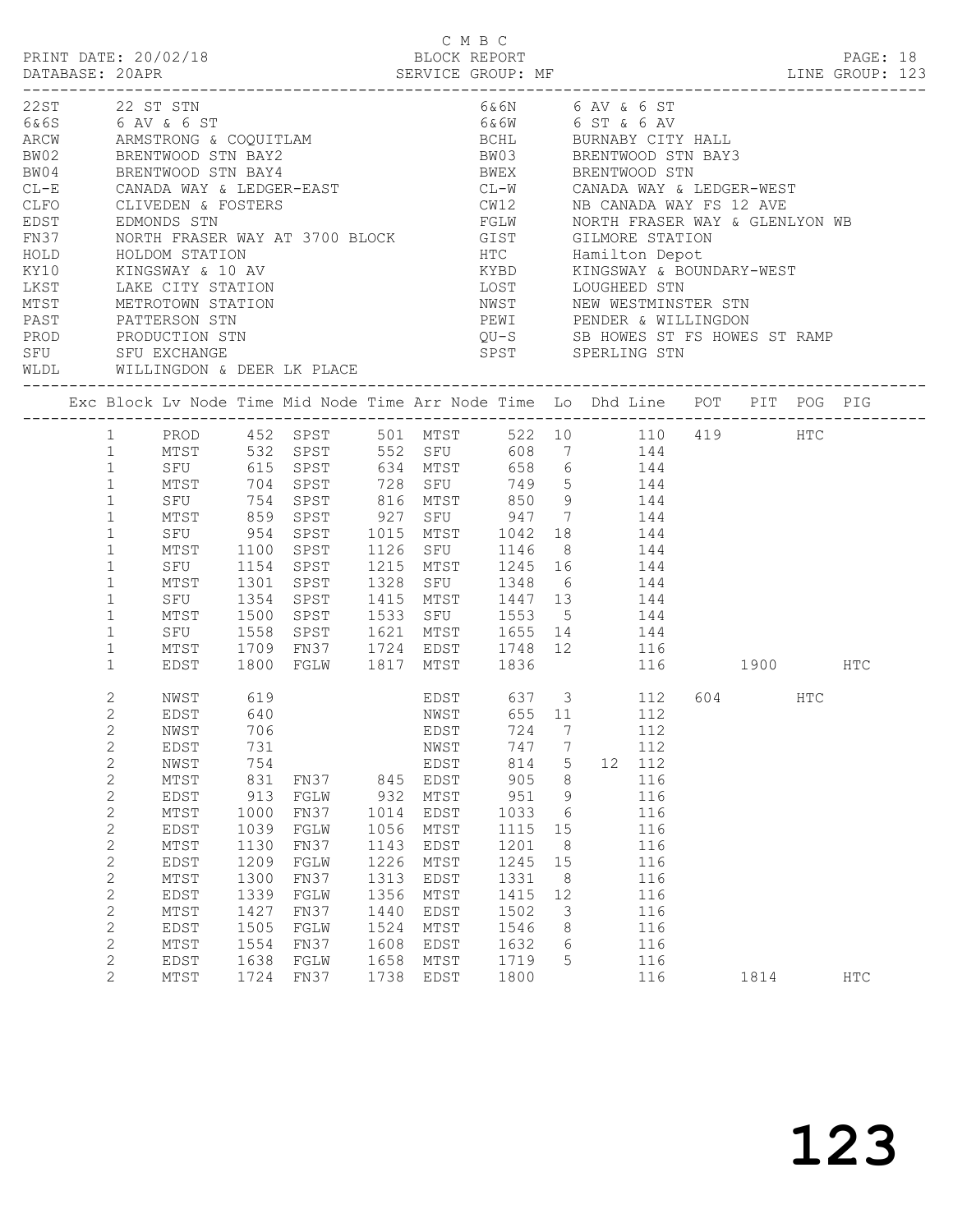C M B C

PRINT DATE: 20/02/18 BLOCK REPORT

DATABASE: 20APR SERVICE GROUP: MF LINE GROUP: 123

| Code | Description | Code | Description |
|---|---|---|---|
| 22ST | 22 ST STN | 6&6N | 6 AV & 6 ST |
| 6&6S | 6 AV & 6 ST | 6&6W | 6 ST & 6 AV |
| ARCW | ARMSTRONG & COQUITLAM | BCHL | BURNABY CITY HALL |
| BW02 | BRENTWOOD STN BAY2 | BW03 | BRENTWOOD STN BAY3 |
| BW04 | BRENTWOOD STN BAY4 | BWEX | BRENTWOOD STN |
| CL-E | CANADA WAY & LEDGER-EAST | CL-W | CANADA WAY & LEDGER-WEST |
| CLFO | CLIVEDEN & FOSTERS | CW12 | NB CANADA WAY FS 12 AVE |
| EDST | EDMONDS STN | FGLW | NORTH FRASER WAY & GLENLYON WB |
| FN37 | NORTH FRASER WAY AT 3700 BLOCK | GIST | GILMORE STATION |
| HOLD | HOLDOM STATION | HTC | Hamilton Depot |
| KY10 | KINGSWAY & 10 AV | KYBD | KINGSWAY & BOUNDARY-WEST |
| LKST | LAKE CITY STATION | LOST | LOUGHEED STN |
| MTST | METROTOWN STATION | NWST | NEW WESTMINSTER STN |
| PAST | PATTERSON STN | PEWI | PENDER & WILLINGDON |
| PROD | PRODUCTION STN | QU-S | SB HOWES ST FS HOWES ST RAMP |
| SFU | SFU EXCHANGE | SPST | SPERLING STN |
| WLDL | WILLINGDON & DEER LK PLACE | | |

| Exc | Block | Lv Node | Time | Mid Node | Time | Arr Node | Time | Lo | Dhd | Line | POT | PIT | POG | PIG |
|---|---|---|---|---|---|---|---|---|---|---|---|---|---|---|
| | 1 | PROD | 452 | SPST | 501 | MTST | 522 | 10 | | 110 | 419 | | HTC | |
| | 1 | MTST | 532 | SPST | 552 | SFU | 608 | 7 | | 144 | | | | |
| | 1 | SFU | 615 | SPST | 634 | MTST | 658 | 6 | | 144 | | | | |
| | 1 | MTST | 704 | SPST | 728 | SFU | 749 | 5 | | 144 | | | | |
| | 1 | SFU | 754 | SPST | 816 | MTST | 850 | 9 | | 144 | | | | |
| | 1 | MTST | 859 | SPST | 927 | SFU | 947 | 7 | | 144 | | | | |
| | 1 | SFU | 954 | SPST | 1015 | MTST | 1042 | 18 | | 144 | | | | |
| | 1 | MTST | 1100 | SPST | 1126 | SFU | 1146 | 8 | | 144 | | | | |
| | 1 | SFU | 1154 | SPST | 1215 | MTST | 1245 | 16 | | 144 | | | | |
| | 1 | MTST | 1301 | SPST | 1328 | SFU | 1348 | 6 | | 144 | | | | |
| | 1 | SFU | 1354 | SPST | 1415 | MTST | 1447 | 13 | | 144 | | | | |
| | 1 | MTST | 1500 | SPST | 1533 | SFU | 1553 | 5 | | 144 | | | | |
| | 1 | SFU | 1558 | SPST | 1621 | MTST | 1655 | 14 | | 144 | | | | |
| | 1 | MTST | 1709 | FN37 | 1724 | EDST | 1748 | 12 | | 116 | | | | |
| | 1 | EDST | 1800 | FGLW | 1817 | MTST | 1836 | | | 116 | | 1900 | | HTC |
| | 2 | NWST | 619 | | | EDST | 637 | 3 | | 112 | 604 | | HTC | |
| | 2 | EDST | 640 | | | NWST | 655 | 11 | | 112 | | | | |
| | 2 | NWST | 706 | | | EDST | 724 | 7 | | 112 | | | | |
| | 2 | EDST | 731 | | | NWST | 747 | 7 | | 112 | | | | |
| | 2 | NWST | 754 | | | EDST | 814 | 5 | 12 | 112 | | | | |
| | 2 | MTST | 831 | FN37 | 845 | EDST | 905 | 8 | | 116 | | | | |
| | 2 | EDST | 913 | FGLW | 932 | MTST | 951 | 9 | | 116 | | | | |
| | 2 | MTST | 1000 | FN37 | 1014 | EDST | 1033 | 6 | | 116 | | | | |
| | 2 | EDST | 1039 | FGLW | 1056 | MTST | 1115 | 15 | | 116 | | | | |
| | 2 | MTST | 1130 | FN37 | 1143 | EDST | 1201 | 8 | | 116 | | | | |
| | 2 | EDST | 1209 | FGLW | 1226 | MTST | 1245 | 15 | | 116 | | | | |
| | 2 | MTST | 1300 | FN37 | 1313 | EDST | 1331 | 8 | | 116 | | | | |
| | 2 | EDST | 1339 | FGLW | 1356 | MTST | 1415 | 12 | | 116 | | | | |
| | 2 | MTST | 1427 | FN37 | 1440 | EDST | 1502 | 3 | | 116 | | | | |
| | 2 | EDST | 1505 | FGLW | 1524 | MTST | 1546 | 8 | | 116 | | | | |
| | 2 | MTST | 1554 | FN37 | 1608 | EDST | 1632 | 6 | | 116 | | | | |
| | 2 | EDST | 1638 | FGLW | 1658 | MTST | 1719 | 5 | | 116 | | | | |
| | 2 | MTST | 1724 | FN37 | 1738 | EDST | 1800 | | | 116 | | 1814 | | HTC |

# 123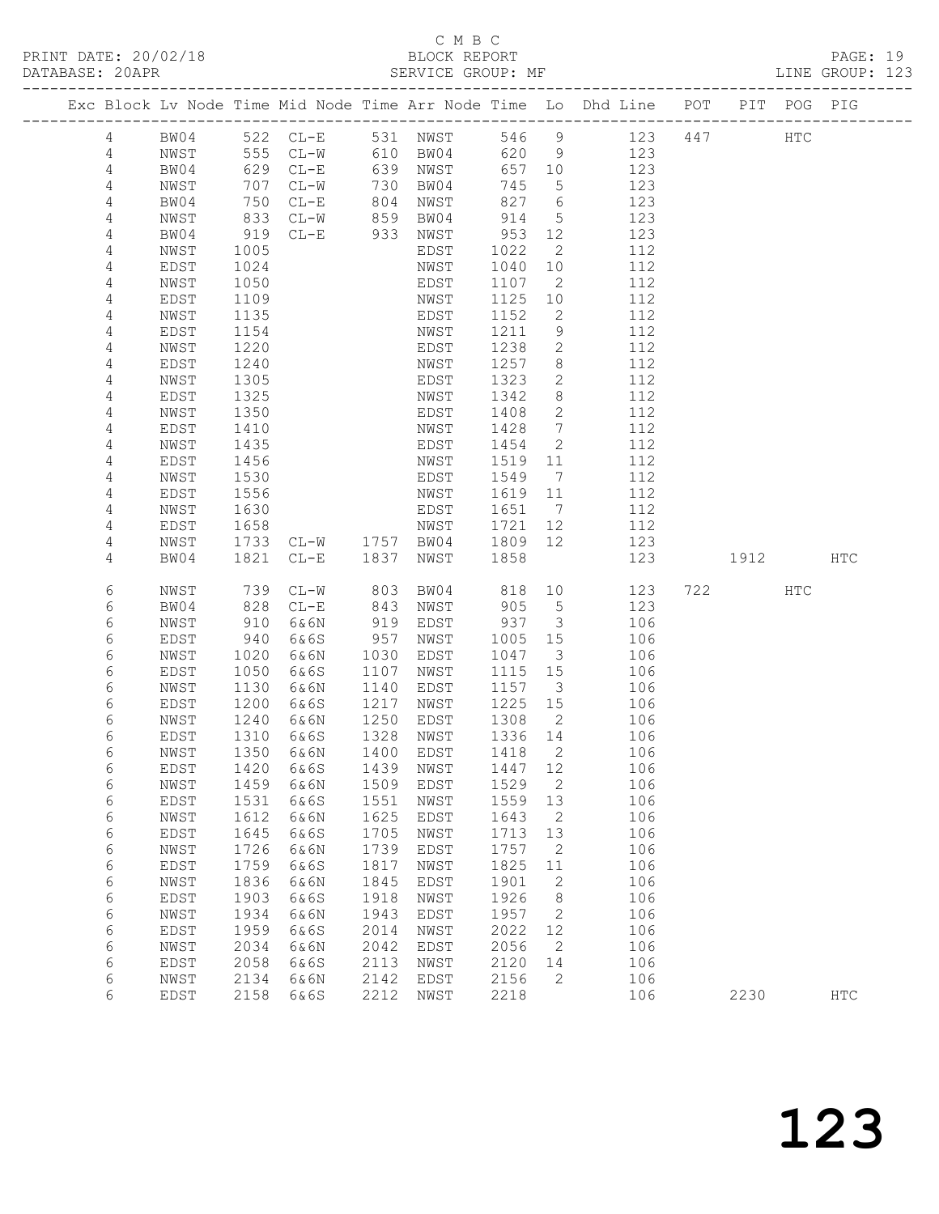C M B C

PRINT DATE: 20/02/18 BLOCK REPORT PAGE: 19
DATABASE: 20APR SERVICE GROUP: MF LINE GROUP: 123

| Exc | Block | Lv | Node | Time | Mid Node | Time | Arr Node | Time | Lo | Dhd Line | POT | PIT | POG | PIG |
|---|---|---|---|---|---|---|---|---|---|---|---|---|---|---|
| | 4 | | BW04 | 522 | CL-E | 531 | NWST | 546 | 9 | 123 | 447 | | HTC | |
| | 4 | | NWST | 555 | CL-W | 610 | BW04 | 620 | 9 | 123 | | | | |
| | 4 | | BW04 | 629 | CL-E | 639 | NWST | 657 | 10 | 123 | | | | |
| | 4 | | NWST | 707 | CL-W | 730 | BW04 | 745 | 5 | 123 | | | | |
| | 4 | | BW04 | 750 | CL-E | 804 | NWST | 827 | 6 | 123 | | | | |
| | 4 | | NWST | 833 | CL-W | 859 | BW04 | 914 | 5 | 123 | | | | |
| | 4 | | BW04 | 919 | CL-E | 933 | NWST | 953 | 12 | 123 | | | | |
| | 4 | | NWST | 1005 | | | EDST | 1022 | 2 | 112 | | | | |
| | 4 | | EDST | 1024 | | | NWST | 1040 | 10 | 112 | | | | |
| | 4 | | NWST | 1050 | | | EDST | 1107 | 2 | 112 | | | | |
| | 4 | | EDST | 1109 | | | NWST | 1125 | 10 | 112 | | | | |
| | 4 | | NWST | 1135 | | | EDST | 1152 | 2 | 112 | | | | |
| | 4 | | EDST | 1154 | | | NWST | 1211 | 9 | 112 | | | | |
| | 4 | | NWST | 1220 | | | EDST | 1238 | 2 | 112 | | | | |
| | 4 | | EDST | 1240 | | | NWST | 1257 | 8 | 112 | | | | |
| | 4 | | NWST | 1305 | | | EDST | 1323 | 2 | 112 | | | | |
| | 4 | | EDST | 1325 | | | NWST | 1342 | 8 | 112 | | | | |
| | 4 | | NWST | 1350 | | | EDST | 1408 | 2 | 112 | | | | |
| | 4 | | EDST | 1410 | | | NWST | 1428 | 7 | 112 | | | | |
| | 4 | | NWST | 1435 | | | EDST | 1454 | 2 | 112 | | | | |
| | 4 | | EDST | 1456 | | | NWST | 1519 | 11 | 112 | | | | |
| | 4 | | NWST | 1530 | | | EDST | 1549 | 7 | 112 | | | | |
| | 4 | | EDST | 1556 | | | NWST | 1619 | 11 | 112 | | | | |
| | 4 | | NWST | 1630 | | | EDST | 1651 | 7 | 112 | | | | |
| | 4 | | EDST | 1658 | | | NWST | 1721 | 12 | 112 | | | | |
| | 4 | | NWST | 1733 | CL-W | 1757 | BW04 | 1809 | 12 | 123 | | | | |
| | 4 | | BW04 | 1821 | CL-E | 1837 | NWST | 1858 | | 123 | | 1912 | | HTC |
| | 6 | | NWST | 739 | CL-W | 803 | BW04 | 818 | 10 | 123 | 722 | | HTC | |
| | 6 | | BW04 | 828 | CL-E | 843 | NWST | 905 | 5 | 123 | | | | |
| | 6 | | NWST | 910 | 6&6N | 919 | EDST | 937 | 3 | 106 | | | | |
| | 6 | | EDST | 940 | 6&6S | 957 | NWST | 1005 | 15 | 106 | | | | |
| | 6 | | NWST | 1020 | 6&6N | 1030 | EDST | 1047 | 3 | 106 | | | | |
| | 6 | | EDST | 1050 | 6&6S | 1107 | NWST | 1115 | 15 | 106 | | | | |
| | 6 | | NWST | 1130 | 6&6N | 1140 | EDST | 1157 | 3 | 106 | | | | |
| | 6 | | EDST | 1200 | 6&6S | 1217 | NWST | 1225 | 15 | 106 | | | | |
| | 6 | | NWST | 1240 | 6&6N | 1250 | EDST | 1308 | 2 | 106 | | | | |
| | 6 | | EDST | 1310 | 6&6S | 1328 | NWST | 1336 | 14 | 106 | | | | |
| | 6 | | NWST | 1350 | 6&6N | 1400 | EDST | 1418 | 2 | 106 | | | | |
| | 6 | | EDST | 1420 | 6&6S | 1439 | NWST | 1447 | 12 | 106 | | | | |
| | 6 | | NWST | 1459 | 6&6N | 1509 | EDST | 1529 | 2 | 106 | | | | |
| | 6 | | EDST | 1531 | 6&6S | 1551 | NWST | 1559 | 13 | 106 | | | | |
| | 6 | | NWST | 1612 | 6&6N | 1625 | EDST | 1643 | 2 | 106 | | | | |
| | 6 | | EDST | 1645 | 6&6S | 1705 | NWST | 1713 | 13 | 106 | | | | |
| | 6 | | NWST | 1726 | 6&6N | 1739 | EDST | 1757 | 2 | 106 | | | | |
| | 6 | | EDST | 1759 | 6&6S | 1817 | NWST | 1825 | 11 | 106 | | | | |
| | 6 | | NWST | 1836 | 6&6N | 1845 | EDST | 1901 | 2 | 106 | | | | |
| | 6 | | EDST | 1903 | 6&6S | 1918 | NWST | 1926 | 8 | 106 | | | | |
| | 6 | | NWST | 1934 | 6&6N | 1943 | EDST | 1957 | 2 | 106 | | | | |
| | 6 | | EDST | 1959 | 6&6S | 2014 | NWST | 2022 | 12 | 106 | | | | |
| | 6 | | NWST | 2034 | 6&6N | 2042 | EDST | 2056 | 2 | 106 | | | | |
| | 6 | | EDST | 2058 | 6&6S | 2113 | NWST | 2120 | 14 | 106 | | | | |
| | 6 | | NWST | 2134 | 6&6N | 2142 | EDST | 2156 | 2 | 106 | | | | |
| | 6 | | EDST | 2158 | 6&6S | 2212 | NWST | 2218 | | 106 | | 2230 | | HTC |

123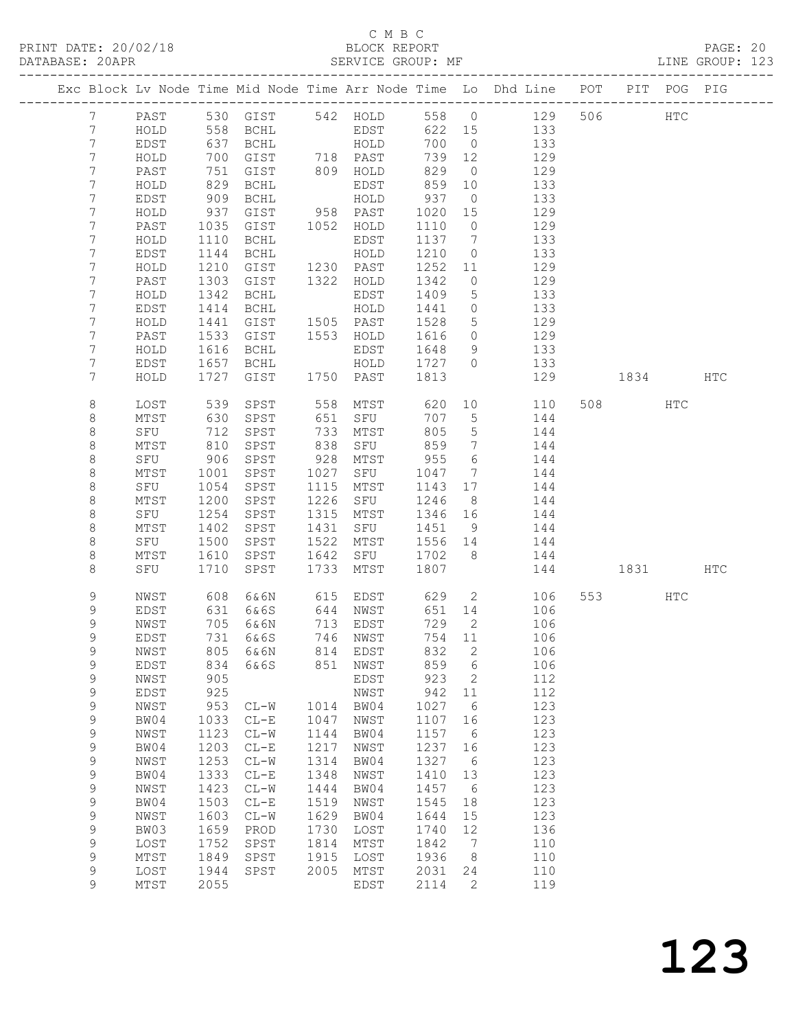C M B C
BLOCK REPORT
SERVICE GROUP: MF

PRINT DATE: 20/02/18
DATABASE: 20APR
LINE GROUP: 123

| Exc | Block | Lv | Node | Time | Mid Node | Time | Arr Node | Time | Lo | Dhd Line | POT | PIT | POG | PIG |
|---|---|---|---|---|---|---|---|---|---|---|---|---|---|---|
| | 7 | | PAST | 530 | GIST | 542 | HOLD | 558 | 0 | 129 | 506 | | HTC | |
| | 7 | | HOLD | 558 | BCHL | | EDST | 622 | 15 | 133 | | | | |
| | 7 | | EDST | 637 | BCHL | | HOLD | 700 | 0 | 133 | | | | |
| | 7 | | HOLD | 700 | GIST | 718 | PAST | 739 | 12 | 129 | | | | |
| | 7 | | PAST | 751 | GIST | 809 | HOLD | 829 | 0 | 129 | | | | |
| | 7 | | HOLD | 829 | BCHL | | EDST | 859 | 10 | 133 | | | | |
| | 7 | | EDST | 909 | BCHL | | HOLD | 937 | 0 | 133 | | | | |
| | 7 | | HOLD | 937 | GIST | 958 | PAST | 1020 | 15 | 129 | | | | |
| | 7 | | PAST | 1035 | GIST | 1052 | HOLD | 1110 | 0 | 129 | | | | |
| | 7 | | HOLD | 1110 | BCHL | | EDST | 1137 | 7 | 133 | | | | |
| | 7 | | EDST | 1144 | BCHL | | HOLD | 1210 | 0 | 133 | | | | |
| | 7 | | HOLD | 1210 | GIST | 1230 | PAST | 1252 | 11 | 129 | | | | |
| | 7 | | PAST | 1303 | GIST | 1322 | HOLD | 1342 | 0 | 129 | | | | |
| | 7 | | HOLD | 1342 | BCHL | | EDST | 1409 | 5 | 133 | | | | |
| | 7 | | EDST | 1414 | BCHL | | HOLD | 1441 | 0 | 133 | | | | |
| | 7 | | HOLD | 1441 | GIST | 1505 | PAST | 1528 | 5 | 129 | | | | |
| | 7 | | PAST | 1533 | GIST | 1553 | HOLD | 1616 | 0 | 129 | | | | |
| | 7 | | HOLD | 1616 | BCHL | | EDST | 1648 | 9 | 133 | | | | |
| | 7 | | EDST | 1657 | BCHL | | HOLD | 1727 | 0 | 133 | | | | |
| | 7 | | HOLD | 1727 | GIST | 1750 | PAST | 1813 | | 129 | | 1834 | | HTC |
| | 8 | | LOST | 539 | SPST | 558 | MTST | 620 | 10 | 110 | 508 | | HTC | |
| | 8 | | MTST | 630 | SPST | 651 | SFU | 707 | 5 | 144 | | | | |
| | 8 | | SFU | 712 | SPST | 733 | MTST | 805 | 5 | 144 | | | | |
| | 8 | | MTST | 810 | SPST | 838 | SFU | 859 | 7 | 144 | | | | |
| | 8 | | SFU | 906 | SPST | 928 | MTST | 955 | 6 | 144 | | | | |
| | 8 | | MTST | 1001 | SPST | 1027 | SFU | 1047 | 7 | 144 | | | | |
| | 8 | | SFU | 1054 | SPST | 1115 | MTST | 1143 | 17 | 144 | | | | |
| | 8 | | MTST | 1200 | SPST | 1226 | SFU | 1246 | 8 | 144 | | | | |
| | 8 | | SFU | 1254 | SPST | 1315 | MTST | 1346 | 16 | 144 | | | | |
| | 8 | | MTST | 1402 | SPST | 1431 | SFU | 1451 | 9 | 144 | | | | |
| | 8 | | SFU | 1500 | SPST | 1522 | MTST | 1556 | 14 | 144 | | | | |
| | 8 | | MTST | 1610 | SPST | 1642 | SFU | 1702 | 8 | 144 | | | | |
| | 8 | | SFU | 1710 | SPST | 1733 | MTST | 1807 | | 144 | | 1831 | | HTC |
| | 9 | | NWST | 608 | 6&6N | 615 | EDST | 629 | 2 | 106 | 553 | | HTC | |
| | 9 | | EDST | 631 | 6&6S | 644 | NWST | 651 | 14 | 106 | | | | |
| | 9 | | NWST | 705 | 6&6N | 713 | EDST | 729 | 2 | 106 | | | | |
| | 9 | | EDST | 731 | 6&6S | 746 | NWST | 754 | 11 | 106 | | | | |
| | 9 | | NWST | 805 | 6&6N | 814 | EDST | 832 | 2 | 106 | | | | |
| | 9 | | EDST | 834 | 6&6S | 851 | NWST | 859 | 6 | 106 | | | | |
| | 9 | | NWST | 905 | | | EDST | 923 | 2 | 112 | | | | |
| | 9 | | EDST | 925 | | | NWST | 942 | 11 | 112 | | | | |
| | 9 | | NWST | 953 | CL-W | 1014 | BW04 | 1027 | 6 | 123 | | | | |
| | 9 | | BW04 | 1033 | CL-E | 1047 | NWST | 1107 | 16 | 123 | | | | |
| | 9 | | NWST | 1123 | CL-W | 1144 | BW04 | 1157 | 6 | 123 | | | | |
| | 9 | | BW04 | 1203 | CL-E | 1217 | NWST | 1237 | 16 | 123 | | | | |
| | 9 | | NWST | 1253 | CL-W | 1314 | BW04 | 1327 | 6 | 123 | | | | |
| | 9 | | BW04 | 1333 | CL-E | 1348 | NWST | 1410 | 13 | 123 | | | | |
| | 9 | | NWST | 1423 | CL-W | 1444 | BW04 | 1457 | 6 | 123 | | | | |
| | 9 | | BW04 | 1503 | CL-E | 1519 | NWST | 1545 | 18 | 123 | | | | |
| | 9 | | NWST | 1603 | CL-W | 1629 | BW04 | 1644 | 15 | 123 | | | | |
| | 9 | | BW03 | 1659 | PROD | 1730 | LOST | 1740 | 12 | 136 | | | | |
| | 9 | | LOST | 1752 | SPST | 1814 | MTST | 1842 | 7 | 110 | | | | |
| | 9 | | MTST | 1849 | SPST | 1915 | LOST | 1936 | 8 | 110 | | | | |
| | 9 | | LOST | 1944 | SPST | 2005 | MTST | 2031 | 24 | 110 | | | | |
| | 9 | | MTST | 2055 | | | EDST | 2114 | 2 | 119 | | | | |

# 123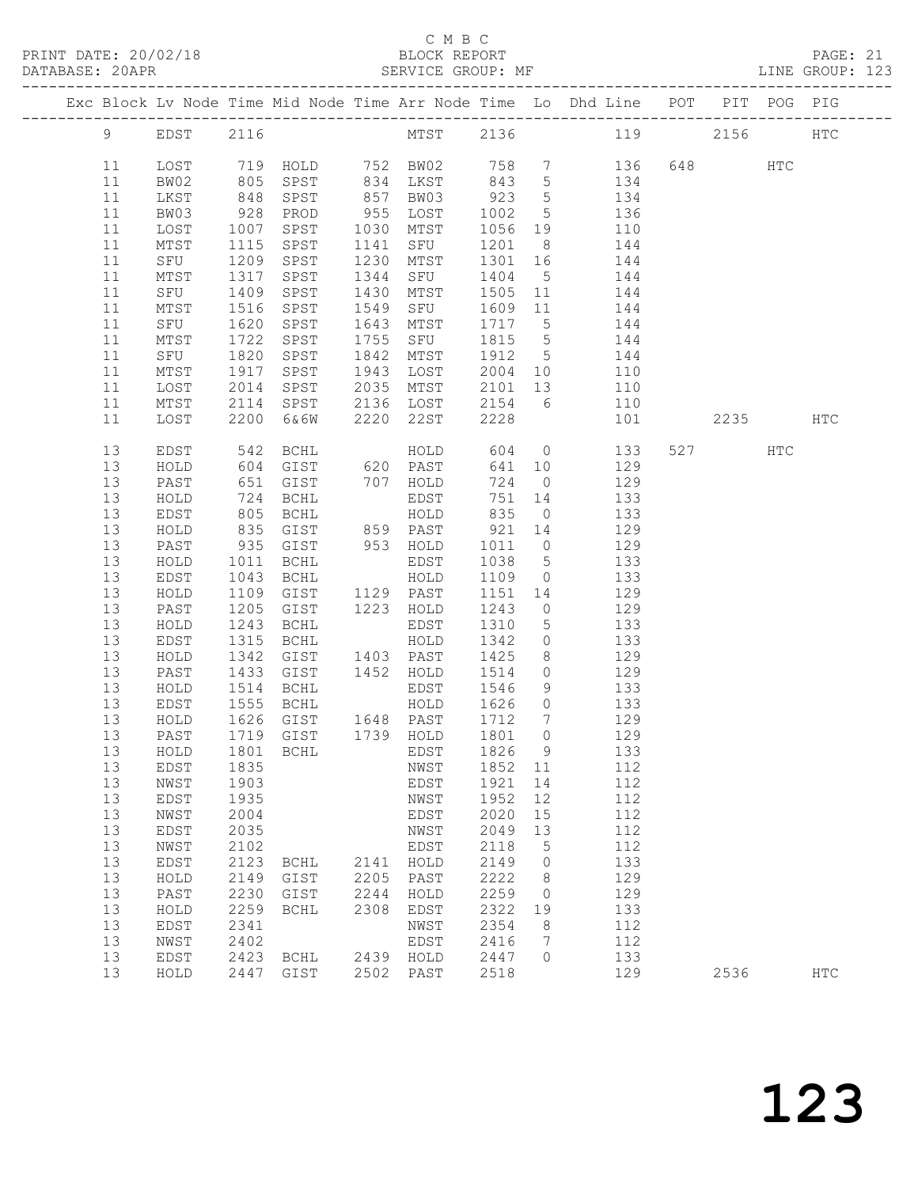C M B C

PRINT DATE: 20/02/18 BLOCK REPORT

DATABASE: 20APR SERVICE GROUP: MF LINE GROUP: 123

| Exc | Block | Lv | Node | Time | Mid Node | Time | Arr Node | Time | Lo | Dhd Line | POT | PIT | POG | PIG |
|---|---|---|---|---|---|---|---|---|---|---|---|---|---|---|
| | 9 | | EDST | 2116 | | | MTST | 2136 | | 119 | | 2156 | | HTC |
| | 11 | | LOST | 719 | HOLD | 752 | BW02 | 758 | 7 | 136 | 648 | | HTC | |
| | 11 | | BW02 | 805 | SPST | 834 | LKST | 843 | 5 | 134 | | | | |
| | 11 | | LKST | 848 | SPST | 857 | BW03 | 923 | 5 | 134 | | | | |
| | 11 | | BW03 | 928 | PROD | 955 | LOST | 1002 | 5 | 136 | | | | |
| | 11 | | LOST | 1007 | SPST | 1030 | MTST | 1056 | 19 | 110 | | | | |
| | 11 | | MTST | 1115 | SPST | 1141 | SFU | 1201 | 8 | 144 | | | | |
| | 11 | | SFU | 1209 | SPST | 1230 | MTST | 1301 | 16 | 144 | | | | |
| | 11 | | MTST | 1317 | SPST | 1344 | SFU | 1404 | 5 | 144 | | | | |
| | 11 | | SFU | 1409 | SPST | 1430 | MTST | 1505 | 11 | 144 | | | | |
| | 11 | | MTST | 1516 | SPST | 1549 | SFU | 1609 | 11 | 144 | | | | |
| | 11 | | SFU | 1620 | SPST | 1643 | MTST | 1717 | 5 | 144 | | | | |
| | 11 | | MTST | 1722 | SPST | 1755 | SFU | 1815 | 5 | 144 | | | | |
| | 11 | | SFU | 1820 | SPST | 1842 | MTST | 1912 | 5 | 144 | | | | |
| | 11 | | MTST | 1917 | SPST | 1943 | LOST | 2004 | 10 | 110 | | | | |
| | 11 | | LOST | 2014 | SPST | 2035 | MTST | 2101 | 13 | 110 | | | | |
| | 11 | | MTST | 2114 | SPST | 2136 | LOST | 2154 | 6 | 110 | | | | |
| | 11 | | LOST | 2200 | 6&6W | 2220 | 22ST | 2228 | | 101 | | 2235 | | HTC |
| | 13 | | EDST | 542 | BCHL | | HOLD | 604 | 0 | 133 | 527 | | HTC | |
| | 13 | | HOLD | 604 | GIST | 620 | PAST | 641 | 10 | 129 | | | | |
| | 13 | | PAST | 651 | GIST | 707 | HOLD | 724 | 0 | 129 | | | | |
| | 13 | | HOLD | 724 | BCHL | | EDST | 751 | 14 | 133 | | | | |
| | 13 | | EDST | 805 | BCHL | | HOLD | 835 | 0 | 133 | | | | |
| | 13 | | HOLD | 835 | GIST | 859 | PAST | 921 | 14 | 129 | | | | |
| | 13 | | PAST | 935 | GIST | 953 | HOLD | 1011 | 0 | 129 | | | | |
| | 13 | | HOLD | 1011 | BCHL | | EDST | 1038 | 5 | 133 | | | | |
| | 13 | | EDST | 1043 | BCHL | | HOLD | 1109 | 0 | 133 | | | | |
| | 13 | | HOLD | 1109 | GIST | 1129 | PAST | 1151 | 14 | 129 | | | | |
| | 13 | | PAST | 1205 | GIST | 1223 | HOLD | 1243 | 0 | 129 | | | | |
| | 13 | | HOLD | 1243 | BCHL | | EDST | 1310 | 5 | 133 | | | | |
| | 13 | | EDST | 1315 | BCHL | | HOLD | 1342 | 0 | 133 | | | | |
| | 13 | | HOLD | 1342 | GIST | 1403 | PAST | 1425 | 8 | 129 | | | | |
| | 13 | | PAST | 1433 | GIST | 1452 | HOLD | 1514 | 0 | 129 | | | | |
| | 13 | | HOLD | 1514 | BCHL | | EDST | 1546 | 9 | 133 | | | | |
| | 13 | | EDST | 1555 | BCHL | | HOLD | 1626 | 0 | 133 | | | | |
| | 13 | | HOLD | 1626 | GIST | 1648 | PAST | 1712 | 7 | 129 | | | | |
| | 13 | | PAST | 1719 | GIST | 1739 | HOLD | 1801 | 0 | 129 | | | | |
| | 13 | | HOLD | 1801 | BCHL | | EDST | 1826 | 9 | 133 | | | | |
| | 13 | | EDST | 1835 | | | NWST | 1852 | 11 | 112 | | | | |
| | 13 | | NWST | 1903 | | | EDST | 1921 | 14 | 112 | | | | |
| | 13 | | EDST | 1935 | | | NWST | 1952 | 12 | 112 | | | | |
| | 13 | | NWST | 2004 | | | EDST | 2020 | 15 | 112 | | | | |
| | 13 | | EDST | 2035 | | | NWST | 2049 | 13 | 112 | | | | |
| | 13 | | NWST | 2102 | | | EDST | 2118 | 5 | 112 | | | | |
| | 13 | | EDST | 2123 | BCHL | 2141 | HOLD | 2149 | 0 | 133 | | | | |
| | 13 | | HOLD | 2149 | GIST | 2205 | PAST | 2222 | 8 | 129 | | | | |
| | 13 | | PAST | 2230 | GIST | 2244 | HOLD | 2259 | 0 | 129 | | | | |
| | 13 | | HOLD | 2259 | BCHL | 2308 | EDST | 2322 | 19 | 133 | | | | |
| | 13 | | EDST | 2341 | | | NWST | 2354 | 8 | 112 | | | | |
| | 13 | | NWST | 2402 | | | EDST | 2416 | 7 | 112 | | | | |
| | 13 | | EDST | 2423 | BCHL | 2439 | HOLD | 2447 | 0 | 133 | | | | |
| | 13 | | HOLD | 2447 | GIST | 2502 | PAST | 2518 | | 129 | | 2536 | | HTC |

# 123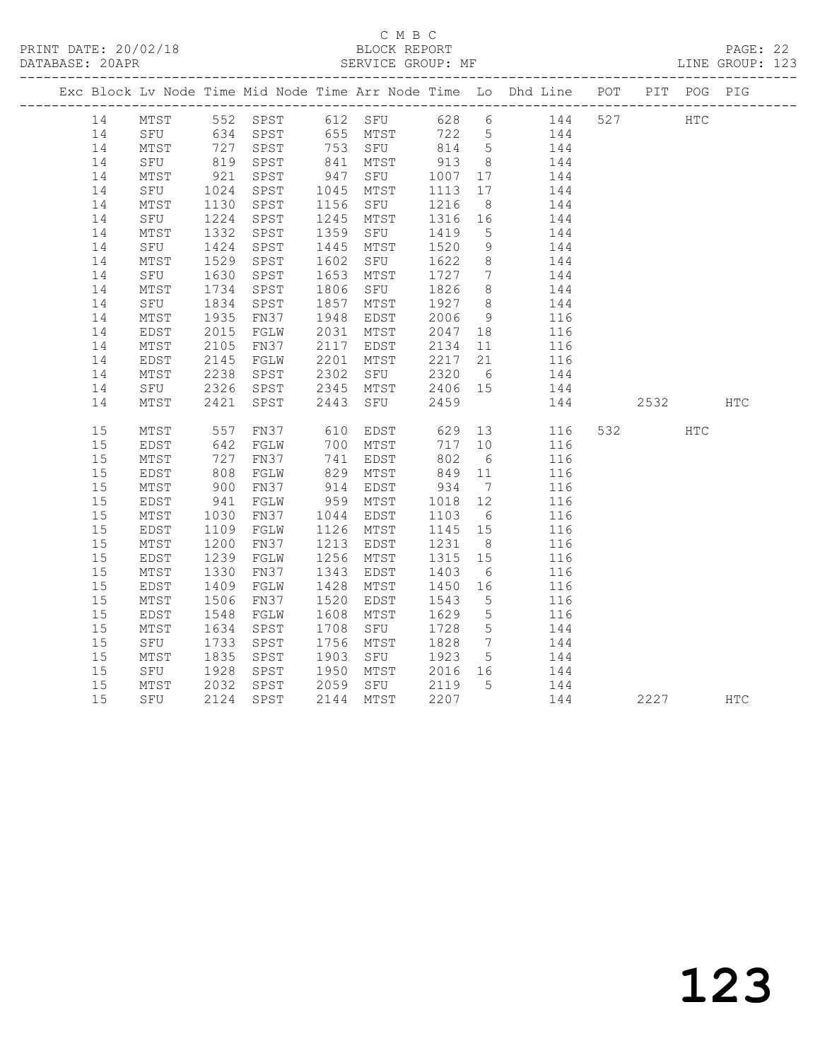C M B C
BLOCK REPORT
SERVICE GROUP: MF

PRINT DATE: 20/02/18
DATABASE: 20APR
LINE GROUP: 123

| Exc | Block | Lv | Node | Time | Mid Node | Time | Arr Node | Time | Lo | Dhd Line | POT | PIT | POG | PIG |
|---|---|---|---|---|---|---|---|---|---|---|---|---|---|---|
| | 14 | | MTST | 552 | SPST | 612 | SFU | 628 | 6 | 144 | 527 | | HTC | |
| | 14 | | SFU | 634 | SPST | 655 | MTST | 722 | 5 | 144 | | | | |
| | 14 | | MTST | 727 | SPST | 753 | SFU | 814 | 5 | 144 | | | | |
| | 14 | | SFU | 819 | SPST | 841 | MTST | 913 | 8 | 144 | | | | |
| | 14 | | MTST | 921 | SPST | 947 | SFU | 1007 | 17 | 144 | | | | |
| | 14 | | SFU | 1024 | SPST | 1045 | MTST | 1113 | 17 | 144 | | | | |
| | 14 | | MTST | 1130 | SPST | 1156 | SFU | 1216 | 8 | 144 | | | | |
| | 14 | | SFU | 1224 | SPST | 1245 | MTST | 1316 | 16 | 144 | | | | |
| | 14 | | MTST | 1332 | SPST | 1359 | SFU | 1419 | 5 | 144 | | | | |
| | 14 | | SFU | 1424 | SPST | 1445 | MTST | 1520 | 9 | 144 | | | | |
| | 14 | | MTST | 1529 | SPST | 1602 | SFU | 1622 | 8 | 144 | | | | |
| | 14 | | SFU | 1630 | SPST | 1653 | MTST | 1727 | 7 | 144 | | | | |
| | 14 | | MTST | 1734 | SPST | 1806 | SFU | 1826 | 8 | 144 | | | | |
| | 14 | | SFU | 1834 | SPST | 1857 | MTST | 1927 | 8 | 144 | | | | |
| | 14 | | MTST | 1935 | FN37 | 1948 | EDST | 2006 | 9 | 116 | | | | |
| | 14 | | EDST | 2015 | FGLW | 2031 | MTST | 2047 | 18 | 116 | | | | |
| | 14 | | MTST | 2105 | FN37 | 2117 | EDST | 2134 | 11 | 116 | | | | |
| | 14 | | EDST | 2145 | FGLW | 2201 | MTST | 2217 | 21 | 116 | | | | |
| | 14 | | MTST | 2238 | SPST | 2302 | SFU | 2320 | 6 | 144 | | | | |
| | 14 | | SFU | 2326 | SPST | 2345 | MTST | 2406 | 15 | 144 | | | | |
| | 14 | | MTST | 2421 | SPST | 2443 | SFU | 2459 | | 144 | | 2532 | | HTC |
| | 15 | | MTST | 557 | FN37 | 610 | EDST | 629 | 13 | 116 | 532 | | HTC | |
| | 15 | | EDST | 642 | FGLW | 700 | MTST | 717 | 10 | 116 | | | | |
| | 15 | | MTST | 727 | FN37 | 741 | EDST | 802 | 6 | 116 | | | | |
| | 15 | | EDST | 808 | FGLW | 829 | MTST | 849 | 11 | 116 | | | | |
| | 15 | | MTST | 900 | FN37 | 914 | EDST | 934 | 7 | 116 | | | | |
| | 15 | | EDST | 941 | FGLW | 959 | MTST | 1018 | 12 | 116 | | | | |
| | 15 | | MTST | 1030 | FN37 | 1044 | EDST | 1103 | 6 | 116 | | | | |
| | 15 | | EDST | 1109 | FGLW | 1126 | MTST | 1145 | 15 | 116 | | | | |
| | 15 | | MTST | 1200 | FN37 | 1213 | EDST | 1231 | 8 | 116 | | | | |
| | 15 | | EDST | 1239 | FGLW | 1256 | MTST | 1315 | 15 | 116 | | | | |
| | 15 | | MTST | 1330 | FN37 | 1343 | EDST | 1403 | 6 | 116 | | | | |
| | 15 | | EDST | 1409 | FGLW | 1428 | MTST | 1450 | 16 | 116 | | | | |
| | 15 | | MTST | 1506 | FN37 | 1520 | EDST | 1543 | 5 | 116 | | | | |
| | 15 | | EDST | 1548 | FGLW | 1608 | MTST | 1629 | 5 | 116 | | | | |
| | 15 | | MTST | 1634 | SPST | 1708 | SFU | 1728 | 5 | 144 | | | | |
| | 15 | | SFU | 1733 | SPST | 1756 | MTST | 1828 | 7 | 144 | | | | |
| | 15 | | MTST | 1835 | SPST | 1903 | SFU | 1923 | 5 | 144 | | | | |
| | 15 | | SFU | 1928 | SPST | 1950 | MTST | 2016 | 16 | 144 | | | | |
| | 15 | | MTST | 2032 | SPST | 2059 | SFU | 2119 | 5 | 144 | | | | |
| | 15 | | SFU | 2124 | SPST | 2144 | MTST | 2207 | | 144 | | 2227 | | HTC |

123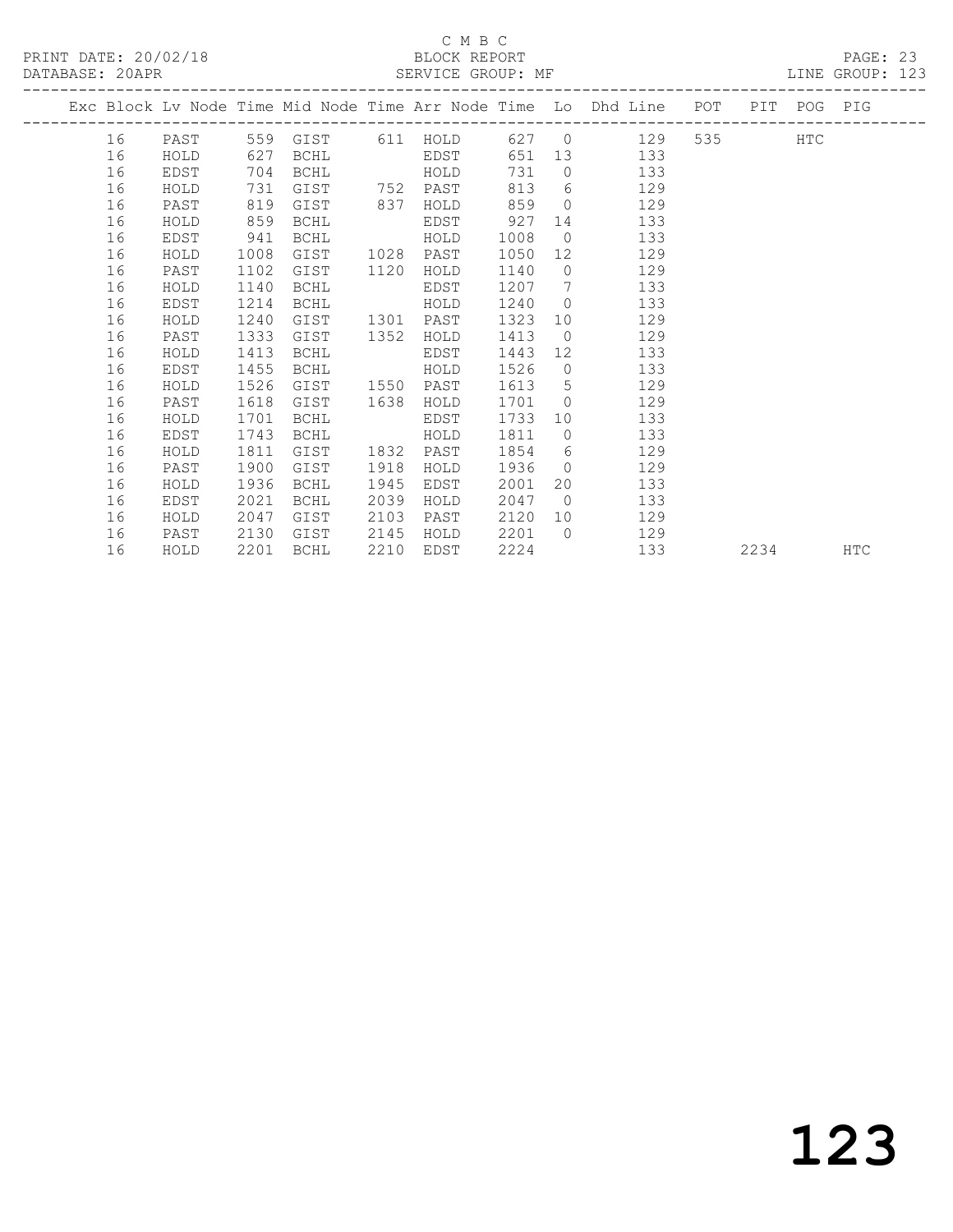C M B C

PRINT DATE: 20/02/18 BLOCK REPORT

DATABASE: 20APR SERVICE GROUP: MF LINE GROUP: 123

| Exc | Block | Lv | Node | Time | Mid Node | Time | Arr Node | Time | Lo | Dhd Line | POT | PIT | POG | PIG |
|---|---|---|---|---|---|---|---|---|---|---|---|---|---|---|
| | 16 | | PAST | 559 | GIST | 611 | HOLD | 627 | 0 | 129 | 535 | | HTC | |
| | 16 | | HOLD | 627 | BCHL | | EDST | 651 | 13 | 133 | | | | |
| | 16 | | EDST | 704 | BCHL | | HOLD | 731 | 0 | 133 | | | | |
| | 16 | | HOLD | 731 | GIST | 752 | PAST | 813 | 6 | 129 | | | | |
| | 16 | | PAST | 819 | GIST | 837 | HOLD | 859 | 0 | 129 | | | | |
| | 16 | | HOLD | 859 | BCHL | | EDST | 927 | 14 | 133 | | | | |
| | 16 | | EDST | 941 | BCHL | | HOLD | 1008 | 0 | 133 | | | | |
| | 16 | | HOLD | 1008 | GIST | 1028 | PAST | 1050 | 12 | 129 | | | | |
| | 16 | | PAST | 1102 | GIST | 1120 | HOLD | 1140 | 0 | 129 | | | | |
| | 16 | | HOLD | 1140 | BCHL | | EDST | 1207 | 7 | 133 | | | | |
| | 16 | | EDST | 1214 | BCHL | | HOLD | 1240 | 0 | 133 | | | | |
| | 16 | | HOLD | 1240 | GIST | 1301 | PAST | 1323 | 10 | 129 | | | | |
| | 16 | | PAST | 1333 | GIST | 1352 | HOLD | 1413 | 0 | 129 | | | | |
| | 16 | | HOLD | 1413 | BCHL | | EDST | 1443 | 12 | 133 | | | | |
| | 16 | | EDST | 1455 | BCHL | | HOLD | 1526 | 0 | 133 | | | | |
| | 16 | | HOLD | 1526 | GIST | 1550 | PAST | 1613 | 5 | 129 | | | | |
| | 16 | | PAST | 1618 | GIST | 1638 | HOLD | 1701 | 0 | 129 | | | | |
| | 16 | | HOLD | 1701 | BCHL | | EDST | 1733 | 10 | 133 | | | | |
| | 16 | | EDST | 1743 | BCHL | | HOLD | 1811 | 0 | 133 | | | | |
| | 16 | | HOLD | 1811 | GIST | 1832 | PAST | 1854 | 6 | 129 | | | | |
| | 16 | | PAST | 1900 | GIST | 1918 | HOLD | 1936 | 0 | 129 | | | | |
| | 16 | | HOLD | 1936 | BCHL | 1945 | EDST | 2001 | 20 | 133 | | | | |
| | 16 | | EDST | 2021 | BCHL | 2039 | HOLD | 2047 | 0 | 133 | | | | |
| | 16 | | HOLD | 2047 | GIST | 2103 | PAST | 2120 | 10 | 129 | | | | |
| | 16 | | PAST | 2130 | GIST | 2145 | HOLD | 2201 | 0 | 129 | | | | |
| | 16 | | HOLD | 2201 | BCHL | 2210 | EDST | 2224 | | 133 | | 2234 | | HTC |

123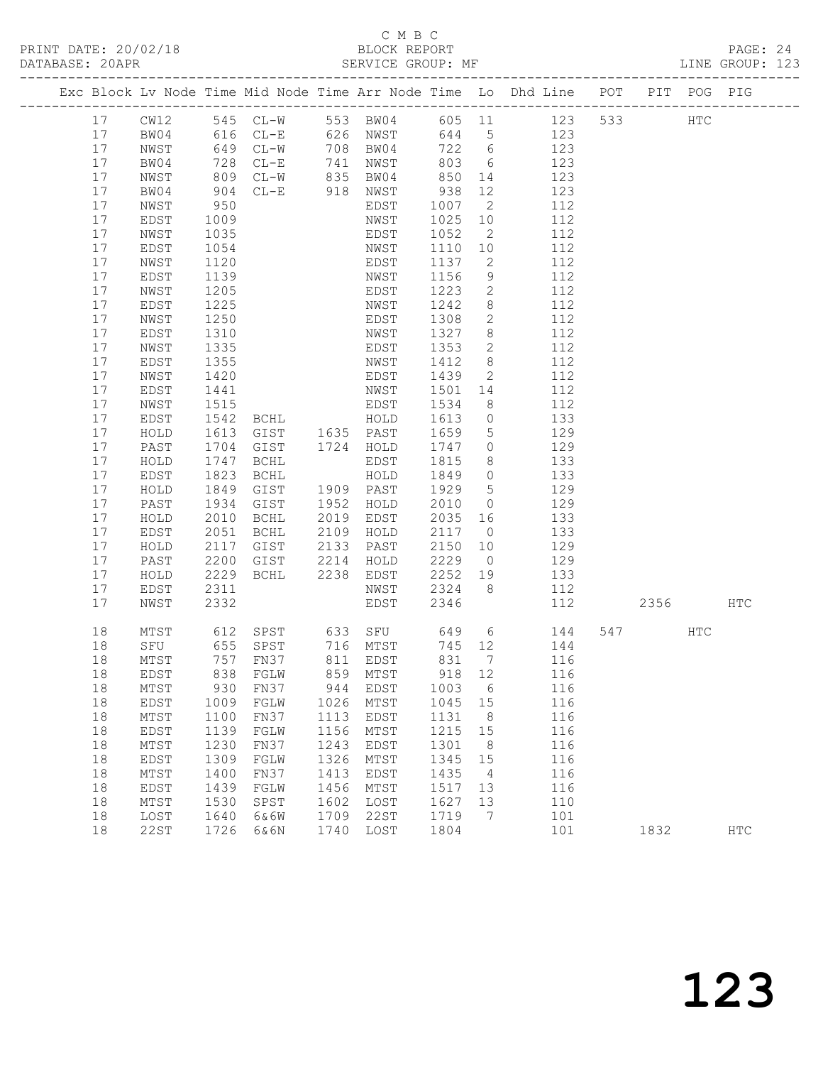C M B C
PRINT DATE: 20/02/18 BLOCK REPORT
DATABASE: 20APR SERVICE GROUP: MF LINE GROUP: 123

| Exc | Block | Lv | Node | Time | Mid Node | Time | Arr Node | Time | Lo | Dhd Line | POT | PIT | POG | PIG |
|---|---|---|---|---|---|---|---|---|---|---|---|---|---|---|
| | 17 | | CW12 | 545 | CL-W | 553 | BW04 | 605 | 11 | 123 | 533 | | HTC | |
| | 17 | | BW04 | 616 | CL-E | 626 | NWST | 644 | 5 | 123 | | | | |
| | 17 | | NWST | 649 | CL-W | 708 | BW04 | 722 | 6 | 123 | | | | |
| | 17 | | BW04 | 728 | CL-E | 741 | NWST | 803 | 6 | 123 | | | | |
| | 17 | | NWST | 809 | CL-W | 835 | BW04 | 850 | 14 | 123 | | | | |
| | 17 | | BW04 | 904 | CL-E | 918 | NWST | 938 | 12 | 123 | | | | |
| | 17 | | NWST | 950 | | | EDST | 1007 | 2 | 112 | | | | |
| | 17 | | EDST | 1009 | | | NWST | 1025 | 10 | 112 | | | | |
| | 17 | | NWST | 1035 | | | EDST | 1052 | 2 | 112 | | | | |
| | 17 | | EDST | 1054 | | | NWST | 1110 | 10 | 112 | | | | |
| | 17 | | NWST | 1120 | | | EDST | 1137 | 2 | 112 | | | | |
| | 17 | | EDST | 1139 | | | NWST | 1156 | 9 | 112 | | | | |
| | 17 | | NWST | 1205 | | | EDST | 1223 | 2 | 112 | | | | |
| | 17 | | EDST | 1225 | | | NWST | 1242 | 8 | 112 | | | | |
| | 17 | | NWST | 1250 | | | EDST | 1308 | 2 | 112 | | | | |
| | 17 | | EDST | 1310 | | | NWST | 1327 | 8 | 112 | | | | |
| | 17 | | NWST | 1335 | | | EDST | 1353 | 2 | 112 | | | | |
| | 17 | | EDST | 1355 | | | NWST | 1412 | 8 | 112 | | | | |
| | 17 | | NWST | 1420 | | | EDST | 1439 | 2 | 112 | | | | |
| | 17 | | EDST | 1441 | | | NWST | 1501 | 14 | 112 | | | | |
| | 17 | | NWST | 1515 | | | EDST | 1534 | 8 | 112 | | | | |
| | 17 | | EDST | 1542 | BCHL | | HOLD | 1613 | 0 | 133 | | | | |
| | 17 | | HOLD | 1613 | GIST | 1635 | PAST | 1659 | 5 | 129 | | | | |
| | 17 | | PAST | 1704 | GIST | 1724 | HOLD | 1747 | 0 | 129 | | | | |
| | 17 | | HOLD | 1747 | BCHL | | EDST | 1815 | 8 | 133 | | | | |
| | 17 | | EDST | 1823 | BCHL | | HOLD | 1849 | 0 | 133 | | | | |
| | 17 | | HOLD | 1849 | GIST | 1909 | PAST | 1929 | 5 | 129 | | | | |
| | 17 | | PAST | 1934 | GIST | 1952 | HOLD | 2010 | 0 | 129 | | | | |
| | 17 | | HOLD | 2010 | BCHL | 2019 | EDST | 2035 | 16 | 133 | | | | |
| | 17 | | EDST | 2051 | BCHL | 2109 | HOLD | 2117 | 0 | 133 | | | | |
| | 17 | | HOLD | 2117 | GIST | 2133 | PAST | 2150 | 10 | 129 | | | | |
| | 17 | | PAST | 2200 | GIST | 2214 | HOLD | 2229 | 0 | 129 | | | | |
| | 17 | | HOLD | 2229 | BCHL | 2238 | EDST | 2252 | 19 | 133 | | | | |
| | 17 | | EDST | 2311 | | | NWST | 2324 | 8 | 112 | | | | |
| | 17 | | NWST | 2332 | | | EDST | 2346 | | 112 | | 2356 | | HTC |
| | 18 | | MTST | 612 | SPST | 633 | SFU | 649 | 6 | 144 | 547 | | HTC | |
| | 18 | | SFU | 655 | SPST | 716 | MTST | 745 | 12 | 144 | | | | |
| | 18 | | MTST | 757 | FN37 | 811 | EDST | 831 | 7 | 116 | | | | |
| | 18 | | EDST | 838 | FGLW | 859 | MTST | 918 | 12 | 116 | | | | |
| | 18 | | MTST | 930 | FN37 | 944 | EDST | 1003 | 6 | 116 | | | | |
| | 18 | | EDST | 1009 | FGLW | 1026 | MTST | 1045 | 15 | 116 | | | | |
| | 18 | | MTST | 1100 | FN37 | 1113 | EDST | 1131 | 8 | 116 | | | | |
| | 18 | | EDST | 1139 | FGLW | 1156 | MTST | 1215 | 15 | 116 | | | | |
| | 18 | | MTST | 1230 | FN37 | 1243 | EDST | 1301 | 8 | 116 | | | | |
| | 18 | | EDST | 1309 | FGLW | 1326 | MTST | 1345 | 15 | 116 | | | | |
| | 18 | | MTST | 1400 | FN37 | 1413 | EDST | 1435 | 4 | 116 | | | | |
| | 18 | | EDST | 1439 | FGLW | 1456 | MTST | 1517 | 13 | 116 | | | | |
| | 18 | | MTST | 1530 | SPST | 1602 | LOST | 1627 | 13 | 110 | | | | |
| | 18 | | LOST | 1640 | 6&6W | 1709 | 22ST | 1719 | 7 | 101 | | | | |
| | 18 | | 22ST | 1726 | 6&6N | 1740 | LOST | 1804 | | 101 | | 1832 | | HTC |

123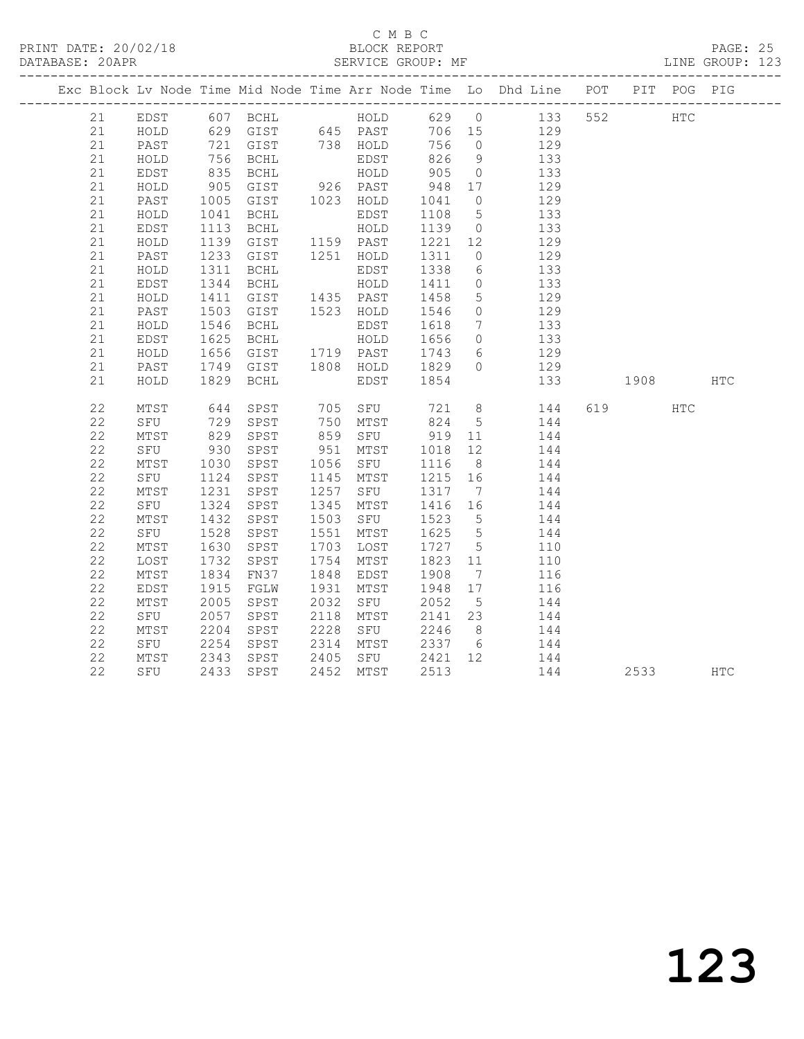C M B C
PRINT DATE: 20/02/18 BLOCK REPORT
DATABASE: 20APR SERVICE GROUP: MF LINE GROUP: 123

| Exc | Block | Lv | Node | Time | Mid Node | Time | Arr Node | Time | Lo | Dhd Line | POT | PIT | POG | PIG |
|---|---|---|---|---|---|---|---|---|---|---|---|---|---|---|
| | 21 | | EDST | 607 | BCHL | | HOLD | 629 | 0 | 133 | 552 | | HTC | |
| | 21 | | HOLD | 629 | GIST | 645 | PAST | 706 | 15 | 129 | | | | |
| | 21 | | PAST | 721 | GIST | 738 | HOLD | 756 | 0 | 129 | | | | |
| | 21 | | HOLD | 756 | BCHL | | EDST | 826 | 9 | 133 | | | | |
| | 21 | | EDST | 835 | BCHL | | HOLD | 905 | 0 | 133 | | | | |
| | 21 | | HOLD | 905 | GIST | 926 | PAST | 948 | 17 | 129 | | | | |
| | 21 | | PAST | 1005 | GIST | 1023 | HOLD | 1041 | 0 | 129 | | | | |
| | 21 | | HOLD | 1041 | BCHL | | EDST | 1108 | 5 | 133 | | | | |
| | 21 | | EDST | 1113 | BCHL | | HOLD | 1139 | 0 | 133 | | | | |
| | 21 | | HOLD | 1139 | GIST | 1159 | PAST | 1221 | 12 | 129 | | | | |
| | 21 | | PAST | 1233 | GIST | 1251 | HOLD | 1311 | 0 | 129 | | | | |
| | 21 | | HOLD | 1311 | BCHL | | EDST | 1338 | 6 | 133 | | | | |
| | 21 | | EDST | 1344 | BCHL | | HOLD | 1411 | 0 | 133 | | | | |
| | 21 | | HOLD | 1411 | GIST | 1435 | PAST | 1458 | 5 | 129 | | | | |
| | 21 | | PAST | 1503 | GIST | 1523 | HOLD | 1546 | 0 | 129 | | | | |
| | 21 | | HOLD | 1546 | BCHL | | EDST | 1618 | 7 | 133 | | | | |
| | 21 | | EDST | 1625 | BCHL | | HOLD | 1656 | 0 | 133 | | | | |
| | 21 | | HOLD | 1656 | GIST | 1719 | PAST | 1743 | 6 | 129 | | | | |
| | 21 | | PAST | 1749 | GIST | 1808 | HOLD | 1829 | 0 | 129 | | | | |
| | 21 | | HOLD | 1829 | BCHL | | EDST | 1854 | | 133 | | 1908 | | HTC |
| | 22 | | MTST | 644 | SPST | 705 | SFU | 721 | 8 | 144 | 619 | | HTC | |
| | 22 | | SFU | 729 | SPST | 750 | MTST | 824 | 5 | 144 | | | | |
| | 22 | | MTST | 829 | SPST | 859 | SFU | 919 | 11 | 144 | | | | |
| | 22 | | SFU | 930 | SPST | 951 | MTST | 1018 | 12 | 144 | | | | |
| | 22 | | MTST | 1030 | SPST | 1056 | SFU | 1116 | 8 | 144 | | | | |
| | 22 | | SFU | 1124 | SPST | 1145 | MTST | 1215 | 16 | 144 | | | | |
| | 22 | | MTST | 1231 | SPST | 1257 | SFU | 1317 | 7 | 144 | | | | |
| | 22 | | SFU | 1324 | SPST | 1345 | MTST | 1416 | 16 | 144 | | | | |
| | 22 | | MTST | 1432 | SPST | 1503 | SFU | 1523 | 5 | 144 | | | | |
| | 22 | | SFU | 1528 | SPST | 1551 | MTST | 1625 | 5 | 144 | | | | |
| | 22 | | MTST | 1630 | SPST | 1703 | LOST | 1727 | 5 | 110 | | | | |
| | 22 | | LOST | 1732 | SPST | 1754 | MTST | 1823 | 11 | 110 | | | | |
| | 22 | | MTST | 1834 | FN37 | 1848 | EDST | 1908 | 7 | 116 | | | | |
| | 22 | | EDST | 1915 | FGLW | 1931 | MTST | 1948 | 17 | 116 | | | | |
| | 22 | | MTST | 2005 | SPST | 2032 | SFU | 2052 | 5 | 144 | | | | |
| | 22 | | SFU | 2057 | SPST | 2118 | MTST | 2141 | 23 | 144 | | | | |
| | 22 | | MTST | 2204 | SPST | 2228 | SFU | 2246 | 8 | 144 | | | | |
| | 22 | | SFU | 2254 | SPST | 2314 | MTST | 2337 | 6 | 144 | | | | |
| | 22 | | MTST | 2343 | SPST | 2405 | SFU | 2421 | 12 | 144 | | | | |
| | 22 | | SFU | 2433 | SPST | 2452 | MTST | 2513 | | 144 | | 2533 | | HTC |

123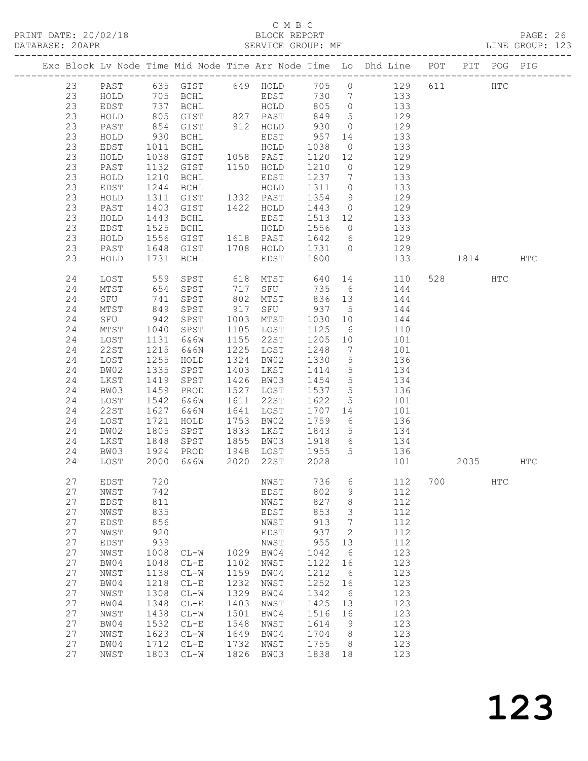C M B C
BLOCK REPORT
SERVICE GROUP: MF

PRINT DATE: 20/02/18
DATABASE: 20APR

LINE GROUP: 123

| Exc | Block | Lv | Node | Time | Mid Node | Time | Arr Node | Time | Lo | Dhd Line | POT | PIT | POG | PIG |
|---|---|---|---|---|---|---|---|---|---|---|---|---|---|---|
| | 23 | | PAST | 635 | GIST | 649 | HOLD | 705 | 0 | 129 | 611 | | HTC | |
| | 23 | | HOLD | 705 | BCHL | | EDST | 730 | 7 | 133 | | | | |
| | 23 | | EDST | 737 | BCHL | | HOLD | 805 | 0 | 133 | | | | |
| | 23 | | HOLD | 805 | GIST | 827 | PAST | 849 | 5 | 129 | | | | |
| | 23 | | PAST | 854 | GIST | 912 | HOLD | 930 | 0 | 129 | | | | |
| | 23 | | HOLD | 930 | BCHL | | EDST | 957 | 14 | 133 | | | | |
| | 23 | | EDST | 1011 | BCHL | | HOLD | 1038 | 0 | 133 | | | | |
| | 23 | | HOLD | 1038 | GIST | 1058 | PAST | 1120 | 12 | 129 | | | | |
| | 23 | | PAST | 1132 | GIST | 1150 | HOLD | 1210 | 0 | 129 | | | | |
| | 23 | | HOLD | 1210 | BCHL | | EDST | 1237 | 7 | 133 | | | | |
| | 23 | | EDST | 1244 | BCHL | | HOLD | 1311 | 0 | 133 | | | | |
| | 23 | | HOLD | 1311 | GIST | 1332 | PAST | 1354 | 9 | 129 | | | | |
| | 23 | | PAST | 1403 | GIST | 1422 | HOLD | 1443 | 0 | 129 | | | | |
| | 23 | | HOLD | 1443 | BCHL | | EDST | 1513 | 12 | 133 | | | | |
| | 23 | | EDST | 1525 | BCHL | | HOLD | 1556 | 0 | 133 | | | | |
| | 23 | | HOLD | 1556 | GIST | 1618 | PAST | 1642 | 6 | 129 | | | | |
| | 23 | | PAST | 1648 | GIST | 1708 | HOLD | 1731 | 0 | 129 | | | | |
| | 23 | | HOLD | 1731 | BCHL | | EDST | 1800 | | 133 | | 1814 | | HTC |
| | 24 | | LOST | 559 | SPST | 618 | MTST | 640 | 14 | 110 | 528 | | HTC | |
| | 24 | | MTST | 654 | SPST | 717 | SFU | 735 | 6 | 144 | | | | |
| | 24 | | SFU | 741 | SPST | 802 | MTST | 836 | 13 | 144 | | | | |
| | 24 | | MTST | 849 | SPST | 917 | SFU | 937 | 5 | 144 | | | | |
| | 24 | | SFU | 942 | SPST | 1003 | MTST | 1030 | 10 | 144 | | | | |
| | 24 | | MTST | 1040 | SPST | 1105 | LOST | 1125 | 6 | 110 | | | | |
| | 24 | | LOST | 1131 | 6&6W | 1155 | 22ST | 1205 | 10 | 101 | | | | |
| | 24 | | 22ST | 1215 | 6&6N | 1225 | LOST | 1248 | 7 | 101 | | | | |
| | 24 | | LOST | 1255 | HOLD | 1324 | BW02 | 1330 | 5 | 136 | | | | |
| | 24 | | BW02 | 1335 | SPST | 1403 | LKST | 1414 | 5 | 134 | | | | |
| | 24 | | LKST | 1419 | SPST | 1426 | BW03 | 1454 | 5 | 134 | | | | |
| | 24 | | BW03 | 1459 | PROD | 1527 | LOST | 1537 | 5 | 136 | | | | |
| | 24 | | LOST | 1542 | 6&6W | 1611 | 22ST | 1622 | 5 | 101 | | | | |
| | 24 | | 22ST | 1627 | 6&6N | 1641 | LOST | 1707 | 14 | 101 | | | | |
| | 24 | | LOST | 1721 | HOLD | 1753 | BW02 | 1759 | 6 | 136 | | | | |
| | 24 | | BW02 | 1805 | SPST | 1833 | LKST | 1843 | 5 | 134 | | | | |
| | 24 | | LKST | 1848 | SPST | 1855 | BW03 | 1918 | 6 | 134 | | | | |
| | 24 | | BW03 | 1924 | PROD | 1948 | LOST | 1955 | 5 | 136 | | | | |
| | 24 | | LOST | 2000 | 6&6W | 2020 | 22ST | 2028 | | 101 | | 2035 | | HTC |
| | 27 | | EDST | 720 | | | NWST | 736 | 6 | 112 | 700 | | HTC | |
| | 27 | | NWST | 742 | | | EDST | 802 | 9 | 112 | | | | |
| | 27 | | EDST | 811 | | | NWST | 827 | 8 | 112 | | | | |
| | 27 | | NWST | 835 | | | EDST | 853 | 3 | 112 | | | | |
| | 27 | | EDST | 856 | | | NWST | 913 | 7 | 112 | | | | |
| | 27 | | NWST | 920 | | | EDST | 937 | 2 | 112 | | | | |
| | 27 | | EDST | 939 | | | NWST | 955 | 13 | 112 | | | | |
| | 27 | | NWST | 1008 | CL-W | 1029 | BW04 | 1042 | 6 | 123 | | | | |
| | 27 | | BW04 | 1048 | CL-E | 1102 | NWST | 1122 | 16 | 123 | | | | |
| | 27 | | NWST | 1138 | CL-W | 1159 | BW04 | 1212 | 6 | 123 | | | | |
| | 27 | | BW04 | 1218 | CL-E | 1232 | NWST | 1252 | 16 | 123 | | | | |
| | 27 | | NWST | 1308 | CL-W | 1329 | BW04 | 1342 | 6 | 123 | | | | |
| | 27 | | BW04 | 1348 | CL-E | 1403 | NWST | 1425 | 13 | 123 | | | | |
| | 27 | | NWST | 1438 | CL-W | 1501 | BW04 | 1516 | 16 | 123 | | | | |
| | 27 | | BW04 | 1532 | CL-E | 1548 | NWST | 1614 | 9 | 123 | | | | |
| | 27 | | NWST | 1623 | CL-W | 1649 | BW04 | 1704 | 8 | 123 | | | | |
| | 27 | | BW04 | 1712 | CL-E | 1732 | NWST | 1755 | 8 | 123 | | | | |
| | 27 | | NWST | 1803 | CL-W | 1826 | BW03 | 1838 | 18 | 123 | | | | |

# 123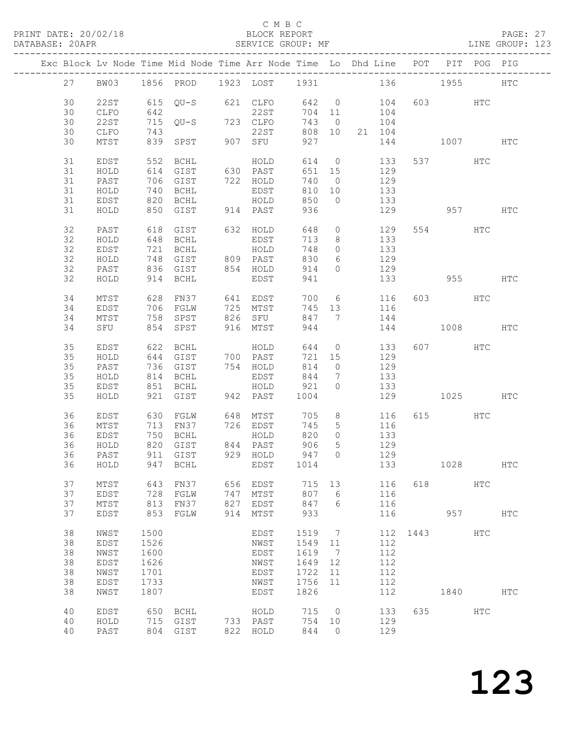C M B C

PRINT DATE: 20/02/18 BLOCK REPORT

DATABASE: 20APR SERVICE GROUP: MF LINE GROUP: 123

| Exc | Block | Lv | Node | Time | Mid Node | Time | Arr Node | Time | Lo | Dhd | Line | POT | PIT | POG | PIG |
|---|---|---|---|---|---|---|---|---|---|---|---|---|---|---|---|
| | 27 | | BW03 | 1856 | PROD | 1923 | LOST | 1931 | | | 136 | | 1955 | | HTC |
| | 30 | | 22ST | 615 | QU-S | 621 | CLFO | 642 | 0 | | 104 | 603 | | HTC | |
| | 30 | | CLFO | 642 | | | 22ST | 704 | 11 | | 104 | | | | |
| | 30 | | 22ST | 715 | QU-S | 723 | CLFO | 743 | 0 | | 104 | | | | |
| | 30 | | CLFO | 743 | | | 22ST | 808 | 10 | 21 | 104 | | | | |
| | 30 | | MTST | 839 | SPST | 907 | SFU | 927 | | | 144 | | 1007 | | HTC |
| | 31 | | EDST | 552 | BCHL | | HOLD | 614 | 0 | | 133 | 537 | | HTC | |
| | 31 | | HOLD | 614 | GIST | 630 | PAST | 651 | 15 | | 129 | | | | |
| | 31 | | PAST | 706 | GIST | 722 | HOLD | 740 | 0 | | 129 | | | | |
| | 31 | | HOLD | 740 | BCHL | | EDST | 810 | 10 | | 133 | | | | |
| | 31 | | EDST | 820 | BCHL | | HOLD | 850 | 0 | | 133 | | | | |
| | 31 | | HOLD | 850 | GIST | 914 | PAST | 936 | | | 129 | | 957 | | HTC |
| | 32 | | PAST | 618 | GIST | 632 | HOLD | 648 | 0 | | 129 | 554 | | HTC | |
| | 32 | | HOLD | 648 | BCHL | | EDST | 713 | 8 | | 133 | | | | |
| | 32 | | EDST | 721 | BCHL | | HOLD | 748 | 0 | | 133 | | | | |
| | 32 | | HOLD | 748 | GIST | 809 | PAST | 830 | 6 | | 129 | | | | |
| | 32 | | PAST | 836 | GIST | 854 | HOLD | 914 | 0 | | 129 | | | | |
| | 32 | | HOLD | 914 | BCHL | | EDST | 941 | | | 133 | | 955 | | HTC |
| | 34 | | MTST | 628 | FN37 | 641 | EDST | 700 | 6 | | 116 | 603 | | HTC | |
| | 34 | | EDST | 706 | FGLW | 725 | MTST | 745 | 13 | | 116 | | | | |
| | 34 | | MTST | 758 | SPST | 826 | SFU | 847 | 7 | | 144 | | | | |
| | 34 | | SFU | 854 | SPST | 916 | MTST | 944 | | | 144 | | 1008 | | HTC |
| | 35 | | EDST | 622 | BCHL | | HOLD | 644 | 0 | | 133 | 607 | | HTC | |
| | 35 | | HOLD | 644 | GIST | 700 | PAST | 721 | 15 | | 129 | | | | |
| | 35 | | PAST | 736 | GIST | 754 | HOLD | 814 | 0 | | 129 | | | | |
| | 35 | | HOLD | 814 | BCHL | | EDST | 844 | 7 | | 133 | | | | |
| | 35 | | EDST | 851 | BCHL | | HOLD | 921 | 0 | | 133 | | | | |
| | 35 | | HOLD | 921 | GIST | 942 | PAST | 1004 | | | 129 | | 1025 | | HTC |
| | 36 | | EDST | 630 | FGLW | 648 | MTST | 705 | 8 | | 116 | 615 | | HTC | |
| | 36 | | MTST | 713 | FN37 | 726 | EDST | 745 | 5 | | 116 | | | | |
| | 36 | | EDST | 750 | BCHL | | HOLD | 820 | 0 | | 133 | | | | |
| | 36 | | HOLD | 820 | GIST | 844 | PAST | 906 | 5 | | 129 | | | | |
| | 36 | | PAST | 911 | GIST | 929 | HOLD | 947 | 0 | | 129 | | | | |
| | 36 | | HOLD | 947 | BCHL | | EDST | 1014 | | | 133 | | 1028 | | HTC |
| | 37 | | MTST | 643 | FN37 | 656 | EDST | 715 | 13 | | 116 | 618 | | HTC | |
| | 37 | | EDST | 728 | FGLW | 747 | MTST | 807 | 6 | | 116 | | | | |
| | 37 | | MTST | 813 | FN37 | 827 | EDST | 847 | 6 | | 116 | | | | |
| | 37 | | EDST | 853 | FGLW | 914 | MTST | 933 | | | 116 | | 957 | | HTC |
| | 38 | | NWST | 1500 | | | EDST | 1519 | 7 | | 112 | 1443 | | HTC | |
| | 38 | | EDST | 1526 | | | NWST | 1549 | 11 | | 112 | | | | |
| | 38 | | NWST | 1600 | | | EDST | 1619 | 7 | | 112 | | | | |
| | 38 | | EDST | 1626 | | | NWST | 1649 | 12 | | 112 | | | | |
| | 38 | | NWST | 1701 | | | EDST | 1722 | 11 | | 112 | | | | |
| | 38 | | EDST | 1733 | | | NWST | 1756 | 11 | | 112 | | | | |
| | 38 | | NWST | 1807 | | | EDST | 1826 | | | 112 | | 1840 | | HTC |
| | 40 | | EDST | 650 | BCHL | | HOLD | 715 | 0 | | 133 | 635 | | HTC | |
| | 40 | | HOLD | 715 | GIST | 733 | PAST | 754 | 10 | | 129 | | | | |
| | 40 | | PAST | 804 | GIST | 822 | HOLD | 844 | 0 | | 129 | | | | |

# 123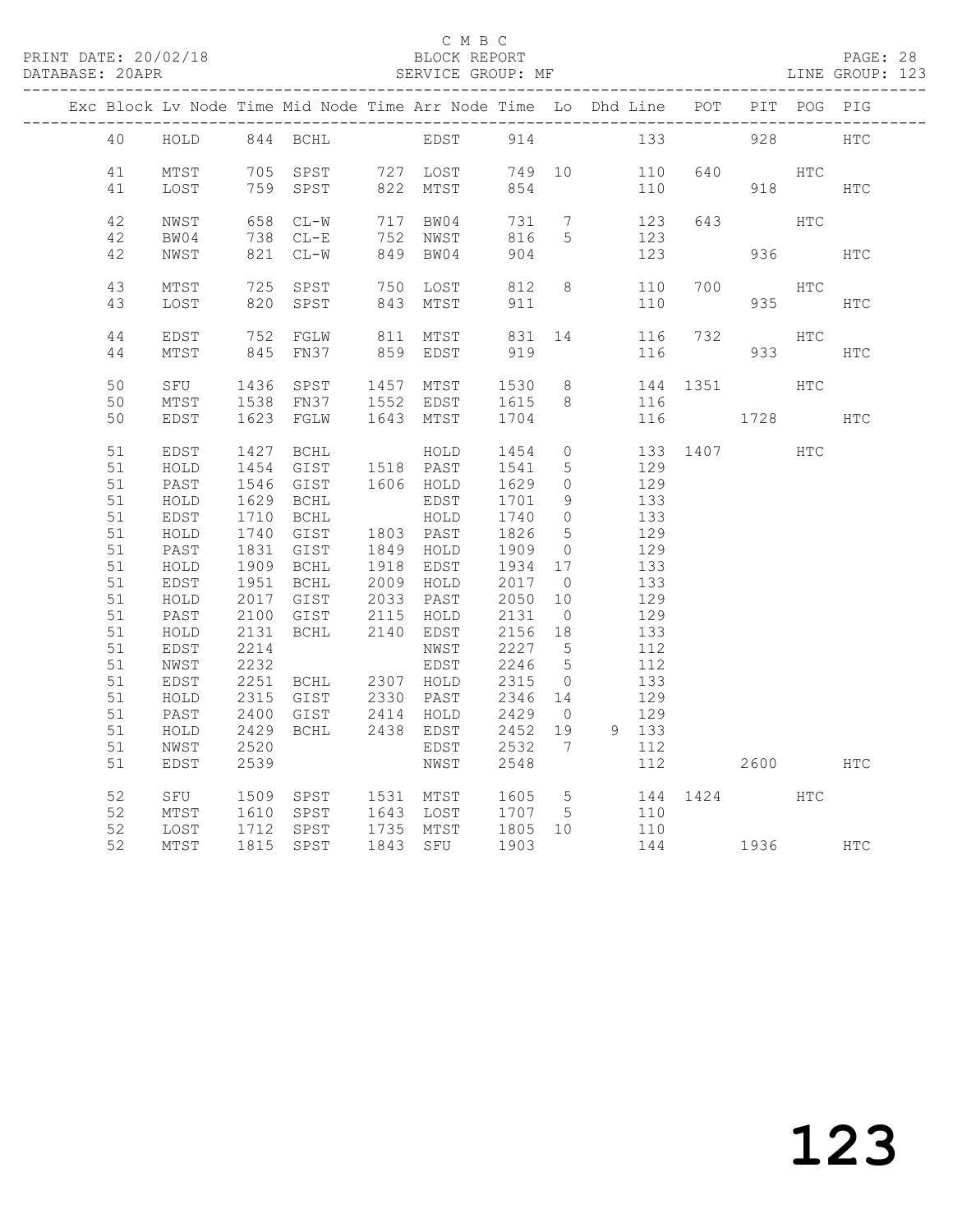C M B C

BLOCK REPORT

SERVICE GROUP: MF

LINE GROUP: 123

| Exc | Block | Lv | Node | Time | Mid Node | Time | Arr Node | Time | Lo | Dhd | Line | POT | PIT | POG | PIG |
|---|---|---|---|---|---|---|---|---|---|---|---|---|---|---|---|
| | 40 | | HOLD | 844 | BCHL | | EDST | 914 | | | 133 | | 928 | | HTC |
| | 41 | | MTST | 705 | SPST | 727 | LOST | 749 | 10 | | 110 | 640 | | HTC | |
| | 41 | | LOST | 759 | SPST | 822 | MTST | 854 | | | 110 | | 918 | | HTC |
| | 42 | | NWST | 658 | CL-W | 717 | BW04 | 731 | 7 | | 123 | 643 | | HTC | |
| | 42 | | BW04 | 738 | CL-E | 752 | NWST | 816 | 5 | | 123 | | | | |
| | 42 | | NWST | 821 | CL-W | 849 | BW04 | 904 | | | 123 | | 936 | | HTC |
| | 43 | | MTST | 725 | SPST | 750 | LOST | 812 | 8 | | 110 | 700 | | HTC | |
| | 43 | | LOST | 820 | SPST | 843 | MTST | 911 | | | 110 | | 935 | | HTC |
| | 44 | | EDST | 752 | FGLW | 811 | MTST | 831 | 14 | | 116 | 732 | | HTC | |
| | 44 | | MTST | 845 | FN37 | 859 | EDST | 919 | | | 116 | | 933 | | HTC |
| | 50 | | SFU | 1436 | SPST | 1457 | MTST | 1530 | 8 | | 144 | 1351 | | HTC | |
| | 50 | | MTST | 1538 | FN37 | 1552 | EDST | 1615 | 8 | | 116 | | | | |
| | 50 | | EDST | 1623 | FGLW | 1643 | MTST | 1704 | | | 116 | | 1728 | | HTC |
| | 51 | | EDST | 1427 | BCHL | | HOLD | 1454 | 0 | | 133 | 1407 | | HTC | |
| | 51 | | HOLD | 1454 | GIST | 1518 | PAST | 1541 | 5 | | 129 | | | | |
| | 51 | | PAST | 1546 | GIST | 1606 | HOLD | 1629 | 0 | | 129 | | | | |
| | 51 | | HOLD | 1629 | BCHL | | EDST | 1701 | 9 | | 133 | | | | |
| | 51 | | EDST | 1710 | BCHL | | HOLD | 1740 | 0 | | 133 | | | | |
| | 51 | | HOLD | 1740 | GIST | 1803 | PAST | 1826 | 5 | | 129 | | | | |
| | 51 | | PAST | 1831 | GIST | 1849 | HOLD | 1909 | 0 | | 129 | | | | |
| | 51 | | HOLD | 1909 | BCHL | 1918 | EDST | 1934 | 17 | | 133 | | | | |
| | 51 | | EDST | 1951 | BCHL | 2009 | HOLD | 2017 | 0 | | 133 | | | | |
| | 51 | | HOLD | 2017 | GIST | 2033 | PAST | 2050 | 10 | | 129 | | | | |
| | 51 | | PAST | 2100 | GIST | 2115 | HOLD | 2131 | 0 | | 129 | | | | |
| | 51 | | HOLD | 2131 | BCHL | 2140 | EDST | 2156 | 18 | | 133 | | | | |
| | 51 | | EDST | 2214 | | | NWST | 2227 | 5 | | 112 | | | | |
| | 51 | | NWST | 2232 | | | EDST | 2246 | 5 | | 112 | | | | |
| | 51 | | EDST | 2251 | BCHL | 2307 | HOLD | 2315 | 0 | | 133 | | | | |
| | 51 | | HOLD | 2315 | GIST | 2330 | PAST | 2346 | 14 | | 129 | | | | |
| | 51 | | PAST | 2400 | GIST | 2414 | HOLD | 2429 | 0 | | 129 | | | | |
| | 51 | | HOLD | 2429 | BCHL | 2438 | EDST | 2452 | 19 | 9 | 133 | | | | |
| | 51 | | NWST | 2520 | | | EDST | 2532 | 7 | | 112 | | | | |
| | 51 | | EDST | 2539 | | | NWST | 2548 | | | 112 | | 2600 | | HTC |
| | 52 | | SFU | 1509 | SPST | 1531 | MTST | 1605 | 5 | | 144 | 1424 | | HTC | |
| | 52 | | MTST | 1610 | SPST | 1643 | LOST | 1707 | 5 | | 110 | | | | |
| | 52 | | LOST | 1712 | SPST | 1735 | MTST | 1805 | 10 | | 110 | | | | |
| | 52 | | MTST | 1815 | SPST | 1843 | SFU | 1903 | | | 144 | | 1936 | | HTC |

123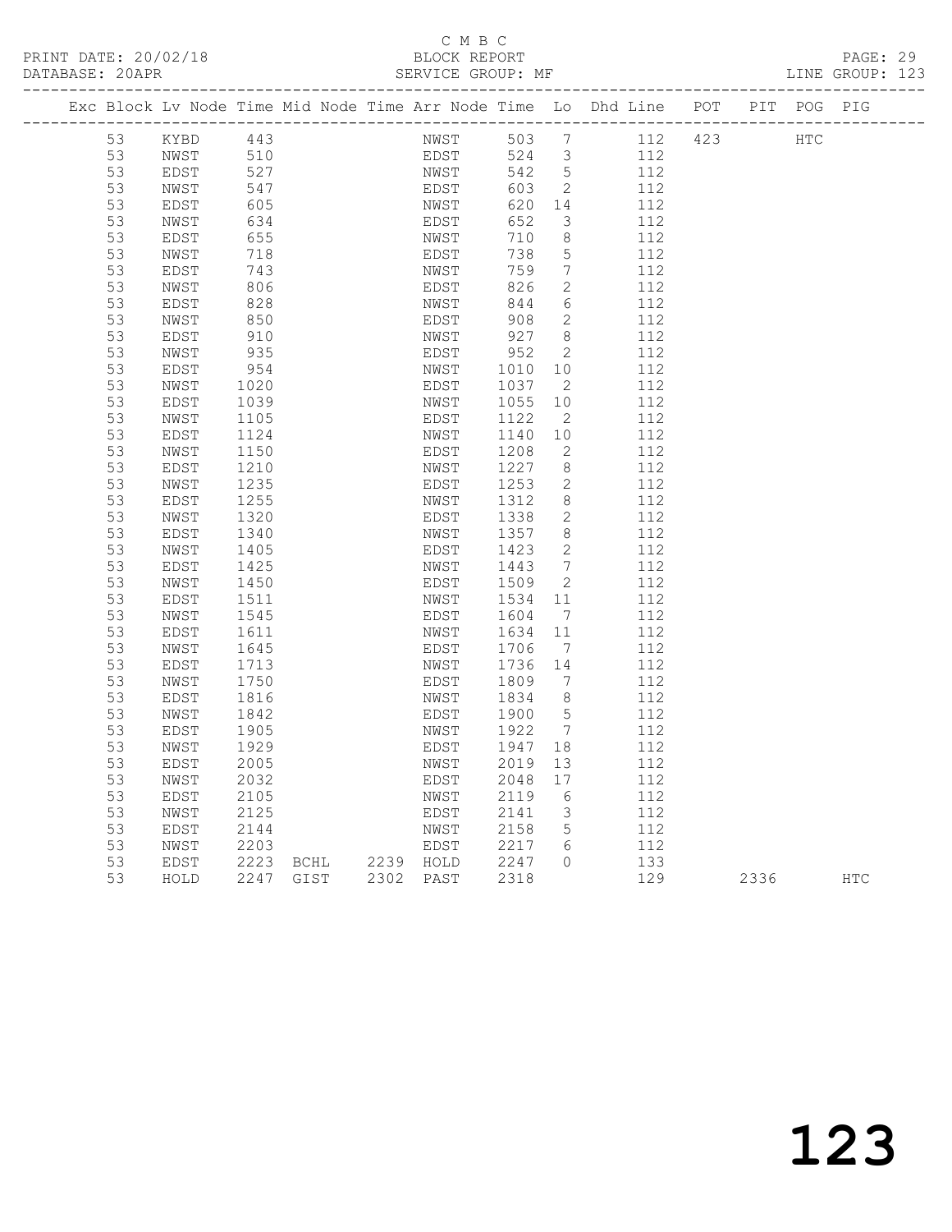C M B C
PRINT DATE: 20/02/18 BLOCK REPORT
DATABASE: 20APR SERVICE GROUP: MF LINE GROUP: 123

| Exc | Block | Lv | Node | Time | Mid Node | Time | Arr Node | Time | Lo | Dhd Line | POT | PIT | POG | PIG |
|---|---|---|---|---|---|---|---|---|---|---|---|---|---|---|
| | 53 | | KYBD | 443 | | | NWST | 503 | 7 | 112 | 423 | | HTC | |
| | 53 | | NWST | 510 | | | EDST | 524 | 3 | 112 | | | | |
| | 53 | | EDST | 527 | | | NWST | 542 | 5 | 112 | | | | |
| | 53 | | NWST | 547 | | | EDST | 603 | 2 | 112 | | | | |
| | 53 | | EDST | 605 | | | NWST | 620 | 14 | 112 | | | | |
| | 53 | | NWST | 634 | | | EDST | 652 | 3 | 112 | | | | |
| | 53 | | EDST | 655 | | | NWST | 710 | 8 | 112 | | | | |
| | 53 | | NWST | 718 | | | EDST | 738 | 5 | 112 | | | | |
| | 53 | | EDST | 743 | | | NWST | 759 | 7 | 112 | | | | |
| | 53 | | NWST | 806 | | | EDST | 826 | 2 | 112 | | | | |
| | 53 | | EDST | 828 | | | NWST | 844 | 6 | 112 | | | | |
| | 53 | | NWST | 850 | | | EDST | 908 | 2 | 112 | | | | |
| | 53 | | EDST | 910 | | | NWST | 927 | 8 | 112 | | | | |
| | 53 | | NWST | 935 | | | EDST | 952 | 2 | 112 | | | | |
| | 53 | | EDST | 954 | | | NWST | 1010 | 10 | 112 | | | | |
| | 53 | | NWST | 1020 | | | EDST | 1037 | 2 | 112 | | | | |
| | 53 | | EDST | 1039 | | | NWST | 1055 | 10 | 112 | | | | |
| | 53 | | NWST | 1105 | | | EDST | 1122 | 2 | 112 | | | | |
| | 53 | | EDST | 1124 | | | NWST | 1140 | 10 | 112 | | | | |
| | 53 | | NWST | 1150 | | | EDST | 1208 | 2 | 112 | | | | |
| | 53 | | EDST | 1210 | | | NWST | 1227 | 8 | 112 | | | | |
| | 53 | | NWST | 1235 | | | EDST | 1253 | 2 | 112 | | | | |
| | 53 | | EDST | 1255 | | | NWST | 1312 | 8 | 112 | | | | |
| | 53 | | NWST | 1320 | | | EDST | 1338 | 2 | 112 | | | | |
| | 53 | | EDST | 1340 | | | NWST | 1357 | 8 | 112 | | | | |
| | 53 | | NWST | 1405 | | | EDST | 1423 | 2 | 112 | | | | |
| | 53 | | EDST | 1425 | | | NWST | 1443 | 7 | 112 | | | | |
| | 53 | | NWST | 1450 | | | EDST | 1509 | 2 | 112 | | | | |
| | 53 | | EDST | 1511 | | | NWST | 1534 | 11 | 112 | | | | |
| | 53 | | NWST | 1545 | | | EDST | 1604 | 7 | 112 | | | | |
| | 53 | | EDST | 1611 | | | NWST | 1634 | 11 | 112 | | | | |
| | 53 | | NWST | 1645 | | | EDST | 1706 | 7 | 112 | | | | |
| | 53 | | EDST | 1713 | | | NWST | 1736 | 14 | 112 | | | | |
| | 53 | | NWST | 1750 | | | EDST | 1809 | 7 | 112 | | | | |
| | 53 | | EDST | 1816 | | | NWST | 1834 | 8 | 112 | | | | |
| | 53 | | NWST | 1842 | | | EDST | 1900 | 5 | 112 | | | | |
| | 53 | | EDST | 1905 | | | NWST | 1922 | 7 | 112 | | | | |
| | 53 | | NWST | 1929 | | | EDST | 1947 | 18 | 112 | | | | |
| | 53 | | EDST | 2005 | | | NWST | 2019 | 13 | 112 | | | | |
| | 53 | | NWST | 2032 | | | EDST | 2048 | 17 | 112 | | | | |
| | 53 | | EDST | 2105 | | | NWST | 2119 | 6 | 112 | | | | |
| | 53 | | NWST | 2125 | | | EDST | 2141 | 3 | 112 | | | | |
| | 53 | | EDST | 2144 | | | NWST | 2158 | 5 | 112 | | | | |
| | 53 | | NWST | 2203 | | | EDST | 2217 | 6 | 112 | | | | |
| | 53 | | EDST | 2223 | BCHL | 2239 | HOLD | 2247 | 0 | 133 | | | | |
| | 53 | | HOLD | 2247 | GIST | 2302 | PAST | 2318 | | 129 | | 2336 | | HTC |

123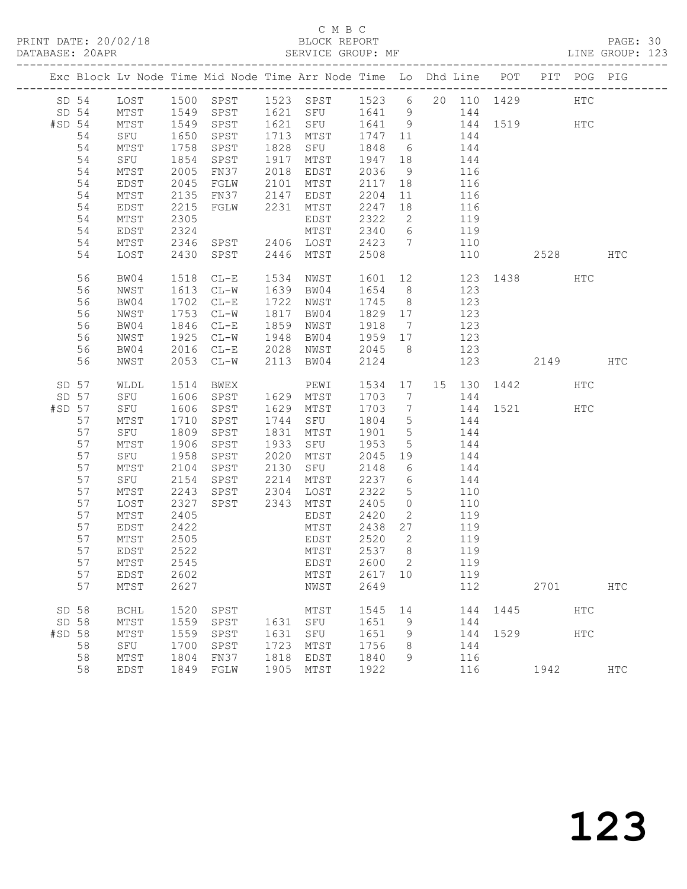C M B C

PRINT DATE: 20/02/18 BLOCK REPORT

DATABASE: 20APR SERVICE GROUP: MF LINE GROUP: 123

| Exc | Block | Lv | Node | Time | Mid Node | Time | Arr Node | Time | Lo | Dhd | Line | POT | PIT | POG | PIG |
|---|---|---|---|---|---|---|---|---|---|---|---|---|---|---|---|
| SD | 54 | | LOST | 1500 | SPST | 1523 | SPST | 1523 | 6 | 20 | 110 | 1429 | | HTC | |
| SD | 54 | | MTST | 1549 | SPST | 1621 | SFU | 1641 | 9 | | 144 | | | | |
| #SD | 54 | | MTST | 1549 | SPST | 1621 | SFU | 1641 | 9 | | 144 | 1519 | | HTC | |
| | 54 | | SFU | 1650 | SPST | 1713 | MTST | 1747 | 11 | | 144 | | | | |
| | 54 | | MTST | 1758 | SPST | 1828 | SFU | 1848 | 6 | | 144 | | | | |
| | 54 | | SFU | 1854 | SPST | 1917 | MTST | 1947 | 18 | | 144 | | | | |
| | 54 | | MTST | 2005 | FN37 | 2018 | EDST | 2036 | 9 | | 116 | | | | |
| | 54 | | EDST | 2045 | FGLW | 2101 | MTST | 2117 | 18 | | 116 | | | | |
| | 54 | | MTST | 2135 | FN37 | 2147 | EDST | 2204 | 11 | | 116 | | | | |
| | 54 | | EDST | 2215 | FGLW | 2231 | MTST | 2247 | 18 | | 116 | | | | |
| | 54 | | MTST | 2305 | | | EDST | 2322 | 2 | | 119 | | | | |
| | 54 | | EDST | 2324 | | | MTST | 2340 | 6 | | 119 | | | | |
| | 54 | | MTST | 2346 | SPST | 2406 | LOST | 2423 | 7 | | 110 | | | | |
| | 54 | | LOST | 2430 | SPST | 2446 | MTST | 2508 | | | 110 | | 2528 | | HTC |
| | 56 | | BW04 | 1518 | CL-E | 1534 | NWST | 1601 | 12 | | 123 | 1438 | | HTC | |
| | 56 | | NWST | 1613 | CL-W | 1639 | BW04 | 1654 | 8 | | 123 | | | | |
| | 56 | | BW04 | 1702 | CL-E | 1722 | NWST | 1745 | 8 | | 123 | | | | |
| | 56 | | NWST | 1753 | CL-W | 1817 | BW04 | 1829 | 17 | | 123 | | | | |
| | 56 | | BW04 | 1846 | CL-E | 1859 | NWST | 1918 | 7 | | 123 | | | | |
| | 56 | | NWST | 1925 | CL-W | 1948 | BW04 | 1959 | 17 | | 123 | | | | |
| | 56 | | BW04 | 2016 | CL-E | 2028 | NWST | 2045 | 8 | | 123 | | | | |
| | 56 | | NWST | 2053 | CL-W | 2113 | BW04 | 2124 | | | 123 | | 2149 | | HTC |
| SD | 57 | | WLDL | 1514 | BWEX | | PEWI | 1534 | 17 | 15 | 130 | 1442 | | HTC | |
| SD | 57 | | SFU | 1606 | SPST | 1629 | MTST | 1703 | 7 | | 144 | | | | |
| #SD | 57 | | SFU | 1606 | SPST | 1629 | MTST | 1703 | 7 | | 144 | 1521 | | HTC | |
| | 57 | | MTST | 1710 | SPST | 1744 | SFU | 1804 | 5 | | 144 | | | | |
| | 57 | | SFU | 1809 | SPST | 1831 | MTST | 1901 | 5 | | 144 | | | | |
| | 57 | | MTST | 1906 | SPST | 1933 | SFU | 1953 | 5 | | 144 | | | | |
| | 57 | | SFU | 1958 | SPST | 2020 | MTST | 2045 | 19 | | 144 | | | | |
| | 57 | | MTST | 2104 | SPST | 2130 | SFU | 2148 | 6 | | 144 | | | | |
| | 57 | | SFU | 2154 | SPST | 2214 | MTST | 2237 | 6 | | 144 | | | | |
| | 57 | | MTST | 2243 | SPST | 2304 | LOST | 2322 | 5 | | 110 | | | | |
| | 57 | | LOST | 2327 | SPST | 2343 | MTST | 2405 | 0 | | 110 | | | | |
| | 57 | | MTST | 2405 | | | EDST | 2420 | 2 | | 119 | | | | |
| | 57 | | EDST | 2422 | | | MTST | 2438 | 27 | | 119 | | | | |
| | 57 | | MTST | 2505 | | | EDST | 2520 | 2 | | 119 | | | | |
| | 57 | | EDST | 2522 | | | MTST | 2537 | 8 | | 119 | | | | |
| | 57 | | MTST | 2545 | | | EDST | 2600 | 2 | | 119 | | | | |
| | 57 | | EDST | 2602 | | | MTST | 2617 | 10 | | 119 | | | | |
| | 57 | | MTST | 2627 | | | NWST | 2649 | | | 112 | | 2701 | | HTC |
| SD | 58 | | BCHL | 1520 | SPST | | MTST | 1545 | 14 | | 144 | 1445 | | HTC | |
| SD | 58 | | MTST | 1559 | SPST | 1631 | SFU | 1651 | 9 | | 144 | | | | |
| #SD | 58 | | MTST | 1559 | SPST | 1631 | SFU | 1651 | 9 | | 144 | 1529 | | HTC | |
| | 58 | | SFU | 1700 | SPST | 1723 | MTST | 1756 | 8 | | 144 | | | | |
| | 58 | | MTST | 1804 | FN37 | 1818 | EDST | 1840 | 9 | | 116 | | | | |
| | 58 | | EDST | 1849 | FGLW | 1905 | MTST | 1922 | | | 116 | | 1942 | | HTC |

123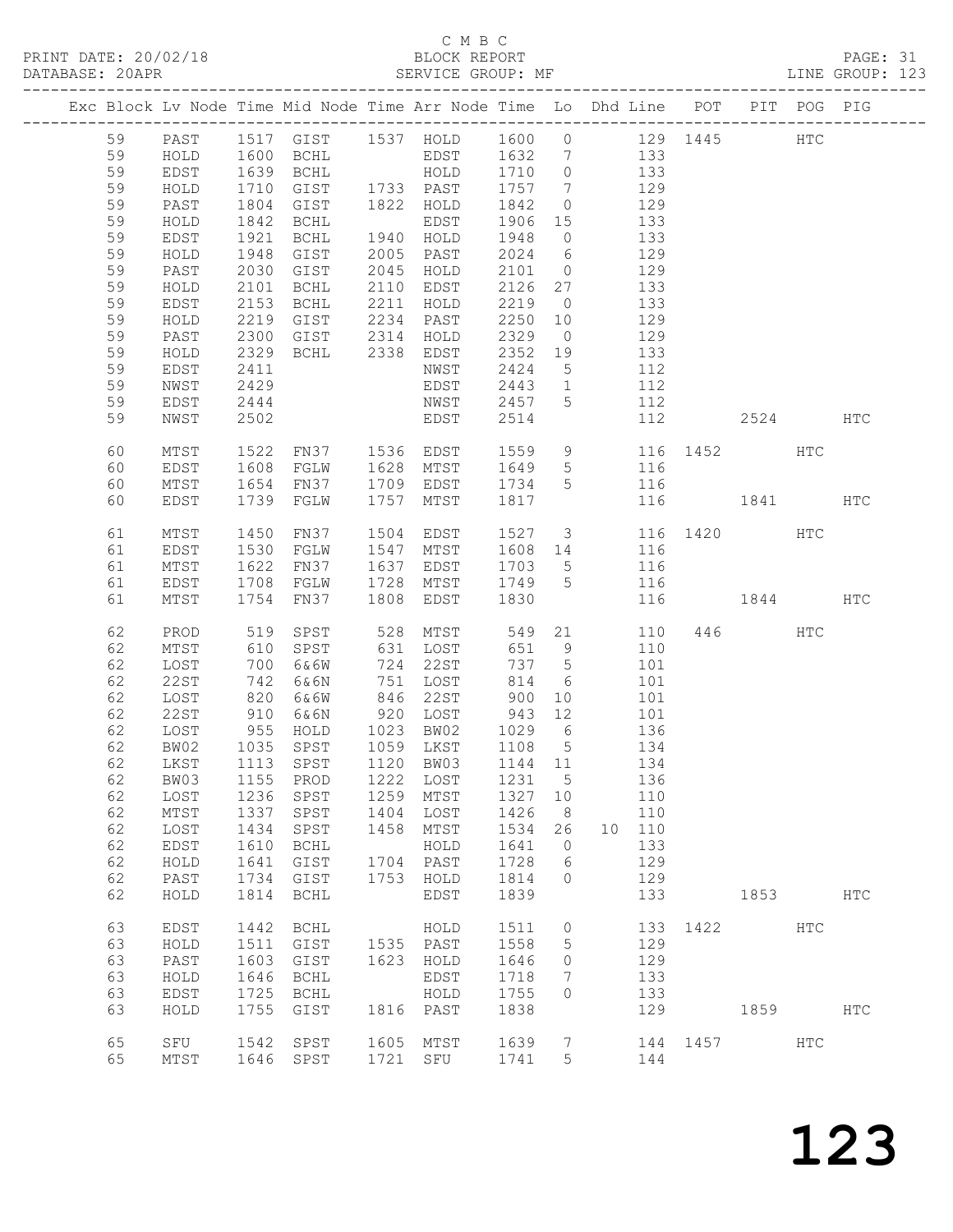C M B C

PRINT DATE: 20/02/18 BLOCK REPORT
DATABASE: 20APR SERVICE GROUP: MF LINE GROUP: 123

| Exc | Block | Lv | Node | Time | Mid Node | Time | Arr Node | Time | Lo | Dhd | Line | POT | PIT | POG | PIG |
|---|---|---|---|---|---|---|---|---|---|---|---|---|---|---|---|
| | 59 | | PAST | 1517 | GIST | 1537 | HOLD | 1600 | 0 | | 129 | 1445 | | HTC | |
| | 59 | | HOLD | 1600 | BCHL | | EDST | 1632 | 7 | | 133 | | | | |
| | 59 | | EDST | 1639 | BCHL | | HOLD | 1710 | 0 | | 133 | | | | |
| | 59 | | HOLD | 1710 | GIST | 1733 | PAST | 1757 | 7 | | 129 | | | | |
| | 59 | | PAST | 1804 | GIST | 1822 | HOLD | 1842 | 0 | | 129 | | | | |
| | 59 | | HOLD | 1842 | BCHL | | EDST | 1906 | 15 | | 133 | | | | |
| | 59 | | EDST | 1921 | BCHL | 1940 | HOLD | 1948 | 0 | | 133 | | | | |
| | 59 | | HOLD | 1948 | GIST | 2005 | PAST | 2024 | 6 | | 129 | | | | |
| | 59 | | PAST | 2030 | GIST | 2045 | HOLD | 2101 | 0 | | 129 | | | | |
| | 59 | | HOLD | 2101 | BCHL | 2110 | EDST | 2126 | 27 | | 133 | | | | |
| | 59 | | EDST | 2153 | BCHL | 2211 | HOLD | 2219 | 0 | | 133 | | | | |
| | 59 | | HOLD | 2219 | GIST | 2234 | PAST | 2250 | 10 | | 129 | | | | |
| | 59 | | PAST | 2300 | GIST | 2314 | HOLD | 2329 | 0 | | 129 | | | | |
| | 59 | | HOLD | 2329 | BCHL | 2338 | EDST | 2352 | 19 | | 133 | | | | |
| | 59 | | EDST | 2411 | | | NWST | 2424 | 5 | | 112 | | | | |
| | 59 | | NWST | 2429 | | | EDST | 2443 | 1 | | 112 | | | | |
| | 59 | | EDST | 2444 | | | NWST | 2457 | 5 | | 112 | | | | |
| | 59 | | NWST | 2502 | | | EDST | 2514 | | | 112 | | 2524 | | HTC |
| | 60 | | MTST | 1522 | FN37 | 1536 | EDST | 1559 | 9 | | 116 | 1452 | | HTC | |
| | 60 | | EDST | 1608 | FGLW | 1628 | MTST | 1649 | 5 | | 116 | | | | |
| | 60 | | MTST | 1654 | FN37 | 1709 | EDST | 1734 | 5 | | 116 | | | | |
| | 60 | | EDST | 1739 | FGLW | 1757 | MTST | 1817 | | | 116 | | 1841 | | HTC |
| | 61 | | MTST | 1450 | FN37 | 1504 | EDST | 1527 | 3 | | 116 | 1420 | | HTC | |
| | 61 | | EDST | 1530 | FGLW | 1547 | MTST | 1608 | 14 | | 116 | | | | |
| | 61 | | MTST | 1622 | FN37 | 1637 | EDST | 1703 | 5 | | 116 | | | | |
| | 61 | | EDST | 1708 | FGLW | 1728 | MTST | 1749 | 5 | | 116 | | | | |
| | 61 | | MTST | 1754 | FN37 | 1808 | EDST | 1830 | | | 116 | | 1844 | | HTC |
| | 62 | | PROD | 519 | SPST | 528 | MTST | 549 | 21 | | 110 | 446 | | HTC | |
| | 62 | | MTST | 610 | SPST | 631 | LOST | 651 | 9 | | 110 | | | | |
| | 62 | | LOST | 700 | 6&6W | 724 | 22ST | 737 | 5 | | 101 | | | | |
| | 62 | | 22ST | 742 | 6&6N | 751 | LOST | 814 | 6 | | 101 | | | | |
| | 62 | | LOST | 820 | 6&6W | 846 | 22ST | 900 | 10 | | 101 | | | | |
| | 62 | | 22ST | 910 | 6&6N | 920 | LOST | 943 | 12 | | 101 | | | | |
| | 62 | | LOST | 955 | HOLD | 1023 | BW02 | 1029 | 6 | | 136 | | | | |
| | 62 | | BW02 | 1035 | SPST | 1059 | LKST | 1108 | 5 | | 134 | | | | |
| | 62 | | LKST | 1113 | SPST | 1120 | BW03 | 1144 | 11 | | 134 | | | | |
| | 62 | | BW03 | 1155 | PROD | 1222 | LOST | 1231 | 5 | | 136 | | | | |
| | 62 | | LOST | 1236 | SPST | 1259 | MTST | 1327 | 10 | | 110 | | | | |
| | 62 | | MTST | 1337 | SPST | 1404 | LOST | 1426 | 8 | | 110 | | | | |
| | 62 | | LOST | 1434 | SPST | 1458 | MTST | 1534 | 26 | 10 | 110 | | | | |
| | 62 | | EDST | 1610 | BCHL | | HOLD | 1641 | 0 | | 133 | | | | |
| | 62 | | HOLD | 1641 | GIST | 1704 | PAST | 1728 | 6 | | 129 | | | | |
| | 62 | | PAST | 1734 | GIST | 1753 | HOLD | 1814 | 0 | | 129 | | | | |
| | 62 | | HOLD | 1814 | BCHL | | EDST | 1839 | | | 133 | | 1853 | | HTC |
| | 63 | | EDST | 1442 | BCHL | | HOLD | 1511 | 0 | | 133 | 1422 | | HTC | |
| | 63 | | HOLD | 1511 | GIST | 1535 | PAST | 1558 | 5 | | 129 | | | | |
| | 63 | | PAST | 1603 | GIST | 1623 | HOLD | 1646 | 0 | | 129 | | | | |
| | 63 | | HOLD | 1646 | BCHL | | EDST | 1718 | 7 | | 133 | | | | |
| | 63 | | EDST | 1725 | BCHL | | HOLD | 1755 | 0 | | 133 | | | | |
| | 63 | | HOLD | 1755 | GIST | 1816 | PAST | 1838 | | | 129 | | 1859 | | HTC |
| | 65 | | SFU | 1542 | SPST | 1605 | MTST | 1639 | 7 | | 144 | 1457 | | HTC | |
| | 65 | | MTST | 1646 | SPST | 1721 | SFU | 1741 | 5 | | 144 | | | | |

123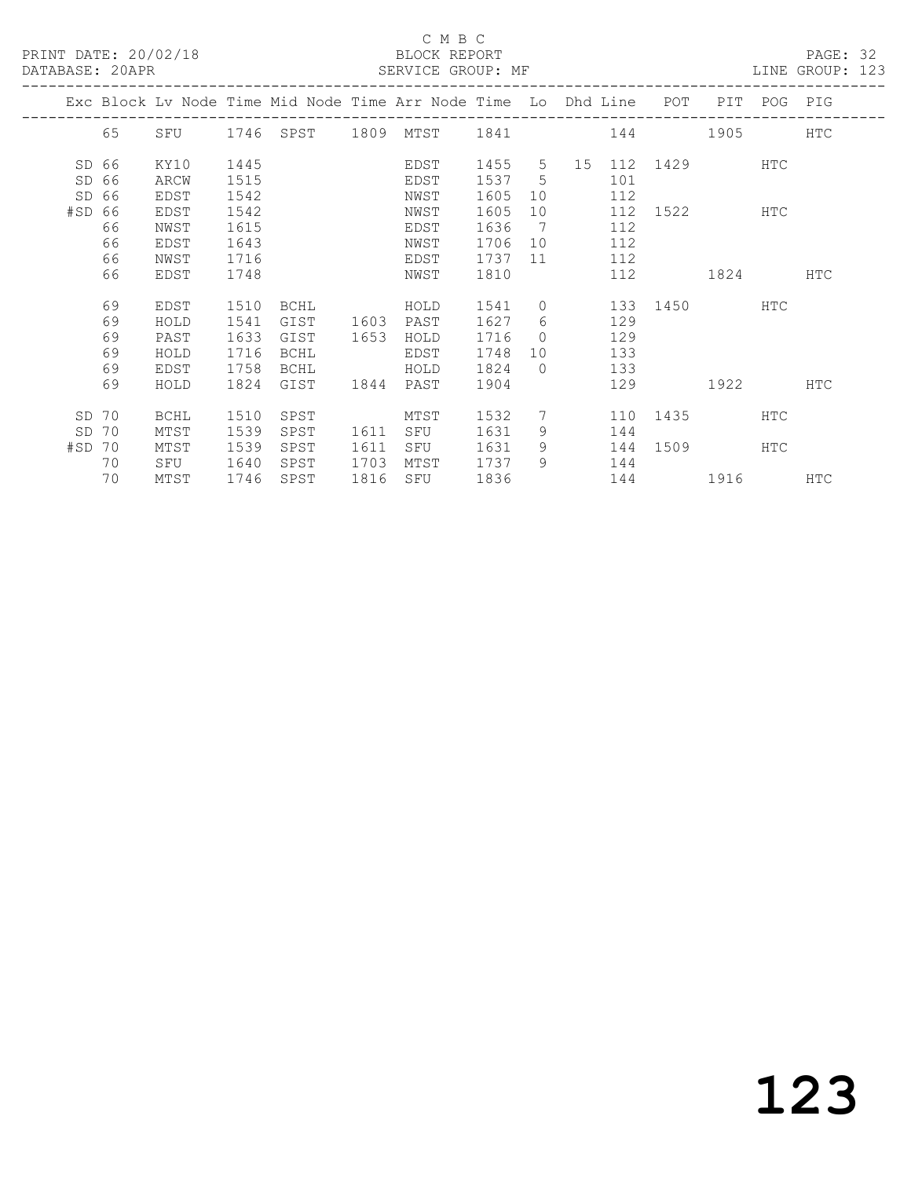C M B C
BLOCK REPORT
SERVICE GROUP: MF

PRINT DATE: 20/02/18
DATABASE: 20APR

LINE GROUP: 123

| Exc | Block | Lv | Node | Time | Mid Node | Time | Arr Node | Time | Lo | Dhd | Line | POT | PIT | POG | PIG |
|---|---|---|---|---|---|---|---|---|---|---|---|---|---|---|---|
| | 65 | | SFU | 1746 | SPST | 1809 | MTST | 1841 | | | 144 | | 1905 | | HTC |
| SD | 66 | | KY10 | 1445 | | | EDST | 1455 | 5 | 15 | 112 | 1429 | | HTC | |
| SD | 66 | | ARCW | 1515 | | | EDST | 1537 | 5 | | 101 | | | | |
| SD | 66 | | EDST | 1542 | | | NWST | 1605 | 10 | | 112 | | | | |
| #SD | 66 | | EDST | 1542 | | | NWST | 1605 | 10 | | 112 | 1522 | | HTC | |
| | 66 | | NWST | 1615 | | | EDST | 1636 | 7 | | 112 | | | | |
| | 66 | | EDST | 1643 | | | NWST | 1706 | 10 | | 112 | | | | |
| | 66 | | NWST | 1716 | | | EDST | 1737 | 11 | | 112 | | | | |
| | 66 | | EDST | 1748 | | | NWST | 1810 | | | 112 | | 1824 | | HTC |
| | 69 | | EDST | 1510 | BCHL | | HOLD | 1541 | 0 | | 133 | 1450 | | HTC | |
| | 69 | | HOLD | 1541 | GIST | 1603 | PAST | 1627 | 6 | | 129 | | | | |
| | 69 | | PAST | 1633 | GIST | 1653 | HOLD | 1716 | 0 | | 129 | | | | |
| | 69 | | HOLD | 1716 | BCHL | | EDST | 1748 | 10 | | 133 | | | | |
| | 69 | | EDST | 1758 | BCHL | | HOLD | 1824 | 0 | | 133 | | | | |
| | 69 | | HOLD | 1824 | GIST | 1844 | PAST | 1904 | | | 129 | | 1922 | | HTC |
| SD | 70 | | BCHL | 1510 | SPST | | MTST | 1532 | 7 | | 110 | 1435 | | HTC | |
| SD | 70 | | MTST | 1539 | SPST | 1611 | SFU | 1631 | 9 | | 144 | | | | |
| #SD | 70 | | MTST | 1539 | SPST | 1611 | SFU | 1631 | 9 | | 144 | 1509 | | HTC | |
| | 70 | | SFU | 1640 | SPST | 1703 | MTST | 1737 | 9 | | 144 | | | | |
| | 70 | | MTST | 1746 | SPST | 1816 | SFU | 1836 | | | 144 | | 1916 | | HTC |

123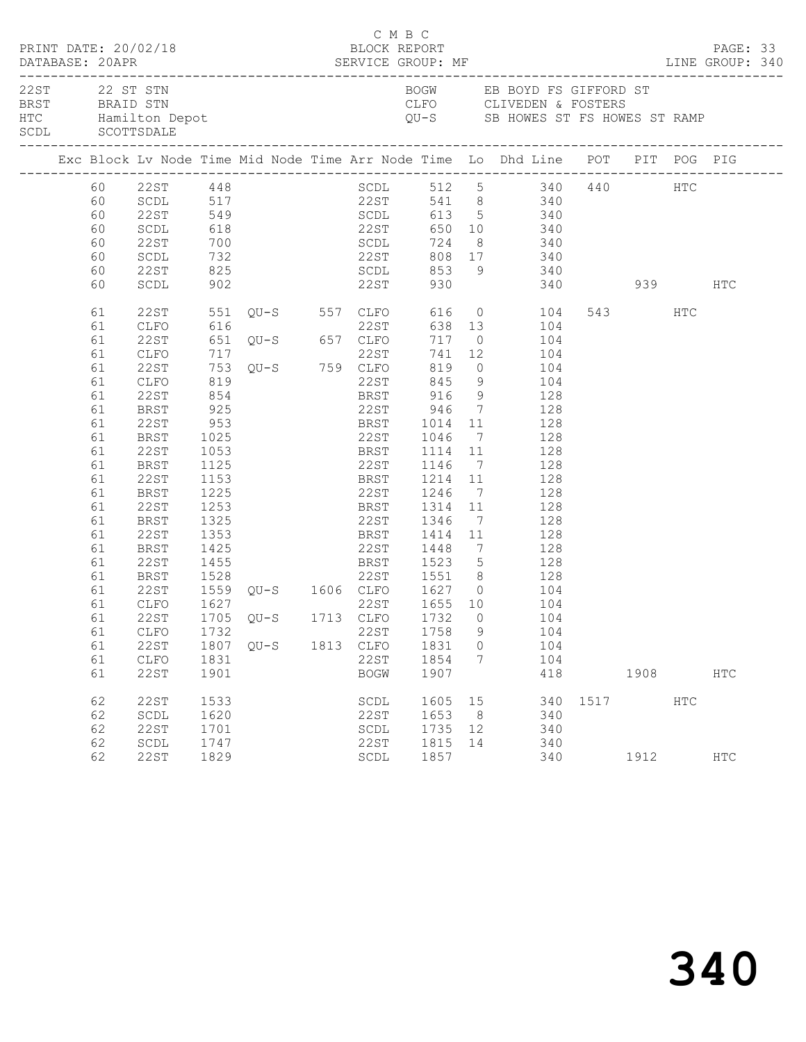C M B C

PRINT DATE: 20/02/18 BLOCK REPORT PAGE: 33
DATABASE: 20APR SERVICE GROUP: MF LINE GROUP: 340

| Code | Description | Code | Description |
|---|---|---|---|
| 22ST | 22 ST STN | BOGW | EB BOYD FS GIFFORD ST |
| BRST | BRAID STN | CLFO | CLIVEDEN & FOSTERS |
| HTC | Hamilton Depot | QU-S | SB HOWES ST FS HOWES ST RAMP |
| SCDL | SCOTTSDALE | | |

| Exc | Block | Lv Node | Time | Mid Node | Time | Arr Node | Time | Lo | Dhd Line | POT | PIT | POG | PIG |
|---|---|---|---|---|---|---|---|---|---|---|---|---|---|
| | 60 | 22ST | 448 | | | SCDL | 512 | 5 | 340 | 440 | | HTC | |
| | 60 | SCDL | 517 | | | 22ST | 541 | 8 | 340 | | | | |
| | 60 | 22ST | 549 | | | SCDL | 613 | 5 | 340 | | | | |
| | 60 | SCDL | 618 | | | 22ST | 650 | 10 | 340 | | | | |
| | 60 | 22ST | 700 | | | SCDL | 724 | 8 | 340 | | | | |
| | 60 | SCDL | 732 | | | 22ST | 808 | 17 | 340 | | | | |
| | 60 | 22ST | 825 | | | SCDL | 853 | 9 | 340 | | | | |
| | 60 | SCDL | 902 | | | 22ST | 930 | | 340 | | 939 | | HTC |
| | 61 | 22ST | 551 | QU-S | 557 | CLFO | 616 | 0 | 104 | 543 | | HTC | |
| | 61 | CLFO | 616 | | | 22ST | 638 | 13 | 104 | | | | |
| | 61 | 22ST | 651 | QU-S | 657 | CLFO | 717 | 0 | 104 | | | | |
| | 61 | CLFO | 717 | | | 22ST | 741 | 12 | 104 | | | | |
| | 61 | 22ST | 753 | QU-S | 759 | CLFO | 819 | 0 | 104 | | | | |
| | 61 | CLFO | 819 | | | 22ST | 845 | 9 | 104 | | | | |
| | 61 | 22ST | 854 | | | BRST | 916 | 9 | 128 | | | | |
| | 61 | BRST | 925 | | | 22ST | 946 | 7 | 128 | | | | |
| | 61 | 22ST | 953 | | | BRST | 1014 | 11 | 128 | | | | |
| | 61 | BRST | 1025 | | | 22ST | 1046 | 7 | 128 | | | | |
| | 61 | 22ST | 1053 | | | BRST | 1114 | 11 | 128 | | | | |
| | 61 | BRST | 1125 | | | 22ST | 1146 | 7 | 128 | | | | |
| | 61 | 22ST | 1153 | | | BRST | 1214 | 11 | 128 | | | | |
| | 61 | BRST | 1225 | | | 22ST | 1246 | 7 | 128 | | | | |
| | 61 | 22ST | 1253 | | | BRST | 1314 | 11 | 128 | | | | |
| | 61 | BRST | 1325 | | | 22ST | 1346 | 7 | 128 | | | | |
| | 61 | 22ST | 1353 | | | BRST | 1414 | 11 | 128 | | | | |
| | 61 | BRST | 1425 | | | 22ST | 1448 | 7 | 128 | | | | |
| | 61 | 22ST | 1455 | | | BRST | 1523 | 5 | 128 | | | | |
| | 61 | BRST | 1528 | | | 22ST | 1551 | 8 | 128 | | | | |
| | 61 | 22ST | 1559 | QU-S | 1606 | CLFO | 1627 | 0 | 104 | | | | |
| | 61 | CLFO | 1627 | | | 22ST | 1655 | 10 | 104 | | | | |
| | 61 | 22ST | 1705 | QU-S | 1713 | CLFO | 1732 | 0 | 104 | | | | |
| | 61 | CLFO | 1732 | | | 22ST | 1758 | 9 | 104 | | | | |
| | 61 | 22ST | 1807 | QU-S | 1813 | CLFO | 1831 | 0 | 104 | | | | |
| | 61 | CLFO | 1831 | | | 22ST | 1854 | 7 | 104 | | | | |
| | 61 | 22ST | 1901 | | | BOGW | 1907 | | 418 | | 1908 | | HTC |
| | 62 | 22ST | 1533 | | | SCDL | 1605 | 15 | 340 | 1517 | | HTC | |
| | 62 | SCDL | 1620 | | | 22ST | 1653 | 8 | 340 | | | | |
| | 62 | 22ST | 1701 | | | SCDL | 1735 | 12 | 340 | | | | |
| | 62 | SCDL | 1747 | | | 22ST | 1815 | 14 | 340 | | | | |
| | 62 | 22ST | 1829 | | | SCDL | 1857 | | 340 | | 1912 | | HTC |

340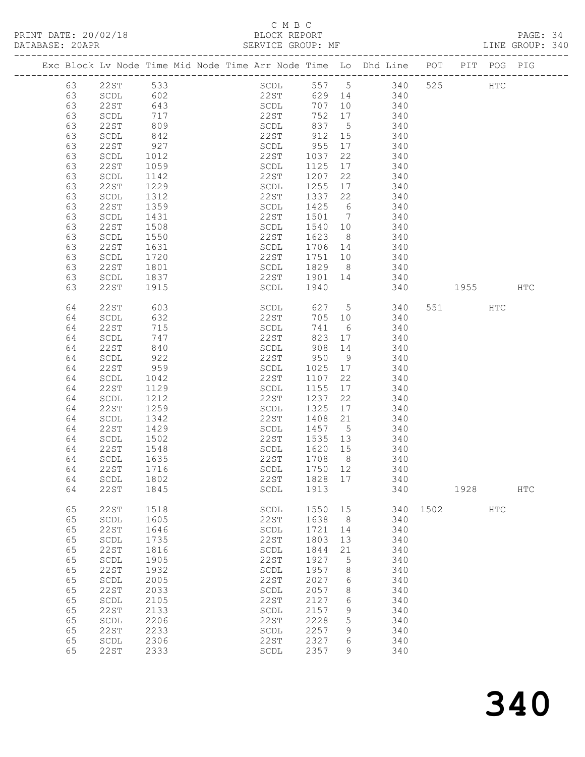C M B C
PRINT DATE: 20/02/18 BLOCK REPORT
DATABASE: 20APR SERVICE GROUP: MF LINE GROUP: 340

| Exc | Block | Lv | Node | Time | Mid Node | Time | Arr Node | Time | Lo | Dhd Line | POT | PIT | POG | PIG |
|---|---|---|---|---|---|---|---|---|---|---|---|---|---|---|
| | 63 | | 22ST | 533 | | | SCDL | 557 | 5 | 340 | 525 | | HTC | |
| | 63 | | SCDL | 602 | | | 22ST | 629 | 14 | 340 | | | | |
| | 63 | | 22ST | 643 | | | SCDL | 707 | 10 | 340 | | | | |
| | 63 | | SCDL | 717 | | | 22ST | 752 | 17 | 340 | | | | |
| | 63 | | 22ST | 809 | | | SCDL | 837 | 5 | 340 | | | | |
| | 63 | | SCDL | 842 | | | 22ST | 912 | 15 | 340 | | | | |
| | 63 | | 22ST | 927 | | | SCDL | 955 | 17 | 340 | | | | |
| | 63 | | SCDL | 1012 | | | 22ST | 1037 | 22 | 340 | | | | |
| | 63 | | 22ST | 1059 | | | SCDL | 1125 | 17 | 340 | | | | |
| | 63 | | SCDL | 1142 | | | 22ST | 1207 | 22 | 340 | | | | |
| | 63 | | 22ST | 1229 | | | SCDL | 1255 | 17 | 340 | | | | |
| | 63 | | SCDL | 1312 | | | 22ST | 1337 | 22 | 340 | | | | |
| | 63 | | 22ST | 1359 | | | SCDL | 1425 | 6 | 340 | | | | |
| | 63 | | SCDL | 1431 | | | 22ST | 1501 | 7 | 340 | | | | |
| | 63 | | 22ST | 1508 | | | SCDL | 1540 | 10 | 340 | | | | |
| | 63 | | SCDL | 1550 | | | 22ST | 1623 | 8 | 340 | | | | |
| | 63 | | 22ST | 1631 | | | SCDL | 1706 | 14 | 340 | | | | |
| | 63 | | SCDL | 1720 | | | 22ST | 1751 | 10 | 340 | | | | |
| | 63 | | 22ST | 1801 | | | SCDL | 1829 | 8 | 340 | | | | |
| | 63 | | SCDL | 1837 | | | 22ST | 1901 | 14 | 340 | | | | |
| | 63 | | 22ST | 1915 | | | SCDL | 1940 | | 340 | | 1955 | | HTC |
| | 64 | | 22ST | 603 | | | SCDL | 627 | 5 | 340 | 551 | | HTC | |
| | 64 | | SCDL | 632 | | | 22ST | 705 | 10 | 340 | | | | |
| | 64 | | 22ST | 715 | | | SCDL | 741 | 6 | 340 | | | | |
| | 64 | | SCDL | 747 | | | 22ST | 823 | 17 | 340 | | | | |
| | 64 | | 22ST | 840 | | | SCDL | 908 | 14 | 340 | | | | |
| | 64 | | SCDL | 922 | | | 22ST | 950 | 9 | 340 | | | | |
| | 64 | | 22ST | 959 | | | SCDL | 1025 | 17 | 340 | | | | |
| | 64 | | SCDL | 1042 | | | 22ST | 1107 | 22 | 340 | | | | |
| | 64 | | 22ST | 1129 | | | SCDL | 1155 | 17 | 340 | | | | |
| | 64 | | SCDL | 1212 | | | 22ST | 1237 | 22 | 340 | | | | |
| | 64 | | 22ST | 1259 | | | SCDL | 1325 | 17 | 340 | | | | |
| | 64 | | SCDL | 1342 | | | 22ST | 1408 | 21 | 340 | | | | |
| | 64 | | 22ST | 1429 | | | SCDL | 1457 | 5 | 340 | | | | |
| | 64 | | SCDL | 1502 | | | 22ST | 1535 | 13 | 340 | | | | |
| | 64 | | 22ST | 1548 | | | SCDL | 1620 | 15 | 340 | | | | |
| | 64 | | SCDL | 1635 | | | 22ST | 1708 | 8 | 340 | | | | |
| | 64 | | 22ST | 1716 | | | SCDL | 1750 | 12 | 340 | | | | |
| | 64 | | SCDL | 1802 | | | 22ST | 1828 | 17 | 340 | | | | |
| | 64 | | 22ST | 1845 | | | SCDL | 1913 | | 340 | | 1928 | | HTC |
| | 65 | | 22ST | 1518 | | | SCDL | 1550 | 15 | 340 | 1502 | | HTC | |
| | 65 | | SCDL | 1605 | | | 22ST | 1638 | 8 | 340 | | | | |
| | 65 | | 22ST | 1646 | | | SCDL | 1721 | 14 | 340 | | | | |
| | 65 | | SCDL | 1735 | | | 22ST | 1803 | 13 | 340 | | | | |
| | 65 | | 22ST | 1816 | | | SCDL | 1844 | 21 | 340 | | | | |
| | 65 | | SCDL | 1905 | | | 22ST | 1927 | 5 | 340 | | | | |
| | 65 | | 22ST | 1932 | | | SCDL | 1957 | 8 | 340 | | | | |
| | 65 | | SCDL | 2005 | | | 22ST | 2027 | 6 | 340 | | | | |
| | 65 | | 22ST | 2033 | | | SCDL | 2057 | 8 | 340 | | | | |
| | 65 | | SCDL | 2105 | | | 22ST | 2127 | 6 | 340 | | | | |
| | 65 | | 22ST | 2133 | | | SCDL | 2157 | 9 | 340 | | | | |
| | 65 | | SCDL | 2206 | | | 22ST | 2228 | 5 | 340 | | | | |
| | 65 | | 22ST | 2233 | | | SCDL | 2257 | 9 | 340 | | | | |
| | 65 | | SCDL | 2306 | | | 22ST | 2327 | 6 | 340 | | | | |
| | 65 | | 22ST | 2333 | | | SCDL | 2357 | 9 | 340 | | | | |

340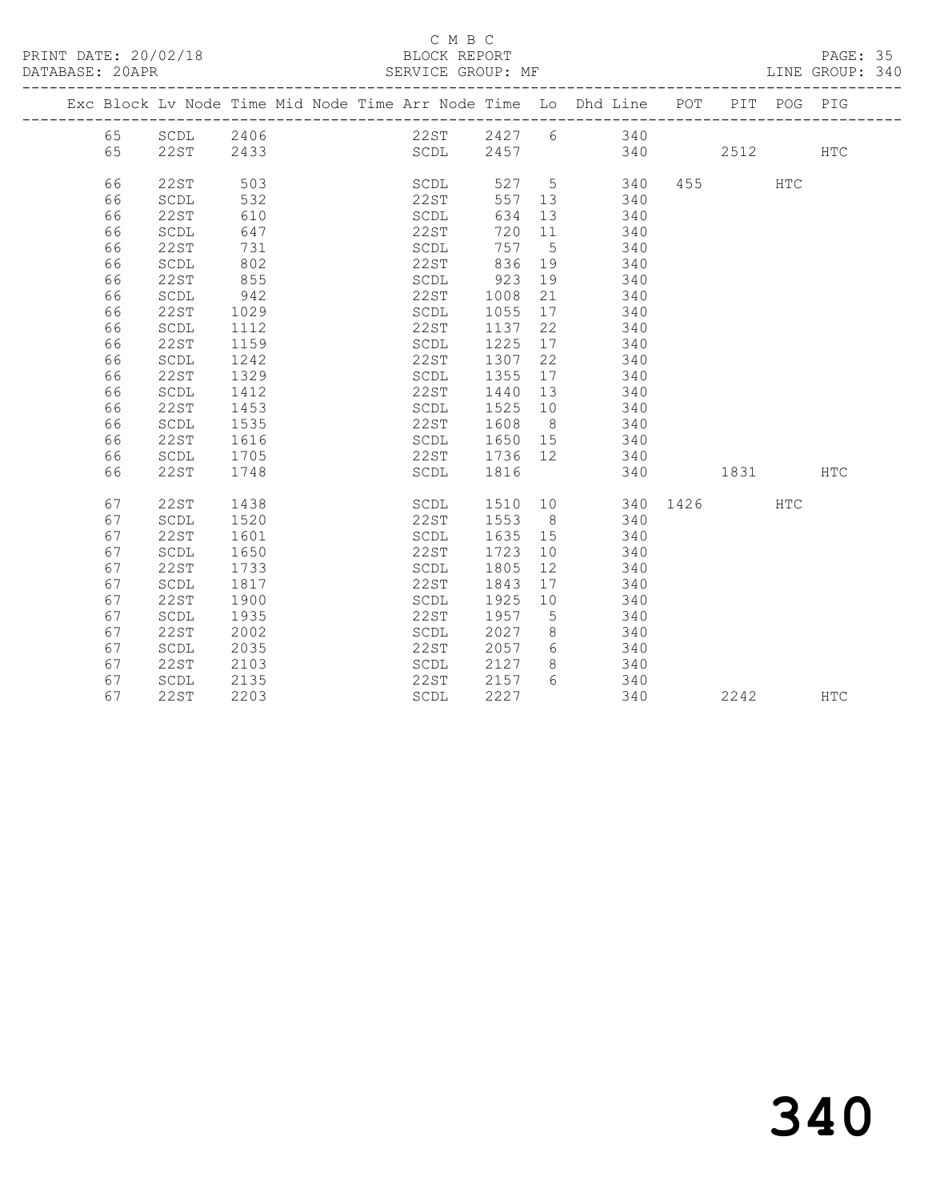C M B C

BLOCK REPORT

SERVICE GROUP: MF

PRINT DATE: 20/02/18
DATABASE: 20APR
LINE GROUP: 340

| Exc | Block | Lv | Node | Time | Mid | Node | Time | Arr | Node | Time | Lo | Dhd | Line | POT | PIT | POG | PIG |
|---|---|---|---|---|---|---|---|---|---|---|---|---|---|---|---|---|---|
| | 65 | | SCDL | 2406 | | | | | 22ST | 2427 | 6 | | 340 | | | | |
| | 65 | | 22ST | 2433 | | | | | SCDL | 2457 | | | 340 | | 2512 | | HTC |
| | 66 | | 22ST | 503 | | | | | SCDL | 527 | 5 | | 340 | 455 | | HTC | |
| | 66 | | SCDL | 532 | | | | | 22ST | 557 | 13 | | 340 | | | | |
| | 66 | | 22ST | 610 | | | | | SCDL | 634 | 13 | | 340 | | | | |
| | 66 | | SCDL | 647 | | | | | 22ST | 720 | 11 | | 340 | | | | |
| | 66 | | 22ST | 731 | | | | | SCDL | 757 | 5 | | 340 | | | | |
| | 66 | | SCDL | 802 | | | | | 22ST | 836 | 19 | | 340 | | | | |
| | 66 | | 22ST | 855 | | | | | SCDL | 923 | 19 | | 340 | | | | |
| | 66 | | SCDL | 942 | | | | | 22ST | 1008 | 21 | | 340 | | | | |
| | 66 | | 22ST | 1029 | | | | | SCDL | 1055 | 17 | | 340 | | | | |
| | 66 | | SCDL | 1112 | | | | | 22ST | 1137 | 22 | | 340 | | | | |
| | 66 | | 22ST | 1159 | | | | | SCDL | 1225 | 17 | | 340 | | | | |
| | 66 | | SCDL | 1242 | | | | | 22ST | 1307 | 22 | | 340 | | | | |
| | 66 | | 22ST | 1329 | | | | | SCDL | 1355 | 17 | | 340 | | | | |
| | 66 | | SCDL | 1412 | | | | | 22ST | 1440 | 13 | | 340 | | | | |
| | 66 | | 22ST | 1453 | | | | | SCDL | 1525 | 10 | | 340 | | | | |
| | 66 | | SCDL | 1535 | | | | | 22ST | 1608 | 8 | | 340 | | | | |
| | 66 | | 22ST | 1616 | | | | | SCDL | 1650 | 15 | | 340 | | | | |
| | 66 | | SCDL | 1705 | | | | | 22ST | 1736 | 12 | | 340 | | | | |
| | 66 | | 22ST | 1748 | | | | | SCDL | 1816 | | | 340 | | 1831 | | HTC |
| | 67 | | 22ST | 1438 | | | | | SCDL | 1510 | 10 | | 340 | 1426 | | HTC | |
| | 67 | | SCDL | 1520 | | | | | 22ST | 1553 | 8 | | 340 | | | | |
| | 67 | | 22ST | 1601 | | | | | SCDL | 1635 | 15 | | 340 | | | | |
| | 67 | | SCDL | 1650 | | | | | 22ST | 1723 | 10 | | 340 | | | | |
| | 67 | | 22ST | 1733 | | | | | SCDL | 1805 | 12 | | 340 | | | | |
| | 67 | | SCDL | 1817 | | | | | 22ST | 1843 | 17 | | 340 | | | | |
| | 67 | | 22ST | 1900 | | | | | SCDL | 1925 | 10 | | 340 | | | | |
| | 67 | | SCDL | 1935 | | | | | 22ST | 1957 | 5 | | 340 | | | | |
| | 67 | | 22ST | 2002 | | | | | SCDL | 2027 | 8 | | 340 | | | | |
| | 67 | | SCDL | 2035 | | | | | 22ST | 2057 | 6 | | 340 | | | | |
| | 67 | | 22ST | 2103 | | | | | SCDL | 2127 | 8 | | 340 | | | | |
| | 67 | | SCDL | 2135 | | | | | 22ST | 2157 | 6 | | 340 | | | | |
| | 67 | | 22ST | 2203 | | | | | SCDL | 2227 | | | 340 | | 2242 | | HTC |

# 340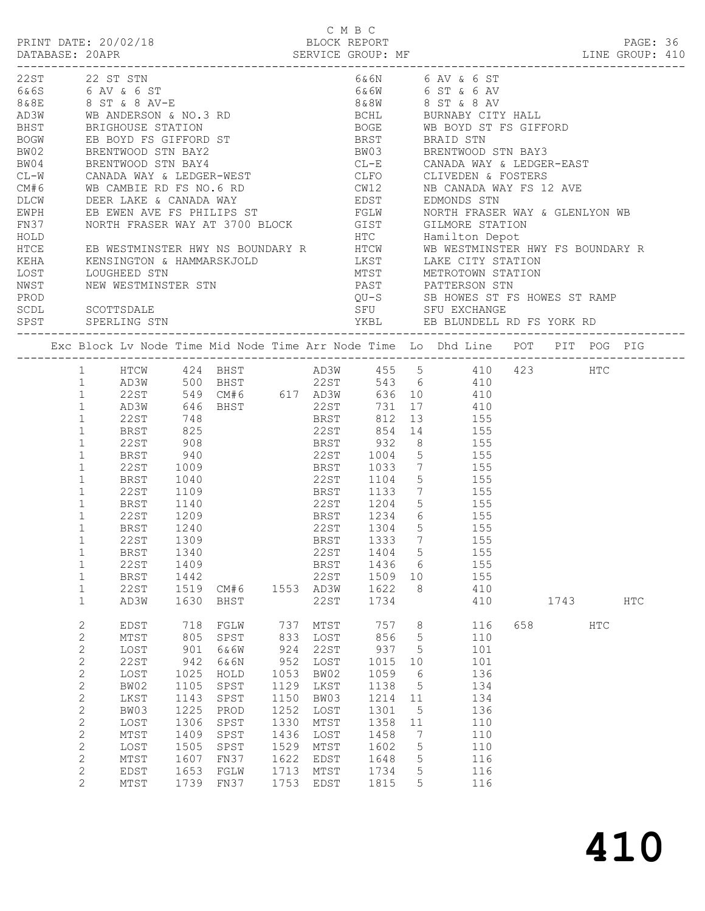C M B C

PRINT DATE: 20/02/18 BLOCK REPORT

DATABASE: 20APR SERVICE GROUP: MF LINE GROUP: 410

| Code | Description | Code | Description |
|---|---|---|---|
| 22ST | 22 ST STN | 6&6N | 6 AV & 6 ST |
| 6&6S | 6 AV & 6 ST | 6&6W | 6 ST & 6 AV |
| 8&8E | 8 ST & 8 AV-E | 8&8W | 8 ST & 8 AV |
| AD3W | WB ANDERSON & NO.3 RD | BCHL | BURNABY CITY HALL |
| BHST | BRIGHOUSE STATION | BOGE | WB BOYD ST FS GIFFORD |
| BOGW | EB BOYD FS GIFFORD ST | BRST | BRAID STN |
| BW02 | BRENTWOOD STN BAY2 | BW03 | BRENTWOOD STN BAY3 |
| BW04 | BRENTWOOD STN BAY4 | CL-E | CANADA WAY & LEDGER-EAST |
| CL-W | CANADA WAY & LEDGER-WEST | CLFO | CLIVEDEN & FOSTERS |
| CM#6 | WB CAMBIE RD FS NO.6 RD | CW12 | NB CANADA WAY FS 12 AVE |
| DLCW | DEER LAKE & CANADA WAY | EDST | EDMONDS STN |
| EWPH | EB EWEN AVE FS PHILIPS ST | FGLW | NORTH FRASER WAY & GLENLYON WB |
| FN37 | NORTH FRASER WAY AT 3700 BLOCK | GIST | GILMORE STATION |
| HOLD | | HTC | Hamilton Depot |
| HTCE | EB WESTMINSTER HWY NS BOUNDARY R | HTCW | WB WESTMINSTER HWY FS BOUNDARY R |
| KEHA | KENSINGTON & HAMMARSKJOLD | LKST | LAKE CITY STATION |
| LOST | LOUGHEED STN | MTST | METROTOWN STATION |
| NWST | NEW WESTMINSTER STN | PAST | PATTERSON STN |
| PROD | | QU-S | SB HOWES ST FS HOWES ST RAMP |
| SCDL | SCOTTSDALE | SFU | SFU EXCHANGE |
| SPST | SPERLING STN | YKBL | EB BLUNDELL RD FS YORK RD |

| Exc | Block | Lv Node | Time | Mid Node | Time | Arr Node | Time | Lo | Dhd | Line | POT | PIT | POG | PIG |
|---|---|---|---|---|---|---|---|---|---|---|---|---|---|---|
| | 1 | HTCW | 424 | BHST | | AD3W | 455 | 5 | | 410 | 423 | | HTC | |
| | 1 | AD3W | 500 | BHST | | 22ST | 543 | 6 | | 410 | | | | |
| | 1 | 22ST | 549 | CM#6 | 617 | AD3W | 636 | 10 | | 410 | | | | |
| | 1 | AD3W | 646 | BHST | | 22ST | 731 | 17 | | 410 | | | | |
| | 1 | 22ST | 748 | | | BRST | 812 | 13 | | 155 | | | | |
| | 1 | BRST | 825 | | | 22ST | 854 | 14 | | 155 | | | | |
| | 1 | 22ST | 908 | | | BRST | 932 | 8 | | 155 | | | | |
| | 1 | BRST | 940 | | | 22ST | 1004 | 5 | | 155 | | | | |
| | 1 | 22ST | 1009 | | | BRST | 1033 | 7 | | 155 | | | | |
| | 1 | BRST | 1040 | | | 22ST | 1104 | 5 | | 155 | | | | |
| | 1 | 22ST | 1109 | | | BRST | 1133 | 7 | | 155 | | | | |
| | 1 | BRST | 1140 | | | 22ST | 1204 | 5 | | 155 | | | | |
| | 1 | 22ST | 1209 | | | BRST | 1234 | 6 | | 155 | | | | |
| | 1 | BRST | 1240 | | | 22ST | 1304 | 5 | | 155 | | | | |
| | 1 | 22ST | 1309 | | | BRST | 1333 | 7 | | 155 | | | | |
| | 1 | BRST | 1340 | | | 22ST | 1404 | 5 | | 155 | | | | |
| | 1 | 22ST | 1409 | | | BRST | 1436 | 6 | | 155 | | | | |
| | 1 | BRST | 1442 | | | 22ST | 1509 | 10 | | 155 | | | | |
| | 1 | 22ST | 1519 | CM#6 | 1553 | AD3W | 1622 | 8 | | 410 | | | | |
| | 1 | AD3W | 1630 | BHST | | 22ST | 1734 | | | 410 | | 1743 | | HTC |
| | 2 | EDST | 718 | FGLW | 737 | MTST | 757 | 8 | | 116 | 658 | | HTC | |
| | 2 | MTST | 805 | SPST | 833 | LOST | 856 | 5 | | 110 | | | | |
| | 2 | LOST | 901 | 6&6W | 924 | 22ST | 937 | 5 | | 101 | | | | |
| | 2 | 22ST | 942 | 6&6N | 952 | LOST | 1015 | 10 | | 101 | | | | |
| | 2 | LOST | 1025 | HOLD | 1053 | BW02 | 1059 | 6 | | 136 | | | | |
| | 2 | BW02 | 1105 | SPST | 1129 | LKST | 1138 | 5 | | 134 | | | | |
| | 2 | LKST | 1143 | SPST | 1150 | BW03 | 1214 | 11 | | 134 | | | | |
| | 2 | BW03 | 1225 | PROD | 1252 | LOST | 1301 | 5 | | 136 | | | | |
| | 2 | LOST | 1306 | SPST | 1330 | MTST | 1358 | 11 | | 110 | | | | |
| | 2 | MTST | 1409 | SPST | 1436 | LOST | 1458 | 7 | | 110 | | | | |
| | 2 | LOST | 1505 | SPST | 1529 | MTST | 1602 | 5 | | 110 | | | | |
| | 2 | MTST | 1607 | FN37 | 1622 | EDST | 1648 | 5 | | 116 | | | | |
| | 2 | EDST | 1653 | FGLW | 1713 | MTST | 1734 | 5 | | 116 | | | | |
| | 2 | MTST | 1739 | FN37 | 1753 | EDST | 1815 | 5 | | 116 | | | | |

# 410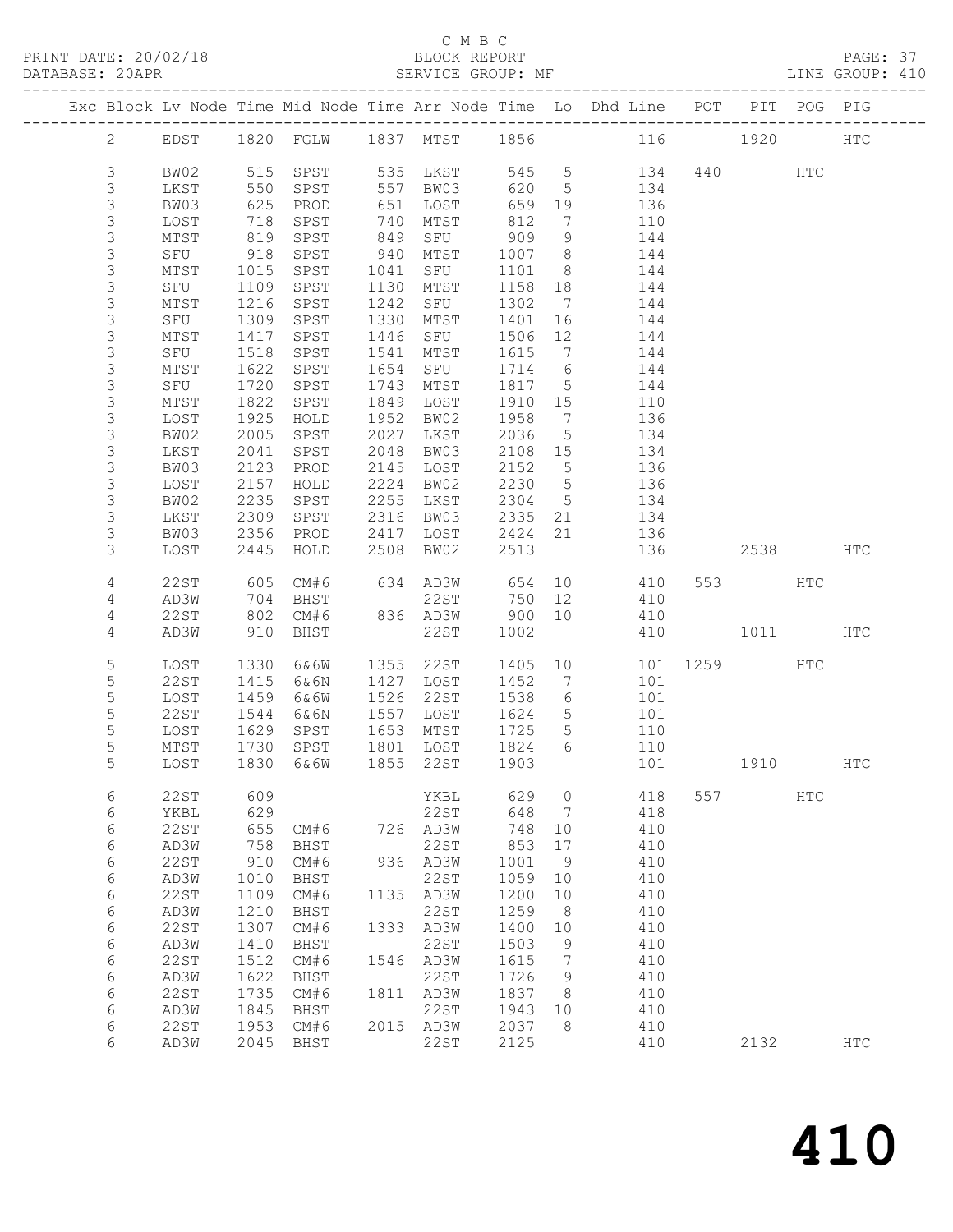C M B C

BLOCK REPORT

SERVICE GROUP: MF

PRINT DATE: 20/02/18
DATABASE: 20APR
LINE GROUP: 410

| Exc | Block | Lv | Node | Time | Mid Node | Time | Arr Node | Time | Lo | Dhd Line | POT | PIT | POG | PIG |
|---|---|---|---|---|---|---|---|---|---|---|---|---|---|---|
| | 2 | | EDST | 1820 | FGLW | 1837 | MTST | 1856 | | 116 | | 1920 | | HTC |
| | 3 | | BW02 | 515 | SPST | 535 | LKST | 545 | 5 | 134 | 440 | | HTC | |
| | 3 | | LKST | 550 | SPST | 557 | BW03 | 620 | 5 | 134 | | | | |
| | 3 | | BW03 | 625 | PROD | 651 | LOST | 659 | 19 | 136 | | | | |
| | 3 | | LOST | 718 | SPST | 740 | MTST | 812 | 7 | 110 | | | | |
| | 3 | | MTST | 819 | SPST | 849 | SFU | 909 | 9 | 144 | | | | |
| | 3 | | SFU | 918 | SPST | 940 | MTST | 1007 | 8 | 144 | | | | |
| | 3 | | MTST | 1015 | SPST | 1041 | SFU | 1101 | 8 | 144 | | | | |
| | 3 | | SFU | 1109 | SPST | 1130 | MTST | 1158 | 18 | 144 | | | | |
| | 3 | | MTST | 1216 | SPST | 1242 | SFU | 1302 | 7 | 144 | | | | |
| | 3 | | SFU | 1309 | SPST | 1330 | MTST | 1401 | 16 | 144 | | | | |
| | 3 | | MTST | 1417 | SPST | 1446 | SFU | 1506 | 12 | 144 | | | | |
| | 3 | | SFU | 1518 | SPST | 1541 | MTST | 1615 | 7 | 144 | | | | |
| | 3 | | MTST | 1622 | SPST | 1654 | SFU | 1714 | 6 | 144 | | | | |
| | 3 | | SFU | 1720 | SPST | 1743 | MTST | 1817 | 5 | 144 | | | | |
| | 3 | | MTST | 1822 | SPST | 1849 | LOST | 1910 | 15 | 110 | | | | |
| | 3 | | LOST | 1925 | HOLD | 1952 | BW02 | 1958 | 7 | 136 | | | | |
| | 3 | | BW02 | 2005 | SPST | 2027 | LKST | 2036 | 5 | 134 | | | | |
| | 3 | | LKST | 2041 | SPST | 2048 | BW03 | 2108 | 15 | 134 | | | | |
| | 3 | | BW03 | 2123 | PROD | 2145 | LOST | 2152 | 5 | 136 | | | | |
| | 3 | | LOST | 2157 | HOLD | 2224 | BW02 | 2230 | 5 | 136 | | | | |
| | 3 | | BW02 | 2235 | SPST | 2255 | LKST | 2304 | 5 | 134 | | | | |
| | 3 | | LKST | 2309 | SPST | 2316 | BW03 | 2335 | 21 | 134 | | | | |
| | 3 | | BW03 | 2356 | PROD | 2417 | LOST | 2424 | 21 | 136 | | | | |
| | 3 | | LOST | 2445 | HOLD | 2508 | BW02 | 2513 | | 136 | | 2538 | | HTC |
| | 4 | | 22ST | 605 | CM#6 | 634 | AD3W | 654 | 10 | 410 | 553 | | HTC | |
| | 4 | | AD3W | 704 | BHST | | 22ST | 750 | 12 | 410 | | | | |
| | 4 | | 22ST | 802 | CM#6 | 836 | AD3W | 900 | 10 | 410 | | | | |
| | 4 | | AD3W | 910 | BHST | | 22ST | 1002 | | 410 | | 1011 | | HTC |
| | 5 | | LOST | 1330 | 6&6W | 1355 | 22ST | 1405 | 10 | 101 | 1259 | | HTC | |
| | 5 | | 22ST | 1415 | 6&6N | 1427 | LOST | 1452 | 7 | 101 | | | | |
| | 5 | | LOST | 1459 | 6&6W | 1526 | 22ST | 1538 | 6 | 101 | | | | |
| | 5 | | 22ST | 1544 | 6&6N | 1557 | LOST | 1624 | 5 | 101 | | | | |
| | 5 | | LOST | 1629 | SPST | 1653 | MTST | 1725 | 5 | 110 | | | | |
| | 5 | | MTST | 1730 | SPST | 1801 | LOST | 1824 | 6 | 110 | | | | |
| | 5 | | LOST | 1830 | 6&6W | 1855 | 22ST | 1903 | | 101 | | 1910 | | HTC |
| | 6 | | 22ST | 609 | | | YKBL | 629 | 0 | 418 | 557 | | HTC | |
| | 6 | | YKBL | 629 | | | 22ST | 648 | 7 | 418 | | | | |
| | 6 | | 22ST | 655 | CM#6 | 726 | AD3W | 748 | 10 | 410 | | | | |
| | 6 | | AD3W | 758 | BHST | | 22ST | 853 | 17 | 410 | | | | |
| | 6 | | 22ST | 910 | CM#6 | 936 | AD3W | 1001 | 9 | 410 | | | | |
| | 6 | | AD3W | 1010 | BHST | | 22ST | 1059 | 10 | 410 | | | | |
| | 6 | | 22ST | 1109 | CM#6 | 1135 | AD3W | 1200 | 10 | 410 | | | | |
| | 6 | | AD3W | 1210 | BHST | | 22ST | 1259 | 8 | 410 | | | | |
| | 6 | | 22ST | 1307 | CM#6 | 1333 | AD3W | 1400 | 10 | 410 | | | | |
| | 6 | | AD3W | 1410 | BHST | | 22ST | 1503 | 9 | 410 | | | | |
| | 6 | | 22ST | 1512 | CM#6 | 1546 | AD3W | 1615 | 7 | 410 | | | | |
| | 6 | | AD3W | 1622 | BHST | | 22ST | 1726 | 9 | 410 | | | | |
| | 6 | | 22ST | 1735 | CM#6 | 1811 | AD3W | 1837 | 8 | 410 | | | | |
| | 6 | | AD3W | 1845 | BHST | | 22ST | 1943 | 10 | 410 | | | | |
| | 6 | | 22ST | 1953 | CM#6 | 2015 | AD3W | 2037 | 8 | 410 | | | | |
| | 6 | | AD3W | 2045 | BHST | | 22ST | 2125 | | 410 | | 2132 | | HTC |

# 410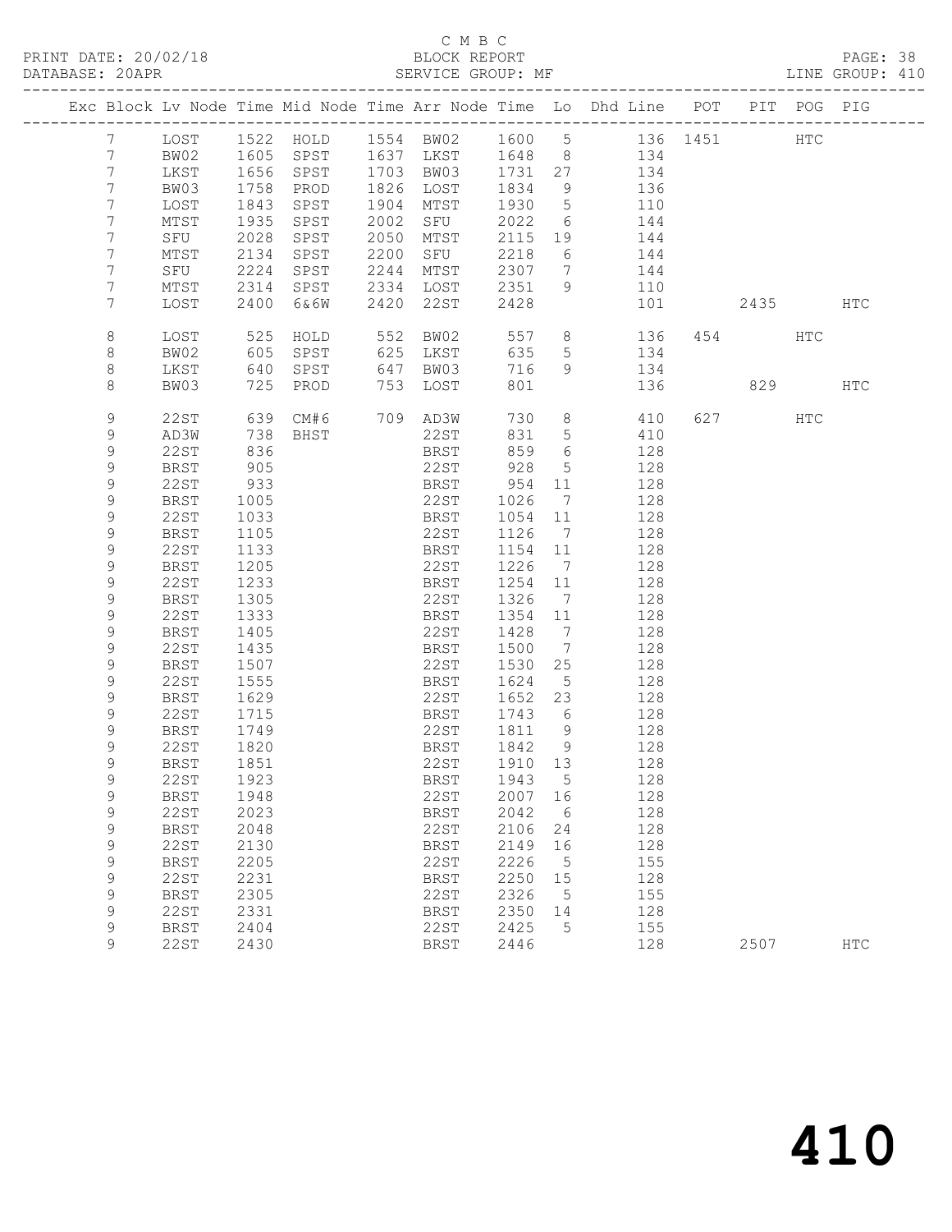C M B C
PRINT DATE: 20/02/18 BLOCK REPORT
DATABASE: 20APR SERVICE GROUP: MF LINE GROUP: 410

| Exc | Block | Lv | Node | Time | Mid Node | Time | Arr Node | Time | Lo | Dhd Line | POT | PIT | POG | PIG |
|---|---|---|---|---|---|---|---|---|---|---|---|---|---|---|
| | 7 | | LOST | 1522 | HOLD | 1554 | BW02 | 1600 | 5 | 136 | 1451 | | HTC | |
| | 7 | | BW02 | 1605 | SPST | 1637 | LKST | 1648 | 8 | 134 | | | | |
| | 7 | | LKST | 1656 | SPST | 1703 | BW03 | 1731 | 27 | 134 | | | | |
| | 7 | | BW03 | 1758 | PROD | 1826 | LOST | 1834 | 9 | 136 | | | | |
| | 7 | | LOST | 1843 | SPST | 1904 | MTST | 1930 | 5 | 110 | | | | |
| | 7 | | MTST | 1935 | SPST | 2002 | SFU | 2022 | 6 | 144 | | | | |
| | 7 | | SFU | 2028 | SPST | 2050 | MTST | 2115 | 19 | 144 | | | | |
| | 7 | | MTST | 2134 | SPST | 2200 | SFU | 2218 | 6 | 144 | | | | |
| | 7 | | SFU | 2224 | SPST | 2244 | MTST | 2307 | 7 | 144 | | | | |
| | 7 | | MTST | 2314 | SPST | 2334 | LOST | 2351 | 9 | 110 | | | | |
| | 7 | | LOST | 2400 | 6&6W | 2420 | 22ST | 2428 | | 101 | | 2435 | | HTC |
| | 8 | | LOST | 525 | HOLD | 552 | BW02 | 557 | 8 | 136 | 454 | | HTC | |
| | 8 | | BW02 | 605 | SPST | 625 | LKST | 635 | 5 | 134 | | | | |
| | 8 | | LKST | 640 | SPST | 647 | BW03 | 716 | 9 | 134 | | | | |
| | 8 | | BW03 | 725 | PROD | 753 | LOST | 801 | | 136 | | 829 | | HTC |
| | 9 | | 22ST | 639 | CM#6 | 709 | AD3W | 730 | 8 | 410 | 627 | | HTC | |
| | 9 | | AD3W | 738 | BHST | | 22ST | 831 | 5 | 410 | | | | |
| | 9 | | 22ST | 836 | | | BRST | 859 | 6 | 128 | | | | |
| | 9 | | BRST | 905 | | | 22ST | 928 | 5 | 128 | | | | |
| | 9 | | 22ST | 933 | | | BRST | 954 | 11 | 128 | | | | |
| | 9 | | BRST | 1005 | | | 22ST | 1026 | 7 | 128 | | | | |
| | 9 | | 22ST | 1033 | | | BRST | 1054 | 11 | 128 | | | | |
| | 9 | | BRST | 1105 | | | 22ST | 1126 | 7 | 128 | | | | |
| | 9 | | 22ST | 1133 | | | BRST | 1154 | 11 | 128 | | | | |
| | 9 | | BRST | 1205 | | | 22ST | 1226 | 7 | 128 | | | | |
| | 9 | | 22ST | 1233 | | | BRST | 1254 | 11 | 128 | | | | |
| | 9 | | BRST | 1305 | | | 22ST | 1326 | 7 | 128 | | | | |
| | 9 | | 22ST | 1333 | | | BRST | 1354 | 11 | 128 | | | | |
| | 9 | | BRST | 1405 | | | 22ST | 1428 | 7 | 128 | | | | |
| | 9 | | 22ST | 1435 | | | BRST | 1500 | 7 | 128 | | | | |
| | 9 | | BRST | 1507 | | | 22ST | 1530 | 25 | 128 | | | | |
| | 9 | | 22ST | 1555 | | | BRST | 1624 | 5 | 128 | | | | |
| | 9 | | BRST | 1629 | | | 22ST | 1652 | 23 | 128 | | | | |
| | 9 | | 22ST | 1715 | | | BRST | 1743 | 6 | 128 | | | | |
| | 9 | | BRST | 1749 | | | 22ST | 1811 | 9 | 128 | | | | |
| | 9 | | 22ST | 1820 | | | BRST | 1842 | 9 | 128 | | | | |
| | 9 | | BRST | 1851 | | | 22ST | 1910 | 13 | 128 | | | | |
| | 9 | | 22ST | 1923 | | | BRST | 1943 | 5 | 128 | | | | |
| | 9 | | BRST | 1948 | | | 22ST | 2007 | 16 | 128 | | | | |
| | 9 | | 22ST | 2023 | | | BRST | 2042 | 6 | 128 | | | | |
| | 9 | | BRST | 2048 | | | 22ST | 2106 | 24 | 128 | | | | |
| | 9 | | 22ST | 2130 | | | BRST | 2149 | 16 | 128 | | | | |
| | 9 | | BRST | 2205 | | | 22ST | 2226 | 5 | 155 | | | | |
| | 9 | | 22ST | 2231 | | | BRST | 2250 | 15 | 128 | | | | |
| | 9 | | BRST | 2305 | | | 22ST | 2326 | 5 | 155 | | | | |
| | 9 | | 22ST | 2331 | | | BRST | 2350 | 14 | 128 | | | | |
| | 9 | | BRST | 2404 | | | 22ST | 2425 | 5 | 155 | | | | |
| | 9 | | 22ST | 2430 | | | BRST | 2446 | | 128 | | 2507 | | HTC |

410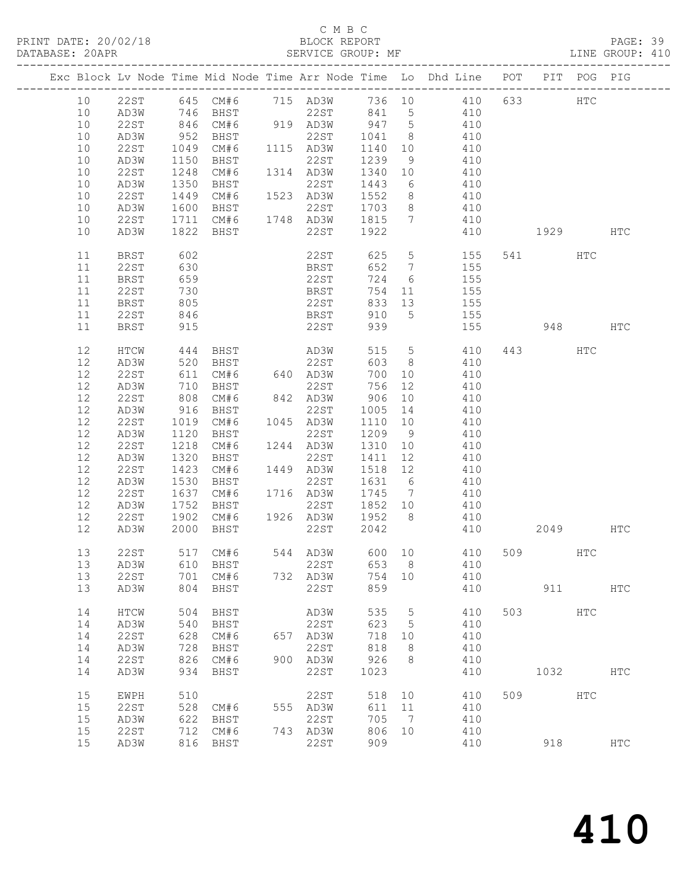C M B C
PRINT DATE: 20/02/18 BLOCK REPORT
DATABASE: 20APR SERVICE GROUP: MF LINE GROUP: 410

| Exc | Block | Lv | Node | Time | Mid Node | Time | Arr Node | Time | Lo | Dhd Line | POT | PIT | POG | PIG |
|---|---|---|---|---|---|---|---|---|---|---|---|---|---|---|
| | 10 | | 22ST | 645 | CM#6 | 715 | AD3W | 736 | 10 | 410 | 633 | | HTC | |
| | 10 | | AD3W | 746 | BHST | | 22ST | 841 | 5 | 410 | | | | |
| | 10 | | 22ST | 846 | CM#6 | 919 | AD3W | 947 | 5 | 410 | | | | |
| | 10 | | AD3W | 952 | BHST | | 22ST | 1041 | 8 | 410 | | | | |
| | 10 | | 22ST | 1049 | CM#6 | 1115 | AD3W | 1140 | 10 | 410 | | | | |
| | 10 | | AD3W | 1150 | BHST | | 22ST | 1239 | 9 | 410 | | | | |
| | 10 | | 22ST | 1248 | CM#6 | 1314 | AD3W | 1340 | 10 | 410 | | | | |
| | 10 | | AD3W | 1350 | BHST | | 22ST | 1443 | 6 | 410 | | | | |
| | 10 | | 22ST | 1449 | CM#6 | 1523 | AD3W | 1552 | 8 | 410 | | | | |
| | 10 | | AD3W | 1600 | BHST | | 22ST | 1703 | 8 | 410 | | | | |
| | 10 | | 22ST | 1711 | CM#6 | 1748 | AD3W | 1815 | 7 | 410 | | | | |
| | 10 | | AD3W | 1822 | BHST | | 22ST | 1922 | | 410 | | 1929 | | HTC |
| | 11 | | BRST | 602 | | | 22ST | 625 | 5 | 155 | 541 | | HTC | |
| | 11 | | 22ST | 630 | | | BRST | 652 | 7 | 155 | | | | |
| | 11 | | BRST | 659 | | | 22ST | 724 | 6 | 155 | | | | |
| | 11 | | 22ST | 730 | | | BRST | 754 | 11 | 155 | | | | |
| | 11 | | BRST | 805 | | | 22ST | 833 | 13 | 155 | | | | |
| | 11 | | 22ST | 846 | | | BRST | 910 | 5 | 155 | | | | |
| | 11 | | BRST | 915 | | | 22ST | 939 | | 155 | | 948 | | HTC |
| | 12 | | HTCW | 444 | BHST | | AD3W | 515 | 5 | 410 | 443 | | HTC | |
| | 12 | | AD3W | 520 | BHST | | 22ST | 603 | 8 | 410 | | | | |
| | 12 | | 22ST | 611 | CM#6 | 640 | AD3W | 700 | 10 | 410 | | | | |
| | 12 | | AD3W | 710 | BHST | | 22ST | 756 | 12 | 410 | | | | |
| | 12 | | 22ST | 808 | CM#6 | 842 | AD3W | 906 | 10 | 410 | | | | |
| | 12 | | AD3W | 916 | BHST | | 22ST | 1005 | 14 | 410 | | | | |
| | 12 | | 22ST | 1019 | CM#6 | 1045 | AD3W | 1110 | 10 | 410 | | | | |
| | 12 | | AD3W | 1120 | BHST | | 22ST | 1209 | 9 | 410 | | | | |
| | 12 | | 22ST | 1218 | CM#6 | 1244 | AD3W | 1310 | 10 | 410 | | | | |
| | 12 | | AD3W | 1320 | BHST | | 22ST | 1411 | 12 | 410 | | | | |
| | 12 | | 22ST | 1423 | CM#6 | 1449 | AD3W | 1518 | 12 | 410 | | | | |
| | 12 | | AD3W | 1530 | BHST | | 22ST | 1631 | 6 | 410 | | | | |
| | 12 | | 22ST | 1637 | CM#6 | 1716 | AD3W | 1745 | 7 | 410 | | | | |
| | 12 | | AD3W | 1752 | BHST | | 22ST | 1852 | 10 | 410 | | | | |
| | 12 | | 22ST | 1902 | CM#6 | 1926 | AD3W | 1952 | 8 | 410 | | | | |
| | 12 | | AD3W | 2000 | BHST | | 22ST | 2042 | | 410 | | 2049 | | HTC |
| | 13 | | 22ST | 517 | CM#6 | 544 | AD3W | 600 | 10 | 410 | 509 | | HTC | |
| | 13 | | AD3W | 610 | BHST | | 22ST | 653 | 8 | 410 | | | | |
| | 13 | | 22ST | 701 | CM#6 | 732 | AD3W | 754 | 10 | 410 | | | | |
| | 13 | | AD3W | 804 | BHST | | 22ST | 859 | | 410 | | 911 | | HTC |
| | 14 | | HTCW | 504 | BHST | | AD3W | 535 | 5 | 410 | 503 | | HTC | |
| | 14 | | AD3W | 540 | BHST | | 22ST | 623 | 5 | 410 | | | | |
| | 14 | | 22ST | 628 | CM#6 | 657 | AD3W | 718 | 10 | 410 | | | | |
| | 14 | | AD3W | 728 | BHST | | 22ST | 818 | 8 | 410 | | | | |
| | 14 | | 22ST | 826 | CM#6 | 900 | AD3W | 926 | 8 | 410 | | | | |
| | 14 | | AD3W | 934 | BHST | | 22ST | 1023 | | 410 | | 1032 | | HTC |
| | 15 | | EWPH | 510 | | | 22ST | 518 | 10 | 410 | 509 | | HTC | |
| | 15 | | 22ST | 528 | CM#6 | 555 | AD3W | 611 | 11 | 410 | | | | |
| | 15 | | AD3W | 622 | BHST | | 22ST | 705 | 7 | 410 | | | | |
| | 15 | | 22ST | 712 | CM#6 | 743 | AD3W | 806 | 10 | 410 | | | | |
| | 15 | | AD3W | 816 | BHST | | 22ST | 909 | | 410 | | 918 | | HTC |

# 410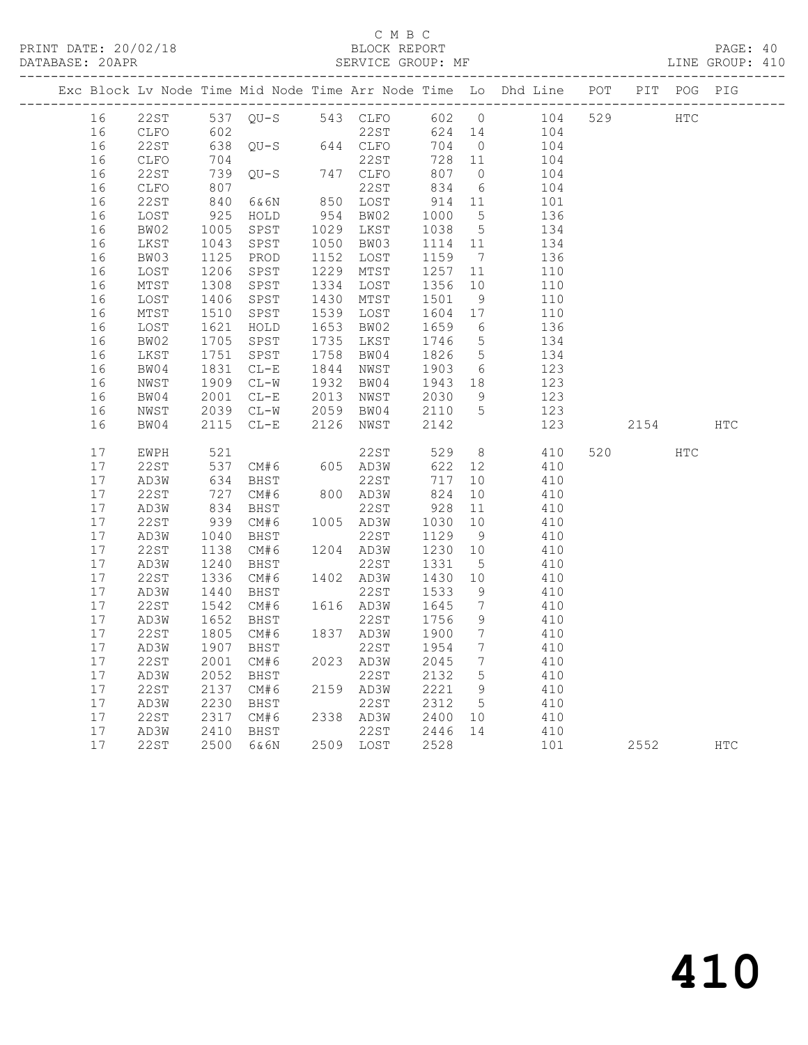C M B C

PRINT DATE: 20/02/18 BLOCK REPORT PAGE: 40
DATABASE: 20APR SERVICE GROUP: MF LINE GROUP: 410

| Exc | Block | Lv | Node | Time | Mid Node | Time | Arr Node | Time | Lo | Dhd Line | POT | PIT | POG | PIG |
|---|---|---|---|---|---|---|---|---|---|---|---|---|---|---|
| | 16 | | 22ST | 537 | QU-S | 543 | CLFO | 602 | 0 | 104 | 529 | | HTC | |
| | 16 | | CLFO | 602 | | | 22ST | 624 | 14 | 104 | | | | |
| | 16 | | 22ST | 638 | QU-S | 644 | CLFO | 704 | 0 | 104 | | | | |
| | 16 | | CLFO | 704 | | | 22ST | 728 | 11 | 104 | | | | |
| | 16 | | 22ST | 739 | QU-S | 747 | CLFO | 807 | 0 | 104 | | | | |
| | 16 | | CLFO | 807 | | | 22ST | 834 | 6 | 104 | | | | |
| | 16 | | 22ST | 840 | 6&6N | 850 | LOST | 914 | 11 | 101 | | | | |
| | 16 | | LOST | 925 | HOLD | 954 | BW02 | 1000 | 5 | 136 | | | | |
| | 16 | | BW02 | 1005 | SPST | 1029 | LKST | 1038 | 5 | 134 | | | | |
| | 16 | | LKST | 1043 | SPST | 1050 | BW03 | 1114 | 11 | 134 | | | | |
| | 16 | | BW03 | 1125 | PROD | 1152 | LOST | 1159 | 7 | 136 | | | | |
| | 16 | | LOST | 1206 | SPST | 1229 | MTST | 1257 | 11 | 110 | | | | |
| | 16 | | MTST | 1308 | SPST | 1334 | LOST | 1356 | 10 | 110 | | | | |
| | 16 | | LOST | 1406 | SPST | 1430 | MTST | 1501 | 9 | 110 | | | | |
| | 16 | | MTST | 1510 | SPST | 1539 | LOST | 1604 | 17 | 110 | | | | |
| | 16 | | LOST | 1621 | HOLD | 1653 | BW02 | 1659 | 6 | 136 | | | | |
| | 16 | | BW02 | 1705 | SPST | 1735 | LKST | 1746 | 5 | 134 | | | | |
| | 16 | | LKST | 1751 | SPST | 1758 | BW04 | 1826 | 5 | 134 | | | | |
| | 16 | | BW04 | 1831 | CL-E | 1844 | NWST | 1903 | 6 | 123 | | | | |
| | 16 | | NWST | 1909 | CL-W | 1932 | BW04 | 1943 | 18 | 123 | | | | |
| | 16 | | BW04 | 2001 | CL-E | 2013 | NWST | 2030 | 9 | 123 | | | | |
| | 16 | | NWST | 2039 | CL-W | 2059 | BW04 | 2110 | 5 | 123 | | | | |
| | 16 | | BW04 | 2115 | CL-E | 2126 | NWST | 2142 | | 123 | | 2154 | | HTC |
| | 17 | | EWPH | 521 | | | 22ST | 529 | 8 | 410 | 520 | | HTC | |
| | 17 | | 22ST | 537 | CM#6 | 605 | AD3W | 622 | 12 | 410 | | | | |
| | 17 | | AD3W | 634 | BHST | | 22ST | 717 | 10 | 410 | | | | |
| | 17 | | 22ST | 727 | CM#6 | 800 | AD3W | 824 | 10 | 410 | | | | |
| | 17 | | AD3W | 834 | BHST | | 22ST | 928 | 11 | 410 | | | | |
| | 17 | | 22ST | 939 | CM#6 | 1005 | AD3W | 1030 | 10 | 410 | | | | |
| | 17 | | AD3W | 1040 | BHST | | 22ST | 1129 | 9 | 410 | | | | |
| | 17 | | 22ST | 1138 | CM#6 | 1204 | AD3W | 1230 | 10 | 410 | | | | |
| | 17 | | AD3W | 1240 | BHST | | 22ST | 1331 | 5 | 410 | | | | |
| | 17 | | 22ST | 1336 | CM#6 | 1402 | AD3W | 1430 | 10 | 410 | | | | |
| | 17 | | AD3W | 1440 | BHST | | 22ST | 1533 | 9 | 410 | | | | |
| | 17 | | 22ST | 1542 | CM#6 | 1616 | AD3W | 1645 | 7 | 410 | | | | |
| | 17 | | AD3W | 1652 | BHST | | 22ST | 1756 | 9 | 410 | | | | |
| | 17 | | 22ST | 1805 | CM#6 | 1837 | AD3W | 1900 | 7 | 410 | | | | |
| | 17 | | AD3W | 1907 | BHST | | 22ST | 1954 | 7 | 410 | | | | |
| | 17 | | 22ST | 2001 | CM#6 | 2023 | AD3W | 2045 | 7 | 410 | | | | |
| | 17 | | AD3W | 2052 | BHST | | 22ST | 2132 | 5 | 410 | | | | |
| | 17 | | 22ST | 2137 | CM#6 | 2159 | AD3W | 2221 | 9 | 410 | | | | |
| | 17 | | AD3W | 2230 | BHST | | 22ST | 2312 | 5 | 410 | | | | |
| | 17 | | 22ST | 2317 | CM#6 | 2338 | AD3W | 2400 | 10 | 410 | | | | |
| | 17 | | AD3W | 2410 | BHST | | 22ST | 2446 | 14 | 410 | | | | |
| | 17 | | 22ST | 2500 | 6&6N | 2509 | LOST | 2528 | | 101 | | 2552 | | HTC |

410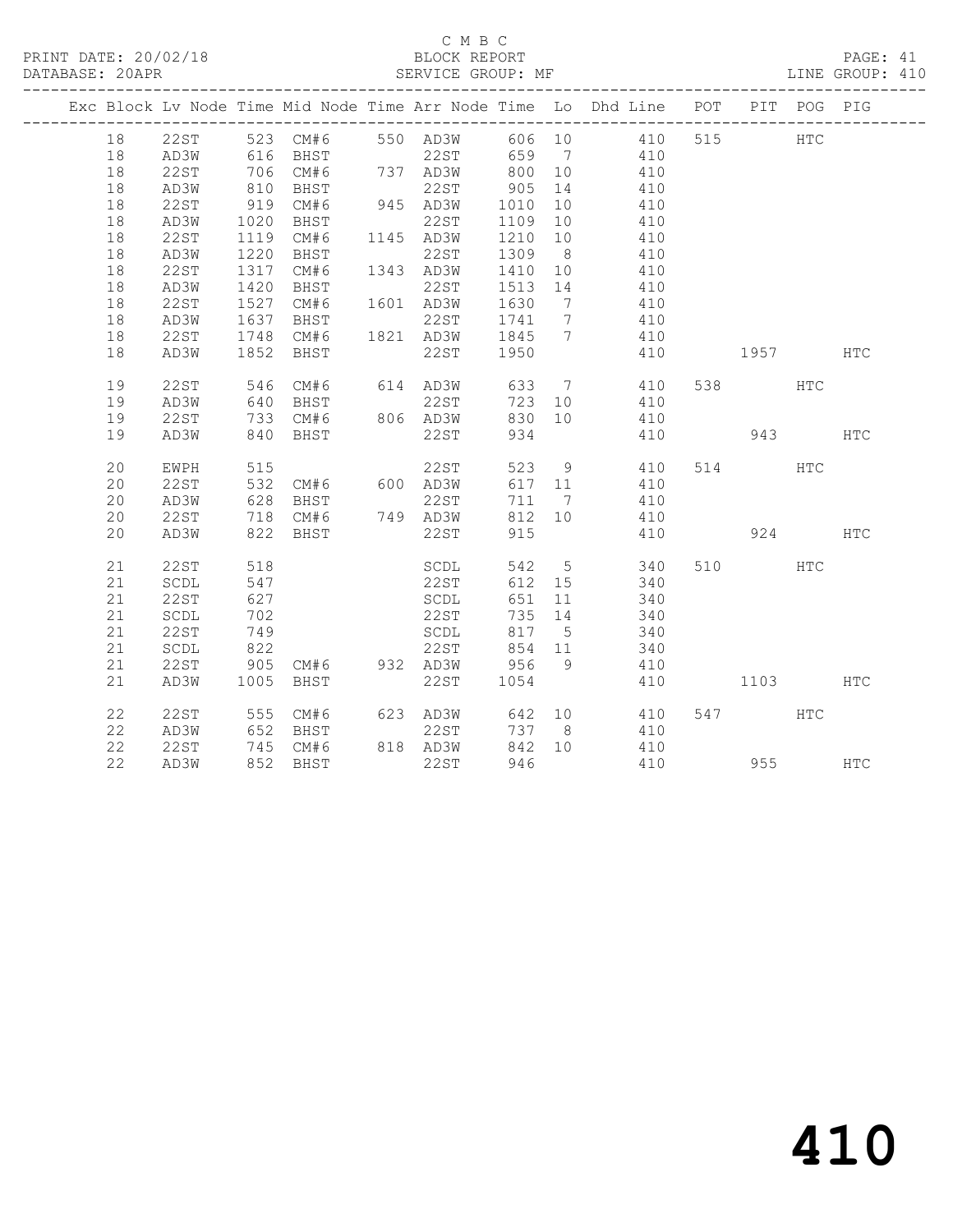C M B C

PRINT DATE: 20/02/18 BLOCK REPORT PAGE: 41

DATABASE: 20APR SERVICE GROUP: MF LINE GROUP: 410

| Exc | Block | Lv | Node | Time | Mid Node | Time | Arr Node | Time | Lo | Dhd Line | POT | PIT | POG | PIG |
|---|---|---|---|---|---|---|---|---|---|---|---|---|---|---|
| | 18 | | 22ST | 523 | CM#6 | 550 | AD3W | 606 | 10 | 410 | 515 | | HTC | |
| | 18 | | AD3W | 616 | BHST | | 22ST | 659 | 7 | 410 | | | | |
| | 18 | | 22ST | 706 | CM#6 | 737 | AD3W | 800 | 10 | 410 | | | | |
| | 18 | | AD3W | 810 | BHST | | 22ST | 905 | 14 | 410 | | | | |
| | 18 | | 22ST | 919 | CM#6 | 945 | AD3W | 1010 | 10 | 410 | | | | |
| | 18 | | AD3W | 1020 | BHST | | 22ST | 1109 | 10 | 410 | | | | |
| | 18 | | 22ST | 1119 | CM#6 | 1145 | AD3W | 1210 | 10 | 410 | | | | |
| | 18 | | AD3W | 1220 | BHST | | 22ST | 1309 | 8 | 410 | | | | |
| | 18 | | 22ST | 1317 | CM#6 | 1343 | AD3W | 1410 | 10 | 410 | | | | |
| | 18 | | AD3W | 1420 | BHST | | 22ST | 1513 | 14 | 410 | | | | |
| | 18 | | 22ST | 1527 | CM#6 | 1601 | AD3W | 1630 | 7 | 410 | | | | |
| | 18 | | AD3W | 1637 | BHST | | 22ST | 1741 | 7 | 410 | | | | |
| | 18 | | 22ST | 1748 | CM#6 | 1821 | AD3W | 1845 | 7 | 410 | | | | |
| | 18 | | AD3W | 1852 | BHST | | 22ST | 1950 | | 410 | | 1957 | | HTC |
| | 19 | | 22ST | 546 | CM#6 | 614 | AD3W | 633 | 7 | 410 | 538 | | HTC | |
| | 19 | | AD3W | 640 | BHST | | 22ST | 723 | 10 | 410 | | | | |
| | 19 | | 22ST | 733 | CM#6 | 806 | AD3W | 830 | 10 | 410 | | | | |
| | 19 | | AD3W | 840 | BHST | | 22ST | 934 | | 410 | | 943 | | HTC |
| | 20 | | EWPH | 515 | | | 22ST | 523 | 9 | 410 | 514 | | HTC | |
| | 20 | | 22ST | 532 | CM#6 | 600 | AD3W | 617 | 11 | 410 | | | | |
| | 20 | | AD3W | 628 | BHST | | 22ST | 711 | 7 | 410 | | | | |
| | 20 | | 22ST | 718 | CM#6 | 749 | AD3W | 812 | 10 | 410 | | | | |
| | 20 | | AD3W | 822 | BHST | | 22ST | 915 | | 410 | | 924 | | HTC |
| | 21 | | 22ST | 518 | | | SCDL | 542 | 5 | 340 | 510 | | HTC | |
| | 21 | | SCDL | 547 | | | 22ST | 612 | 15 | 340 | | | | |
| | 21 | | 22ST | 627 | | | SCDL | 651 | 11 | 340 | | | | |
| | 21 | | SCDL | 702 | | | 22ST | 735 | 14 | 340 | | | | |
| | 21 | | 22ST | 749 | | | SCDL | 817 | 5 | 340 | | | | |
| | 21 | | SCDL | 822 | | | 22ST | 854 | 11 | 340 | | | | |
| | 21 | | 22ST | 905 | CM#6 | 932 | AD3W | 956 | 9 | 410 | | | | |
| | 21 | | AD3W | 1005 | BHST | | 22ST | 1054 | | 410 | | 1103 | | HTC |
| | 22 | | 22ST | 555 | CM#6 | 623 | AD3W | 642 | 10 | 410 | 547 | | HTC | |
| | 22 | | AD3W | 652 | BHST | | 22ST | 737 | 8 | 410 | | | | |
| | 22 | | 22ST | 745 | CM#6 | 818 | AD3W | 842 | 10 | 410 | | | | |
| | 22 | | AD3W | 852 | BHST | | 22ST | 946 | | 410 | | 955 | | HTC |

# 410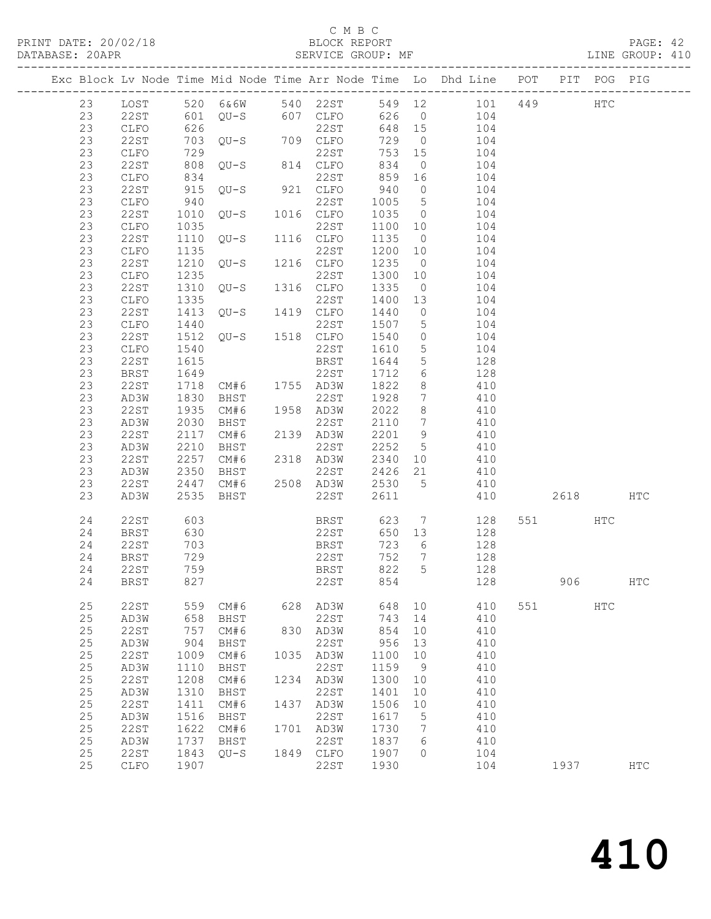C M B C

PRINT DATE: 20/02/18 BLOCK REPORT PAGE: 42
DATABASE: 20APR SERVICE GROUP: MF LINE GROUP: 410

| Exc | Block | Lv | Node | Time | Mid Node | Time | Arr Node | Time | Lo | Dhd Line | POT | PIT | POG | PIG |
|---|---|---|---|---|---|---|---|---|---|---|---|---|---|---|
| | 23 | | LOST | 520 | 6&6W | 540 | 22ST | 549 | 12 | 101 | 449 | | HTC | |
| | 23 | | 22ST | 601 | QU-S | 607 | CLFO | 626 | 0 | 104 | | | | |
| | 23 | | CLFO | 626 | | | 22ST | 648 | 15 | 104 | | | | |
| | 23 | | 22ST | 703 | QU-S | 709 | CLFO | 729 | 0 | 104 | | | | |
| | 23 | | CLFO | 729 | | | 22ST | 753 | 15 | 104 | | | | |
| | 23 | | 22ST | 808 | QU-S | 814 | CLFO | 834 | 0 | 104 | | | | |
| | 23 | | CLFO | 834 | | | 22ST | 859 | 16 | 104 | | | | |
| | 23 | | 22ST | 915 | QU-S | 921 | CLFO | 940 | 0 | 104 | | | | |
| | 23 | | CLFO | 940 | | | 22ST | 1005 | 5 | 104 | | | | |
| | 23 | | 22ST | 1010 | QU-S | 1016 | CLFO | 1035 | 0 | 104 | | | | |
| | 23 | | CLFO | 1035 | | | 22ST | 1100 | 10 | 104 | | | | |
| | 23 | | 22ST | 1110 | QU-S | 1116 | CLFO | 1135 | 0 | 104 | | | | |
| | 23 | | CLFO | 1135 | | | 22ST | 1200 | 10 | 104 | | | | |
| | 23 | | 22ST | 1210 | QU-S | 1216 | CLFO | 1235 | 0 | 104 | | | | |
| | 23 | | CLFO | 1235 | | | 22ST | 1300 | 10 | 104 | | | | |
| | 23 | | 22ST | 1310 | QU-S | 1316 | CLFO | 1335 | 0 | 104 | | | | |
| | 23 | | CLFO | 1335 | | | 22ST | 1400 | 13 | 104 | | | | |
| | 23 | | 22ST | 1413 | QU-S | 1419 | CLFO | 1440 | 0 | 104 | | | | |
| | 23 | | CLFO | 1440 | | | 22ST | 1507 | 5 | 104 | | | | |
| | 23 | | 22ST | 1512 | QU-S | 1518 | CLFO | 1540 | 0 | 104 | | | | |
| | 23 | | CLFO | 1540 | | | 22ST | 1610 | 5 | 104 | | | | |
| | 23 | | 22ST | 1615 | | | BRST | 1644 | 5 | 128 | | | | |
| | 23 | | BRST | 1649 | | | 22ST | 1712 | 6 | 128 | | | | |
| | 23 | | 22ST | 1718 | CM#6 | 1755 | AD3W | 1822 | 8 | 410 | | | | |
| | 23 | | AD3W | 1830 | BHST | | 22ST | 1928 | 7 | 410 | | | | |
| | 23 | | 22ST | 1935 | CM#6 | 1958 | AD3W | 2022 | 8 | 410 | | | | |
| | 23 | | AD3W | 2030 | BHST | | 22ST | 2110 | 7 | 410 | | | | |
| | 23 | | 22ST | 2117 | CM#6 | 2139 | AD3W | 2201 | 9 | 410 | | | | |
| | 23 | | AD3W | 2210 | BHST | | 22ST | 2252 | 5 | 410 | | | | |
| | 23 | | 22ST | 2257 | CM#6 | 2318 | AD3W | 2340 | 10 | 410 | | | | |
| | 23 | | AD3W | 2350 | BHST | | 22ST | 2426 | 21 | 410 | | | | |
| | 23 | | 22ST | 2447 | CM#6 | 2508 | AD3W | 2530 | 5 | 410 | | | | |
| | 23 | | AD3W | 2535 | BHST | | 22ST | 2611 | | 410 | | 2618 | | HTC |
| | 24 | | 22ST | 603 | | | BRST | 623 | 7 | 128 | 551 | | HTC | |
| | 24 | | BRST | 630 | | | 22ST | 650 | 13 | 128 | | | | |
| | 24 | | 22ST | 703 | | | BRST | 723 | 6 | 128 | | | | |
| | 24 | | BRST | 729 | | | 22ST | 752 | 7 | 128 | | | | |
| | 24 | | 22ST | 759 | | | BRST | 822 | 5 | 128 | | | | |
| | 24 | | BRST | 827 | | | 22ST | 854 | | 128 | | 906 | | HTC |
| | 25 | | 22ST | 559 | CM#6 | 628 | AD3W | 648 | 10 | 410 | 551 | | HTC | |
| | 25 | | AD3W | 658 | BHST | | 22ST | 743 | 14 | 410 | | | | |
| | 25 | | 22ST | 757 | CM#6 | 830 | AD3W | 854 | 10 | 410 | | | | |
| | 25 | | AD3W | 904 | BHST | | 22ST | 956 | 13 | 410 | | | | |
| | 25 | | 22ST | 1009 | CM#6 | 1035 | AD3W | 1100 | 10 | 410 | | | | |
| | 25 | | AD3W | 1110 | BHST | | 22ST | 1159 | 9 | 410 | | | | |
| | 25 | | 22ST | 1208 | CM#6 | 1234 | AD3W | 1300 | 10 | 410 | | | | |
| | 25 | | AD3W | 1310 | BHST | | 22ST | 1401 | 10 | 410 | | | | |
| | 25 | | 22ST | 1411 | CM#6 | 1437 | AD3W | 1506 | 10 | 410 | | | | |
| | 25 | | AD3W | 1516 | BHST | | 22ST | 1617 | 5 | 410 | | | | |
| | 25 | | 22ST | 1622 | CM#6 | 1701 | AD3W | 1730 | 7 | 410 | | | | |
| | 25 | | AD3W | 1737 | BHST | | 22ST | 1837 | 6 | 410 | | | | |
| | 25 | | 22ST | 1843 | QU-S | 1849 | CLFO | 1907 | 0 | 104 | | | | |
| | 25 | | CLFO | 1907 | | | 22ST | 1930 | | 104 | | 1937 | | HTC |

# 410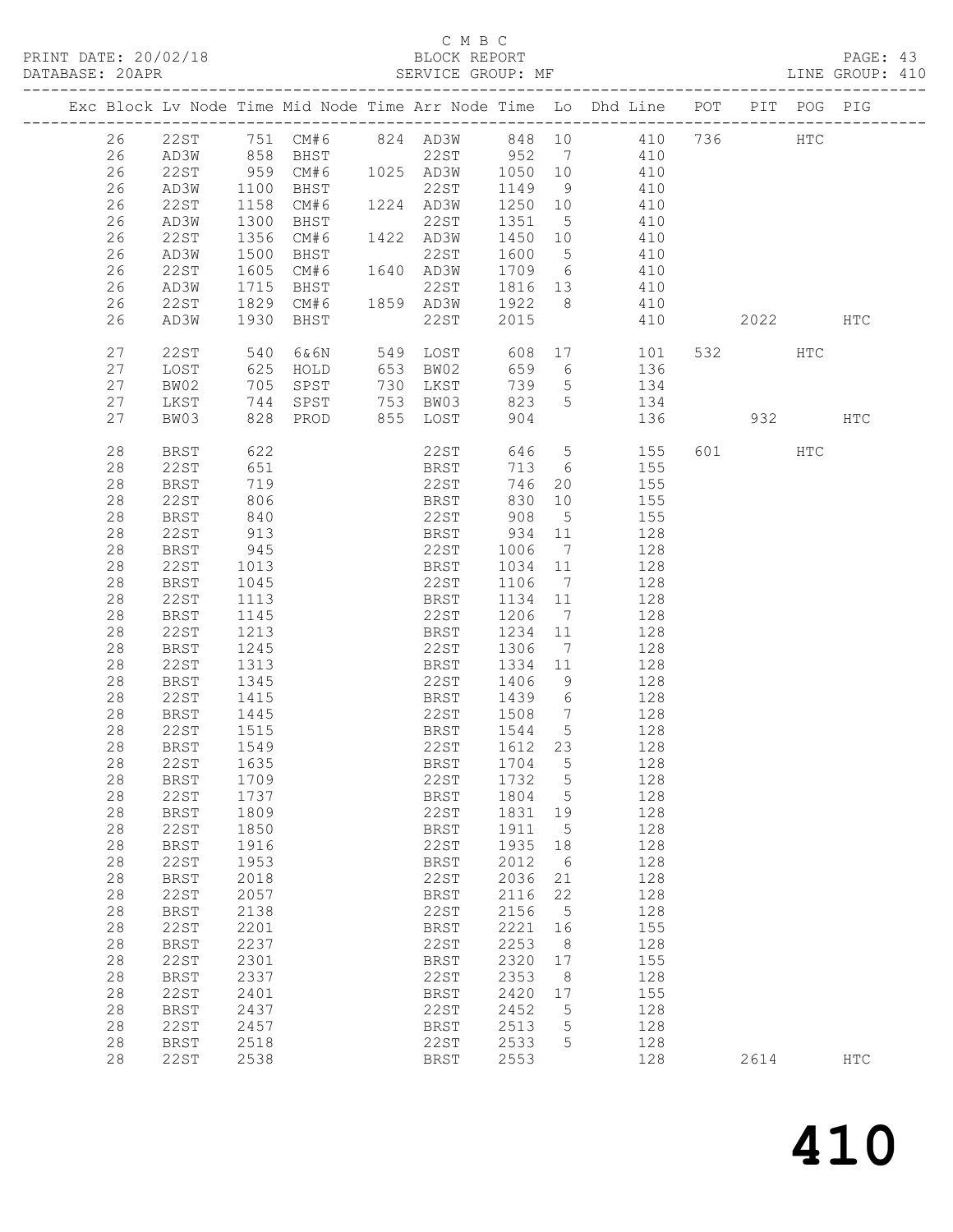C M B C

PRINT DATE: 20/02/18 BLOCK REPORT

DATABASE: 20APR SERVICE GROUP: MF LINE GROUP: 410

| Exc | Block | Lv | Node | Time | Mid Node | Time | Arr Node | Time | Lo | Dhd Line | POT | PIT | POG | PIG |
|---|---|---|---|---|---|---|---|---|---|---|---|---|---|---|
| | 26 | | 22ST | 751 | CM#6 | 824 | AD3W | 848 | 10 | 410 | 736 | | HTC | |
| | 26 | | AD3W | 858 | BHST | | 22ST | 952 | 7 | 410 | | | | |
| | 26 | | 22ST | 959 | CM#6 | 1025 | AD3W | 1050 | 10 | 410 | | | | |
| | 26 | | AD3W | 1100 | BHST | | 22ST | 1149 | 9 | 410 | | | | |
| | 26 | | 22ST | 1158 | CM#6 | 1224 | AD3W | 1250 | 10 | 410 | | | | |
| | 26 | | AD3W | 1300 | BHST | | 22ST | 1351 | 5 | 410 | | | | |
| | 26 | | 22ST | 1356 | CM#6 | 1422 | AD3W | 1450 | 10 | 410 | | | | |
| | 26 | | AD3W | 1500 | BHST | | 22ST | 1600 | 5 | 410 | | | | |
| | 26 | | 22ST | 1605 | CM#6 | 1640 | AD3W | 1709 | 6 | 410 | | | | |
| | 26 | | AD3W | 1715 | BHST | | 22ST | 1816 | 13 | 410 | | | | |
| | 26 | | 22ST | 1829 | CM#6 | 1859 | AD3W | 1922 | 8 | 410 | | | | |
| | 26 | | AD3W | 1930 | BHST | | 22ST | 2015 | | 410 | | 2022 | | HTC |
| | 27 | | 22ST | 540 | 6&6N | 549 | LOST | 608 | 17 | 101 | 532 | | HTC | |
| | 27 | | LOST | 625 | HOLD | 653 | BW02 | 659 | 6 | 136 | | | | |
| | 27 | | BW02 | 705 | SPST | 730 | LKST | 739 | 5 | 134 | | | | |
| | 27 | | LKST | 744 | SPST | 753 | BW03 | 823 | 5 | 134 | | | | |
| | 27 | | BW03 | 828 | PROD | 855 | LOST | 904 | | 136 | | 932 | | HTC |
| | 28 | | BRST | 622 | | | 22ST | 646 | 5 | 155 | 601 | | HTC | |
| | 28 | | 22ST | 651 | | | BRST | 713 | 6 | 155 | | | | |
| | 28 | | BRST | 719 | | | 22ST | 746 | 20 | 155 | | | | |
| | 28 | | 22ST | 806 | | | BRST | 830 | 10 | 155 | | | | |
| | 28 | | BRST | 840 | | | 22ST | 908 | 5 | 155 | | | | |
| | 28 | | 22ST | 913 | | | BRST | 934 | 11 | 128 | | | | |
| | 28 | | BRST | 945 | | | 22ST | 1006 | 7 | 128 | | | | |
| | 28 | | 22ST | 1013 | | | BRST | 1034 | 11 | 128 | | | | |
| | 28 | | BRST | 1045 | | | 22ST | 1106 | 7 | 128 | | | | |
| | 28 | | 22ST | 1113 | | | BRST | 1134 | 11 | 128 | | | | |
| | 28 | | BRST | 1145 | | | 22ST | 1206 | 7 | 128 | | | | |
| | 28 | | 22ST | 1213 | | | BRST | 1234 | 11 | 128 | | | | |
| | 28 | | BRST | 1245 | | | 22ST | 1306 | 7 | 128 | | | | |
| | 28 | | 22ST | 1313 | | | BRST | 1334 | 11 | 128 | | | | |
| | 28 | | BRST | 1345 | | | 22ST | 1406 | 9 | 128 | | | | |
| | 28 | | 22ST | 1415 | | | BRST | 1439 | 6 | 128 | | | | |
| | 28 | | BRST | 1445 | | | 22ST | 1508 | 7 | 128 | | | | |
| | 28 | | 22ST | 1515 | | | BRST | 1544 | 5 | 128 | | | | |
| | 28 | | BRST | 1549 | | | 22ST | 1612 | 23 | 128 | | | | |
| | 28 | | 22ST | 1635 | | | BRST | 1704 | 5 | 128 | | | | |
| | 28 | | BRST | 1709 | | | 22ST | 1732 | 5 | 128 | | | | |
| | 28 | | 22ST | 1737 | | | BRST | 1804 | 5 | 128 | | | | |
| | 28 | | BRST | 1809 | | | 22ST | 1831 | 19 | 128 | | | | |
| | 28 | | 22ST | 1850 | | | BRST | 1911 | 5 | 128 | | | | |
| | 28 | | BRST | 1916 | | | 22ST | 1935 | 18 | 128 | | | | |
| | 28 | | 22ST | 1953 | | | BRST | 2012 | 6 | 128 | | | | |
| | 28 | | BRST | 2018 | | | 22ST | 2036 | 21 | 128 | | | | |
| | 28 | | 22ST | 2057 | | | BRST | 2116 | 22 | 128 | | | | |
| | 28 | | BRST | 2138 | | | 22ST | 2156 | 5 | 128 | | | | |
| | 28 | | 22ST | 2201 | | | BRST | 2221 | 16 | 155 | | | | |
| | 28 | | BRST | 2237 | | | 22ST | 2253 | 8 | 128 | | | | |
| | 28 | | 22ST | 2301 | | | BRST | 2320 | 17 | 155 | | | | |
| | 28 | | BRST | 2337 | | | 22ST | 2353 | 8 | 128 | | | | |
| | 28 | | 22ST | 2401 | | | BRST | 2420 | 17 | 155 | | | | |
| | 28 | | BRST | 2437 | | | 22ST | 2452 | 5 | 128 | | | | |
| | 28 | | 22ST | 2457 | | | BRST | 2513 | 5 | 128 | | | | |
| | 28 | | BRST | 2518 | | | 22ST | 2533 | 5 | 128 | | | | |
| | 28 | | 22ST | 2538 | | | BRST | 2553 | | 128 | | 2614 | | HTC |

# 410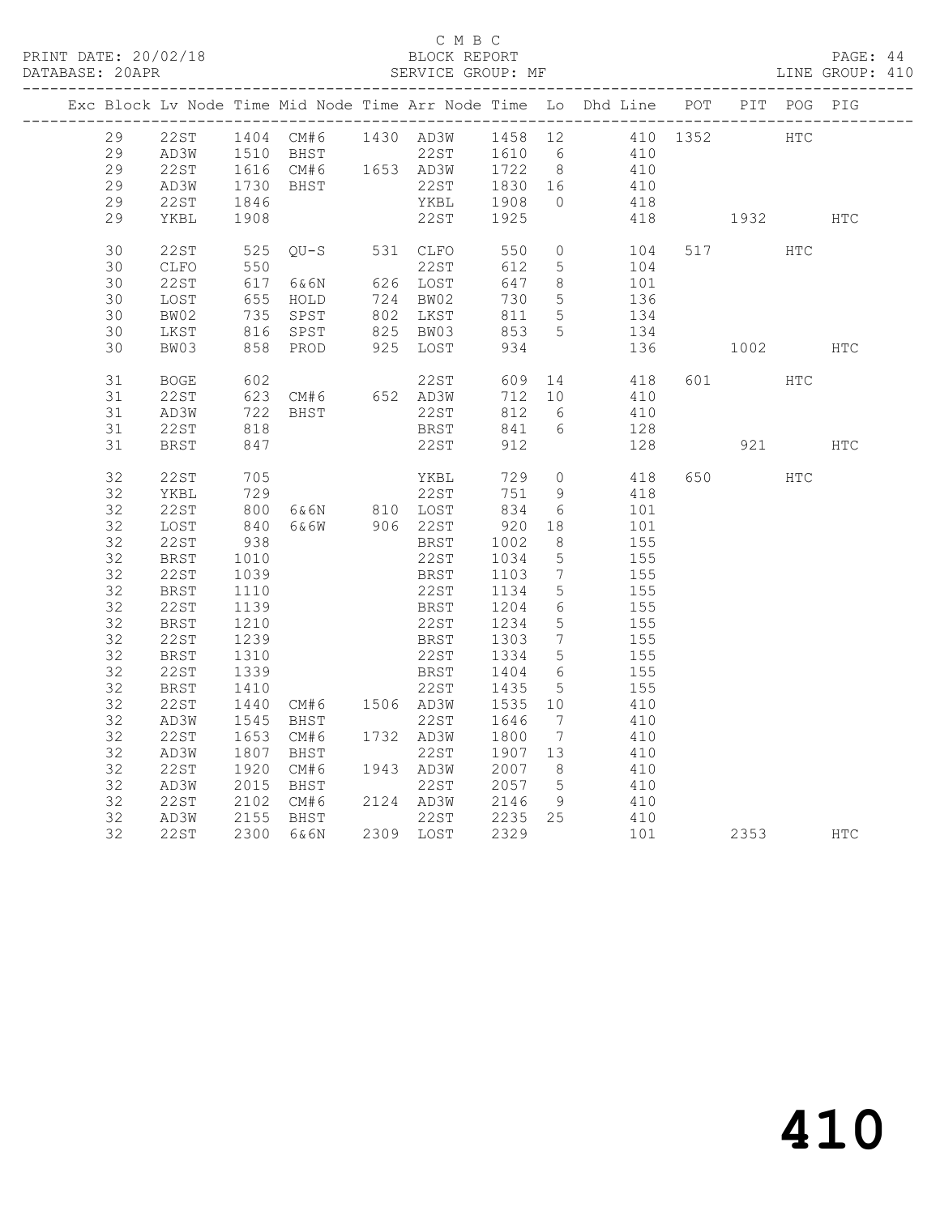C M B C

PRINT DATE: 20/02/18 BLOCK REPORT

DATABASE: 20APR SERVICE GROUP: MF LINE GROUP: 410

| Exc | Block | Lv | Node | Time | Mid Node | Time | Arr Node | Time | Lo | Dhd Line | POT | PIT | POG | PIG |
|---|---|---|---|---|---|---|---|---|---|---|---|---|---|---|
| | 29 | | 22ST | 1404 | CM#6 | 1430 | AD3W | 1458 | 12 | 410 | 1352 | | HTC | |
| | 29 | | AD3W | 1510 | BHST | | 22ST | 1610 | 6 | 410 | | | | |
| | 29 | | 22ST | 1616 | CM#6 | 1653 | AD3W | 1722 | 8 | 410 | | | | |
| | 29 | | AD3W | 1730 | BHST | | 22ST | 1830 | 16 | 410 | | | | |
| | 29 | | 22ST | 1846 | | | YKBL | 1908 | 0 | 418 | | | | |
| | 29 | | YKBL | 1908 | | | 22ST | 1925 | | 418 | | 1932 | | HTC |
| | 30 | | 22ST | 525 | QU-S | 531 | CLFO | 550 | 0 | 104 | 517 | | HTC | |
| | 30 | | CLFO | 550 | | | 22ST | 612 | 5 | 104 | | | | |
| | 30 | | 22ST | 617 | 6&6N | 626 | LOST | 647 | 8 | 101 | | | | |
| | 30 | | LOST | 655 | HOLD | 724 | BW02 | 730 | 5 | 136 | | | | |
| | 30 | | BW02 | 735 | SPST | 802 | LKST | 811 | 5 | 134 | | | | |
| | 30 | | LKST | 816 | SPST | 825 | BW03 | 853 | 5 | 134 | | | | |
| | 30 | | BW03 | 858 | PROD | 925 | LOST | 934 | | 136 | | 1002 | | HTC |
| | 31 | | BOGE | 602 | | | 22ST | 609 | 14 | 418 | 601 | | HTC | |
| | 31 | | 22ST | 623 | CM#6 | 652 | AD3W | 712 | 10 | 410 | | | | |
| | 31 | | AD3W | 722 | BHST | | 22ST | 812 | 6 | 410 | | | | |
| | 31 | | 22ST | 818 | | | BRST | 841 | 6 | 128 | | | | |
| | 31 | | BRST | 847 | | | 22ST | 912 | | 128 | | 921 | | HTC |
| | 32 | | 22ST | 705 | | | YKBL | 729 | 0 | 418 | 650 | | HTC | |
| | 32 | | YKBL | 729 | | | 22ST | 751 | 9 | 418 | | | | |
| | 32 | | 22ST | 800 | 6&6N | 810 | LOST | 834 | 6 | 101 | | | | |
| | 32 | | LOST | 840 | 6&6W | 906 | 22ST | 920 | 18 | 101 | | | | |
| | 32 | | 22ST | 938 | | | BRST | 1002 | 8 | 155 | | | | |
| | 32 | | BRST | 1010 | | | 22ST | 1034 | 5 | 155 | | | | |
| | 32 | | 22ST | 1039 | | | BRST | 1103 | 7 | 155 | | | | |
| | 32 | | BRST | 1110 | | | 22ST | 1134 | 5 | 155 | | | | |
| | 32 | | 22ST | 1139 | | | BRST | 1204 | 6 | 155 | | | | |
| | 32 | | BRST | 1210 | | | 22ST | 1234 | 5 | 155 | | | | |
| | 32 | | 22ST | 1239 | | | BRST | 1303 | 7 | 155 | | | | |
| | 32 | | BRST | 1310 | | | 22ST | 1334 | 5 | 155 | | | | |
| | 32 | | 22ST | 1339 | | | BRST | 1404 | 6 | 155 | | | | |
| | 32 | | BRST | 1410 | | | 22ST | 1435 | 5 | 155 | | | | |
| | 32 | | 22ST | 1440 | CM#6 | 1506 | AD3W | 1535 | 10 | 410 | | | | |
| | 32 | | AD3W | 1545 | BHST | | 22ST | 1646 | 7 | 410 | | | | |
| | 32 | | 22ST | 1653 | CM#6 | 1732 | AD3W | 1800 | 7 | 410 | | | | |
| | 32 | | AD3W | 1807 | BHST | | 22ST | 1907 | 13 | 410 | | | | |
| | 32 | | 22ST | 1920 | CM#6 | 1943 | AD3W | 2007 | 8 | 410 | | | | |
| | 32 | | AD3W | 2015 | BHST | | 22ST | 2057 | 5 | 410 | | | | |
| | 32 | | 22ST | 2102 | CM#6 | 2124 | AD3W | 2146 | 9 | 410 | | | | |
| | 32 | | AD3W | 2155 | BHST | | 22ST | 2235 | 25 | 410 | | | | |
| | 32 | | 22ST | 2300 | 6&6N | 2309 | LOST | 2329 | | 101 | | 2353 | | HTC |

410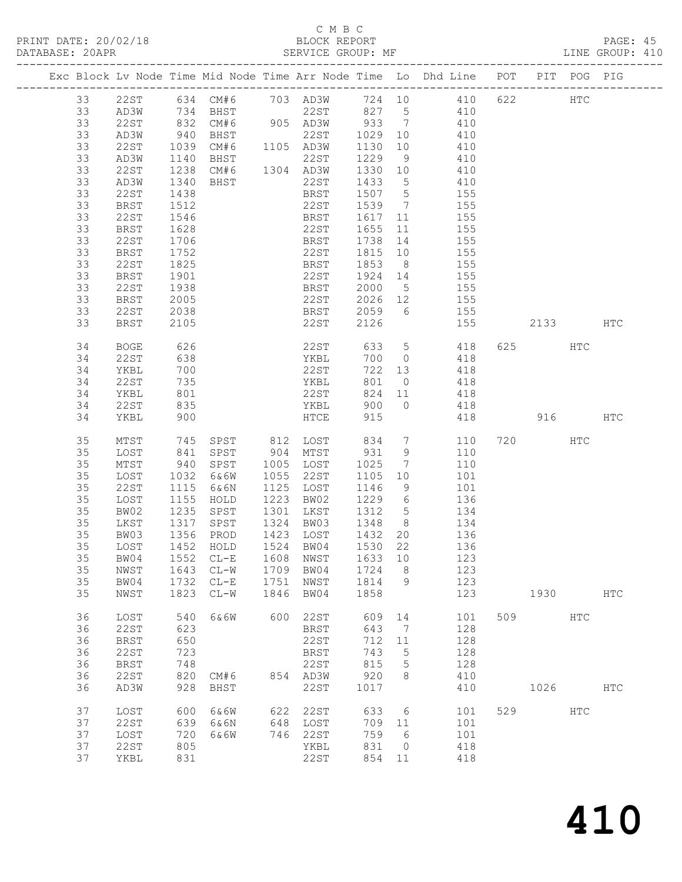C M B C

PRINT DATE: 20/02/18 BLOCK REPORT

DATABASE: 20APR SERVICE GROUP: MF LINE GROUP: 410

| Exc | Block | Lv | Node | Time | Mid Node | Time | Arr Node | Time | Lo | Dhd Line | POT | PIT | POG | PIG |
|---|---|---|---|---|---|---|---|---|---|---|---|---|---|---|
| | 33 | | 22ST | 634 | CM#6 | 703 | AD3W | 724 | 10 | 410 | 622 | | HTC | |
| | 33 | | AD3W | 734 | BHST | | 22ST | 827 | 5 | 410 | | | | |
| | 33 | | 22ST | 832 | CM#6 | 905 | AD3W | 933 | 7 | 410 | | | | |
| | 33 | | AD3W | 940 | BHST | | 22ST | 1029 | 10 | 410 | | | | |
| | 33 | | 22ST | 1039 | CM#6 | 1105 | AD3W | 1130 | 10 | 410 | | | | |
| | 33 | | AD3W | 1140 | BHST | | 22ST | 1229 | 9 | 410 | | | | |
| | 33 | | 22ST | 1238 | CM#6 | 1304 | AD3W | 1330 | 10 | 410 | | | | |
| | 33 | | AD3W | 1340 | BHST | | 22ST | 1433 | 5 | 410 | | | | |
| | 33 | | 22ST | 1438 | | | BRST | 1507 | 5 | 155 | | | | |
| | 33 | | BRST | 1512 | | | 22ST | 1539 | 7 | 155 | | | | |
| | 33 | | 22ST | 1546 | | | BRST | 1617 | 11 | 155 | | | | |
| | 33 | | BRST | 1628 | | | 22ST | 1655 | 11 | 155 | | | | |
| | 33 | | 22ST | 1706 | | | BRST | 1738 | 14 | 155 | | | | |
| | 33 | | BRST | 1752 | | | 22ST | 1815 | 10 | 155 | | | | |
| | 33 | | 22ST | 1825 | | | BRST | 1853 | 8 | 155 | | | | |
| | 33 | | BRST | 1901 | | | 22ST | 1924 | 14 | 155 | | | | |
| | 33 | | 22ST | 1938 | | | BRST | 2000 | 5 | 155 | | | | |
| | 33 | | BRST | 2005 | | | 22ST | 2026 | 12 | 155 | | | | |
| | 33 | | 22ST | 2038 | | | BRST | 2059 | 6 | 155 | | | | |
| | 33 | | BRST | 2105 | | | 22ST | 2126 | | 155 | | 2133 | | HTC |
| | 34 | | BOGE | 626 | | | 22ST | 633 | 5 | 418 | 625 | | HTC | |
| | 34 | | 22ST | 638 | | | YKBL | 700 | 0 | 418 | | | | |
| | 34 | | YKBL | 700 | | | 22ST | 722 | 13 | 418 | | | | |
| | 34 | | 22ST | 735 | | | YKBL | 801 | 0 | 418 | | | | |
| | 34 | | YKBL | 801 | | | 22ST | 824 | 11 | 418 | | | | |
| | 34 | | 22ST | 835 | | | YKBL | 900 | 0 | 418 | | | | |
| | 34 | | YKBL | 900 | | | HTCE | 915 | | 418 | | 916 | | HTC |
| | 35 | | MTST | 745 | SPST | 812 | LOST | 834 | 7 | 110 | 720 | | HTC | |
| | 35 | | LOST | 841 | SPST | 904 | MTST | 931 | 9 | 110 | | | | |
| | 35 | | MTST | 940 | SPST | 1005 | LOST | 1025 | 7 | 110 | | | | |
| | 35 | | LOST | 1032 | 6&6W | 1055 | 22ST | 1105 | 10 | 101 | | | | |
| | 35 | | 22ST | 1115 | 6&6N | 1125 | LOST | 1146 | 9 | 101 | | | | |
| | 35 | | LOST | 1155 | HOLD | 1223 | BW02 | 1229 | 6 | 136 | | | | |
| | 35 | | BW02 | 1235 | SPST | 1301 | LKST | 1312 | 5 | 134 | | | | |
| | 35 | | LKST | 1317 | SPST | 1324 | BW03 | 1348 | 8 | 134 | | | | |
| | 35 | | BW03 | 1356 | PROD | 1423 | LOST | 1432 | 20 | 136 | | | | |
| | 35 | | LOST | 1452 | HOLD | 1524 | BW04 | 1530 | 22 | 136 | | | | |
| | 35 | | BW04 | 1552 | CL-E | 1608 | NWST | 1633 | 10 | 123 | | | | |
| | 35 | | NWST | 1643 | CL-W | 1709 | BW04 | 1724 | 8 | 123 | | | | |
| | 35 | | BW04 | 1732 | CL-E | 1751 | NWST | 1814 | 9 | 123 | | | | |
| | 35 | | NWST | 1823 | CL-W | 1846 | BW04 | 1858 | | 123 | | 1930 | | HTC |
| | 36 | | LOST | 540 | 6&6W | 600 | 22ST | 609 | 14 | 101 | 509 | | HTC | |
| | 36 | | 22ST | 623 | | | BRST | 643 | 7 | 128 | | | | |
| | 36 | | BRST | 650 | | | 22ST | 712 | 11 | 128 | | | | |
| | 36 | | 22ST | 723 | | | BRST | 743 | 5 | 128 | | | | |
| | 36 | | BRST | 748 | | | 22ST | 815 | 5 | 128 | | | | |
| | 36 | | 22ST | 820 | CM#6 | 854 | AD3W | 920 | 8 | 410 | | | | |
| | 36 | | AD3W | 928 | BHST | | 22ST | 1017 | | 410 | | 1026 | | HTC |
| | 37 | | LOST | 600 | 6&6W | 622 | 22ST | 633 | 6 | 101 | 529 | | HTC | |
| | 37 | | 22ST | 639 | 6&6N | 648 | LOST | 709 | 11 | 101 | | | | |
| | 37 | | LOST | 720 | 6&6W | 746 | 22ST | 759 | 6 | 101 | | | | |
| | 37 | | 22ST | 805 | | | YKBL | 831 | 0 | 418 | | | | |
| | 37 | | YKBL | 831 | | | 22ST | 854 | 11 | 418 | | | | |

410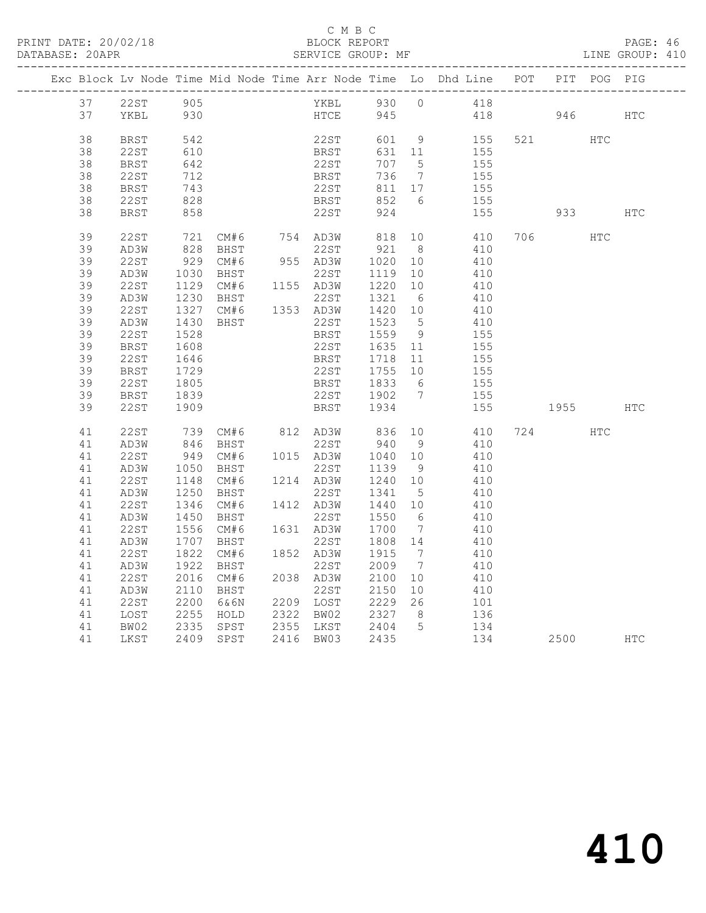C M B C

PRINT DATE: 20/02/18 BLOCK REPORT

DATABASE: 20APR SERVICE GROUP: MF LINE GROUP: 410

| Exc | Block | Lv | Node | Time | Mid Node | Time | Arr Node | Time | Lo | Dhd Line | POT | PIT | POG | PIG |
|---|---|---|---|---|---|---|---|---|---|---|---|---|---|---|
| | 37 | | 22ST | 905 | | | YKBL | 930 | 0 | 418 | | | | |
| | 37 | | YKBL | 930 | | | HTCE | 945 | | 418 | | 946 | | HTC |
| | 38 | | BRST | 542 | | | 22ST | 601 | 9 | 155 | 521 | | HTC | |
| | 38 | | 22ST | 610 | | | BRST | 631 | 11 | 155 | | | | |
| | 38 | | BRST | 642 | | | 22ST | 707 | 5 | 155 | | | | |
| | 38 | | 22ST | 712 | | | BRST | 736 | 7 | 155 | | | | |
| | 38 | | BRST | 743 | | | 22ST | 811 | 17 | 155 | | | | |
| | 38 | | 22ST | 828 | | | BRST | 852 | 6 | 155 | | | | |
| | 38 | | BRST | 858 | | | 22ST | 924 | | 155 | | 933 | | HTC |
| | 39 | | 22ST | 721 | CM#6 | 754 | AD3W | 818 | 10 | 410 | 706 | | HTC | |
| | 39 | | AD3W | 828 | BHST | | 22ST | 921 | 8 | 410 | | | | |
| | 39 | | 22ST | 929 | CM#6 | 955 | AD3W | 1020 | 10 | 410 | | | | |
| | 39 | | AD3W | 1030 | BHST | | 22ST | 1119 | 10 | 410 | | | | |
| | 39 | | 22ST | 1129 | CM#6 | 1155 | AD3W | 1220 | 10 | 410 | | | | |
| | 39 | | AD3W | 1230 | BHST | | 22ST | 1321 | 6 | 410 | | | | |
| | 39 | | 22ST | 1327 | CM#6 | 1353 | AD3W | 1420 | 10 | 410 | | | | |
| | 39 | | AD3W | 1430 | BHST | | 22ST | 1523 | 5 | 410 | | | | |
| | 39 | | 22ST | 1528 | | | BRST | 1559 | 9 | 155 | | | | |
| | 39 | | BRST | 1608 | | | 22ST | 1635 | 11 | 155 | | | | |
| | 39 | | 22ST | 1646 | | | BRST | 1718 | 11 | 155 | | | | |
| | 39 | | BRST | 1729 | | | 22ST | 1755 | 10 | 155 | | | | |
| | 39 | | 22ST | 1805 | | | BRST | 1833 | 6 | 155 | | | | |
| | 39 | | BRST | 1839 | | | 22ST | 1902 | 7 | 155 | | | | |
| | 39 | | 22ST | 1909 | | | BRST | 1934 | | 155 | | 1955 | | HTC |
| | 41 | | 22ST | 739 | CM#6 | 812 | AD3W | 836 | 10 | 410 | 724 | | HTC | |
| | 41 | | AD3W | 846 | BHST | | 22ST | 940 | 9 | 410 | | | | |
| | 41 | | 22ST | 949 | CM#6 | 1015 | AD3W | 1040 | 10 | 410 | | | | |
| | 41 | | AD3W | 1050 | BHST | | 22ST | 1139 | 9 | 410 | | | | |
| | 41 | | 22ST | 1148 | CM#6 | 1214 | AD3W | 1240 | 10 | 410 | | | | |
| | 41 | | AD3W | 1250 | BHST | | 22ST | 1341 | 5 | 410 | | | | |
| | 41 | | 22ST | 1346 | CM#6 | 1412 | AD3W | 1440 | 10 | 410 | | | | |
| | 41 | | AD3W | 1450 | BHST | | 22ST | 1550 | 6 | 410 | | | | |
| | 41 | | 22ST | 1556 | CM#6 | 1631 | AD3W | 1700 | 7 | 410 | | | | |
| | 41 | | AD3W | 1707 | BHST | | 22ST | 1808 | 14 | 410 | | | | |
| | 41 | | 22ST | 1822 | CM#6 | 1852 | AD3W | 1915 | 7 | 410 | | | | |
| | 41 | | AD3W | 1922 | BHST | | 22ST | 2009 | 7 | 410 | | | | |
| | 41 | | 22ST | 2016 | CM#6 | 2038 | AD3W | 2100 | 10 | 410 | | | | |
| | 41 | | AD3W | 2110 | BHST | | 22ST | 2150 | 10 | 410 | | | | |
| | 41 | | 22ST | 2200 | 6&6N | 2209 | LOST | 2229 | 26 | 101 | | | | |
| | 41 | | LOST | 2255 | HOLD | 2322 | BW02 | 2327 | 8 | 136 | | | | |
| | 41 | | BW02 | 2335 | SPST | 2355 | LKST | 2404 | 5 | 134 | | | | |
| | 41 | | LKST | 2409 | SPST | 2416 | BW03 | 2435 | | 134 | | 2500 | | HTC |

# 410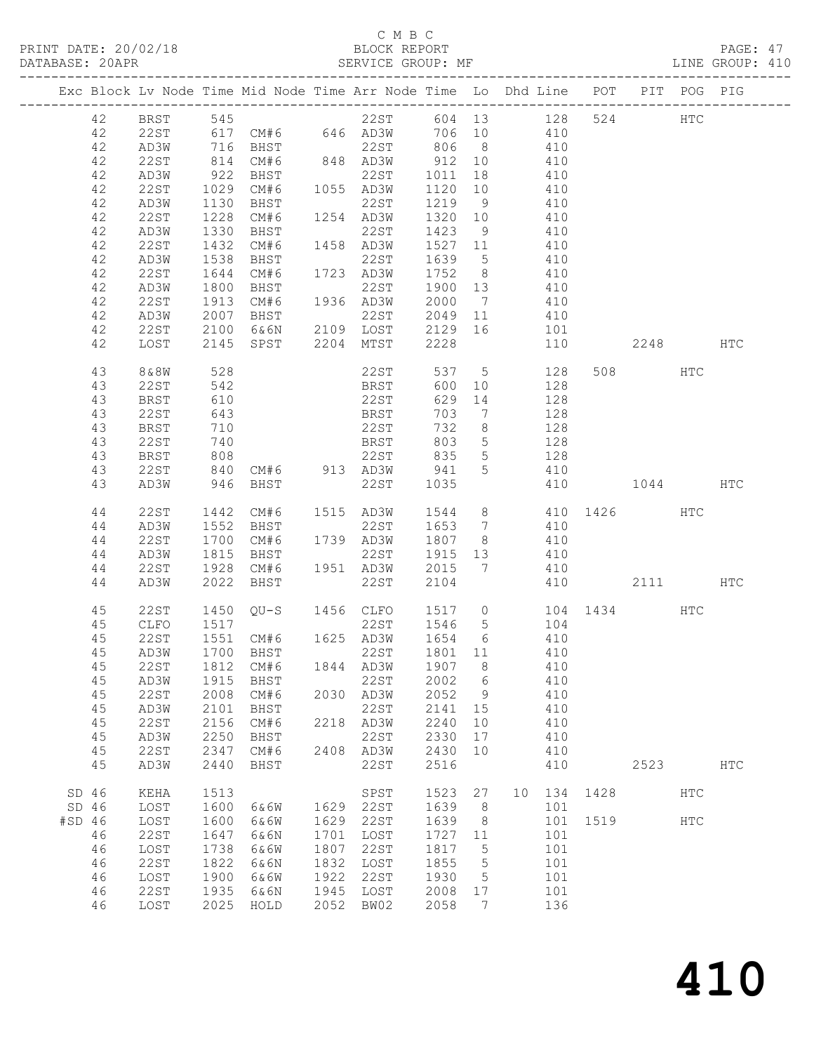C M B C
BLOCK REPORT
SERVICE GROUP: MF

PRINT DATE: 20/02/18
DATABASE: 20APR
LINE GROUP: 410

| Exc | Block | Lv | Node | Time | Mid Node | Time | Arr Node | Time | Lo | Dhd | Line | POT | PIT | POG | PIG |
|---|---|---|---|---|---|---|---|---|---|---|---|---|---|---|---|
| | 42 | | BRST | 545 | | | 22ST | 604 | 13 | | 128 | 524 | | HTC | |
| | 42 | | 22ST | 617 | CM#6 | 646 | AD3W | 706 | 10 | | 410 | | | | |
| | 42 | | AD3W | 716 | BHST | | 22ST | 806 | 8 | | 410 | | | | |
| | 42 | | 22ST | 814 | CM#6 | 848 | AD3W | 912 | 10 | | 410 | | | | |
| | 42 | | AD3W | 922 | BHST | | 22ST | 1011 | 18 | | 410 | | | | |
| | 42 | | 22ST | 1029 | CM#6 | 1055 | AD3W | 1120 | 10 | | 410 | | | | |
| | 42 | | AD3W | 1130 | BHST | | 22ST | 1219 | 9 | | 410 | | | | |
| | 42 | | 22ST | 1228 | CM#6 | 1254 | AD3W | 1320 | 10 | | 410 | | | | |
| | 42 | | AD3W | 1330 | BHST | | 22ST | 1423 | 9 | | 410 | | | | |
| | 42 | | 22ST | 1432 | CM#6 | 1458 | AD3W | 1527 | 11 | | 410 | | | | |
| | 42 | | AD3W | 1538 | BHST | | 22ST | 1639 | 5 | | 410 | | | | |
| | 42 | | 22ST | 1644 | CM#6 | 1723 | AD3W | 1752 | 8 | | 410 | | | | |
| | 42 | | AD3W | 1800 | BHST | | 22ST | 1900 | 13 | | 410 | | | | |
| | 42 | | 22ST | 1913 | CM#6 | 1936 | AD3W | 2000 | 7 | | 410 | | | | |
| | 42 | | AD3W | 2007 | BHST | | 22ST | 2049 | 11 | | 410 | | | | |
| | 42 | | 22ST | 2100 | 6&6N | 2109 | LOST | 2129 | 16 | | 101 | | | | |
| | 42 | | LOST | 2145 | SPST | 2204 | MTST | 2228 | | | 110 | | 2248 | | HTC |
| | 43 | | 8&8W | 528 | | | 22ST | 537 | 5 | | 128 | 508 | | HTC | |
| | 43 | | 22ST | 542 | | | BRST | 600 | 10 | | 128 | | | | |
| | 43 | | BRST | 610 | | | 22ST | 629 | 14 | | 128 | | | | |
| | 43 | | 22ST | 643 | | | BRST | 703 | 7 | | 128 | | | | |
| | 43 | | BRST | 710 | | | 22ST | 732 | 8 | | 128 | | | | |
| | 43 | | 22ST | 740 | | | BRST | 803 | 5 | | 128 | | | | |
| | 43 | | BRST | 808 | | | 22ST | 835 | 5 | | 128 | | | | |
| | 43 | | 22ST | 840 | CM#6 | 913 | AD3W | 941 | 5 | | 410 | | | | |
| | 43 | | AD3W | 946 | BHST | | 22ST | 1035 | | | 410 | | 1044 | | HTC |
| | 44 | | 22ST | 1442 | CM#6 | 1515 | AD3W | 1544 | 8 | | 410 | 1426 | | HTC | |
| | 44 | | AD3W | 1552 | BHST | | 22ST | 1653 | 7 | | 410 | | | | |
| | 44 | | 22ST | 1700 | CM#6 | 1739 | AD3W | 1807 | 8 | | 410 | | | | |
| | 44 | | AD3W | 1815 | BHST | | 22ST | 1915 | 13 | | 410 | | | | |
| | 44 | | 22ST | 1928 | CM#6 | 1951 | AD3W | 2015 | 7 | | 410 | | | | |
| | 44 | | AD3W | 2022 | BHST | | 22ST | 2104 | | | 410 | | 2111 | | HTC |
| | 45 | | 22ST | 1450 | QU-S | 1456 | CLFO | 1517 | 0 | | 104 | 1434 | | HTC | |
| | 45 | | CLFO | 1517 | | | 22ST | 1546 | 5 | | 104 | | | | |
| | 45 | | 22ST | 1551 | CM#6 | 1625 | AD3W | 1654 | 6 | | 410 | | | | |
| | 45 | | AD3W | 1700 | BHST | | 22ST | 1801 | 11 | | 410 | | | | |
| | 45 | | 22ST | 1812 | CM#6 | 1844 | AD3W | 1907 | 8 | | 410 | | | | |
| | 45 | | AD3W | 1915 | BHST | | 22ST | 2002 | 6 | | 410 | | | | |
| | 45 | | 22ST | 2008 | CM#6 | 2030 | AD3W | 2052 | 9 | | 410 | | | | |
| | 45 | | AD3W | 2101 | BHST | | 22ST | 2141 | 15 | | 410 | | | | |
| | 45 | | 22ST | 2156 | CM#6 | 2218 | AD3W | 2240 | 10 | | 410 | | | | |
| | 45 | | AD3W | 2250 | BHST | | 22ST | 2330 | 17 | | 410 | | | | |
| | 45 | | 22ST | 2347 | CM#6 | 2408 | AD3W | 2430 | 10 | | 410 | | | | |
| | 45 | | AD3W | 2440 | BHST | | 22ST | 2516 | | | 410 | | 2523 | | HTC |
| SD | 46 | | KEHA | 1513 | | | SPST | 1523 | 27 | 10 | 134 | 1428 | | HTC | |
| SD | 46 | | LOST | 1600 | 6&6W | 1629 | 22ST | 1639 | 8 | | 101 | | | | |
| #SD | 46 | | LOST | 1600 | 6&6W | 1629 | 22ST | 1639 | 8 | | 101 | 1519 | | HTC | |
| | 46 | | 22ST | 1647 | 6&6N | 1701 | LOST | 1727 | 11 | | 101 | | | | |
| | 46 | | LOST | 1738 | 6&6W | 1807 | 22ST | 1817 | 5 | | 101 | | | | |
| | 46 | | 22ST | 1822 | 6&6N | 1832 | LOST | 1855 | 5 | | 101 | | | | |
| | 46 | | LOST | 1900 | 6&6W | 1922 | 22ST | 1930 | 5 | | 101 | | | | |
| | 46 | | 22ST | 1935 | 6&6N | 1945 | LOST | 2008 | 17 | | 101 | | | | |
| | 46 | | LOST | 2025 | HOLD | 2052 | BW02 | 2058 | 7 | | 136 | | | | |

# 410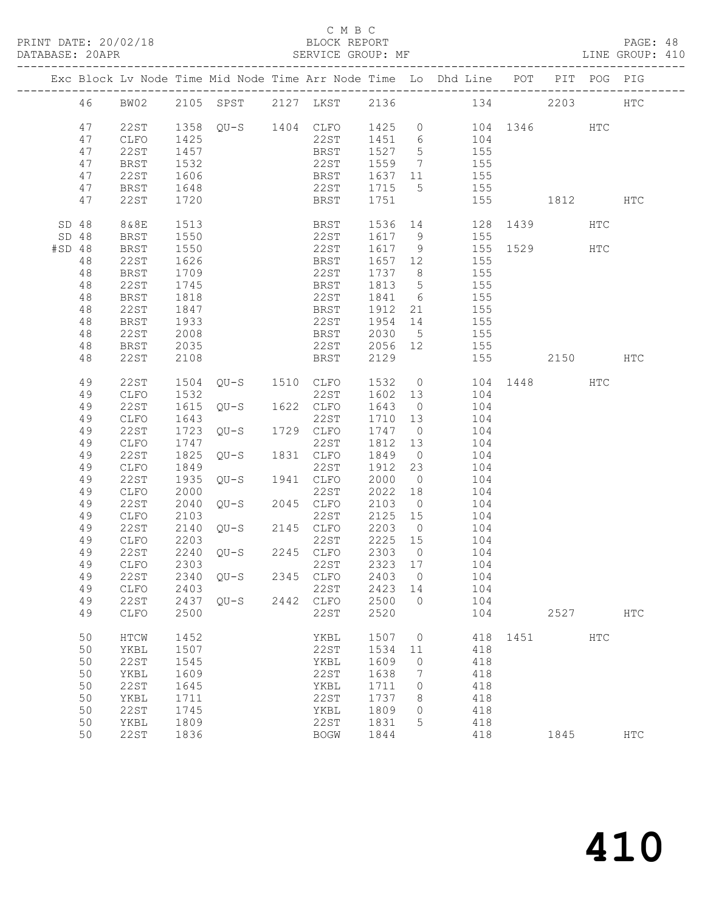C M B C

PRINT DATE: 20/02/18 BLOCK REPORT

DATABASE: 20APR SERVICE GROUP: MF LINE GROUP: 410

| Exc | Block | Lv | Node | Time | Mid Node | Time | Arr Node | Time | Lo | Dhd Line | POT | PIT | POG | PIG |
|---|---|---|---|---|---|---|---|---|---|---|---|---|---|---|
| | 46 | | BW02 | 2105 | SPST | 2127 | LKST | 2136 | | 134 | | 2203 | | HTC |
| | 47 | | 22ST | 1358 | QU-S | 1404 | CLFO | 1425 | 0 | 104 | 1346 | | HTC | |
| | 47 | | CLFO | 1425 | | | 22ST | 1451 | 6 | 104 | | | | |
| | 47 | | 22ST | 1457 | | | BRST | 1527 | 5 | 155 | | | | |
| | 47 | | BRST | 1532 | | | 22ST | 1559 | 7 | 155 | | | | |
| | 47 | | 22ST | 1606 | | | BRST | 1637 | 11 | 155 | | | | |
| | 47 | | BRST | 1648 | | | 22ST | 1715 | 5 | 155 | | | | |
| | 47 | | 22ST | 1720 | | | BRST | 1751 | | 155 | | 1812 | | HTC |
| SD | 48 | | 8&8E | 1513 | | | BRST | 1536 | 14 | 128 | 1439 | | HTC | |
| SD | 48 | | BRST | 1550 | | | 22ST | 1617 | 9 | 155 | | | | |
| #SD | 48 | | BRST | 1550 | | | 22ST | 1617 | 9 | 155 | 1529 | | HTC | |
| | 48 | | 22ST | 1626 | | | BRST | 1657 | 12 | 155 | | | | |
| | 48 | | BRST | 1709 | | | 22ST | 1737 | 8 | 155 | | | | |
| | 48 | | 22ST | 1745 | | | BRST | 1813 | 5 | 155 | | | | |
| | 48 | | BRST | 1818 | | | 22ST | 1841 | 6 | 155 | | | | |
| | 48 | | 22ST | 1847 | | | BRST | 1912 | 21 | 155 | | | | |
| | 48 | | BRST | 1933 | | | 22ST | 1954 | 14 | 155 | | | | |
| | 48 | | 22ST | 2008 | | | BRST | 2030 | 5 | 155 | | | | |
| | 48 | | BRST | 2035 | | | 22ST | 2056 | 12 | 155 | | | | |
| | 48 | | 22ST | 2108 | | | BRST | 2129 | | 155 | | 2150 | | HTC |
| | 49 | | 22ST | 1504 | QU-S | 1510 | CLFO | 1532 | 0 | 104 | 1448 | | HTC | |
| | 49 | | CLFO | 1532 | | | 22ST | 1602 | 13 | 104 | | | | |
| | 49 | | 22ST | 1615 | QU-S | 1622 | CLFO | 1643 | 0 | 104 | | | | |
| | 49 | | CLFO | 1643 | | | 22ST | 1710 | 13 | 104 | | | | |
| | 49 | | 22ST | 1723 | QU-S | 1729 | CLFO | 1747 | 0 | 104 | | | | |
| | 49 | | CLFO | 1747 | | | 22ST | 1812 | 13 | 104 | | | | |
| | 49 | | 22ST | 1825 | QU-S | 1831 | CLFO | 1849 | 0 | 104 | | | | |
| | 49 | | CLFO | 1849 | | | 22ST | 1912 | 23 | 104 | | | | |
| | 49 | | 22ST | 1935 | QU-S | 1941 | CLFO | 2000 | 0 | 104 | | | | |
| | 49 | | CLFO | 2000 | | | 22ST | 2022 | 18 | 104 | | | | |
| | 49 | | 22ST | 2040 | QU-S | 2045 | CLFO | 2103 | 0 | 104 | | | | |
| | 49 | | CLFO | 2103 | | | 22ST | 2125 | 15 | 104 | | | | |
| | 49 | | 22ST | 2140 | QU-S | 2145 | CLFO | 2203 | 0 | 104 | | | | |
| | 49 | | CLFO | 2203 | | | 22ST | 2225 | 15 | 104 | | | | |
| | 49 | | 22ST | 2240 | QU-S | 2245 | CLFO | 2303 | 0 | 104 | | | | |
| | 49 | | CLFO | 2303 | | | 22ST | 2323 | 17 | 104 | | | | |
| | 49 | | 22ST | 2340 | QU-S | 2345 | CLFO | 2403 | 0 | 104 | | | | |
| | 49 | | CLFO | 2403 | | | 22ST | 2423 | 14 | 104 | | | | |
| | 49 | | 22ST | 2437 | QU-S | 2442 | CLFO | 2500 | 0 | 104 | | | | |
| | 49 | | CLFO | 2500 | | | 22ST | 2520 | | 104 | | 2527 | | HTC |
| | 50 | | HTCW | 1452 | | | YKBL | 1507 | 0 | 418 | 1451 | | HTC | |
| | 50 | | YKBL | 1507 | | | 22ST | 1534 | 11 | 418 | | | | |
| | 50 | | 22ST | 1545 | | | YKBL | 1609 | 0 | 418 | | | | |
| | 50 | | YKBL | 1609 | | | 22ST | 1638 | 7 | 418 | | | | |
| | 50 | | 22ST | 1645 | | | YKBL | 1711 | 0 | 418 | | | | |
| | 50 | | YKBL | 1711 | | | 22ST | 1737 | 8 | 418 | | | | |
| | 50 | | 22ST | 1745 | | | YKBL | 1809 | 0 | 418 | | | | |
| | 50 | | YKBL | 1809 | | | 22ST | 1831 | 5 | 418 | | | | |
| | 50 | | 22ST | 1836 | | | BOGW | 1844 | | 418 | | 1845 | | HTC |

410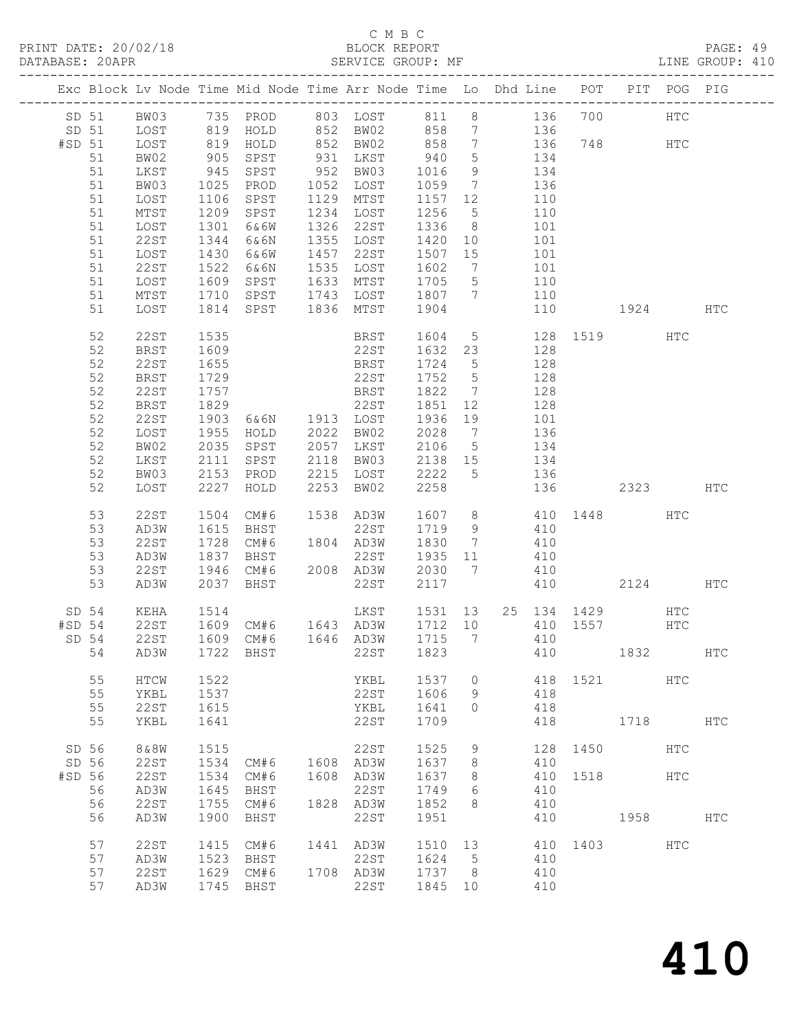C M B C
PRINT DATE: 20/02/18 BLOCK REPORT
DATABASE: 20APR SERVICE GROUP: MF LINE GROUP: 410

| Exc | Block | Lv | Node | Time | Mid Node | Time | Arr Node | Time | Lo | Dhd | Line | POT | PIT | POG | PIG |
|---|---|---|---|---|---|---|---|---|---|---|---|---|---|---|---|
| SD | 51 | | BW03 | 735 | PROD | 803 | LOST | 811 | 8 | | 136 | 700 | | HTC | |
| SD | 51 | | LOST | 819 | HOLD | 852 | BW02 | 858 | 7 | | 136 | | | | |
| #SD | 51 | | LOST | 819 | HOLD | 852 | BW02 | 858 | 7 | | 136 | 748 | | HTC | |
| | 51 | | BW02 | 905 | SPST | 931 | LKST | 940 | 5 | | 134 | | | | |
| | 51 | | LKST | 945 | SPST | 952 | BW03 | 1016 | 9 | | 134 | | | | |
| | 51 | | BW03 | 1025 | PROD | 1052 | LOST | 1059 | 7 | | 136 | | | | |
| | 51 | | LOST | 1106 | SPST | 1129 | MTST | 1157 | 12 | | 110 | | | | |
| | 51 | | MTST | 1209 | SPST | 1234 | LOST | 1256 | 5 | | 110 | | | | |
| | 51 | | LOST | 1301 | 6&6W | 1326 | 22ST | 1336 | 8 | | 101 | | | | |
| | 51 | | 22ST | 1344 | 6&6N | 1355 | LOST | 1420 | 10 | | 101 | | | | |
| | 51 | | LOST | 1430 | 6&6W | 1457 | 22ST | 1507 | 15 | | 101 | | | | |
| | 51 | | 22ST | 1522 | 6&6N | 1535 | LOST | 1602 | 7 | | 101 | | | | |
| | 51 | | LOST | 1609 | SPST | 1633 | MTST | 1705 | 5 | | 110 | | | | |
| | 51 | | MTST | 1710 | SPST | 1743 | LOST | 1807 | 7 | | 110 | | | | |
| | 51 | | LOST | 1814 | SPST | 1836 | MTST | 1904 | | | 110 | | 1924 | | HTC |
| | 52 | | 22ST | 1535 | | | BRST | 1604 | 5 | | 128 | 1519 | | HTC | |
| | 52 | | BRST | 1609 | | | 22ST | 1632 | 23 | | 128 | | | | |
| | 52 | | 22ST | 1655 | | | BRST | 1724 | 5 | | 128 | | | | |
| | 52 | | BRST | 1729 | | | 22ST | 1752 | 5 | | 128 | | | | |
| | 52 | | 22ST | 1757 | | | BRST | 1822 | 7 | | 128 | | | | |
| | 52 | | BRST | 1829 | | | 22ST | 1851 | 12 | | 128 | | | | |
| | 52 | | 22ST | 1903 | 6&6N | 1913 | LOST | 1936 | 19 | | 101 | | | | |
| | 52 | | LOST | 1955 | HOLD | 2022 | BW02 | 2028 | 7 | | 136 | | | | |
| | 52 | | BW02 | 2035 | SPST | 2057 | LKST | 2106 | 5 | | 134 | | | | |
| | 52 | | LKST | 2111 | SPST | 2118 | BW03 | 2138 | 15 | | 134 | | | | |
| | 52 | | BW03 | 2153 | PROD | 2215 | LOST | 2222 | 5 | | 136 | | | | |
| | 52 | | LOST | 2227 | HOLD | 2253 | BW02 | 2258 | | | 136 | | 2323 | | HTC |
| | 53 | | 22ST | 1504 | CM#6 | 1538 | AD3W | 1607 | 8 | | 410 | 1448 | | HTC | |
| | 53 | | AD3W | 1615 | BHST | | 22ST | 1719 | 9 | | 410 | | | | |
| | 53 | | 22ST | 1728 | CM#6 | 1804 | AD3W | 1830 | 7 | | 410 | | | | |
| | 53 | | AD3W | 1837 | BHST | | 22ST | 1935 | 11 | | 410 | | | | |
| | 53 | | 22ST | 1946 | CM#6 | 2008 | AD3W | 2030 | 7 | | 410 | | | | |
| | 53 | | AD3W | 2037 | BHST | | 22ST | 2117 | | | 410 | | 2124 | | HTC |
| SD | 54 | | KEHA | 1514 | | | LKST | 1531 | 13 | 25 | 134 | 1429 | | HTC | |
| #SD | 54 | | 22ST | 1609 | CM#6 | 1643 | AD3W | 1712 | 10 | | 410 | 1557 | | HTC | |
| SD | 54 | | 22ST | 1609 | CM#6 | 1646 | AD3W | 1715 | 7 | | 410 | | | | |
| | 54 | | AD3W | 1722 | BHST | | 22ST | 1823 | | | 410 | | 1832 | | HTC |
| | 55 | | HTCW | 1522 | | | YKBL | 1537 | 0 | | 418 | 1521 | | HTC | |
| | 55 | | YKBL | 1537 | | | 22ST | 1606 | 9 | | 418 | | | | |
| | 55 | | 22ST | 1615 | | | YKBL | 1641 | 0 | | 418 | | | | |
| | 55 | | YKBL | 1641 | | | 22ST | 1709 | | | 418 | | 1718 | | HTC |
| SD | 56 | | 8&8W | 1515 | | | 22ST | 1525 | 9 | | 128 | 1450 | | HTC | |
| SD | 56 | | 22ST | 1534 | CM#6 | 1608 | AD3W | 1637 | 8 | | 410 | | | | |
| #SD | 56 | | 22ST | 1534 | CM#6 | 1608 | AD3W | 1637 | 8 | | 410 | 1518 | | HTC | |
| | 56 | | AD3W | 1645 | BHST | | 22ST | 1749 | 6 | | 410 | | | | |
| | 56 | | 22ST | 1755 | CM#6 | 1828 | AD3W | 1852 | 8 | | 410 | | | | |
| | 56 | | AD3W | 1900 | BHST | | 22ST | 1951 | | | 410 | | 1958 | | HTC |
| | 57 | | 22ST | 1415 | CM#6 | 1441 | AD3W | 1510 | 13 | | 410 | 1403 | | HTC | |
| | 57 | | AD3W | 1523 | BHST | | 22ST | 1624 | 5 | | 410 | | | | |
| | 57 | | 22ST | 1629 | CM#6 | 1708 | AD3W | 1737 | 8 | | 410 | | | | |
| | 57 | | AD3W | 1745 | BHST | | 22ST | 1845 | 10 | | 410 | | | | |

# 410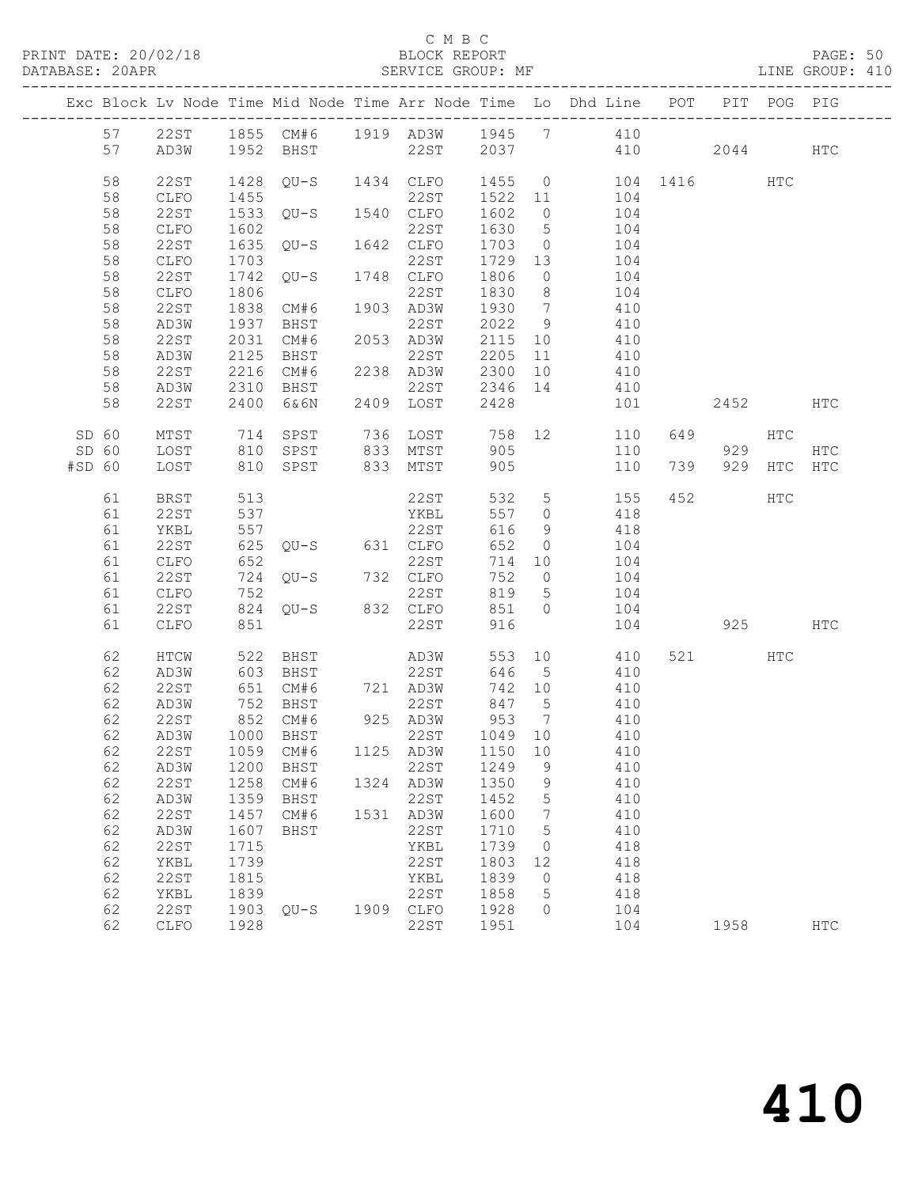C M B C

PRINT DATE: 20/02/18 BLOCK REPORT PAGE: 50
DATABASE: 20APR SERVICE GROUP: MF LINE GROUP: 410

| Exc | Block | Lv Node | Time | Mid Node | Time | Arr Node | Time | Lo | Dhd Line | POT | PIT | POG | PIG |
|---|---|---|---|---|---|---|---|---|---|---|---|---|---|
| | 57 | 22ST | 1855 | CM#6 | 1919 | AD3W | 1945 | 7 | 410 | | | | |
| | 57 | AD3W | 1952 | BHST | | 22ST | 2037 | | 410 | | 2044 | | HTC |
| | 58 | 22ST | 1428 | QU-S | 1434 | CLFO | 1455 | 0 | 104 | 1416 | | HTC | |
| | 58 | CLFO | 1455 | | | 22ST | 1522 | 11 | 104 | | | | |
| | 58 | 22ST | 1533 | QU-S | 1540 | CLFO | 1602 | 0 | 104 | | | | |
| | 58 | CLFO | 1602 | | | 22ST | 1630 | 5 | 104 | | | | |
| | 58 | 22ST | 1635 | QU-S | 1642 | CLFO | 1703 | 0 | 104 | | | | |
| | 58 | CLFO | 1703 | | | 22ST | 1729 | 13 | 104 | | | | |
| | 58 | 22ST | 1742 | QU-S | 1748 | CLFO | 1806 | 0 | 104 | | | | |
| | 58 | CLFO | 1806 | | | 22ST | 1830 | 8 | 104 | | | | |
| | 58 | 22ST | 1838 | CM#6 | 1903 | AD3W | 1930 | 7 | 410 | | | | |
| | 58 | AD3W | 1937 | BHST | | 22ST | 2022 | 9 | 410 | | | | |
| | 58 | 22ST | 2031 | CM#6 | 2053 | AD3W | 2115 | 10 | 410 | | | | |
| | 58 | AD3W | 2125 | BHST | | 22ST | 2205 | 11 | 410 | | | | |
| | 58 | 22ST | 2216 | CM#6 | 2238 | AD3W | 2300 | 10 | 410 | | | | |
| | 58 | AD3W | 2310 | BHST | | 22ST | 2346 | 14 | 410 | | | | |
| | 58 | 22ST | 2400 | 6&6N | 2409 | LOST | 2428 | | 101 | | 2452 | | HTC |
| SD | 60 | MTST | 714 | SPST | 736 | LOST | 758 | 12 | 110 | 649 | | HTC | |
| SD | 60 | LOST | 810 | SPST | 833 | MTST | 905 | | 110 | | 929 | | HTC |
| #SD | 60 | LOST | 810 | SPST | 833 | MTST | 905 | | 110 | 739 | 929 | HTC | HTC |
| | 61 | BRST | 513 | | | 22ST | 532 | 5 | 155 | 452 | | HTC | |
| | 61 | 22ST | 537 | | | YKBL | 557 | 0 | 418 | | | | |
| | 61 | YKBL | 557 | | | 22ST | 616 | 9 | 418 | | | | |
| | 61 | 22ST | 625 | QU-S | 631 | CLFO | 652 | 0 | 104 | | | | |
| | 61 | CLFO | 652 | | | 22ST | 714 | 10 | 104 | | | | |
| | 61 | 22ST | 724 | QU-S | 732 | CLFO | 752 | 0 | 104 | | | | |
| | 61 | CLFO | 752 | | | 22ST | 819 | 5 | 104 | | | | |
| | 61 | 22ST | 824 | QU-S | 832 | CLFO | 851 | 0 | 104 | | | | |
| | 61 | CLFO | 851 | | | 22ST | 916 | | 104 | | 925 | | HTC |
| | 62 | HTCW | 522 | BHST | | AD3W | 553 | 10 | 410 | 521 | | HTC | |
| | 62 | AD3W | 603 | BHST | | 22ST | 646 | 5 | 410 | | | | |
| | 62 | 22ST | 651 | CM#6 | 721 | AD3W | 742 | 10 | 410 | | | | |
| | 62 | AD3W | 752 | BHST | | 22ST | 847 | 5 | 410 | | | | |
| | 62 | 22ST | 852 | CM#6 | 925 | AD3W | 953 | 7 | 410 | | | | |
| | 62 | AD3W | 1000 | BHST | | 22ST | 1049 | 10 | 410 | | | | |
| | 62 | 22ST | 1059 | CM#6 | 1125 | AD3W | 1150 | 10 | 410 | | | | |
| | 62 | AD3W | 1200 | BHST | | 22ST | 1249 | 9 | 410 | | | | |
| | 62 | 22ST | 1258 | CM#6 | 1324 | AD3W | 1350 | 9 | 410 | | | | |
| | 62 | AD3W | 1359 | BHST | | 22ST | 1452 | 5 | 410 | | | | |
| | 62 | 22ST | 1457 | CM#6 | 1531 | AD3W | 1600 | 7 | 410 | | | | |
| | 62 | AD3W | 1607 | BHST | | 22ST | 1710 | 5 | 410 | | | | |
| | 62 | 22ST | 1715 | | | YKBL | 1739 | 0 | 418 | | | | |
| | 62 | YKBL | 1739 | | | 22ST | 1803 | 12 | 418 | | | | |
| | 62 | 22ST | 1815 | | | YKBL | 1839 | 0 | 418 | | | | |
| | 62 | YKBL | 1839 | | | 22ST | 1858 | 5 | 418 | | | | |
| | 62 | 22ST | 1903 | QU-S | 1909 | CLFO | 1928 | 0 | 104 | | | | |
| | 62 | CLFO | 1928 | | | 22ST | 1951 | | 104 | | 1958 | | HTC |

# 410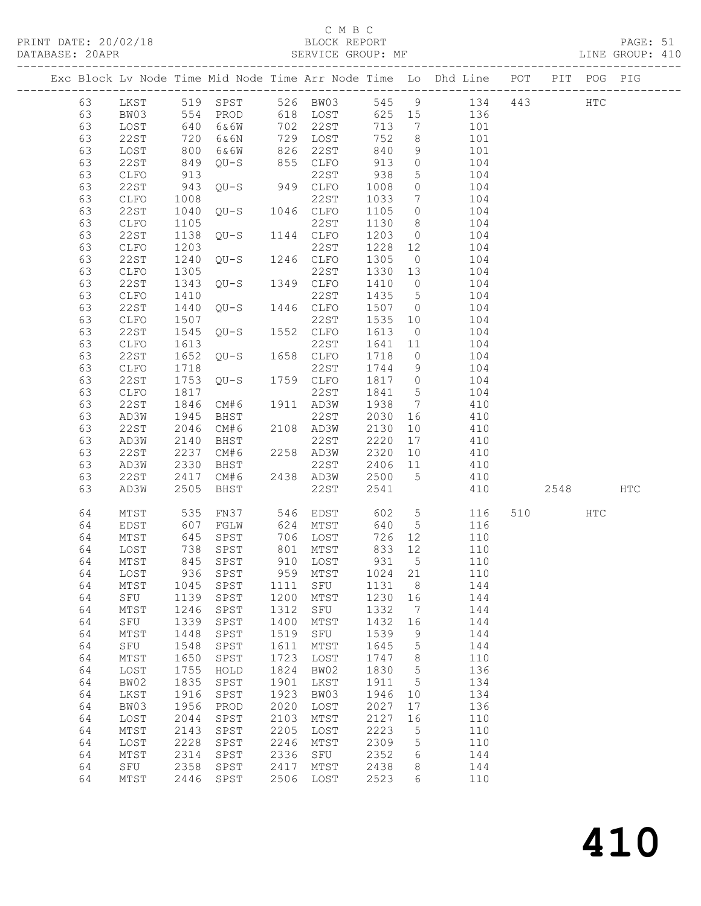C M B C

PRINT DATE: 20/02/18 BLOCK REPORT
DATABASE: 20APR SERVICE GROUP: MF LINE GROUP: 410

| Exc | Block | Lv | Node | Time | Mid Node | Time | Arr Node | Time | Lo | Dhd Line | POT | PIT | POG | PIG |
|---|---|---|---|---|---|---|---|---|---|---|---|---|---|---|
| | 63 | | LKST | 519 | SPST | 526 | BW03 | 545 | 9 | 134 | 443 | | HTC | |
| | 63 | | BW03 | 554 | PROD | 618 | LOST | 625 | 15 | 136 | | | | |
| | 63 | | LOST | 640 | 6&6W | 702 | 22ST | 713 | 7 | 101 | | | | |
| | 63 | | 22ST | 720 | 6&6N | 729 | LOST | 752 | 8 | 101 | | | | |
| | 63 | | LOST | 800 | 6&6W | 826 | 22ST | 840 | 9 | 101 | | | | |
| | 63 | | 22ST | 849 | QU-S | 855 | CLFO | 913 | 0 | 104 | | | | |
| | 63 | | CLFO | 913 | | | 22ST | 938 | 5 | 104 | | | | |
| | 63 | | 22ST | 943 | QU-S | 949 | CLFO | 1008 | 0 | 104 | | | | |
| | 63 | | CLFO | 1008 | | | 22ST | 1033 | 7 | 104 | | | | |
| | 63 | | 22ST | 1040 | QU-S | 1046 | CLFO | 1105 | 0 | 104 | | | | |
| | 63 | | CLFO | 1105 | | | 22ST | 1130 | 8 | 104 | | | | |
| | 63 | | 22ST | 1138 | QU-S | 1144 | CLFO | 1203 | 0 | 104 | | | | |
| | 63 | | CLFO | 1203 | | | 22ST | 1228 | 12 | 104 | | | | |
| | 63 | | 22ST | 1240 | QU-S | 1246 | CLFO | 1305 | 0 | 104 | | | | |
| | 63 | | CLFO | 1305 | | | 22ST | 1330 | 13 | 104 | | | | |
| | 63 | | 22ST | 1343 | QU-S | 1349 | CLFO | 1410 | 0 | 104 | | | | |
| | 63 | | CLFO | 1410 | | | 22ST | 1435 | 5 | 104 | | | | |
| | 63 | | 22ST | 1440 | QU-S | 1446 | CLFO | 1507 | 0 | 104 | | | | |
| | 63 | | CLFO | 1507 | | | 22ST | 1535 | 10 | 104 | | | | |
| | 63 | | 22ST | 1545 | QU-S | 1552 | CLFO | 1613 | 0 | 104 | | | | |
| | 63 | | CLFO | 1613 | | | 22ST | 1641 | 11 | 104 | | | | |
| | 63 | | 22ST | 1652 | QU-S | 1658 | CLFO | 1718 | 0 | 104 | | | | |
| | 63 | | CLFO | 1718 | | | 22ST | 1744 | 9 | 104 | | | | |
| | 63 | | 22ST | 1753 | QU-S | 1759 | CLFO | 1817 | 0 | 104 | | | | |
| | 63 | | CLFO | 1817 | | | 22ST | 1841 | 5 | 104 | | | | |
| | 63 | | 22ST | 1846 | CM#6 | 1911 | AD3W | 1938 | 7 | 410 | | | | |
| | 63 | | AD3W | 1945 | BHST | | 22ST | 2030 | 16 | 410 | | | | |
| | 63 | | 22ST | 2046 | CM#6 | 2108 | AD3W | 2130 | 10 | 410 | | | | |
| | 63 | | AD3W | 2140 | BHST | | 22ST | 2220 | 17 | 410 | | | | |
| | 63 | | 22ST | 2237 | CM#6 | 2258 | AD3W | 2320 | 10 | 410 | | | | |
| | 63 | | AD3W | 2330 | BHST | | 22ST | 2406 | 11 | 410 | | | | |
| | 63 | | 22ST | 2417 | CM#6 | 2438 | AD3W | 2500 | 5 | 410 | | | | |
| | 63 | | AD3W | 2505 | BHST | | 22ST | 2541 | | 410 | | 2548 | | HTC |
| | 64 | | MTST | 535 | FN37 | 546 | EDST | 602 | 5 | 116 | 510 | | HTC | |
| | 64 | | EDST | 607 | FGLW | 624 | MTST | 640 | 5 | 116 | | | | |
| | 64 | | MTST | 645 | SPST | 706 | LOST | 726 | 12 | 110 | | | | |
| | 64 | | LOST | 738 | SPST | 801 | MTST | 833 | 12 | 110 | | | | |
| | 64 | | MTST | 845 | SPST | 910 | LOST | 931 | 5 | 110 | | | | |
| | 64 | | LOST | 936 | SPST | 959 | MTST | 1024 | 21 | 110 | | | | |
| | 64 | | MTST | 1045 | SPST | 1111 | SFU | 1131 | 8 | 144 | | | | |
| | 64 | | SFU | 1139 | SPST | 1200 | MTST | 1230 | 16 | 144 | | | | |
| | 64 | | MTST | 1246 | SPST | 1312 | SFU | 1332 | 7 | 144 | | | | |
| | 64 | | SFU | 1339 | SPST | 1400 | MTST | 1432 | 16 | 144 | | | | |
| | 64 | | MTST | 1448 | SPST | 1519 | SFU | 1539 | 9 | 144 | | | | |
| | 64 | | SFU | 1548 | SPST | 1611 | MTST | 1645 | 5 | 144 | | | | |
| | 64 | | MTST | 1650 | SPST | 1723 | LOST | 1747 | 8 | 110 | | | | |
| | 64 | | LOST | 1755 | HOLD | 1824 | BW02 | 1830 | 5 | 136 | | | | |
| | 64 | | BW02 | 1835 | SPST | 1901 | LKST | 1911 | 5 | 134 | | | | |
| | 64 | | LKST | 1916 | SPST | 1923 | BW03 | 1946 | 10 | 134 | | | | |
| | 64 | | BW03 | 1956 | PROD | 2020 | LOST | 2027 | 17 | 136 | | | | |
| | 64 | | LOST | 2044 | SPST | 2103 | MTST | 2127 | 16 | 110 | | | | |
| | 64 | | MTST | 2143 | SPST | 2205 | LOST | 2223 | 5 | 110 | | | | |
| | 64 | | LOST | 2228 | SPST | 2246 | MTST | 2309 | 5 | 110 | | | | |
| | 64 | | MTST | 2314 | SPST | 2336 | SFU | 2352 | 6 | 144 | | | | |
| | 64 | | SFU | 2358 | SPST | 2417 | MTST | 2438 | 8 | 144 | | | | |
| | 64 | | MTST | 2446 | SPST | 2506 | LOST | 2523 | 6 | 110 | | | | |

410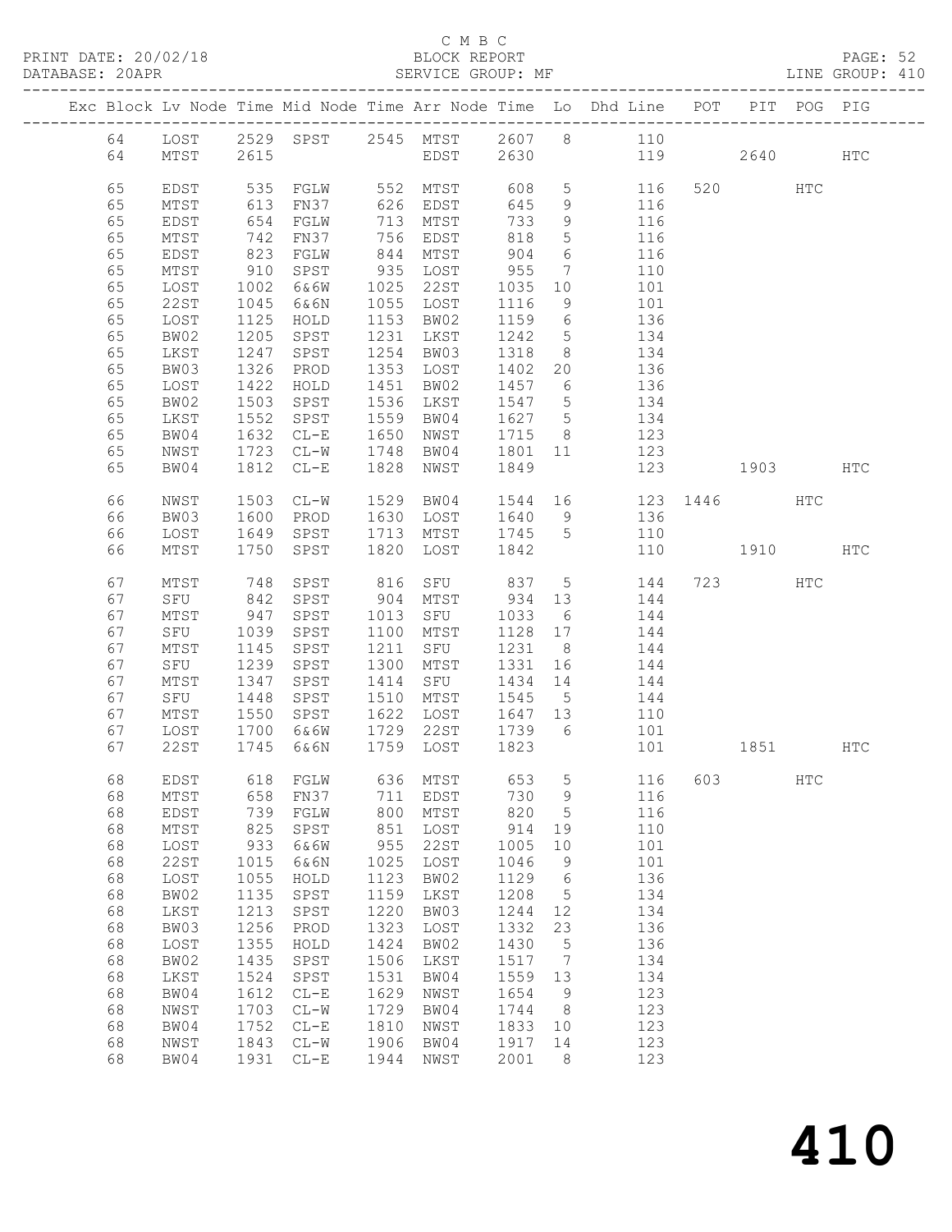C M B C

PRINT DATE: 20/02/18 BLOCK REPORT

DATABASE: 20APR SERVICE GROUP: MF LINE GROUP: 410

| Exc | Block | Lv | Node | Time | Mid Node | Time | Arr Node | Time | Lo | Dhd Line | POT | PIT | POG | PIG |
|---|---|---|---|---|---|---|---|---|---|---|---|---|---|---|
| | 64 | | LOST | 2529 | SPST | 2545 | MTST | 2607 | 8 | 110 | | | | |
| | 64 | | MTST | 2615 | | | EDST | 2630 | | 119 | | 2640 | | HTC |
| | 65 | | EDST | 535 | FGLW | 552 | MTST | 608 | 5 | 116 | 520 | | HTC | |
| | 65 | | MTST | 613 | FN37 | 626 | EDST | 645 | 9 | 116 | | | | |
| | 65 | | EDST | 654 | FGLW | 713 | MTST | 733 | 9 | 116 | | | | |
| | 65 | | MTST | 742 | FN37 | 756 | EDST | 818 | 5 | 116 | | | | |
| | 65 | | EDST | 823 | FGLW | 844 | MTST | 904 | 6 | 116 | | | | |
| | 65 | | MTST | 910 | SPST | 935 | LOST | 955 | 7 | 110 | | | | |
| | 65 | | LOST | 1002 | 6&6W | 1025 | 22ST | 1035 | 10 | 101 | | | | |
| | 65 | | 22ST | 1045 | 6&6N | 1055 | LOST | 1116 | 9 | 101 | | | | |
| | 65 | | LOST | 1125 | HOLD | 1153 | BW02 | 1159 | 6 | 136 | | | | |
| | 65 | | BW02 | 1205 | SPST | 1231 | LKST | 1242 | 5 | 134 | | | | |
| | 65 | | LKST | 1247 | SPST | 1254 | BW03 | 1318 | 8 | 134 | | | | |
| | 65 | | BW03 | 1326 | PROD | 1353 | LOST | 1402 | 20 | 136 | | | | |
| | 65 | | LOST | 1422 | HOLD | 1451 | BW02 | 1457 | 6 | 136 | | | | |
| | 65 | | BW02 | 1503 | SPST | 1536 | LKST | 1547 | 5 | 134 | | | | |
| | 65 | | LKST | 1552 | SPST | 1559 | BW04 | 1627 | 5 | 134 | | | | |
| | 65 | | BW04 | 1632 | CL-E | 1650 | NWST | 1715 | 8 | 123 | | | | |
| | 65 | | NWST | 1723 | CL-W | 1748 | BW04 | 1801 | 11 | 123 | | | | |
| | 65 | | BW04 | 1812 | CL-E | 1828 | NWST | 1849 | | 123 | | 1903 | | HTC |
| | 66 | | NWST | 1503 | CL-W | 1529 | BW04 | 1544 | 16 | 123 | 1446 | | HTC | |
| | 66 | | BW03 | 1600 | PROD | 1630 | LOST | 1640 | 9 | 136 | | | | |
| | 66 | | LOST | 1649 | SPST | 1713 | MTST | 1745 | 5 | 110 | | | | |
| | 66 | | MTST | 1750 | SPST | 1820 | LOST | 1842 | | 110 | | 1910 | | HTC |
| | 67 | | MTST | 748 | SPST | 816 | SFU | 837 | 5 | 144 | 723 | | HTC | |
| | 67 | | SFU | 842 | SPST | 904 | MTST | 934 | 13 | 144 | | | | |
| | 67 | | MTST | 947 | SPST | 1013 | SFU | 1033 | 6 | 144 | | | | |
| | 67 | | SFU | 1039 | SPST | 1100 | MTST | 1128 | 17 | 144 | | | | |
| | 67 | | MTST | 1145 | SPST | 1211 | SFU | 1231 | 8 | 144 | | | | |
| | 67 | | SFU | 1239 | SPST | 1300 | MTST | 1331 | 16 | 144 | | | | |
| | 67 | | MTST | 1347 | SPST | 1414 | SFU | 1434 | 14 | 144 | | | | |
| | 67 | | SFU | 1448 | SPST | 1510 | MTST | 1545 | 5 | 144 | | | | |
| | 67 | | MTST | 1550 | SPST | 1622 | LOST | 1647 | 13 | 110 | | | | |
| | 67 | | LOST | 1700 | 6&6W | 1729 | 22ST | 1739 | 6 | 101 | | | | |
| | 67 | | 22ST | 1745 | 6&6N | 1759 | LOST | 1823 | | 101 | | 1851 | | HTC |
| | 68 | | EDST | 618 | FGLW | 636 | MTST | 653 | 5 | 116 | 603 | | HTC | |
| | 68 | | MTST | 658 | FN37 | 711 | EDST | 730 | 9 | 116 | | | | |
| | 68 | | EDST | 739 | FGLW | 800 | MTST | 820 | 5 | 116 | | | | |
| | 68 | | MTST | 825 | SPST | 851 | LOST | 914 | 19 | 110 | | | | |
| | 68 | | LOST | 933 | 6&6W | 955 | 22ST | 1005 | 10 | 101 | | | | |
| | 68 | | 22ST | 1015 | 6&6N | 1025 | LOST | 1046 | 9 | 101 | | | | |
| | 68 | | LOST | 1055 | HOLD | 1123 | BW02 | 1129 | 6 | 136 | | | | |
| | 68 | | BW02 | 1135 | SPST | 1159 | LKST | 1208 | 5 | 134 | | | | |
| | 68 | | LKST | 1213 | SPST | 1220 | BW03 | 1244 | 12 | 134 | | | | |
| | 68 | | BW03 | 1256 | PROD | 1323 | LOST | 1332 | 23 | 136 | | | | |
| | 68 | | LOST | 1355 | HOLD | 1424 | BW02 | 1430 | 5 | 136 | | | | |
| | 68 | | BW02 | 1435 | SPST | 1506 | LKST | 1517 | 7 | 134 | | | | |
| | 68 | | LKST | 1524 | SPST | 1531 | BW04 | 1559 | 13 | 134 | | | | |
| | 68 | | BW04 | 1612 | CL-E | 1629 | NWST | 1654 | 9 | 123 | | | | |
| | 68 | | NWST | 1703 | CL-W | 1729 | BW04 | 1744 | 8 | 123 | | | | |
| | 68 | | BW04 | 1752 | CL-E | 1810 | NWST | 1833 | 10 | 123 | | | | |
| | 68 | | NWST | 1843 | CL-W | 1906 | BW04 | 1917 | 14 | 123 | | | | |
| | 68 | | BW04 | 1931 | CL-E | 1944 | NWST | 2001 | 8 | 123 | | | | |

# 410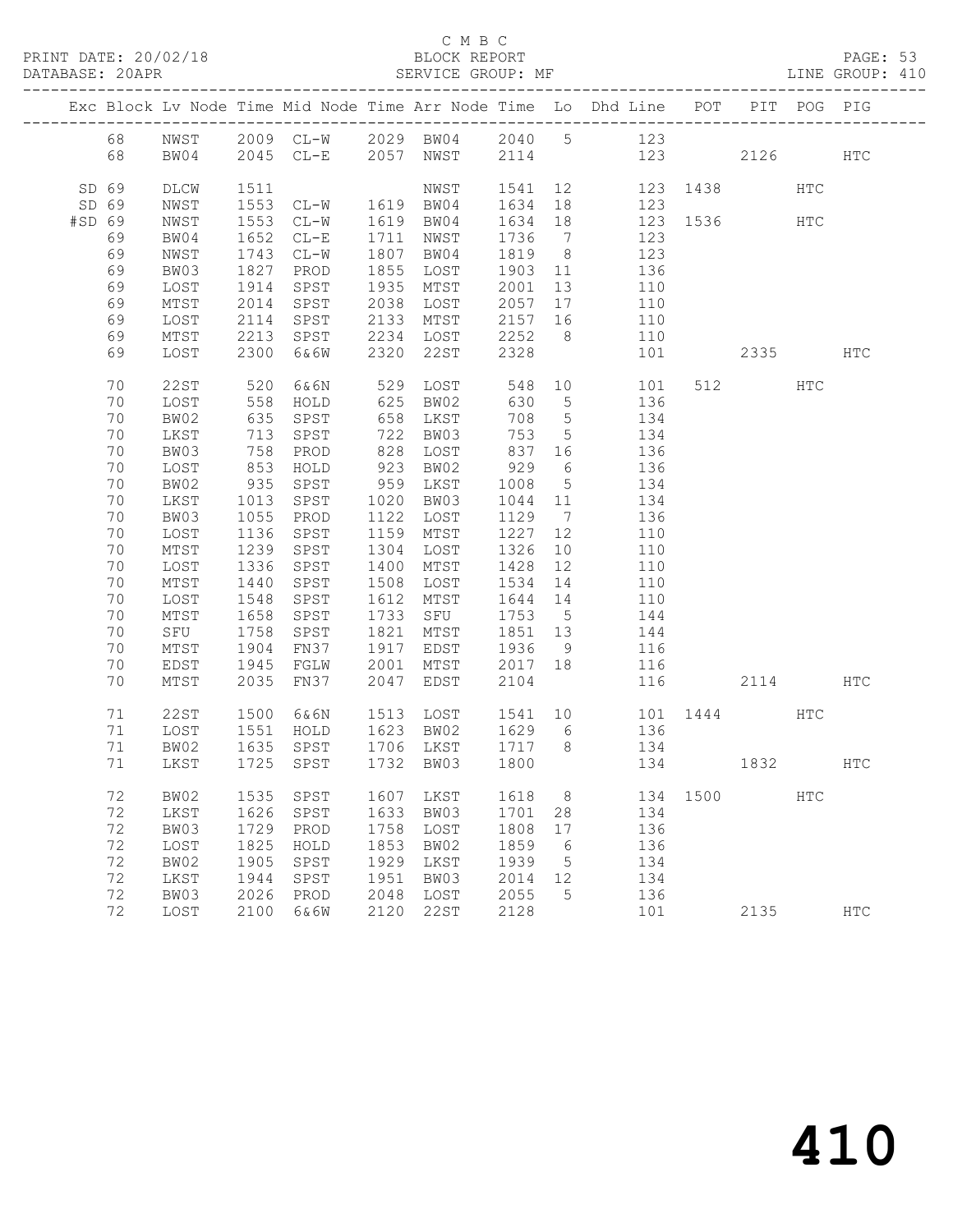C M B C
PRINT DATE: 20/02/18 BLOCK REPORT PAGE: 53
DATABASE: 20APR SERVICE GROUP: MF LINE GROUP: 410

| Exc | Block | Lv | Node | Time | Mid Node | Time | Arr Node | Time | Lo | Dhd Line | POT | PIT | POG | PIG |
|---|---|---|---|---|---|---|---|---|---|---|---|---|---|---|
| | 68 | | NWST | 2009 | CL-W | 2029 | BW04 | 2040 | 5 | 123 | | | | |
| | 68 | | BW04 | 2045 | CL-E | 2057 | NWST | 2114 | | 123 | | 2126 | | HTC |
| SD | 69 | | DLCW | 1511 | | | NWST | 1541 | 12 | 123 | 1438 | | HTC | |
| SD | 69 | | NWST | 1553 | CL-W | 1619 | BW04 | 1634 | 18 | 123 | | | | |
| #SD | 69 | | NWST | 1553 | CL-W | 1619 | BW04 | 1634 | 18 | 123 | 1536 | | HTC | |
| | 69 | | BW04 | 1652 | CL-E | 1711 | NWST | 1736 | 7 | 123 | | | | |
| | 69 | | NWST | 1743 | CL-W | 1807 | BW04 | 1819 | 8 | 123 | | | | |
| | 69 | | BW03 | 1827 | PROD | 1855 | LOST | 1903 | 11 | 136 | | | | |
| | 69 | | LOST | 1914 | SPST | 1935 | MTST | 2001 | 13 | 110 | | | | |
| | 69 | | MTST | 2014 | SPST | 2038 | LOST | 2057 | 17 | 110 | | | | |
| | 69 | | LOST | 2114 | SPST | 2133 | MTST | 2157 | 16 | 110 | | | | |
| | 69 | | MTST | 2213 | SPST | 2234 | LOST | 2252 | 8 | 110 | | | | |
| | 69 | | LOST | 2300 | 6&6W | 2320 | 22ST | 2328 | | 101 | | 2335 | | HTC |
| | 70 | | 22ST | 520 | 6&6N | 529 | LOST | 548 | 10 | 101 | 512 | | HTC | |
| | 70 | | LOST | 558 | HOLD | 625 | BW02 | 630 | 5 | 136 | | | | |
| | 70 | | BW02 | 635 | SPST | 658 | LKST | 708 | 5 | 134 | | | | |
| | 70 | | LKST | 713 | SPST | 722 | BW03 | 753 | 5 | 134 | | | | |
| | 70 | | BW03 | 758 | PROD | 828 | LOST | 837 | 16 | 136 | | | | |
| | 70 | | LOST | 853 | HOLD | 923 | BW02 | 929 | 6 | 136 | | | | |
| | 70 | | BW02 | 935 | SPST | 959 | LKST | 1008 | 5 | 134 | | | | |
| | 70 | | LKST | 1013 | SPST | 1020 | BW03 | 1044 | 11 | 134 | | | | |
| | 70 | | BW03 | 1055 | PROD | 1122 | LOST | 1129 | 7 | 136 | | | | |
| | 70 | | LOST | 1136 | SPST | 1159 | MTST | 1227 | 12 | 110 | | | | |
| | 70 | | MTST | 1239 | SPST | 1304 | LOST | 1326 | 10 | 110 | | | | |
| | 70 | | LOST | 1336 | SPST | 1400 | MTST | 1428 | 12 | 110 | | | | |
| | 70 | | MTST | 1440 | SPST | 1508 | LOST | 1534 | 14 | 110 | | | | |
| | 70 | | LOST | 1548 | SPST | 1612 | MTST | 1644 | 14 | 110 | | | | |
| | 70 | | MTST | 1658 | SPST | 1733 | SFU | 1753 | 5 | 144 | | | | |
| | 70 | | SFU | 1758 | SPST | 1821 | MTST | 1851 | 13 | 144 | | | | |
| | 70 | | MTST | 1904 | FN37 | 1917 | EDST | 1936 | 9 | 116 | | | | |
| | 70 | | EDST | 1945 | FGLW | 2001 | MTST | 2017 | 18 | 116 | | | | |
| | 70 | | MTST | 2035 | FN37 | 2047 | EDST | 2104 | | 116 | | 2114 | | HTC |
| | 71 | | 22ST | 1500 | 6&6N | 1513 | LOST | 1541 | 10 | 101 | 1444 | | HTC | |
| | 71 | | LOST | 1551 | HOLD | 1623 | BW02 | 1629 | 6 | 136 | | | | |
| | 71 | | BW02 | 1635 | SPST | 1706 | LKST | 1717 | 8 | 134 | | | | |
| | 71 | | LKST | 1725 | SPST | 1732 | BW03 | 1800 | | 134 | | 1832 | | HTC |
| | 72 | | BW02 | 1535 | SPST | 1607 | LKST | 1618 | 8 | 134 | 1500 | | HTC | |
| | 72 | | LKST | 1626 | SPST | 1633 | BW03 | 1701 | 28 | 134 | | | | |
| | 72 | | BW03 | 1729 | PROD | 1758 | LOST | 1808 | 17 | 136 | | | | |
| | 72 | | LOST | 1825 | HOLD | 1853 | BW02 | 1859 | 6 | 136 | | | | |
| | 72 | | BW02 | 1905 | SPST | 1929 | LKST | 1939 | 5 | 134 | | | | |
| | 72 | | LKST | 1944 | SPST | 1951 | BW03 | 2014 | 12 | 134 | | | | |
| | 72 | | BW03 | 2026 | PROD | 2048 | LOST | 2055 | 5 | 136 | | | | |
| | 72 | | LOST | 2100 | 6&6W | 2120 | 22ST | 2128 | | 101 | | 2135 | | HTC |

410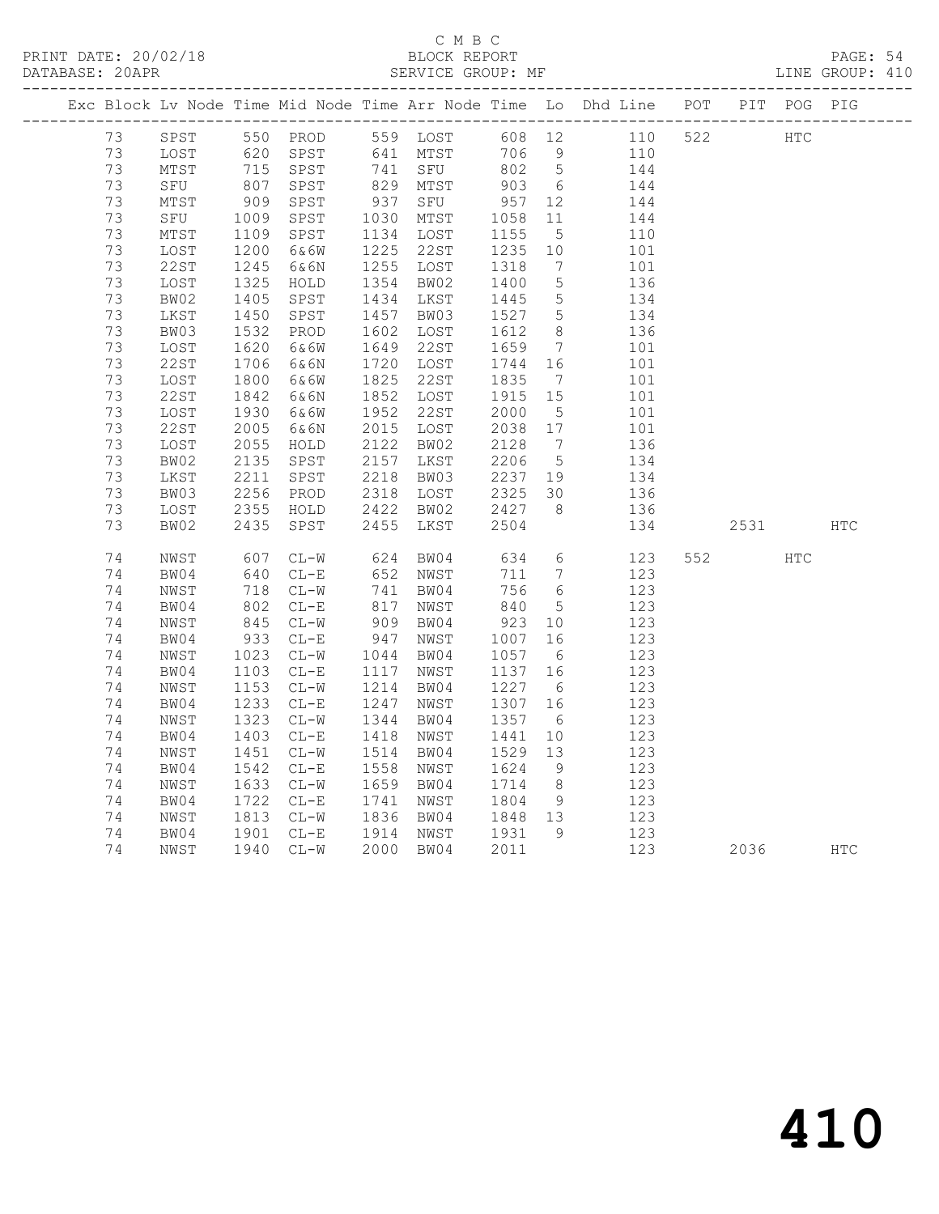C M B C
PRINT DATE: 20/02/18 BLOCK REPORT
DATABASE: 20APR SERVICE GROUP: MF LINE GROUP: 410

| Exc | Block | Lv | Node | Time | Mid Node | Time | Arr Node | Time | Lo | Dhd Line | POT | PIT | POG | PIG |
|---|---|---|---|---|---|---|---|---|---|---|---|---|---|---|
| | 73 | | SPST | 550 | PROD | 559 | LOST | 608 | 12 | 110 | 522 | | HTC | |
| | 73 | | LOST | 620 | SPST | 641 | MTST | 706 | 9 | 110 | | | | |
| | 73 | | MTST | 715 | SPST | 741 | SFU | 802 | 5 | 144 | | | | |
| | 73 | | SFU | 807 | SPST | 829 | MTST | 903 | 6 | 144 | | | | |
| | 73 | | MTST | 909 | SPST | 937 | SFU | 957 | 12 | 144 | | | | |
| | 73 | | SFU | 1009 | SPST | 1030 | MTST | 1058 | 11 | 144 | | | | |
| | 73 | | MTST | 1109 | SPST | 1134 | LOST | 1155 | 5 | 110 | | | | |
| | 73 | | LOST | 1200 | 6&6W | 1225 | 22ST | 1235 | 10 | 101 | | | | |
| | 73 | | 22ST | 1245 | 6&6N | 1255 | LOST | 1318 | 7 | 101 | | | | |
| | 73 | | LOST | 1325 | HOLD | 1354 | BW02 | 1400 | 5 | 136 | | | | |
| | 73 | | BW02 | 1405 | SPST | 1434 | LKST | 1445 | 5 | 134 | | | | |
| | 73 | | LKST | 1450 | SPST | 1457 | BW03 | 1527 | 5 | 134 | | | | |
| | 73 | | BW03 | 1532 | PROD | 1602 | LOST | 1612 | 8 | 136 | | | | |
| | 73 | | LOST | 1620 | 6&6W | 1649 | 22ST | 1659 | 7 | 101 | | | | |
| | 73 | | 22ST | 1706 | 6&6N | 1720 | LOST | 1744 | 16 | 101 | | | | |
| | 73 | | LOST | 1800 | 6&6W | 1825 | 22ST | 1835 | 7 | 101 | | | | |
| | 73 | | 22ST | 1842 | 6&6N | 1852 | LOST | 1915 | 15 | 101 | | | | |
| | 73 | | LOST | 1930 | 6&6W | 1952 | 22ST | 2000 | 5 | 101 | | | | |
| | 73 | | 22ST | 2005 | 6&6N | 2015 | LOST | 2038 | 17 | 101 | | | | |
| | 73 | | LOST | 2055 | HOLD | 2122 | BW02 | 2128 | 7 | 136 | | | | |
| | 73 | | BW02 | 2135 | SPST | 2157 | LKST | 2206 | 5 | 134 | | | | |
| | 73 | | LKST | 2211 | SPST | 2218 | BW03 | 2237 | 19 | 134 | | | | |
| | 73 | | BW03 | 2256 | PROD | 2318 | LOST | 2325 | 30 | 136 | | | | |
| | 73 | | LOST | 2355 | HOLD | 2422 | BW02 | 2427 | 8 | 136 | | | | |
| | 73 | | BW02 | 2435 | SPST | 2455 | LKST | 2504 | | 134 | | 2531 | | HTC |
| | 74 | | NWST | 607 | CL-W | 624 | BW04 | 634 | 6 | 123 | 552 | | HTC | |
| | 74 | | BW04 | 640 | CL-E | 652 | NWST | 711 | 7 | 123 | | | | |
| | 74 | | NWST | 718 | CL-W | 741 | BW04 | 756 | 6 | 123 | | | | |
| | 74 | | BW04 | 802 | CL-E | 817 | NWST | 840 | 5 | 123 | | | | |
| | 74 | | NWST | 845 | CL-W | 909 | BW04 | 923 | 10 | 123 | | | | |
| | 74 | | BW04 | 933 | CL-E | 947 | NWST | 1007 | 16 | 123 | | | | |
| | 74 | | NWST | 1023 | CL-W | 1044 | BW04 | 1057 | 6 | 123 | | | | |
| | 74 | | BW04 | 1103 | CL-E | 1117 | NWST | 1137 | 16 | 123 | | | | |
| | 74 | | NWST | 1153 | CL-W | 1214 | BW04 | 1227 | 6 | 123 | | | | |
| | 74 | | BW04 | 1233 | CL-E | 1247 | NWST | 1307 | 16 | 123 | | | | |
| | 74 | | NWST | 1323 | CL-W | 1344 | BW04 | 1357 | 6 | 123 | | | | |
| | 74 | | BW04 | 1403 | CL-E | 1418 | NWST | 1441 | 10 | 123 | | | | |
| | 74 | | NWST | 1451 | CL-W | 1514 | BW04 | 1529 | 13 | 123 | | | | |
| | 74 | | BW04 | 1542 | CL-E | 1558 | NWST | 1624 | 9 | 123 | | | | |
| | 74 | | NWST | 1633 | CL-W | 1659 | BW04 | 1714 | 8 | 123 | | | | |
| | 74 | | BW04 | 1722 | CL-E | 1741 | NWST | 1804 | 9 | 123 | | | | |
| | 74 | | NWST | 1813 | CL-W | 1836 | BW04 | 1848 | 13 | 123 | | | | |
| | 74 | | BW04 | 1901 | CL-E | 1914 | NWST | 1931 | 9 | 123 | | | | |
| | 74 | | NWST | 1940 | CL-W | 2000 | BW04 | 2011 | | 123 | | 2036 | | HTC |

410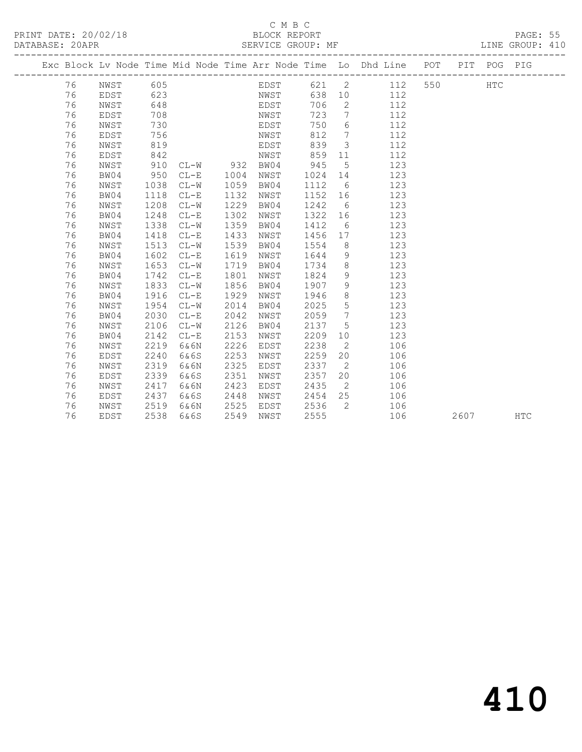C M B C

PRINT DATE: 20/02/18 BLOCK REPORT

DATABASE: 20APR SERVICE GROUP: MF LINE GROUP: 410

| Exc | Block | Lv | Node | Time | Mid Node | Time | Arr Node | Time | Lo | Dhd Line | POT | PIT | POG | PIG |
|---|---|---|---|---|---|---|---|---|---|---|---|---|---|---|
| | 76 | | NWST | 605 | | | EDST | 621 | 2 | 112 | 550 | | HTC | |
| | 76 | | EDST | 623 | | | NWST | 638 | 10 | 112 | | | | |
| | 76 | | NWST | 648 | | | EDST | 706 | 2 | 112 | | | | |
| | 76 | | EDST | 708 | | | NWST | 723 | 7 | 112 | | | | |
| | 76 | | NWST | 730 | | | EDST | 750 | 6 | 112 | | | | |
| | 76 | | EDST | 756 | | | NWST | 812 | 7 | 112 | | | | |
| | 76 | | NWST | 819 | | | EDST | 839 | 3 | 112 | | | | |
| | 76 | | EDST | 842 | | | NWST | 859 | 11 | 112 | | | | |
| | 76 | | NWST | 910 | CL-W | 932 | BW04 | 945 | 5 | 123 | | | | |
| | 76 | | BW04 | 950 | CL-E | 1004 | NWST | 1024 | 14 | 123 | | | | |
| | 76 | | NWST | 1038 | CL-W | 1059 | BW04 | 1112 | 6 | 123 | | | | |
| | 76 | | BW04 | 1118 | CL-E | 1132 | NWST | 1152 | 16 | 123 | | | | |
| | 76 | | NWST | 1208 | CL-W | 1229 | BW04 | 1242 | 6 | 123 | | | | |
| | 76 | | BW04 | 1248 | CL-E | 1302 | NWST | 1322 | 16 | 123 | | | | |
| | 76 | | NWST | 1338 | CL-W | 1359 | BW04 | 1412 | 6 | 123 | | | | |
| | 76 | | BW04 | 1418 | CL-E | 1433 | NWST | 1456 | 17 | 123 | | | | |
| | 76 | | NWST | 1513 | CL-W | 1539 | BW04 | 1554 | 8 | 123 | | | | |
| | 76 | | BW04 | 1602 | CL-E | 1619 | NWST | 1644 | 9 | 123 | | | | |
| | 76 | | NWST | 1653 | CL-W | 1719 | BW04 | 1734 | 8 | 123 | | | | |
| | 76 | | BW04 | 1742 | CL-E | 1801 | NWST | 1824 | 9 | 123 | | | | |
| | 76 | | NWST | 1833 | CL-W | 1856 | BW04 | 1907 | 9 | 123 | | | | |
| | 76 | | BW04 | 1916 | CL-E | 1929 | NWST | 1946 | 8 | 123 | | | | |
| | 76 | | NWST | 1954 | CL-W | 2014 | BW04 | 2025 | 5 | 123 | | | | |
| | 76 | | BW04 | 2030 | CL-E | 2042 | NWST | 2059 | 7 | 123 | | | | |
| | 76 | | NWST | 2106 | CL-W | 2126 | BW04 | 2137 | 5 | 123 | | | | |
| | 76 | | BW04 | 2142 | CL-E | 2153 | NWST | 2209 | 10 | 123 | | | | |
| | 76 | | NWST | 2219 | 6&6N | 2226 | EDST | 2238 | 2 | 106 | | | | |
| | 76 | | EDST | 2240 | 6&6S | 2253 | NWST | 2259 | 20 | 106 | | | | |
| | 76 | | NWST | 2319 | 6&6N | 2325 | EDST | 2337 | 2 | 106 | | | | |
| | 76 | | EDST | 2339 | 6&6S | 2351 | NWST | 2357 | 20 | 106 | | | | |
| | 76 | | NWST | 2417 | 6&6N | 2423 | EDST | 2435 | 2 | 106 | | | | |
| | 76 | | EDST | 2437 | 6&6S | 2448 | NWST | 2454 | 25 | 106 | | | | |
| | 76 | | NWST | 2519 | 6&6N | 2525 | EDST | 2536 | 2 | 106 | | | | |
| | 76 | | EDST | 2538 | 6&6S | 2549 | NWST | 2555 | | 106 | | 2607 | | HTC |

410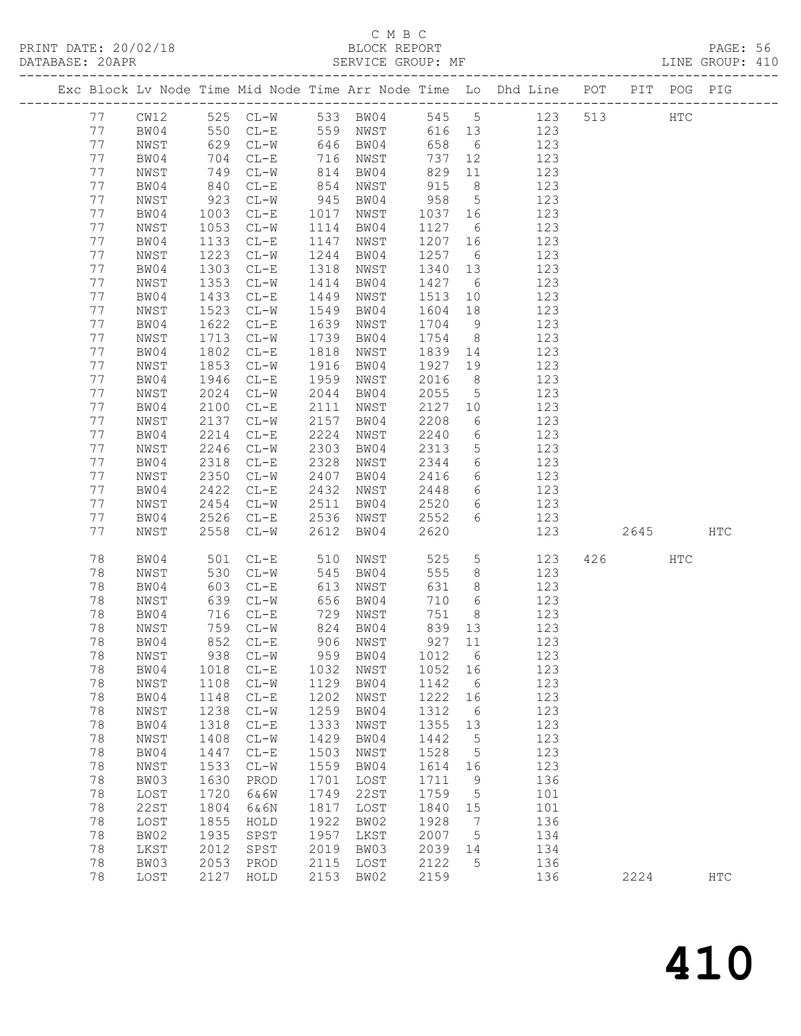C M B C

PRINT DATE: 20/02/18 BLOCK REPORT

DATABASE: 20APR SERVICE GROUP: MF LINE GROUP: 410

| Exc | Block | Lv | Node | Time | Mid Node | Time | Arr Node | Time | Lo | Dhd Line | POT | PIT | POG | PIG |
|---|---|---|---|---|---|---|---|---|---|---|---|---|---|---|
| | 77 | | CW12 | 525 | CL-W | 533 | BW04 | 545 | 5 | 123 | 513 | | HTC | |
| | 77 | | BW04 | 550 | CL-E | 559 | NWST | 616 | 13 | 123 | | | | |
| | 77 | | NWST | 629 | CL-W | 646 | BW04 | 658 | 6 | 123 | | | | |
| | 77 | | BW04 | 704 | CL-E | 716 | NWST | 737 | 12 | 123 | | | | |
| | 77 | | NWST | 749 | CL-W | 814 | BW04 | 829 | 11 | 123 | | | | |
| | 77 | | BW04 | 840 | CL-E | 854 | NWST | 915 | 8 | 123 | | | | |
| | 77 | | NWST | 923 | CL-W | 945 | BW04 | 958 | 5 | 123 | | | | |
| | 77 | | BW04 | 1003 | CL-E | 1017 | NWST | 1037 | 16 | 123 | | | | |
| | 77 | | NWST | 1053 | CL-W | 1114 | BW04 | 1127 | 6 | 123 | | | | |
| | 77 | | BW04 | 1133 | CL-E | 1147 | NWST | 1207 | 16 | 123 | | | | |
| | 77 | | NWST | 1223 | CL-W | 1244 | BW04 | 1257 | 6 | 123 | | | | |
| | 77 | | BW04 | 1303 | CL-E | 1318 | NWST | 1340 | 13 | 123 | | | | |
| | 77 | | NWST | 1353 | CL-W | 1414 | BW04 | 1427 | 6 | 123 | | | | |
| | 77 | | BW04 | 1433 | CL-E | 1449 | NWST | 1513 | 10 | 123 | | | | |
| | 77 | | NWST | 1523 | CL-W | 1549 | BW04 | 1604 | 18 | 123 | | | | |
| | 77 | | BW04 | 1622 | CL-E | 1639 | NWST | 1704 | 9 | 123 | | | | |
| | 77 | | NWST | 1713 | CL-W | 1739 | BW04 | 1754 | 8 | 123 | | | | |
| | 77 | | BW04 | 1802 | CL-E | 1818 | NWST | 1839 | 14 | 123 | | | | |
| | 77 | | NWST | 1853 | CL-W | 1916 | BW04 | 1927 | 19 | 123 | | | | |
| | 77 | | BW04 | 1946 | CL-E | 1959 | NWST | 2016 | 8 | 123 | | | | |
| | 77 | | NWST | 2024 | CL-W | 2044 | BW04 | 2055 | 5 | 123 | | | | |
| | 77 | | BW04 | 2100 | CL-E | 2111 | NWST | 2127 | 10 | 123 | | | | |
| | 77 | | NWST | 2137 | CL-W | 2157 | BW04 | 2208 | 6 | 123 | | | | |
| | 77 | | BW04 | 2214 | CL-E | 2224 | NWST | 2240 | 6 | 123 | | | | |
| | 77 | | NWST | 2246 | CL-W | 2303 | BW04 | 2313 | 5 | 123 | | | | |
| | 77 | | BW04 | 2318 | CL-E | 2328 | NWST | 2344 | 6 | 123 | | | | |
| | 77 | | NWST | 2350 | CL-W | 2407 | BW04 | 2416 | 6 | 123 | | | | |
| | 77 | | BW04 | 2422 | CL-E | 2432 | NWST | 2448 | 6 | 123 | | | | |
| | 77 | | NWST | 2454 | CL-W | 2511 | BW04 | 2520 | 6 | 123 | | | | |
| | 77 | | BW04 | 2526 | CL-E | 2536 | NWST | 2552 | 6 | 123 | | | | |
| | 77 | | NWST | 2558 | CL-W | 2612 | BW04 | 2620 | | 123 | | 2645 | | HTC |
| | 78 | | BW04 | 501 | CL-E | 510 | NWST | 525 | 5 | 123 | 426 | | HTC | |
| | 78 | | NWST | 530 | CL-W | 545 | BW04 | 555 | 8 | 123 | | | | |
| | 78 | | BW04 | 603 | CL-E | 613 | NWST | 631 | 8 | 123 | | | | |
| | 78 | | NWST | 639 | CL-W | 656 | BW04 | 710 | 6 | 123 | | | | |
| | 78 | | BW04 | 716 | CL-E | 729 | NWST | 751 | 8 | 123 | | | | |
| | 78 | | NWST | 759 | CL-W | 824 | BW04 | 839 | 13 | 123 | | | | |
| | 78 | | BW04 | 852 | CL-E | 906 | NWST | 927 | 11 | 123 | | | | |
| | 78 | | NWST | 938 | CL-W | 959 | BW04 | 1012 | 6 | 123 | | | | |
| | 78 | | BW04 | 1018 | CL-E | 1032 | NWST | 1052 | 16 | 123 | | | | |
| | 78 | | NWST | 1108 | CL-W | 1129 | BW04 | 1142 | 6 | 123 | | | | |
| | 78 | | BW04 | 1148 | CL-E | 1202 | NWST | 1222 | 16 | 123 | | | | |
| | 78 | | NWST | 1238 | CL-W | 1259 | BW04 | 1312 | 6 | 123 | | | | |
| | 78 | | BW04 | 1318 | CL-E | 1333 | NWST | 1355 | 13 | 123 | | | | |
| | 78 | | NWST | 1408 | CL-W | 1429 | BW04 | 1442 | 5 | 123 | | | | |
| | 78 | | BW04 | 1447 | CL-E | 1503 | NWST | 1528 | 5 | 123 | | | | |
| | 78 | | NWST | 1533 | CL-W | 1559 | BW04 | 1614 | 16 | 123 | | | | |
| | 78 | | BW03 | 1630 | PROD | 1701 | LOST | 1711 | 9 | 136 | | | | |
| | 78 | | LOST | 1720 | 6&6W | 1749 | 22ST | 1759 | 5 | 101 | | | | |
| | 78 | | 22ST | 1804 | 6&6N | 1817 | LOST | 1840 | 15 | 101 | | | | |
| | 78 | | LOST | 1855 | HOLD | 1922 | BW02 | 1928 | 7 | 136 | | | | |
| | 78 | | BW02 | 1935 | SPST | 1957 | LKST | 2007 | 5 | 134 | | | | |
| | 78 | | LKST | 2012 | SPST | 2019 | BW03 | 2039 | 14 | 134 | | | | |
| | 78 | | BW03 | 2053 | PROD | 2115 | LOST | 2122 | 5 | 136 | | | | |
| | 78 | | LOST | 2127 | HOLD | 2153 | BW02 | 2159 | | 136 | | 2224 | | HTC |

410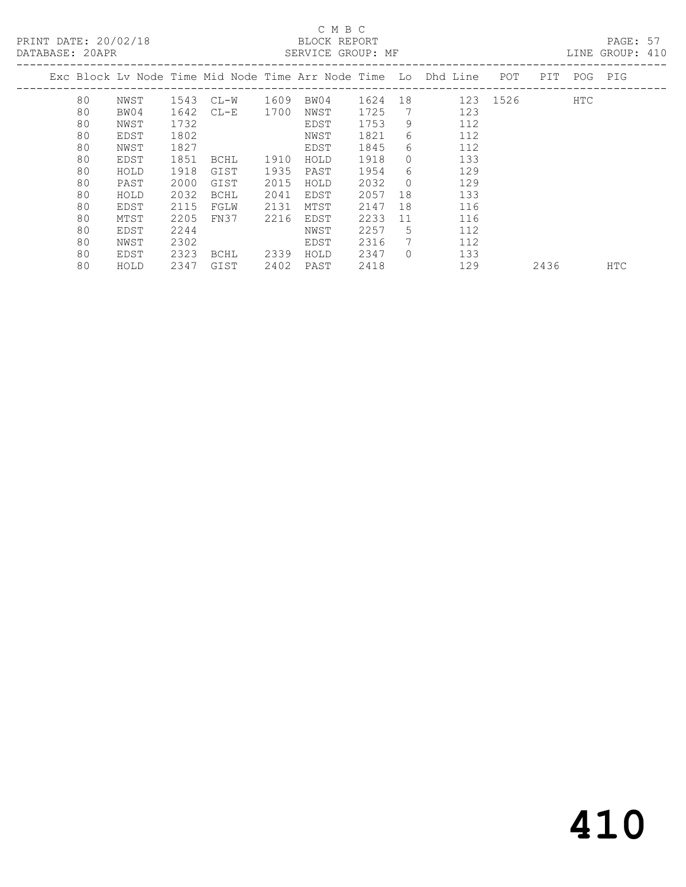C M B C

BLOCK REPORT

SERVICE GROUP: MF

PRINT DATE: 20/02/18

DATABASE: 20APR

LINE GROUP: 410

| Exc | Block | Lv | Node | Time | Mid Node | Time | Arr Node | Time | Lo | Dhd Line | POT | PIT | POG | PIG |
|---|---|---|---|---|---|---|---|---|---|---|---|---|---|---|
| | 80 | | NWST | 1543 | CL-W | 1609 | BW04 | 1624 | 18 | 123 | 1526 | | HTC | |
| | 80 | | BW04 | 1642 | CL-E | 1700 | NWST | 1725 | 7 | 123 | | | | |
| | 80 | | NWST | 1732 | | | EDST | 1753 | 9 | 112 | | | | |
| | 80 | | EDST | 1802 | | | NWST | 1821 | 6 | 112 | | | | |
| | 80 | | NWST | 1827 | | | EDST | 1845 | 6 | 112 | | | | |
| | 80 | | EDST | 1851 | BCHL | 1910 | HOLD | 1918 | 0 | 133 | | | | |
| | 80 | | HOLD | 1918 | GIST | 1935 | PAST | 1954 | 6 | 129 | | | | |
| | 80 | | PAST | 2000 | GIST | 2015 | HOLD | 2032 | 0 | 129 | | | | |
| | 80 | | HOLD | 2032 | BCHL | 2041 | EDST | 2057 | 18 | 133 | | | | |
| | 80 | | EDST | 2115 | FGLW | 2131 | MTST | 2147 | 18 | 116 | | | | |
| | 80 | | MTST | 2205 | FN37 | 2216 | EDST | 2233 | 11 | 116 | | | | |
| | 80 | | EDST | 2244 | | | NWST | 2257 | 5 | 112 | | | | |
| | 80 | | NWST | 2302 | | | EDST | 2316 | 7 | 112 | | | | |
| | 80 | | EDST | 2323 | BCHL | 2339 | HOLD | 2347 | 0 | 133 | | | | |
| | 80 | | HOLD | 2347 | GIST | 2402 | PAST | 2418 | | 129 | | 2436 | | HTC |

# 410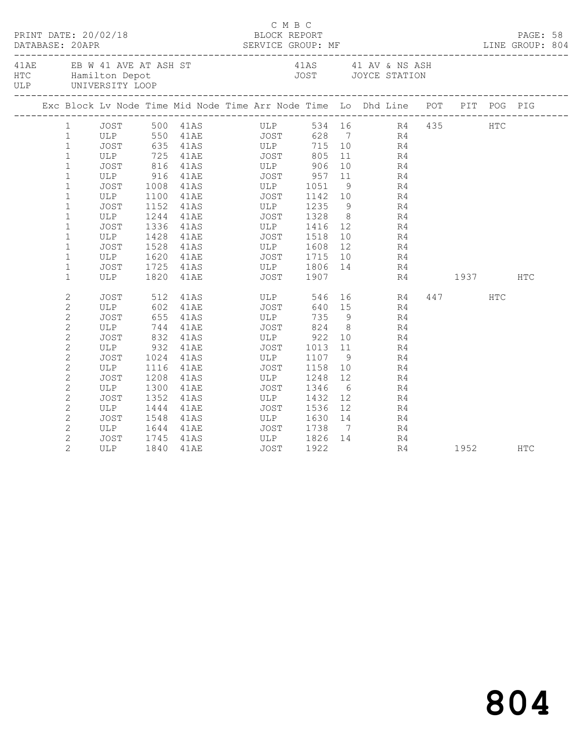C M B C

PRINT DATE: 20/02/18 BLOCK REPORT
DATABASE: 20APR SERVICE GROUP: MF LINE GROUP: 804

41AE EB W 41 AVE AT ASH ST 41AS 41 AV & NS ASH
HTC Hamilton Depot JOST JOYCE STATION
ULP UNIVERSITY LOOP

| Exc | Block | Lv Node | Time | Mid Node | Time | Arr Node | Time | Lo | Dhd Line | POT | PIT | POG | PIG |
|---|---|---|---|---|---|---|---|---|---|---|---|---|---|
| | 1 | JOST | 500 | 41AS | | ULP | 534 | 16 | R4 | 435 | | HTC | |
| | 1 | ULP | 550 | 41AE | | JOST | 628 | 7 | R4 | | | | |
| | 1 | JOST | 635 | 41AS | | ULP | 715 | 10 | R4 | | | | |
| | 1 | ULP | 725 | 41AE | | JOST | 805 | 11 | R4 | | | | |
| | 1 | JOST | 816 | 41AS | | ULP | 906 | 10 | R4 | | | | |
| | 1 | ULP | 916 | 41AE | | JOST | 957 | 11 | R4 | | | | |
| | 1 | JOST | 1008 | 41AS | | ULP | 1051 | 9 | R4 | | | | |
| | 1 | ULP | 1100 | 41AE | | JOST | 1142 | 10 | R4 | | | | |
| | 1 | JOST | 1152 | 41AS | | ULP | 1235 | 9 | R4 | | | | |
| | 1 | ULP | 1244 | 41AE | | JOST | 1328 | 8 | R4 | | | | |
| | 1 | JOST | 1336 | 41AS | | ULP | 1416 | 12 | R4 | | | | |
| | 1 | ULP | 1428 | 41AE | | JOST | 1518 | 10 | R4 | | | | |
| | 1 | JOST | 1528 | 41AS | | ULP | 1608 | 12 | R4 | | | | |
| | 1 | ULP | 1620 | 41AE | | JOST | 1715 | 10 | R4 | | | | |
| | 1 | JOST | 1725 | 41AS | | ULP | 1806 | 14 | R4 | | | | |
| | 1 | ULP | 1820 | 41AE | | JOST | 1907 | | R4 | | 1937 | | HTC |
| | 2 | JOST | 512 | 41AS | | ULP | 546 | 16 | R4 | 447 | | HTC | |
| | 2 | ULP | 602 | 41AE | | JOST | 640 | 15 | R4 | | | | |
| | 2 | JOST | 655 | 41AS | | ULP | 735 | 9 | R4 | | | | |
| | 2 | ULP | 744 | 41AE | | JOST | 824 | 8 | R4 | | | | |
| | 2 | JOST | 832 | 41AS | | ULP | 922 | 10 | R4 | | | | |
| | 2 | ULP | 932 | 41AE | | JOST | 1013 | 11 | R4 | | | | |
| | 2 | JOST | 1024 | 41AS | | ULP | 1107 | 9 | R4 | | | | |
| | 2 | ULP | 1116 | 41AE | | JOST | 1158 | 10 | R4 | | | | |
| | 2 | JOST | 1208 | 41AS | | ULP | 1248 | 12 | R4 | | | | |
| | 2 | ULP | 1300 | 41AE | | JOST | 1346 | 6 | R4 | | | | |
| | 2 | JOST | 1352 | 41AS | | ULP | 1432 | 12 | R4 | | | | |
| | 2 | ULP | 1444 | 41AE | | JOST | 1536 | 12 | R4 | | | | |
| | 2 | JOST | 1548 | 41AS | | ULP | 1630 | 14 | R4 | | | | |
| | 2 | ULP | 1644 | 41AE | | JOST | 1738 | 7 | R4 | | | | |
| | 2 | JOST | 1745 | 41AS | | ULP | 1826 | 14 | R4 | | | | |
| | 2 | ULP | 1840 | 41AE | | JOST | 1922 | | R4 | | 1952 | | HTC |

804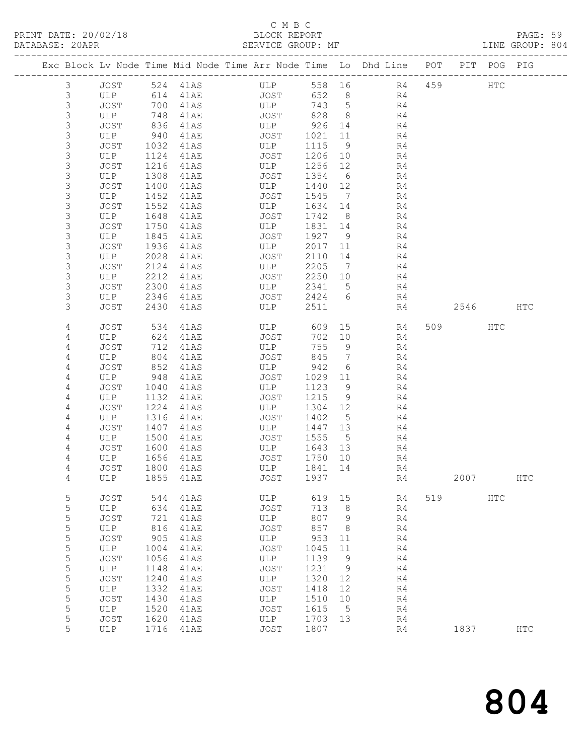C M B C
BLOCK REPORT
SERVICE GROUP: MF

PRINT DATE: 20/02/18
DATABASE: 20APR
LINE GROUP: 804

| Exc | Block | Lv | Node | Time | Mid Node | Time | Arr Node | Time | Lo | Dhd Line | POT | PIT | POG | PIG |
|---|---|---|---|---|---|---|---|---|---|---|---|---|---|---|
| | 3 | | JOST | 524 | 41AS | | ULP | 558 | 16 | R4 | 459 | | HTC | |
| | 3 | | ULP | 614 | 41AE | | JOST | 652 | 8 | R4 | | | | |
| | 3 | | JOST | 700 | 41AS | | ULP | 743 | 5 | R4 | | | | |
| | 3 | | ULP | 748 | 41AE | | JOST | 828 | 8 | R4 | | | | |
| | 3 | | JOST | 836 | 41AS | | ULP | 926 | 14 | R4 | | | | |
| | 3 | | ULP | 940 | 41AE | | JOST | 1021 | 11 | R4 | | | | |
| | 3 | | JOST | 1032 | 41AS | | ULP | 1115 | 9 | R4 | | | | |
| | 3 | | ULP | 1124 | 41AE | | JOST | 1206 | 10 | R4 | | | | |
| | 3 | | JOST | 1216 | 41AS | | ULP | 1256 | 12 | R4 | | | | |
| | 3 | | ULP | 1308 | 41AE | | JOST | 1354 | 6 | R4 | | | | |
| | 3 | | JOST | 1400 | 41AS | | ULP | 1440 | 12 | R4 | | | | |
| | 3 | | ULP | 1452 | 41AE | | JOST | 1545 | 7 | R4 | | | | |
| | 3 | | JOST | 1552 | 41AS | | ULP | 1634 | 14 | R4 | | | | |
| | 3 | | ULP | 1648 | 41AE | | JOST | 1742 | 8 | R4 | | | | |
| | 3 | | JOST | 1750 | 41AS | | ULP | 1831 | 14 | R4 | | | | |
| | 3 | | ULP | 1845 | 41AE | | JOST | 1927 | 9 | R4 | | | | |
| | 3 | | JOST | 1936 | 41AS | | ULP | 2017 | 11 | R4 | | | | |
| | 3 | | ULP | 2028 | 41AE | | JOST | 2110 | 14 | R4 | | | | |
| | 3 | | JOST | 2124 | 41AS | | ULP | 2205 | 7 | R4 | | | | |
| | 3 | | ULP | 2212 | 41AE | | JOST | 2250 | 10 | R4 | | | | |
| | 3 | | JOST | 2300 | 41AS | | ULP | 2341 | 5 | R4 | | | | |
| | 3 | | ULP | 2346 | 41AE | | JOST | 2424 | 6 | R4 | | | | |
| | 3 | | JOST | 2430 | 41AS | | ULP | 2511 | | R4 | | 2546 | | HTC |
| | 4 | | JOST | 534 | 41AS | | ULP | 609 | 15 | R4 | 509 | | HTC | |
| | 4 | | ULP | 624 | 41AE | | JOST | 702 | 10 | R4 | | | | |
| | 4 | | JOST | 712 | 41AS | | ULP | 755 | 9 | R4 | | | | |
| | 4 | | ULP | 804 | 41AE | | JOST | 845 | 7 | R4 | | | | |
| | 4 | | JOST | 852 | 41AS | | ULP | 942 | 6 | R4 | | | | |
| | 4 | | ULP | 948 | 41AE | | JOST | 1029 | 11 | R4 | | | | |
| | 4 | | JOST | 1040 | 41AS | | ULP | 1123 | 9 | R4 | | | | |
| | 4 | | ULP | 1132 | 41AE | | JOST | 1215 | 9 | R4 | | | | |
| | 4 | | JOST | 1224 | 41AS | | ULP | 1304 | 12 | R4 | | | | |
| | 4 | | ULP | 1316 | 41AE | | JOST | 1402 | 5 | R4 | | | | |
| | 4 | | JOST | 1407 | 41AS | | ULP | 1447 | 13 | R4 | | | | |
| | 4 | | ULP | 1500 | 41AE | | JOST | 1555 | 5 | R4 | | | | |
| | 4 | | JOST | 1600 | 41AS | | ULP | 1643 | 13 | R4 | | | | |
| | 4 | | ULP | 1656 | 41AE | | JOST | 1750 | 10 | R4 | | | | |
| | 4 | | JOST | 1800 | 41AS | | ULP | 1841 | 14 | R4 | | | | |
| | 4 | | ULP | 1855 | 41AE | | JOST | 1937 | | R4 | | 2007 | | HTC |
| | 5 | | JOST | 544 | 41AS | | ULP | 619 | 15 | R4 | 519 | | HTC | |
| | 5 | | ULP | 634 | 41AE | | JOST | 713 | 8 | R4 | | | | |
| | 5 | | JOST | 721 | 41AS | | ULP | 807 | 9 | R4 | | | | |
| | 5 | | ULP | 816 | 41AE | | JOST | 857 | 8 | R4 | | | | |
| | 5 | | JOST | 905 | 41AS | | ULP | 953 | 11 | R4 | | | | |
| | 5 | | ULP | 1004 | 41AE | | JOST | 1045 | 11 | R4 | | | | |
| | 5 | | JOST | 1056 | 41AS | | ULP | 1139 | 9 | R4 | | | | |
| | 5 | | ULP | 1148 | 41AE | | JOST | 1231 | 9 | R4 | | | | |
| | 5 | | JOST | 1240 | 41AS | | ULP | 1320 | 12 | R4 | | | | |
| | 5 | | ULP | 1332 | 41AE | | JOST | 1418 | 12 | R4 | | | | |
| | 5 | | JOST | 1430 | 41AS | | ULP | 1510 | 10 | R4 | | | | |
| | 5 | | ULP | 1520 | 41AE | | JOST | 1615 | 5 | R4 | | | | |
| | 5 | | JOST | 1620 | 41AS | | ULP | 1703 | 13 | R4 | | | | |
| | 5 | | ULP | 1716 | 41AE | | JOST | 1807 | | R4 | | 1837 | | HTC |

# 804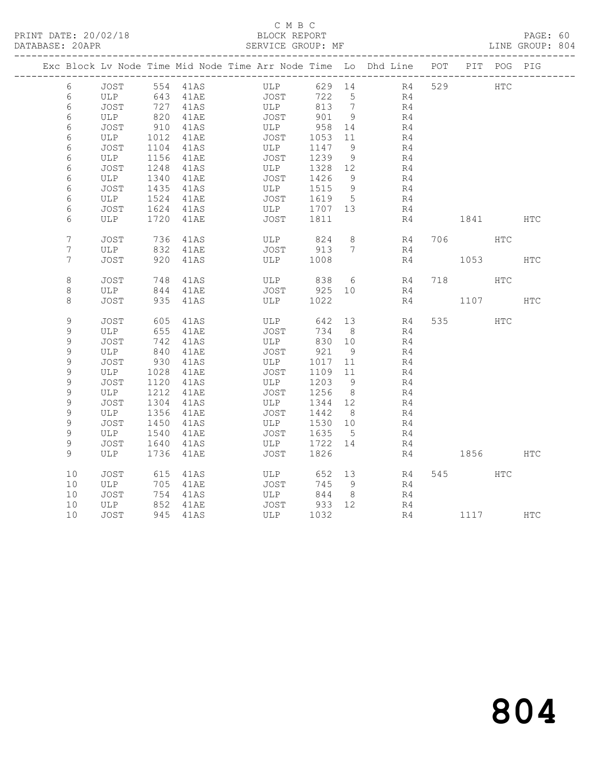C M B C
BLOCK REPORT
SERVICE GROUP: MF

PRINT DATE: 20/02/18
DATABASE: 20APR
LINE GROUP: 804

| Exc | Block | Lv | Node | Time | Mid Node | Time | Arr Node | Time | Lo | Dhd Line | POT | PIT | POG | PIG |
|---|---|---|---|---|---|---|---|---|---|---|---|---|---|---|
| | 6 | | JOST | 554 | 41AS | | ULP | 629 | 14 | R4 | 529 | | HTC | |
| | 6 | | ULP | 643 | 41AE | | JOST | 722 | 5 | R4 | | | | |
| | 6 | | JOST | 727 | 41AS | | ULP | 813 | 7 | R4 | | | | |
| | 6 | | ULP | 820 | 41AE | | JOST | 901 | 9 | R4 | | | | |
| | 6 | | JOST | 910 | 41AS | | ULP | 958 | 14 | R4 | | | | |
| | 6 | | ULP | 1012 | 41AE | | JOST | 1053 | 11 | R4 | | | | |
| | 6 | | JOST | 1104 | 41AS | | ULP | 1147 | 9 | R4 | | | | |
| | 6 | | ULP | 1156 | 41AE | | JOST | 1239 | 9 | R4 | | | | |
| | 6 | | JOST | 1248 | 41AS | | ULP | 1328 | 12 | R4 | | | | |
| | 6 | | ULP | 1340 | 41AE | | JOST | 1426 | 9 | R4 | | | | |
| | 6 | | JOST | 1435 | 41AS | | ULP | 1515 | 9 | R4 | | | | |
| | 6 | | ULP | 1524 | 41AE | | JOST | 1619 | 5 | R4 | | | | |
| | 6 | | JOST | 1624 | 41AS | | ULP | 1707 | 13 | R4 | | | | |
| | 6 | | ULP | 1720 | 41AE | | JOST | 1811 | | R4 | | 1841 | | HTC |
| | 7 | | JOST | 736 | 41AS | | ULP | 824 | 8 | R4 | 706 | | HTC | |
| | 7 | | ULP | 832 | 41AE | | JOST | 913 | 7 | R4 | | | | |
| | 7 | | JOST | 920 | 41AS | | ULP | 1008 | | R4 | | 1053 | | HTC |
| | 8 | | JOST | 748 | 41AS | | ULP | 838 | 6 | R4 | 718 | | HTC | |
| | 8 | | ULP | 844 | 41AE | | JOST | 925 | 10 | R4 | | | | |
| | 8 | | JOST | 935 | 41AS | | ULP | 1022 | | R4 | | 1107 | | HTC |
| | 9 | | JOST | 605 | 41AS | | ULP | 642 | 13 | R4 | 535 | | HTC | |
| | 9 | | ULP | 655 | 41AE | | JOST | 734 | 8 | R4 | | | | |
| | 9 | | JOST | 742 | 41AS | | ULP | 830 | 10 | R4 | | | | |
| | 9 | | ULP | 840 | 41AE | | JOST | 921 | 9 | R4 | | | | |
| | 9 | | JOST | 930 | 41AS | | ULP | 1017 | 11 | R4 | | | | |
| | 9 | | ULP | 1028 | 41AE | | JOST | 1109 | 11 | R4 | | | | |
| | 9 | | JOST | 1120 | 41AS | | ULP | 1203 | 9 | R4 | | | | |
| | 9 | | ULP | 1212 | 41AE | | JOST | 1256 | 8 | R4 | | | | |
| | 9 | | JOST | 1304 | 41AS | | ULP | 1344 | 12 | R4 | | | | |
| | 9 | | ULP | 1356 | 41AE | | JOST | 1442 | 8 | R4 | | | | |
| | 9 | | JOST | 1450 | 41AS | | ULP | 1530 | 10 | R4 | | | | |
| | 9 | | ULP | 1540 | 41AE | | JOST | 1635 | 5 | R4 | | | | |
| | 9 | | JOST | 1640 | 41AS | | ULP | 1722 | 14 | R4 | | | | |
| | 9 | | ULP | 1736 | 41AE | | JOST | 1826 | | R4 | | 1856 | | HTC |
| | 10 | | JOST | 615 | 41AS | | ULP | 652 | 13 | R4 | 545 | | HTC | |
| | 10 | | ULP | 705 | 41AE | | JOST | 745 | 9 | R4 | | | | |
| | 10 | | JOST | 754 | 41AS | | ULP | 844 | 8 | R4 | | | | |
| | 10 | | ULP | 852 | 41AE | | JOST | 933 | 12 | R4 | | | | |
| | 10 | | JOST | 945 | 41AS | | ULP | 1032 | | R4 | | 1117 | | HTC |

804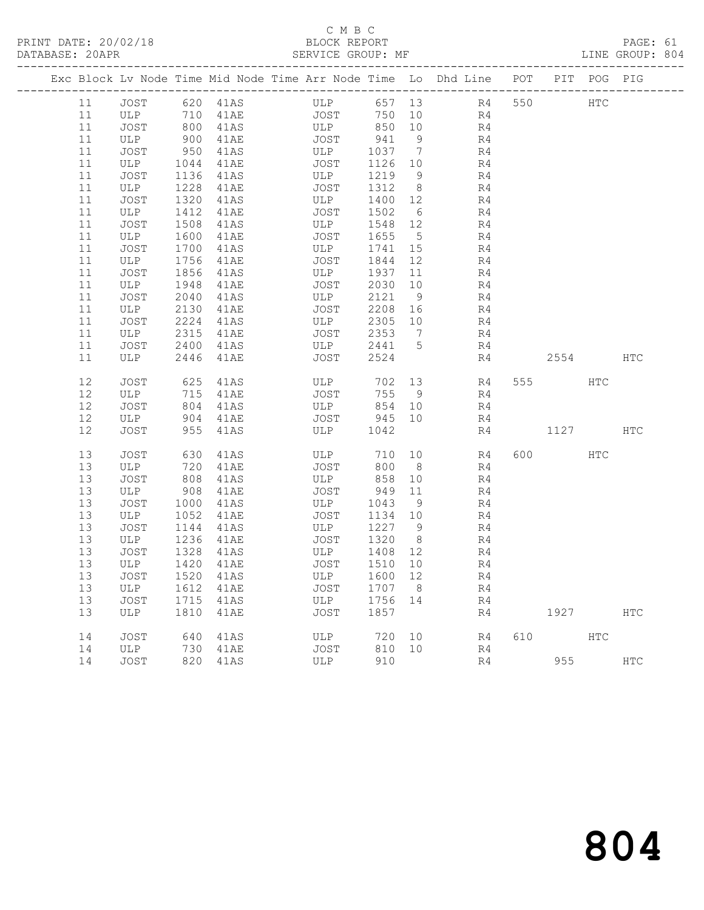C M B C

PRINT DATE: 20/02/18 BLOCK REPORT PAGE: 61

DATABASE: 20APR SERVICE GROUP: MF LINE GROUP: 804

| Exc | Block | Lv | Node | Time | Mid Node | Time | Arr Node | Time | Lo | Dhd Line | POT | PIT | POG | PIG |
|---|---|---|---|---|---|---|---|---|---|---|---|---|---|---|
| | 11 | | JOST | 620 | 41AS | | ULP | 657 | 13 | R4 | 550 | | HTC | |
| | 11 | | ULP | 710 | 41AE | | JOST | 750 | 10 | R4 | | | | |
| | 11 | | JOST | 800 | 41AS | | ULP | 850 | 10 | R4 | | | | |
| | 11 | | ULP | 900 | 41AE | | JOST | 941 | 9 | R4 | | | | |
| | 11 | | JOST | 950 | 41AS | | ULP | 1037 | 7 | R4 | | | | |
| | 11 | | ULP | 1044 | 41AE | | JOST | 1126 | 10 | R4 | | | | |
| | 11 | | JOST | 1136 | 41AS | | ULP | 1219 | 9 | R4 | | | | |
| | 11 | | ULP | 1228 | 41AE | | JOST | 1312 | 8 | R4 | | | | |
| | 11 | | JOST | 1320 | 41AS | | ULP | 1400 | 12 | R4 | | | | |
| | 11 | | ULP | 1412 | 41AE | | JOST | 1502 | 6 | R4 | | | | |
| | 11 | | JOST | 1508 | 41AS | | ULP | 1548 | 12 | R4 | | | | |
| | 11 | | ULP | 1600 | 41AE | | JOST | 1655 | 5 | R4 | | | | |
| | 11 | | JOST | 1700 | 41AS | | ULP | 1741 | 15 | R4 | | | | |
| | 11 | | ULP | 1756 | 41AE | | JOST | 1844 | 12 | R4 | | | | |
| | 11 | | JOST | 1856 | 41AS | | ULP | 1937 | 11 | R4 | | | | |
| | 11 | | ULP | 1948 | 41AE | | JOST | 2030 | 10 | R4 | | | | |
| | 11 | | JOST | 2040 | 41AS | | ULP | 2121 | 9 | R4 | | | | |
| | 11 | | ULP | 2130 | 41AE | | JOST | 2208 | 16 | R4 | | | | |
| | 11 | | JOST | 2224 | 41AS | | ULP | 2305 | 10 | R4 | | | | |
| | 11 | | ULP | 2315 | 41AE | | JOST | 2353 | 7 | R4 | | | | |
| | 11 | | JOST | 2400 | 41AS | | ULP | 2441 | 5 | R4 | | | | |
| | 11 | | ULP | 2446 | 41AE | | JOST | 2524 | | R4 | | 2554 | | HTC |
| | 12 | | JOST | 625 | 41AS | | ULP | 702 | 13 | R4 | 555 | | HTC | |
| | 12 | | ULP | 715 | 41AE | | JOST | 755 | 9 | R4 | | | | |
| | 12 | | JOST | 804 | 41AS | | ULP | 854 | 10 | R4 | | | | |
| | 12 | | ULP | 904 | 41AE | | JOST | 945 | 10 | R4 | | | | |
| | 12 | | JOST | 955 | 41AS | | ULP | 1042 | | R4 | | 1127 | | HTC |
| | 13 | | JOST | 630 | 41AS | | ULP | 710 | 10 | R4 | 600 | | HTC | |
| | 13 | | ULP | 720 | 41AE | | JOST | 800 | 8 | R4 | | | | |
| | 13 | | JOST | 808 | 41AS | | ULP | 858 | 10 | R4 | | | | |
| | 13 | | ULP | 908 | 41AE | | JOST | 949 | 11 | R4 | | | | |
| | 13 | | JOST | 1000 | 41AS | | ULP | 1043 | 9 | R4 | | | | |
| | 13 | | ULP | 1052 | 41AE | | JOST | 1134 | 10 | R4 | | | | |
| | 13 | | JOST | 1144 | 41AS | | ULP | 1227 | 9 | R4 | | | | |
| | 13 | | ULP | 1236 | 41AE | | JOST | 1320 | 8 | R4 | | | | |
| | 13 | | JOST | 1328 | 41AS | | ULP | 1408 | 12 | R4 | | | | |
| | 13 | | ULP | 1420 | 41AE | | JOST | 1510 | 10 | R4 | | | | |
| | 13 | | JOST | 1520 | 41AS | | ULP | 1600 | 12 | R4 | | | | |
| | 13 | | ULP | 1612 | 41AE | | JOST | 1707 | 8 | R4 | | | | |
| | 13 | | JOST | 1715 | 41AS | | ULP | 1756 | 14 | R4 | | | | |
| | 13 | | ULP | 1810 | 41AE | | JOST | 1857 | | R4 | | 1927 | | HTC |
| | 14 | | JOST | 640 | 41AS | | ULP | 720 | 10 | R4 | 610 | | HTC | |
| | 14 | | ULP | 730 | 41AE | | JOST | 810 | 10 | R4 | | | | |
| | 14 | | JOST | 820 | 41AS | | ULP | 910 | | R4 | | 955 | | HTC |

804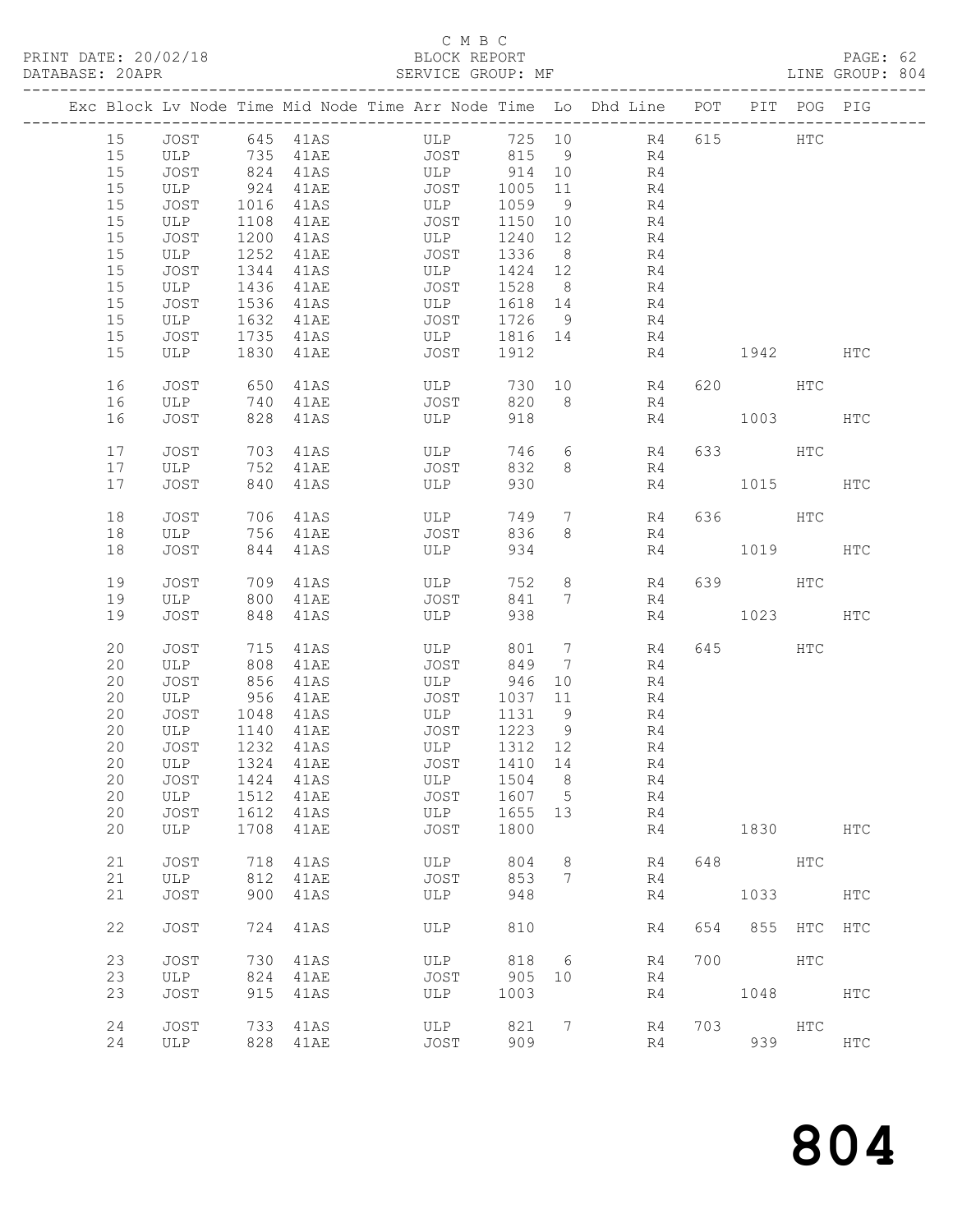C M B C

PRINT DATE: 20/02/18 BLOCK REPORT

DATABASE: 20APR SERVICE GROUP: MF LINE GROUP: 804

| Exc | Block | Lv | Node | Time | Mid Node | Time | Arr Node | Time | Lo | Dhd Line | POT | PIT | POG | PIG |
|---|---|---|---|---|---|---|---|---|---|---|---|---|---|---|
| | 15 | | JOST | 645 | 41AS | | ULP | 725 | 10 | R4 | 615 | | HTC | |
| | 15 | | ULP | 735 | 41AE | | JOST | 815 | 9 | R4 | | | | |
| | 15 | | JOST | 824 | 41AS | | ULP | 914 | 10 | R4 | | | | |
| | 15 | | ULP | 924 | 41AE | | JOST | 1005 | 11 | R4 | | | | |
| | 15 | | JOST | 1016 | 41AS | | ULP | 1059 | 9 | R4 | | | | |
| | 15 | | ULP | 1108 | 41AE | | JOST | 1150 | 10 | R4 | | | | |
| | 15 | | JOST | 1200 | 41AS | | ULP | 1240 | 12 | R4 | | | | |
| | 15 | | ULP | 1252 | 41AE | | JOST | 1336 | 8 | R4 | | | | |
| | 15 | | JOST | 1344 | 41AS | | ULP | 1424 | 12 | R4 | | | | |
| | 15 | | ULP | 1436 | 41AE | | JOST | 1528 | 8 | R4 | | | | |
| | 15 | | JOST | 1536 | 41AS | | ULP | 1618 | 14 | R4 | | | | |
| | 15 | | ULP | 1632 | 41AE | | JOST | 1726 | 9 | R4 | | | | |
| | 15 | | JOST | 1735 | 41AS | | ULP | 1816 | 14 | R4 | | | | |
| | 15 | | ULP | 1830 | 41AE | | JOST | 1912 | | R4 | | 1942 | | HTC |
| | 16 | | JOST | 650 | 41AS | | ULP | 730 | 10 | R4 | 620 | | HTC | |
| | 16 | | ULP | 740 | 41AE | | JOST | 820 | 8 | R4 | | | | |
| | 16 | | JOST | 828 | 41AS | | ULP | 918 | | R4 | | 1003 | | HTC |
| | 17 | | JOST | 703 | 41AS | | ULP | 746 | 6 | R4 | 633 | | HTC | |
| | 17 | | ULP | 752 | 41AE | | JOST | 832 | 8 | R4 | | | | |
| | 17 | | JOST | 840 | 41AS | | ULP | 930 | | R4 | | 1015 | | HTC |
| | 18 | | JOST | 706 | 41AS | | ULP | 749 | 7 | R4 | 636 | | HTC | |
| | 18 | | ULP | 756 | 41AE | | JOST | 836 | 8 | R4 | | | | |
| | 18 | | JOST | 844 | 41AS | | ULP | 934 | | R4 | | 1019 | | HTC |
| | 19 | | JOST | 709 | 41AS | | ULP | 752 | 8 | R4 | 639 | | HTC | |
| | 19 | | ULP | 800 | 41AE | | JOST | 841 | 7 | R4 | | | | |
| | 19 | | JOST | 848 | 41AS | | ULP | 938 | | R4 | | 1023 | | HTC |
| | 20 | | JOST | 715 | 41AS | | ULP | 801 | 7 | R4 | 645 | | HTC | |
| | 20 | | ULP | 808 | 41AE | | JOST | 849 | 7 | R4 | | | | |
| | 20 | | JOST | 856 | 41AS | | ULP | 946 | 10 | R4 | | | | |
| | 20 | | ULP | 956 | 41AE | | JOST | 1037 | 11 | R4 | | | | |
| | 20 | | JOST | 1048 | 41AS | | ULP | 1131 | 9 | R4 | | | | |
| | 20 | | ULP | 1140 | 41AE | | JOST | 1223 | 9 | R4 | | | | |
| | 20 | | JOST | 1232 | 41AS | | ULP | 1312 | 12 | R4 | | | | |
| | 20 | | ULP | 1324 | 41AE | | JOST | 1410 | 14 | R4 | | | | |
| | 20 | | JOST | 1424 | 41AS | | ULP | 1504 | 8 | R4 | | | | |
| | 20 | | ULP | 1512 | 41AE | | JOST | 1607 | 5 | R4 | | | | |
| | 20 | | JOST | 1612 | 41AS | | ULP | 1655 | 13 | R4 | | | | |
| | 20 | | ULP | 1708 | 41AE | | JOST | 1800 | | R4 | | 1830 | | HTC |
| | 21 | | JOST | 718 | 41AS | | ULP | 804 | 8 | R4 | 648 | | HTC | |
| | 21 | | ULP | 812 | 41AE | | JOST | 853 | 7 | R4 | | | | |
| | 21 | | JOST | 900 | 41AS | | ULP | 948 | | R4 | | 1033 | | HTC |
| | 22 | | JOST | 724 | 41AS | | ULP | 810 | | R4 | 654 | 855 | HTC | HTC |
| | 23 | | JOST | 730 | 41AS | | ULP | 818 | 6 | R4 | 700 | | HTC | |
| | 23 | | ULP | 824 | 41AE | | JOST | 905 | 10 | R4 | | | | |
| | 23 | | JOST | 915 | 41AS | | ULP | 1003 | | R4 | | 1048 | | HTC |
| | 24 | | JOST | 733 | 41AS | | ULP | 821 | 7 | R4 | 703 | | HTC | |
| | 24 | | ULP | 828 | 41AE | | JOST | 909 | | R4 | | 939 | | HTC |

804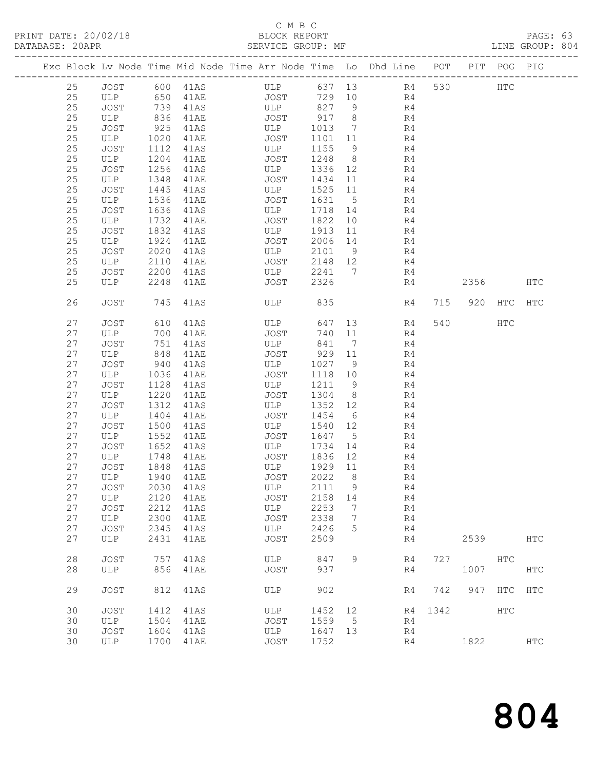C M B C
BLOCK REPORT
SERVICE GROUP: MF

PRINT DATE: 20/02/18
DATABASE: 20APR
LINE GROUP: 804

| Exc | Block | Lv | Node | Time | Mid Node | Time | Arr Node | Time | Lo | Dhd Line | POT | PIT | POG | PIG |
|---|---|---|---|---|---|---|---|---|---|---|---|---|---|---|
| | 25 | | JOST | 600 | 41AS | | ULP | 637 | 13 | R4 | 530 | | HTC | |
| | 25 | | ULP | 650 | 41AE | | JOST | 729 | 10 | R4 | | | | |
| | 25 | | JOST | 739 | 41AS | | ULP | 827 | 9 | R4 | | | | |
| | 25 | | ULP | 836 | 41AE | | JOST | 917 | 8 | R4 | | | | |
| | 25 | | JOST | 925 | 41AS | | ULP | 1013 | 7 | R4 | | | | |
| | 25 | | ULP | 1020 | 41AE | | JOST | 1101 | 11 | R4 | | | | |
| | 25 | | JOST | 1112 | 41AS | | ULP | 1155 | 9 | R4 | | | | |
| | 25 | | ULP | 1204 | 41AE | | JOST | 1248 | 8 | R4 | | | | |
| | 25 | | JOST | 1256 | 41AS | | ULP | 1336 | 12 | R4 | | | | |
| | 25 | | ULP | 1348 | 41AE | | JOST | 1434 | 11 | R4 | | | | |
| | 25 | | JOST | 1445 | 41AS | | ULP | 1525 | 11 | R4 | | | | |
| | 25 | | ULP | 1536 | 41AE | | JOST | 1631 | 5 | R4 | | | | |
| | 25 | | JOST | 1636 | 41AS | | ULP | 1718 | 14 | R4 | | | | |
| | 25 | | ULP | 1732 | 41AE | | JOST | 1822 | 10 | R4 | | | | |
| | 25 | | JOST | 1832 | 41AS | | ULP | 1913 | 11 | R4 | | | | |
| | 25 | | ULP | 1924 | 41AE | | JOST | 2006 | 14 | R4 | | | | |
| | 25 | | JOST | 2020 | 41AS | | ULP | 2101 | 9 | R4 | | | | |
| | 25 | | ULP | 2110 | 41AE | | JOST | 2148 | 12 | R4 | | | | |
| | 25 | | JOST | 2200 | 41AS | | ULP | 2241 | 7 | R4 | | | | |
| | 25 | | ULP | 2248 | 41AE | | JOST | 2326 | | R4 | | 2356 | | HTC |
| | 26 | | JOST | 745 | 41AS | | ULP | 835 | | R4 | 715 | 920 | HTC | HTC |
| | 27 | | JOST | 610 | 41AS | | ULP | 647 | 13 | R4 | 540 | | HTC | |
| | 27 | | ULP | 700 | 41AE | | JOST | 740 | 11 | R4 | | | | |
| | 27 | | JOST | 751 | 41AS | | ULP | 841 | 7 | R4 | | | | |
| | 27 | | ULP | 848 | 41AE | | JOST | 929 | 11 | R4 | | | | |
| | 27 | | JOST | 940 | 41AS | | ULP | 1027 | 9 | R4 | | | | |
| | 27 | | ULP | 1036 | 41AE | | JOST | 1118 | 10 | R4 | | | | |
| | 27 | | JOST | 1128 | 41AS | | ULP | 1211 | 9 | R4 | | | | |
| | 27 | | ULP | 1220 | 41AE | | JOST | 1304 | 8 | R4 | | | | |
| | 27 | | JOST | 1312 | 41AS | | ULP | 1352 | 12 | R4 | | | | |
| | 27 | | ULP | 1404 | 41AE | | JOST | 1454 | 6 | R4 | | | | |
| | 27 | | JOST | 1500 | 41AS | | ULP | 1540 | 12 | R4 | | | | |
| | 27 | | ULP | 1552 | 41AE | | JOST | 1647 | 5 | R4 | | | | |
| | 27 | | JOST | 1652 | 41AS | | ULP | 1734 | 14 | R4 | | | | |
| | 27 | | ULP | 1748 | 41AE | | JOST | 1836 | 12 | R4 | | | | |
| | 27 | | JOST | 1848 | 41AS | | ULP | 1929 | 11 | R4 | | | | |
| | 27 | | ULP | 1940 | 41AE | | JOST | 2022 | 8 | R4 | | | | |
| | 27 | | JOST | 2030 | 41AS | | ULP | 2111 | 9 | R4 | | | | |
| | 27 | | ULP | 2120 | 41AE | | JOST | 2158 | 14 | R4 | | | | |
| | 27 | | JOST | 2212 | 41AS | | ULP | 2253 | 7 | R4 | | | | |
| | 27 | | ULP | 2300 | 41AE | | JOST | 2338 | 7 | R4 | | | | |
| | 27 | | JOST | 2345 | 41AS | | ULP | 2426 | 5 | R4 | | | | |
| | 27 | | ULP | 2431 | 41AE | | JOST | 2509 | | R4 | | 2539 | | HTC |
| | 28 | | JOST | 757 | 41AS | | ULP | 847 | 9 | R4 | 727 | | HTC | |
| | 28 | | ULP | 856 | 41AE | | JOST | 937 | | R4 | | 1007 | | HTC |
| | 29 | | JOST | 812 | 41AS | | ULP | 902 | | R4 | 742 | 947 | HTC | HTC |
| | 30 | | JOST | 1412 | 41AS | | ULP | 1452 | 12 | R4 | 1342 | | HTC | |
| | 30 | | ULP | 1504 | 41AE | | JOST | 1559 | 5 | R4 | | | | |
| | 30 | | JOST | 1604 | 41AS | | ULP | 1647 | 13 | R4 | | | | |
| | 30 | | ULP | 1700 | 41AE | | JOST | 1752 | | R4 | | 1822 | | HTC |

804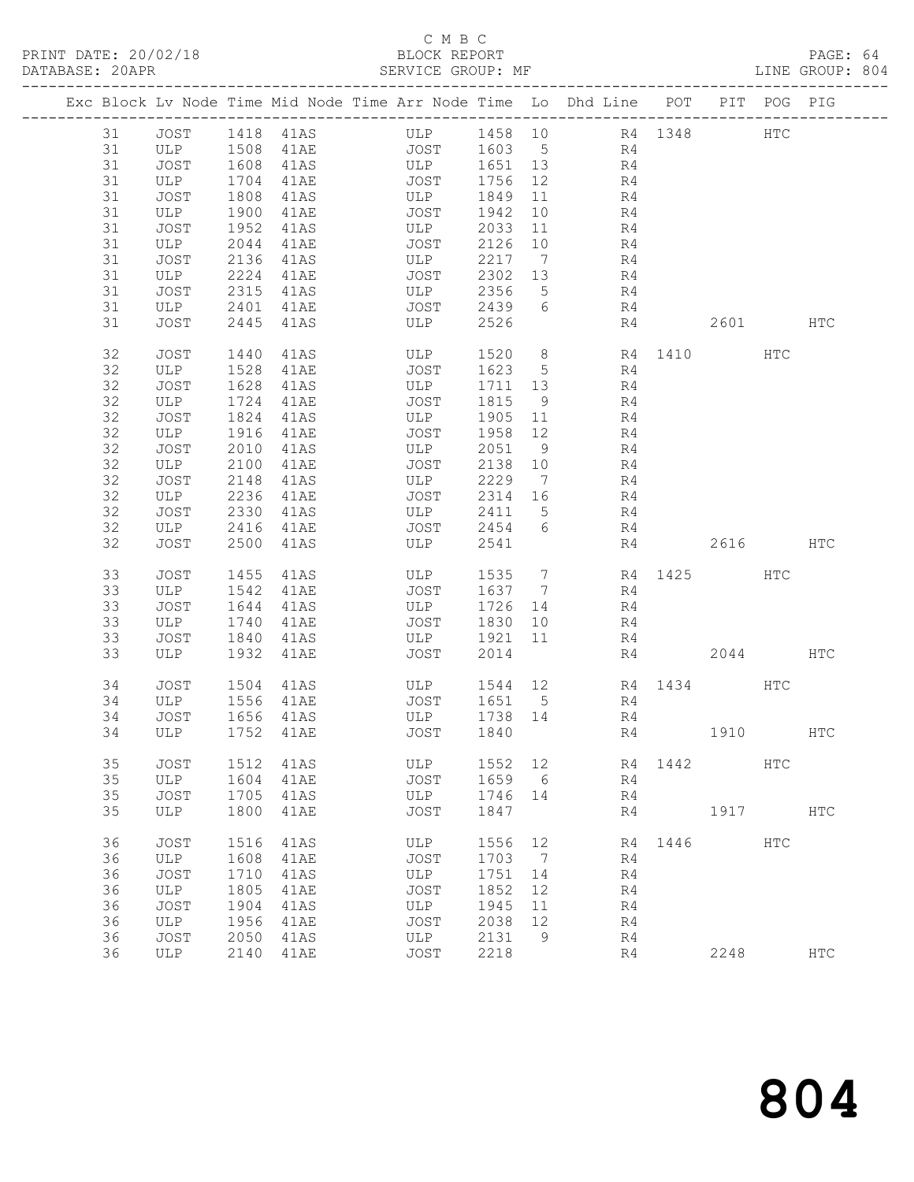C M B C

PRINT DATE: 20/02/18 BLOCK REPORT

DATABASE: 20APR SERVICE GROUP: MF LINE GROUP: 804

| Exc | Block | Lv | Node | Time | Mid Node | Time | Arr Node | Time | Lo | Dhd Line | POT | PIT | POG | PIG |
|---|---|---|---|---|---|---|---|---|---|---|---|---|---|---|
| | 31 | | JOST | 1418 | 41AS | | ULP | 1458 | 10 | R4 | 1348 | | HTC | |
| | 31 | | ULP | 1508 | 41AE | | JOST | 1603 | 5 | R4 | | | | |
| | 31 | | JOST | 1608 | 41AS | | ULP | 1651 | 13 | R4 | | | | |
| | 31 | | ULP | 1704 | 41AE | | JOST | 1756 | 12 | R4 | | | | |
| | 31 | | JOST | 1808 | 41AS | | ULP | 1849 | 11 | R4 | | | | |
| | 31 | | ULP | 1900 | 41AE | | JOST | 1942 | 10 | R4 | | | | |
| | 31 | | JOST | 1952 | 41AS | | ULP | 2033 | 11 | R4 | | | | |
| | 31 | | ULP | 2044 | 41AE | | JOST | 2126 | 10 | R4 | | | | |
| | 31 | | JOST | 2136 | 41AS | | ULP | 2217 | 7 | R4 | | | | |
| | 31 | | ULP | 2224 | 41AE | | JOST | 2302 | 13 | R4 | | | | |
| | 31 | | JOST | 2315 | 41AS | | ULP | 2356 | 5 | R4 | | | | |
| | 31 | | ULP | 2401 | 41AE | | JOST | 2439 | 6 | R4 | | | | |
| | 31 | | JOST | 2445 | 41AS | | ULP | 2526 | | R4 | | 2601 | | HTC |
| | 32 | | JOST | 1440 | 41AS | | ULP | 1520 | 8 | R4 | 1410 | | HTC | |
| | 32 | | ULP | 1528 | 41AE | | JOST | 1623 | 5 | R4 | | | | |
| | 32 | | JOST | 1628 | 41AS | | ULP | 1711 | 13 | R4 | | | | |
| | 32 | | ULP | 1724 | 41AE | | JOST | 1815 | 9 | R4 | | | | |
| | 32 | | JOST | 1824 | 41AS | | ULP | 1905 | 11 | R4 | | | | |
| | 32 | | ULP | 1916 | 41AE | | JOST | 1958 | 12 | R4 | | | | |
| | 32 | | JOST | 2010 | 41AS | | ULP | 2051 | 9 | R4 | | | | |
| | 32 | | ULP | 2100 | 41AE | | JOST | 2138 | 10 | R4 | | | | |
| | 32 | | JOST | 2148 | 41AS | | ULP | 2229 | 7 | R4 | | | | |
| | 32 | | ULP | 2236 | 41AE | | JOST | 2314 | 16 | R4 | | | | |
| | 32 | | JOST | 2330 | 41AS | | ULP | 2411 | 5 | R4 | | | | |
| | 32 | | ULP | 2416 | 41AE | | JOST | 2454 | 6 | R4 | | | | |
| | 32 | | JOST | 2500 | 41AS | | ULP | 2541 | | R4 | | 2616 | | HTC |
| | 33 | | JOST | 1455 | 41AS | | ULP | 1535 | 7 | R4 | 1425 | | HTC | |
| | 33 | | ULP | 1542 | 41AE | | JOST | 1637 | 7 | R4 | | | | |
| | 33 | | JOST | 1644 | 41AS | | ULP | 1726 | 14 | R4 | | | | |
| | 33 | | ULP | 1740 | 41AE | | JOST | 1830 | 10 | R4 | | | | |
| | 33 | | JOST | 1840 | 41AS | | ULP | 1921 | 11 | R4 | | | | |
| | 33 | | ULP | 1932 | 41AE | | JOST | 2014 | | R4 | | 2044 | | HTC |
| | 34 | | JOST | 1504 | 41AS | | ULP | 1544 | 12 | R4 | 1434 | | HTC | |
| | 34 | | ULP | 1556 | 41AE | | JOST | 1651 | 5 | R4 | | | | |
| | 34 | | JOST | 1656 | 41AS | | ULP | 1738 | 14 | R4 | | | | |
| | 34 | | ULP | 1752 | 41AE | | JOST | 1840 | | R4 | | 1910 | | HTC |
| | 35 | | JOST | 1512 | 41AS | | ULP | 1552 | 12 | R4 | 1442 | | HTC | |
| | 35 | | ULP | 1604 | 41AE | | JOST | 1659 | 6 | R4 | | | | |
| | 35 | | JOST | 1705 | 41AS | | ULP | 1746 | 14 | R4 | | | | |
| | 35 | | ULP | 1800 | 41AE | | JOST | 1847 | | R4 | | 1917 | | HTC |
| | 36 | | JOST | 1516 | 41AS | | ULP | 1556 | 12 | R4 | 1446 | | HTC | |
| | 36 | | ULP | 1608 | 41AE | | JOST | 1703 | 7 | R4 | | | | |
| | 36 | | JOST | 1710 | 41AS | | ULP | 1751 | 14 | R4 | | | | |
| | 36 | | ULP | 1805 | 41AE | | JOST | 1852 | 12 | R4 | | | | |
| | 36 | | JOST | 1904 | 41AS | | ULP | 1945 | 11 | R4 | | | | |
| | 36 | | ULP | 1956 | 41AE | | JOST | 2038 | 12 | R4 | | | | |
| | 36 | | JOST | 2050 | 41AS | | ULP | 2131 | 9 | R4 | | | | |
| | 36 | | ULP | 2140 | 41AE | | JOST | 2218 | | R4 | | 2248 | | HTC |

804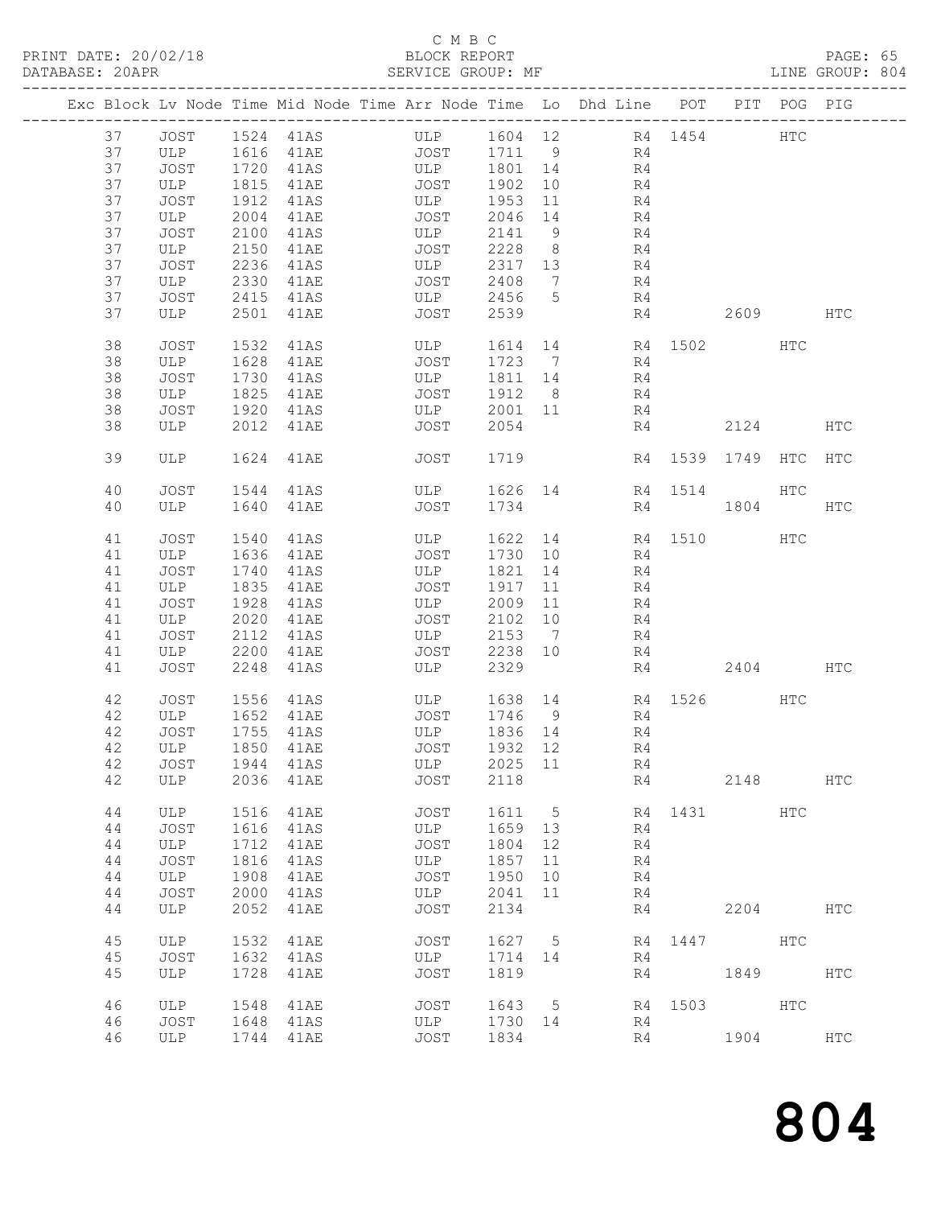C M B C

PRINT DATE: 20/02/18 BLOCK REPORT

DATABASE: 20APR SERVICE GROUP: MF LINE GROUP: 804

| Exc | Block | Lv | Node | Time | Mid Node | Time | Arr Node | Time | Lo | Dhd Line | POT | PIT | POG | PIG |
|---|---|---|---|---|---|---|---|---|---|---|---|---|---|---|
| | 37 | | JOST | 1524 | 41AS | | ULP | 1604 | 12 | R4 | 1454 | | HTC | |
| | 37 | | ULP | 1616 | 41AE | | JOST | 1711 | 9 | R4 | | | | |
| | 37 | | JOST | 1720 | 41AS | | ULP | 1801 | 14 | R4 | | | | |
| | 37 | | ULP | 1815 | 41AE | | JOST | 1902 | 10 | R4 | | | | |
| | 37 | | JOST | 1912 | 41AS | | ULP | 1953 | 11 | R4 | | | | |
| | 37 | | ULP | 2004 | 41AE | | JOST | 2046 | 14 | R4 | | | | |
| | 37 | | JOST | 2100 | 41AS | | ULP | 2141 | 9 | R4 | | | | |
| | 37 | | ULP | 2150 | 41AE | | JOST | 2228 | 8 | R4 | | | | |
| | 37 | | JOST | 2236 | 41AS | | ULP | 2317 | 13 | R4 | | | | |
| | 37 | | ULP | 2330 | 41AE | | JOST | 2408 | 7 | R4 | | | | |
| | 37 | | JOST | 2415 | 41AS | | ULP | 2456 | 5 | R4 | | | | |
| | 37 | | ULP | 2501 | 41AE | | JOST | 2539 | | R4 | | 2609 | | HTC |
| | 38 | | JOST | 1532 | 41AS | | ULP | 1614 | 14 | R4 | 1502 | | HTC | |
| | 38 | | ULP | 1628 | 41AE | | JOST | 1723 | 7 | R4 | | | | |
| | 38 | | JOST | 1730 | 41AS | | ULP | 1811 | 14 | R4 | | | | |
| | 38 | | ULP | 1825 | 41AE | | JOST | 1912 | 8 | R4 | | | | |
| | 38 | | JOST | 1920 | 41AS | | ULP | 2001 | 11 | R4 | | | | |
| | 38 | | ULP | 2012 | 41AE | | JOST | 2054 | | R4 | | 2124 | | HTC |
| | 39 | | ULP | 1624 | 41AE | | JOST | 1719 | | R4 | 1539 | 1749 | HTC | HTC |
| | 40 | | JOST | 1544 | 41AS | | ULP | 1626 | 14 | R4 | 1514 | | HTC | |
| | 40 | | ULP | 1640 | 41AE | | JOST | 1734 | | R4 | | 1804 | | HTC |
| | 41 | | JOST | 1540 | 41AS | | ULP | 1622 | 14 | R4 | 1510 | | HTC | |
| | 41 | | ULP | 1636 | 41AE | | JOST | 1730 | 10 | R4 | | | | |
| | 41 | | JOST | 1740 | 41AS | | ULP | 1821 | 14 | R4 | | | | |
| | 41 | | ULP | 1835 | 41AE | | JOST | 1917 | 11 | R4 | | | | |
| | 41 | | JOST | 1928 | 41AS | | ULP | 2009 | 11 | R4 | | | | |
| | 41 | | ULP | 2020 | 41AE | | JOST | 2102 | 10 | R4 | | | | |
| | 41 | | JOST | 2112 | 41AS | | ULP | 2153 | 7 | R4 | | | | |
| | 41 | | ULP | 2200 | 41AE | | JOST | 2238 | 10 | R4 | | | | |
| | 41 | | JOST | 2248 | 41AS | | ULP | 2329 | | R4 | | 2404 | | HTC |
| | 42 | | JOST | 1556 | 41AS | | ULP | 1638 | 14 | R4 | 1526 | | HTC | |
| | 42 | | ULP | 1652 | 41AE | | JOST | 1746 | 9 | R4 | | | | |
| | 42 | | JOST | 1755 | 41AS | | ULP | 1836 | 14 | R4 | | | | |
| | 42 | | ULP | 1850 | 41AE | | JOST | 1932 | 12 | R4 | | | | |
| | 42 | | JOST | 1944 | 41AS | | ULP | 2025 | 11 | R4 | | | | |
| | 42 | | ULP | 2036 | 41AE | | JOST | 2118 | | R4 | | 2148 | | HTC |
| | 44 | | ULP | 1516 | 41AE | | JOST | 1611 | 5 | R4 | 1431 | | HTC | |
| | 44 | | JOST | 1616 | 41AS | | ULP | 1659 | 13 | R4 | | | | |
| | 44 | | ULP | 1712 | 41AE | | JOST | 1804 | 12 | R4 | | | | |
| | 44 | | JOST | 1816 | 41AS | | ULP | 1857 | 11 | R4 | | | | |
| | 44 | | ULP | 1908 | 41AE | | JOST | 1950 | 10 | R4 | | | | |
| | 44 | | JOST | 2000 | 41AS | | ULP | 2041 | 11 | R4 | | | | |
| | 44 | | ULP | 2052 | 41AE | | JOST | 2134 | | R4 | | 2204 | | HTC |
| | 45 | | ULP | 1532 | 41AE | | JOST | 1627 | 5 | R4 | 1447 | | HTC | |
| | 45 | | JOST | 1632 | 41AS | | ULP | 1714 | 14 | R4 | | | | |
| | 45 | | ULP | 1728 | 41AE | | JOST | 1819 | | R4 | | 1849 | | HTC |
| | 46 | | ULP | 1548 | 41AE | | JOST | 1643 | 5 | R4 | 1503 | | HTC | |
| | 46 | | JOST | 1648 | 41AS | | ULP | 1730 | 14 | R4 | | | | |
| | 46 | | ULP | 1744 | 41AE | | JOST | 1834 | | R4 | | 1904 | | HTC |

804